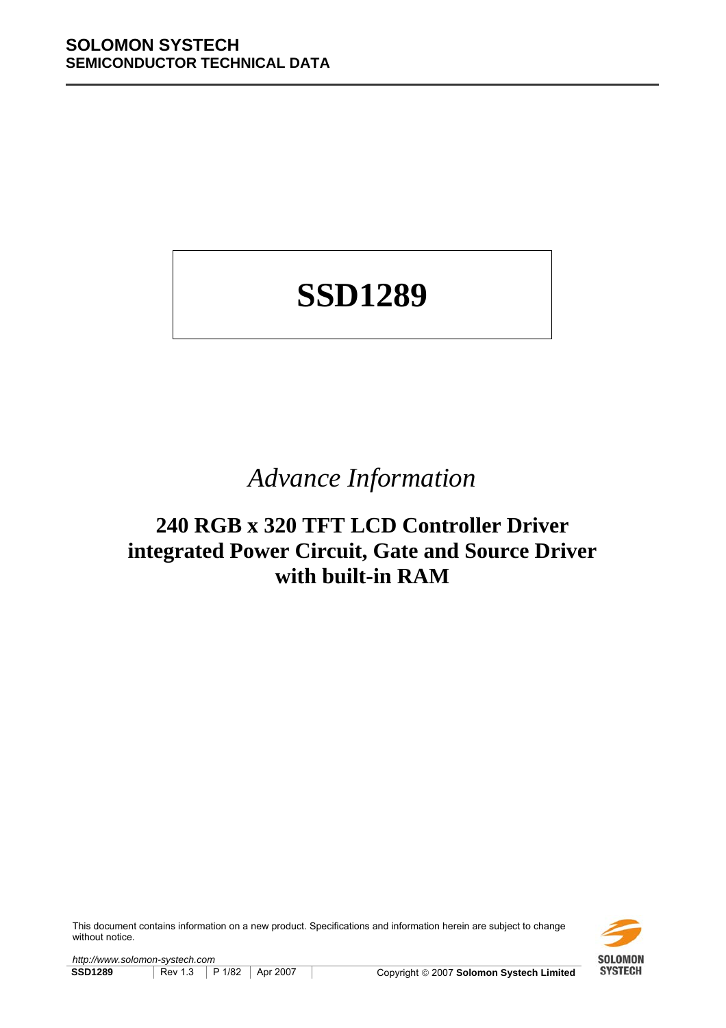**SOLOMON SYSTECH**
**SEMICONDUCTOR TECHNICAL DATA**

# SSD1289

*Advance Information*

## 240 RGB x 320 TFT LCD Controller Driver integrated Power Circuit, Gate and Source Driver with built-in RAM

This document contains information on a new product. Specifications and information herein are subject to change without notice.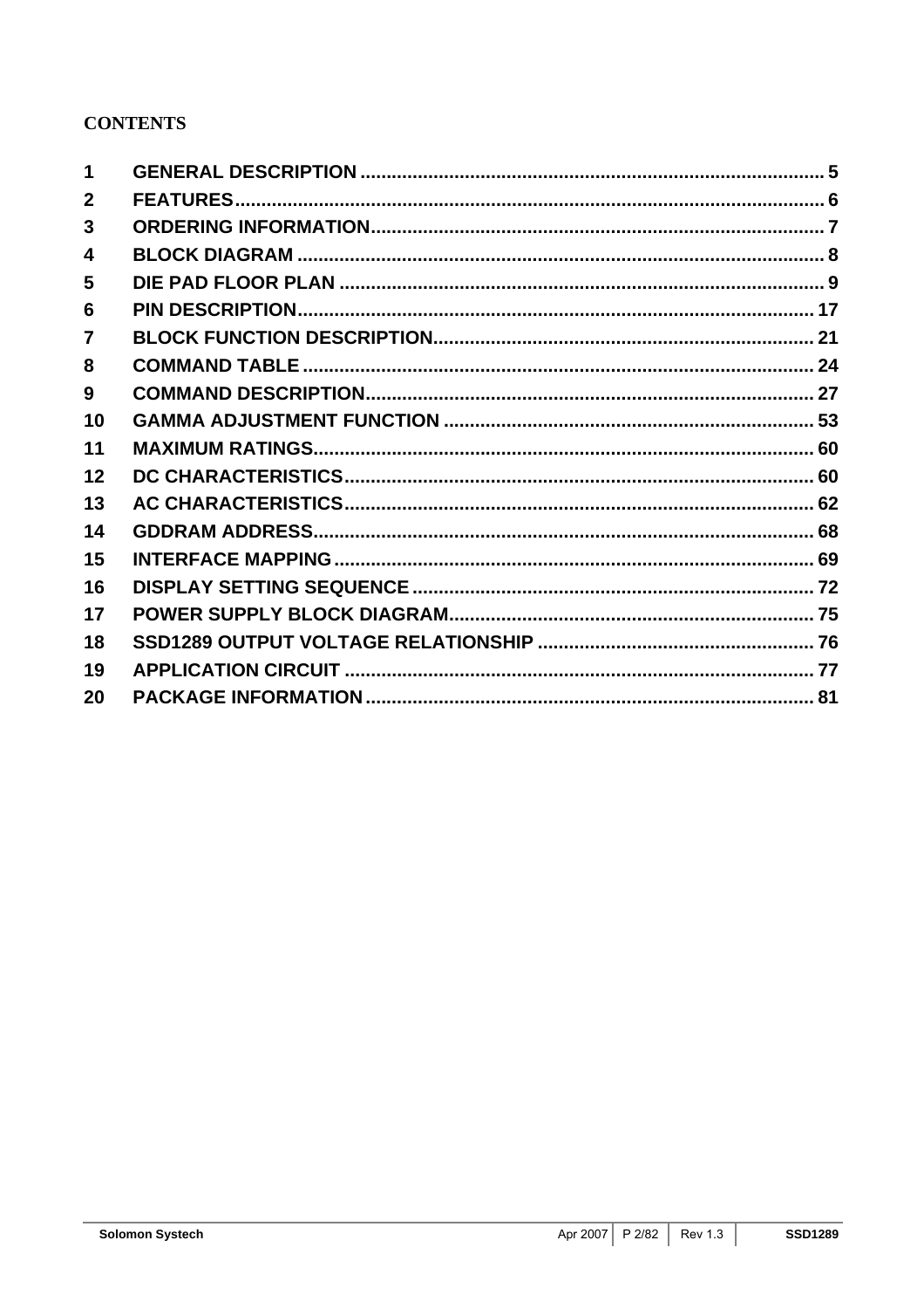**CONTENTS**

| | | |
|---|---|---|
| 1 | GENERAL DESCRIPTION | 5 |
| 2 | FEATURES | 6 |
| 3 | ORDERING INFORMATION | 7 |
| 4 | BLOCK DIAGRAM | 8 |
| 5 | DIE PAD FLOOR PLAN | 9 |
| 6 | PIN DESCRIPTION | 17 |
| 7 | BLOCK FUNCTION DESCRIPTION | 21 |
| 8 | COMMAND TABLE | 24 |
| 9 | COMMAND DESCRIPTION | 27 |
| 10 | GAMMA ADJUSTMENT FUNCTION | 53 |
| 11 | MAXIMUM RATINGS | 60 |
| 12 | DC CHARACTERISTICS | 60 |
| 13 | AC CHARACTERISTICS | 62 |
| 14 | GDDRAM ADDRESS | 68 |
| 15 | INTERFACE MAPPING | 69 |
| 16 | DISPLAY SETTING SEQUENCE | 72 |
| 17 | POWER SUPPLY BLOCK DIAGRAM | 75 |
| 18 | SSD1289 OUTPUT VOLTAGE RELATIONSHIP | 76 |
| 19 | APPLICATION CIRCUIT | 77 |
| 20 | PACKAGE INFORMATION | 81 |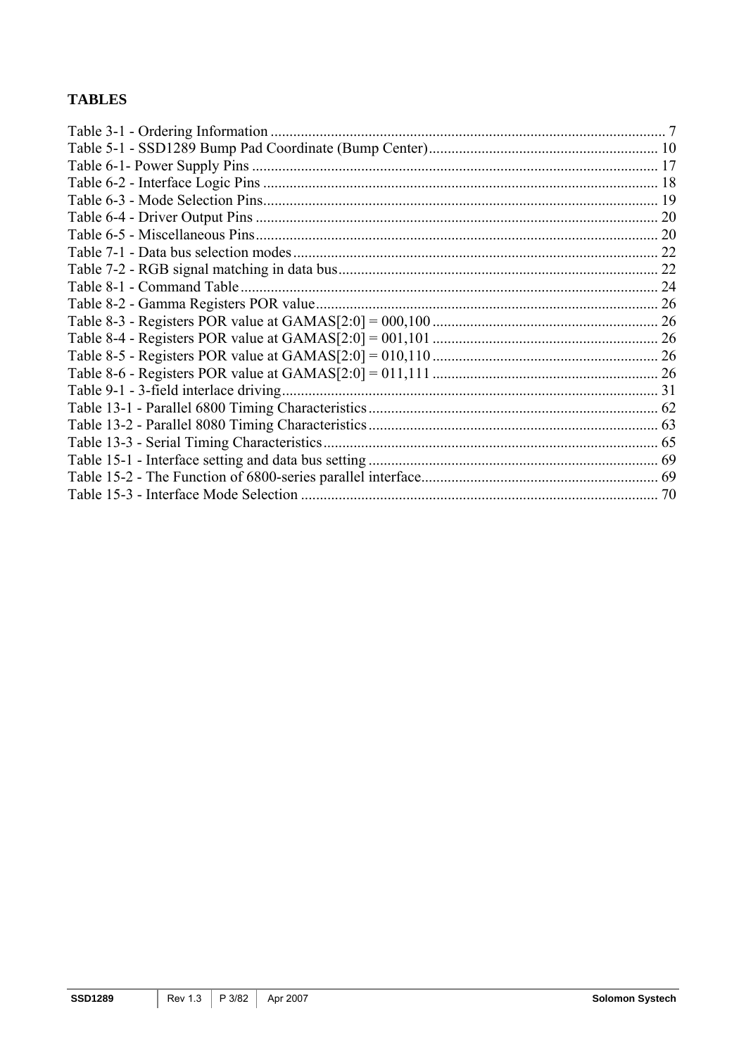## TABLES

Table 3-1 - Ordering Information ........................................................................................................ 7
Table 5-1 - SSD1289 Bump Pad Coordinate (Bump Center)............................................................ 10
Table 6-1- Power Supply Pins ........................................................................................................... 17
Table 6-2 - Interface Logic Pins ......................................................................................................... 18
Table 6-3 - Mode Selection Pins......................................................................................................... 19
Table 6-4 - Driver Output Pins ........................................................................................................... 20
Table 6-5 - Miscellaneous Pins........................................................................................................... 20
Table 7-1 - Data bus selection modes................................................................................................. 22
Table 7-2 - RGB signal matching in data bus..................................................................................... 22
Table 8-1 - Command Table ............................................................................................................... 24
Table 8-2 - Gamma Registers POR value........................................................................................... 26
Table 8-3 - Registers POR value at GAMAS[2:0] = 000,100 ............................................................ 26
Table 8-4 - Registers POR value at GAMAS[2:0] = 001,101 ............................................................ 26
Table 8-5 - Registers POR value at GAMAS[2:0] = 010,110 ............................................................ 26
Table 8-6 - Registers POR value at GAMAS[2:0] = 011,111 ............................................................ 26
Table 9-1 - 3-field interlace driving.................................................................................................... 31
Table 13-1 - Parallel 6800 Timing Characteristics............................................................................. 62
Table 13-2 - Parallel 8080 Timing Characteristics............................................................................. 63
Table 13-3 - Serial Timing Characteristics......................................................................................... 65
Table 15-1 - Interface setting and data bus setting ............................................................................. 69
Table 15-2 - The Function of 6800-series parallel interface............................................................... 69
Table 15-3 - Interface Mode Selection ............................................................................................... 70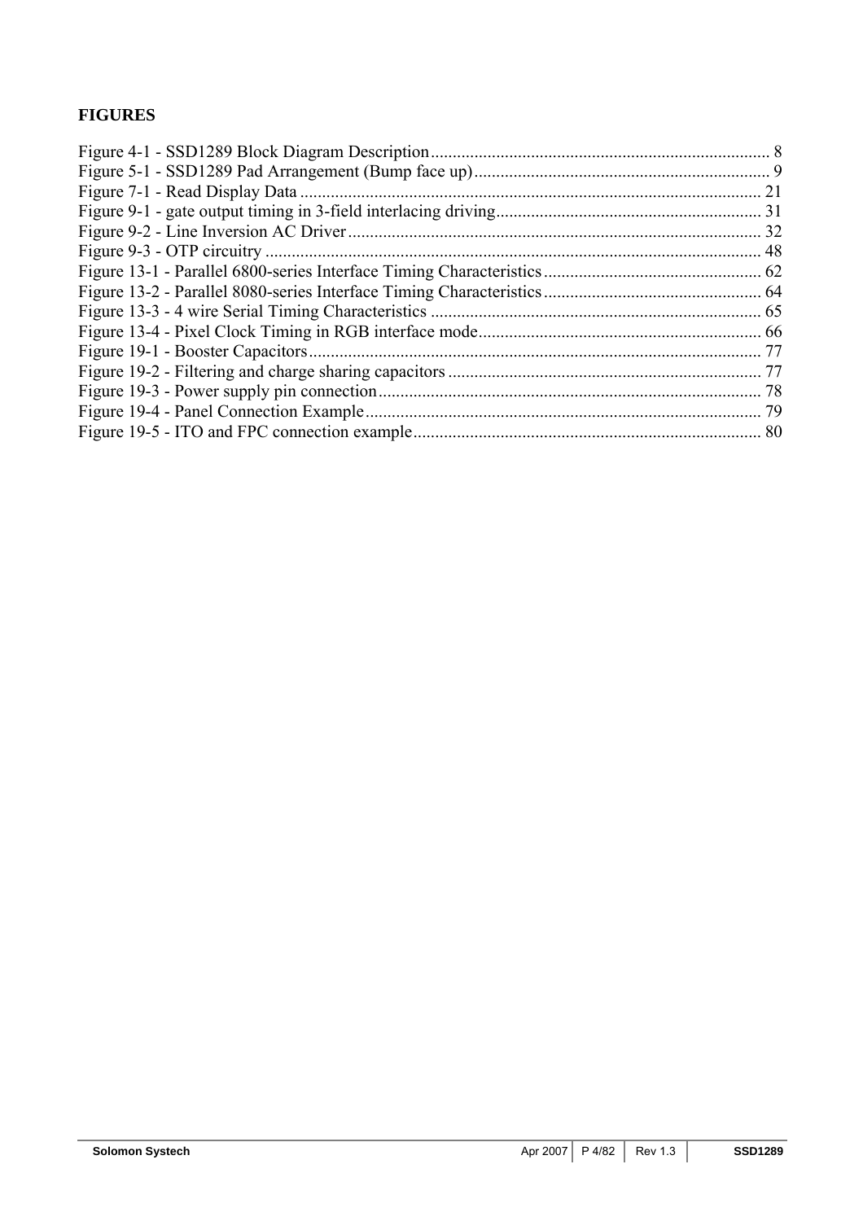## FIGURES

Figure 4-1 - SSD1289 Block Diagram Description ............................................................................ 8
Figure 5-1 - SSD1289 Pad Arrangement (Bump face up) ................................................................... 9
Figure 7-1 - Read Display Data ......................................................................................................... 21
Figure 9-1 - gate output timing in 3-field interlacing driving ............................................................ 31
Figure 9-2 - Line Inversion AC Driver .............................................................................................. 32
Figure 9-3 - OTP circuitry ................................................................................................................. 48
Figure 13-1 - Parallel 6800-series Interface Timing Characteristics ................................................. 62
Figure 13-2 - Parallel 8080-series Interface Timing Characteristics ................................................. 64
Figure 13-3 - 4 wire Serial Timing Characteristics ........................................................................... 65
Figure 13-4 - Pixel Clock Timing in RGB interface mode ................................................................ 66
Figure 19-1 - Booster Capacitors ....................................................................................................... 77
Figure 19-2 - Filtering and charge sharing capacitors ....................................................................... 77
Figure 19-3 - Power supply pin connection ....................................................................................... 78
Figure 19-4 - Panel Connection Example .......................................................................................... 79
Figure 19-5 - ITO and FPC connection example ............................................................................... 80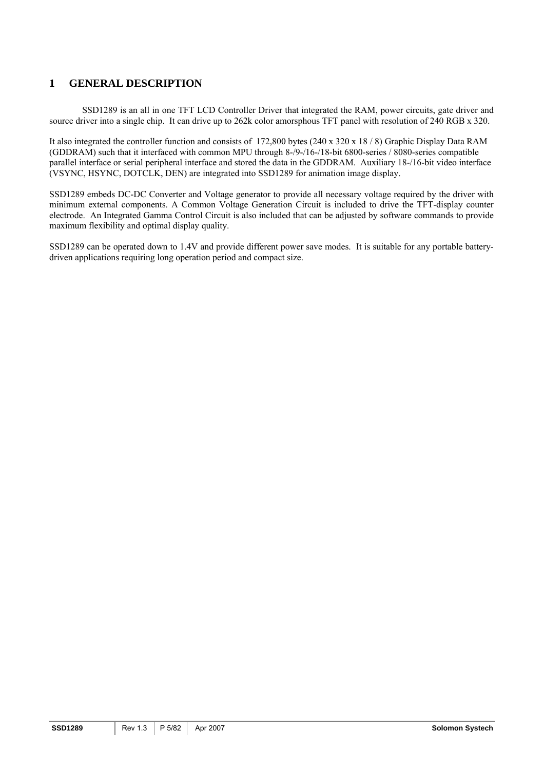# 1 GENERAL DESCRIPTION

SSD1289 is an all in one TFT LCD Controller Driver that integrated the RAM, power circuits, gate driver and source driver into a single chip. It can drive up to 262k color amorsphous TFT panel with resolution of 240 RGB x 320.

It also integrated the controller function and consists of 172,800 bytes (240 x 320 x 18 / 8) Graphic Display Data RAM (GDDRAM) such that it interfaced with common MPU through 8-/9-/16-/18-bit 6800-series / 8080-series compatible parallel interface or serial peripheral interface and stored the data in the GDDRAM. Auxiliary 18-/16-bit video interface (VSYNC, HSYNC, DOTCLK, DEN) are integrated into SSD1289 for animation image display.

SSD1289 embeds DC-DC Converter and Voltage generator to provide all necessary voltage required by the driver with minimum external components. A Common Voltage Generation Circuit is included to drive the TFT-display counter electrode. An Integrated Gamma Control Circuit is also included that can be adjusted by software commands to provide maximum flexibility and optimal display quality.

SSD1289 can be operated down to 1.4V and provide different power save modes. It is suitable for any portable battery-driven applications requiring long operation period and compact size.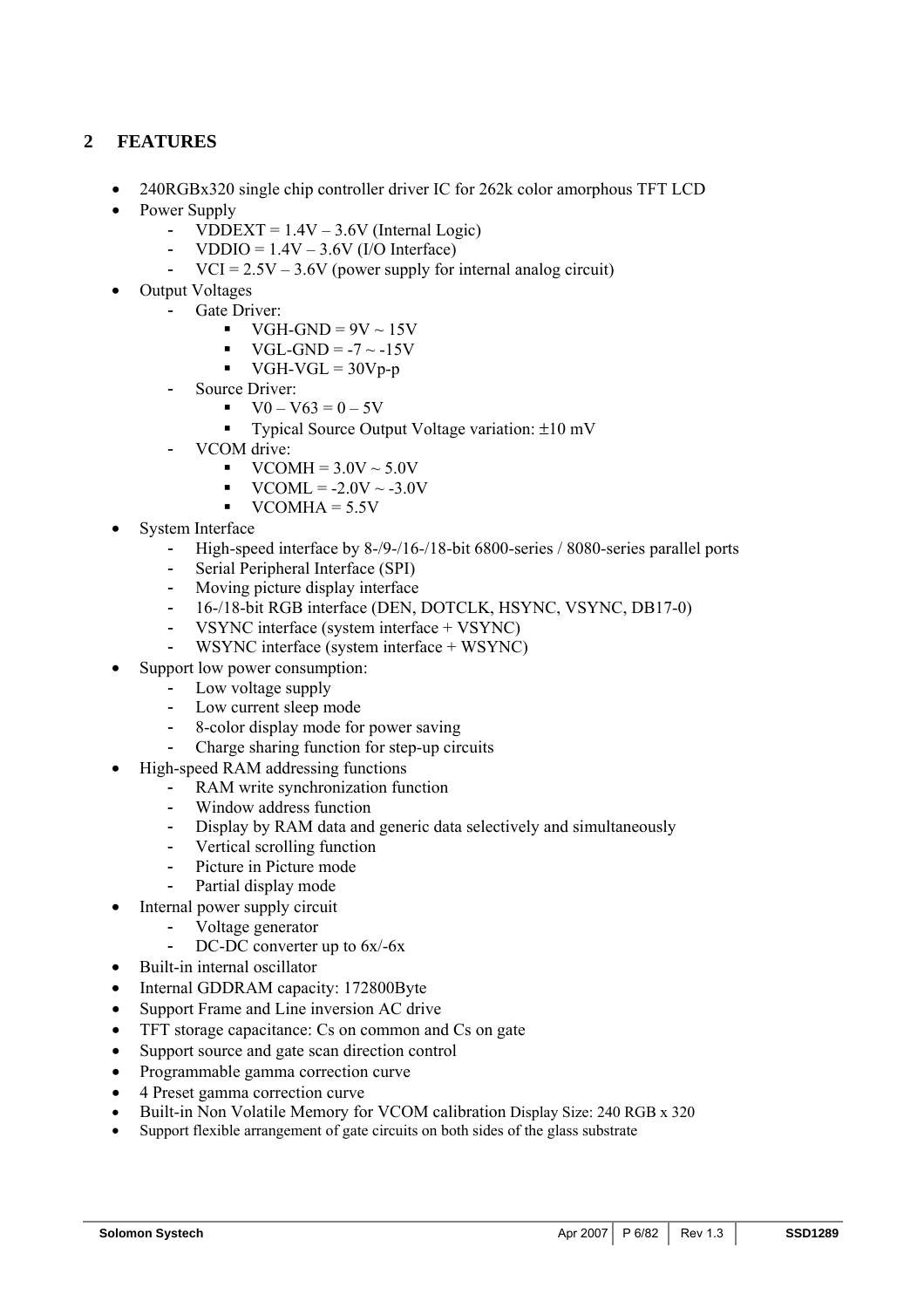## 2 FEATURES

- 240RGBx320 single chip controller driver IC for 262k color amorphous TFT LCD
- Power Supply
  - VDDEXT = 1.4V – 3.6V (Internal Logic)
  - VDDIO = 1.4V – 3.6V (I/O Interface)
  - VCI = 2.5V – 3.6V (power supply for internal analog circuit)
- Output Voltages
  - Gate Driver:
    - VGH-GND = 9V ~ 15V
    - VGL-GND = -7 ~ -15V
    - VGH-VGL = 30Vp-p
  - Source Driver:
    - V0 – V63 = 0 – 5V
    - Typical Source Output Voltage variation: ±10 mV
  - VCOM drive:
    - VCOMH = 3.0V ~ 5.0V
    - VCOML = -2.0V ~ -3.0V
    - VCOMHA = 5.5V
- System Interface
  - High-speed interface by 8-/9-/16-/18-bit 6800-series / 8080-series parallel ports
  - Serial Peripheral Interface (SPI)
  - Moving picture display interface
  - 16-/18-bit RGB interface (DEN, DOTCLK, HSYNC, VSYNC, DB17-0)
  - VSYNC interface (system interface + VSYNC)
  - WSYNC interface (system interface + WSYNC)
- Support low power consumption:
  - Low voltage supply
  - Low current sleep mode
  - 8-color display mode for power saving
  - Charge sharing function for step-up circuits
- High-speed RAM addressing functions
  - RAM write synchronization function
  - Window address function
  - Display by RAM data and generic data selectively and simultaneously
  - Vertical scrolling function
  - Picture in Picture mode
  - Partial display mode
- Internal power supply circuit
  - Voltage generator
  - DC-DC converter up to 6x/-6x
- Built-in internal oscillator
- Internal GDDRAM capacity: 172800Byte
- Support Frame and Line inversion AC drive
- TFT storage capacitance: Cs on common and Cs on gate
- Support source and gate scan direction control
- Programmable gamma correction curve
- 4 Preset gamma correction curve
- Built-in Non Volatile Memory for VCOM calibration Display Size: 240 RGB x 320
- Support flexible arrangement of gate circuits on both sides of the glass substrate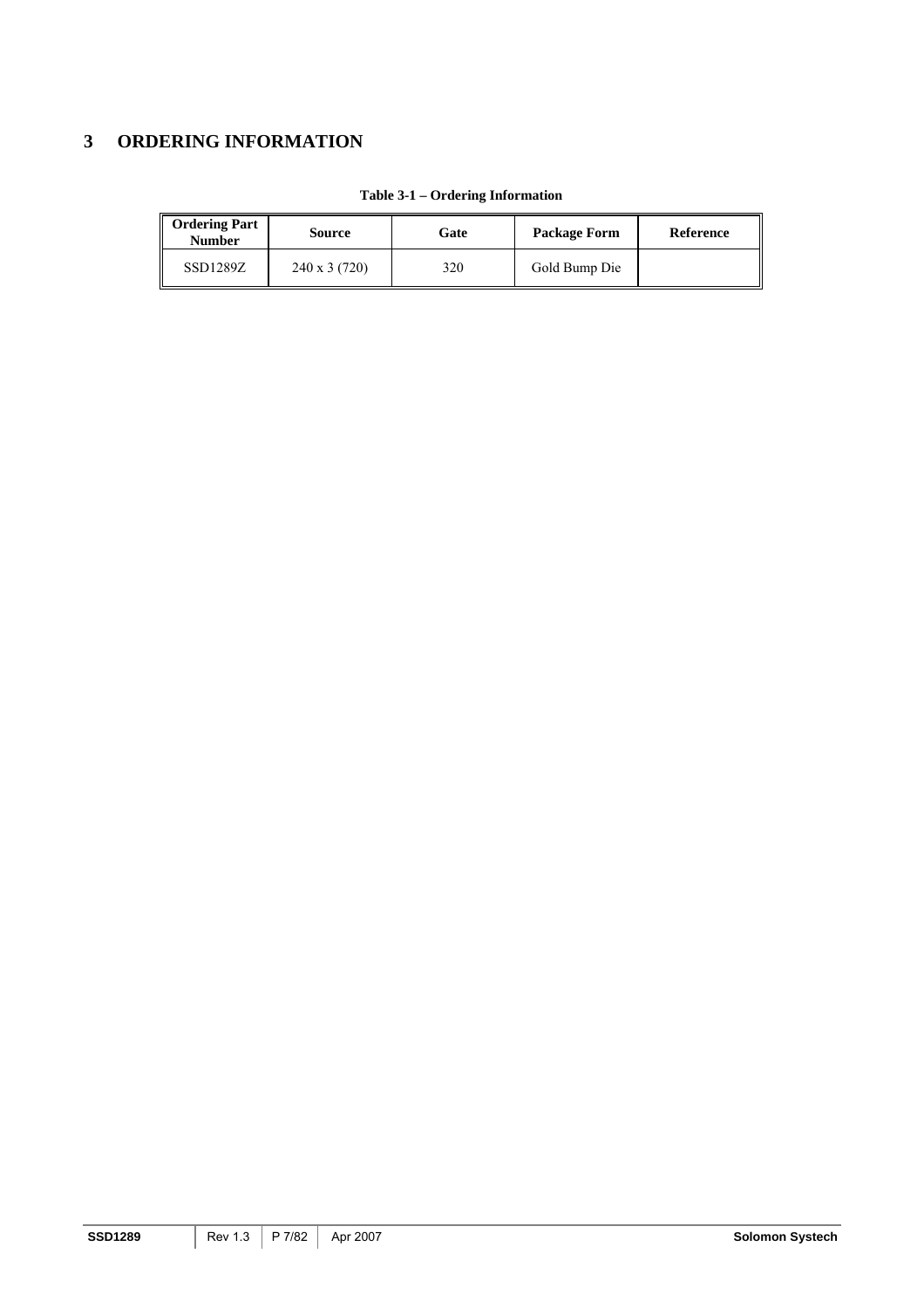# 3 ORDERING INFORMATION

**Table 3-1 – Ordering Information**

| Ordering Part Number | Source | Gate | Package Form | Reference |
|---|---|---|---|---|
| SSD1289Z | 240 x 3 (720) | 320 | Gold Bump Die | |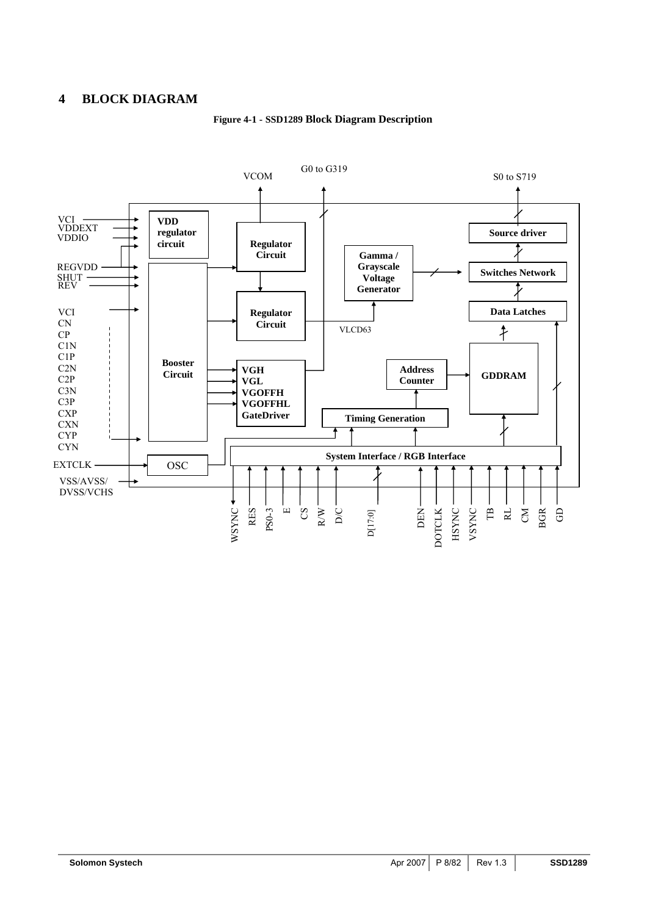# 4 BLOCK DIAGRAM

**Figure 4-1 - SSD1289 Block Diagram Description**

VCOM
G0 to G319
S0 to S719

VCI
VDDEXT
VDDIO
REGVDD
SHUT
REV

VCI
CN
CP
C1N
C1P
C2N
C2P
C3N
C3P
CXP
CXN
CYP
CYN

EXTCLK

VSS/AVSS/
DVSS/VCHS

**VDD regulator circuit**

**Booster Circuit**

OSC

**Regulator Circuit**

**Regulator Circuit**

**VGH**
**VGL**
**VGOFFH**
**VGOFFHL**
**GateDriver**

**Gamma / Grayscale Voltage Generator**

VLCD63

**Source driver**

**Switches Network**

**Data Latches**

**GDDRAM**

**Address Counter**

**Timing Generation**

**System Interface / RGB Interface**

WSYNC RES PS0-3 E CS R/W D/C D[17:0] DEN DOTCLK HSYNC VSYNC TB RL CM BGR GD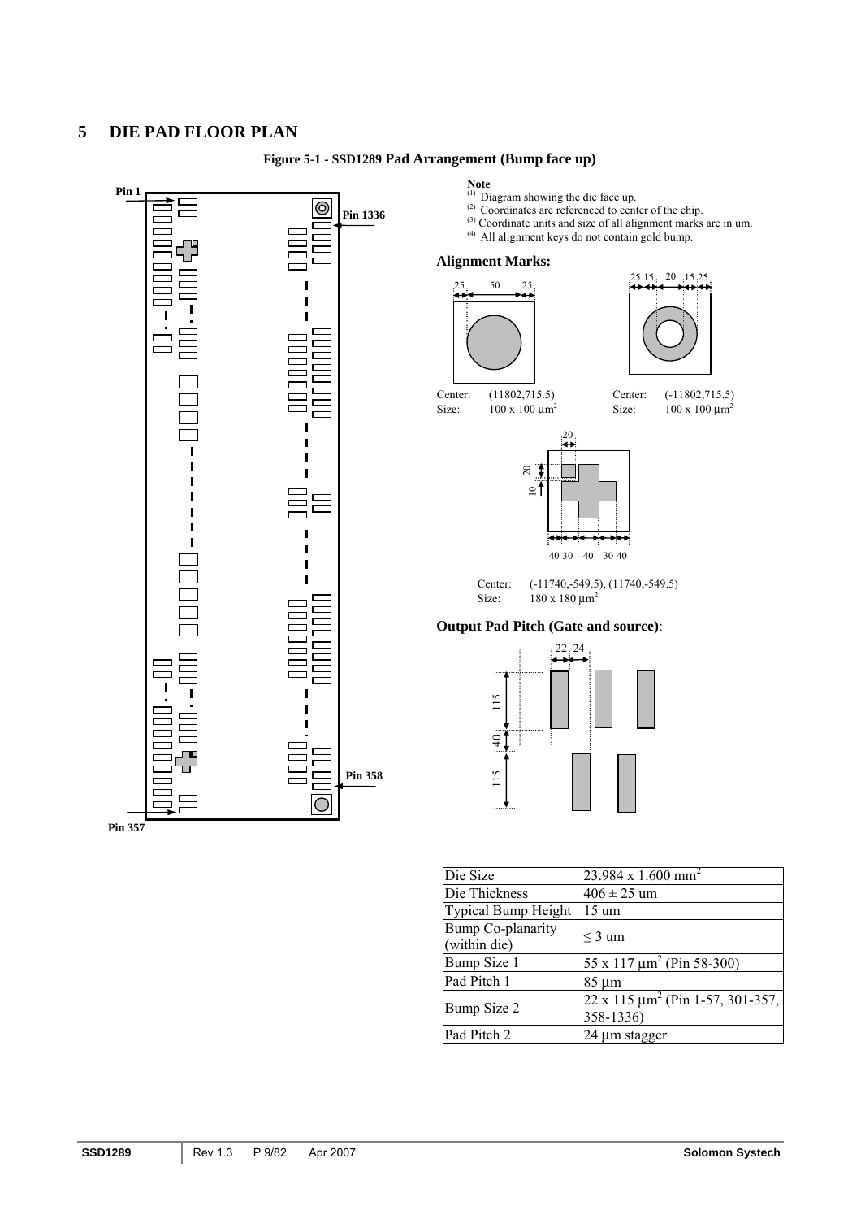# 5 DIE PAD FLOOR PLAN

**Figure 5-1 - SSD1289 Pad Arrangement (Bump face up)**

Pin 1

Pin 1336

Pin 358

Pin 357

**Note**

(1) Diagram showing the die face up.
(2) Coordinates are referenced to center of the chip.
(3) Coordinate units and size of all alignment marks are in um.
(4) All alignment keys do not contain gold bump.

**Alignment Marks:**

Center: (11802,715.5)
Size: 100 x 100 μm²

Center: (-11802,715.5)
Size: 100 x 100 μm²

Center: (-11740,-549.5), (11740,-549.5)
Size: 180 x 180 μm²

**Output Pad Pitch (Gate and source)**:

| | |
|---|---|
| Die Size | 23.984 x 1.600 mm² |
| Die Thickness | 406 ± 25 um |
| Typical Bump Height | 15 um |
| Bump Co-planarity (within die) | ≤ 3 um |
| Bump Size 1 | 55 x 117 μm² (Pin 58-300) |
| Pad Pitch 1 | 85 μm |
| Bump Size 2 | 22 x 115 μm² (Pin 1-57, 301-357, 358-1336) |
| Pad Pitch 2 | 24 μm stagger |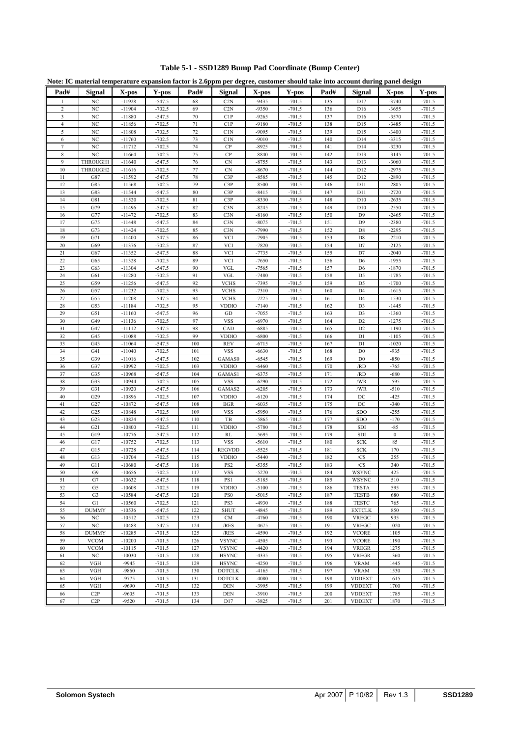**Table 5-1 - SSD1289 Bump Pad Coordinate (Bump Center)**

**Note: IC material temperature expansion factor is 2.6ppm per degree, customer should take into account during panel design**

| Pad# | Signal | X-pos | Y-pos | Pad# | Signal | X-pos | Y-pos | Pad# | Signal | X-pos | Y-pos |
|---|---|---|---|---|---|---|---|---|---|---|---|
| 1 | NC | -11928 | -547.5 | 68 | C2N | -9435 | -701.5 | 135 | D17 | -3740 | -701.5 |
| 2 | NC | -11904 | -702.5 | 69 | C2N | -9350 | -701.5 | 136 | D16 | -3655 | -701.5 |
| 3 | NC | -11880 | -547.5 | 70 | C1P | -9265 | -701.5 | 137 | D16 | -3570 | -701.5 |
| 4 | NC | -11856 | -702.5 | 71 | C1P | -9180 | -701.5 | 138 | D15 | -3485 | -701.5 |
| 5 | NC | -11808 | -702.5 | 72 | C1N | -9095 | -701.5 | 139 | D15 | -3400 | -701.5 |
| 6 | NC | -11760 | -702.5 | 73 | C1N | -9010 | -701.5 | 140 | D14 | -3315 | -701.5 |
| 7 | NC | -11712 | -702.5 | 74 | CP | -8925 | -701.5 | 141 | D14 | -3230 | -701.5 |
| 8 | NC | -11664 | -702.5 | 75 | CP | -8840 | -701.5 | 142 | D13 | -3145 | -701.5 |
| 9 | THROUGH1 | -11640 | -547.5 | 76 | CN | -8755 | -701.5 | 143 | D13 | -3060 | -701.5 |
| 10 | THROUGH2 | -11616 | -702.5 | 77 | CN | -8670 | -701.5 | 144 | D12 | -2975 | -701.5 |
| 11 | G87 | -11592 | -547.5 | 78 | C3P | -8585 | -701.5 | 145 | D12 | -2890 | -701.5 |
| 12 | G85 | -11568 | -702.5 | 79 | C3P | -8500 | -701.5 | 146 | D11 | -2805 | -701.5 |
| 13 | G83 | -11544 | -547.5 | 80 | C3P | -8415 | -701.5 | 147 | D11 | -2720 | -701.5 |
| 14 | G81 | -11520 | -702.5 | 81 | C3P | -8330 | -701.5 | 148 | D10 | -2635 | -701.5 |
| 15 | G79 | -11496 | -547.5 | 82 | C3N | -8245 | -701.5 | 149 | D10 | -2550 | -701.5 |
| 16 | G77 | -11472 | -702.5 | 83 | C3N | -8160 | -701.5 | 150 | D9 | -2465 | -701.5 |
| 17 | G75 | -11448 | -547.5 | 84 | C3N | -8075 | -701.5 | 151 | D9 | -2380 | -701.5 |
| 18 | G73 | -11424 | -702.5 | 85 | C3N | -7990 | -701.5 | 152 | D8 | -2295 | -701.5 |
| 19 | G71 | -11400 | -547.5 | 86 | VCI | -7905 | -701.5 | 153 | D8 | -2210 | -701.5 |
| 20 | G69 | -11376 | -702.5 | 87 | VCI | -7820 | -701.5 | 154 | D7 | -2125 | -701.5 |
| 21 | G67 | -11352 | -547.5 | 88 | VCI | -7735 | -701.5 | 155 | D7 | -2040 | -701.5 |
| 22 | G65 | -11328 | -702.5 | 89 | VCI | -7650 | -701.5 | 156 | D6 | -1955 | -701.5 |
| 23 | G63 | -11304 | -547.5 | 90 | VGL | -7565 | -701.5 | 157 | D6 | -1870 | -701.5 |
| 24 | G61 | -11280 | -702.5 | 91 | VGL | -7480 | -701.5 | 158 | D5 | -1785 | -701.5 |
| 25 | G59 | -11256 | -547.5 | 92 | VCHS | -7395 | -701.5 | 159 | D5 | -1700 | -701.5 |
| 26 | G57 | -11232 | -702.5 | 93 | VCHS | -7310 | -701.5 | 160 | D4 | -1615 | -701.5 |
| 27 | G55 | -11208 | -547.5 | 94 | VCHS | -7225 | -701.5 | 161 | D4 | -1530 | -701.5 |
| 28 | G53 | -11184 | -702.5 | 95 | VDDIO | -7140 | -701.5 | 162 | D3 | -1445 | -701.5 |
| 29 | G51 | -11160 | -547.5 | 96 | GD | -7055 | -701.5 | 163 | D3 | -1360 | -701.5 |
| 30 | G49 | -11136 | -702.5 | 97 | VSS | -6970 | -701.5 | 164 | D2 | -1275 | -701.5 |
| 31 | G47 | -11112 | -547.5 | 98 | CAD | -6885 | -701.5 | 165 | D2 | -1190 | -701.5 |
| 32 | G45 | -11088 | -702.5 | 99 | VDDIO | -6800 | -701.5 | 166 | D1 | -1105 | -701.5 |
| 33 | G43 | -11064 | -547.5 | 100 | REV | -6715 | -701.5 | 167 | D1 | -1020 | -701.5 |
| 34 | G41 | -11040 | -702.5 | 101 | VSS | -6630 | -701.5 | 168 | D0 | -935 | -701.5 |
| 35 | G39 | -11016 | -547.5 | 102 | GAMAS0 | -6545 | -701.5 | 169 | D0 | -850 | -701.5 |
| 36 | G37 | -10992 | -702.5 | 103 | VDDIO | -6460 | -701.5 | 170 | /RD | -765 | -701.5 |
| 37 | G35 | -10968 | -547.5 | 104 | GAMAS1 | -6375 | -701.5 | 171 | /RD | -680 | -701.5 |
| 38 | G33 | -10944 | -702.5 | 105 | VSS | -6290 | -701.5 | 172 | /WR | -595 | -701.5 |
| 39 | G31 | -10920 | -547.5 | 106 | GAMAS2 | -6205 | -701.5 | 173 | /WR | -510 | -701.5 |
| 40 | G29 | -10896 | -702.5 | 107 | VDDIO | -6120 | -701.5 | 174 | DC | -425 | -701.5 |
| 41 | G27 | -10872 | -547.5 | 108 | BGR | -6035 | -701.5 | 175 | DC | -340 | -701.5 |
| 42 | G25 | -10848 | -702.5 | 109 | VSS | -5950 | -701.5 | 176 | SDO | -255 | -701.5 |
| 43 | G23 | -10824 | -547.5 | 110 | TB | -5865 | -701.5 | 177 | SDO | -170 | -701.5 |
| 44 | G21 | -10800 | -702.5 | 111 | VDDIO | -5780 | -701.5 | 178 | SDI | -85 | -701.5 |
| 45 | G19 | -10776 | -547.5 | 112 | RL | -5695 | -701.5 | 179 | SDI | 0 | -701.5 |
| 46 | G17 | -10752 | -702.5 | 113 | VSS | -5610 | -701.5 | 180 | SCK | 85 | -701.5 |
| 47 | G15 | -10728 | -547.5 | 114 | REGVDD | -5525 | -701.5 | 181 | SCK | 170 | -701.5 |
| 48 | G13 | -10704 | -702.5 | 115 | VDDIO | -5440 | -701.5 | 182 | /CS | 255 | -701.5 |
| 49 | G11 | -10680 | -547.5 | 116 | PS2 | -5355 | -701.5 | 183 | /CS | 340 | -701.5 |
| 50 | G9 | -10656 | -702.5 | 117 | VSS | -5270 | -701.5 | 184 | WSYNC | 425 | -701.5 |
| 51 | G7 | -10632 | -547.5 | 118 | PS1 | -5185 | -701.5 | 185 | WSYNC | 510 | -701.5 |
| 52 | G5 | -10608 | -702.5 | 119 | VDDIO | -5100 | -701.5 | 186 | TESTA | 595 | -701.5 |
| 53 | G3 | -10584 | -547.5 | 120 | PS0 | -5015 | -701.5 | 187 | TESTB | 680 | -701.5 |
| 54 | G1 | -10560 | -702.5 | 121 | PS3 | -4930 | -701.5 | 188 | TESTC | 765 | -701.5 |
| 55 | DUMMY | -10536 | -547.5 | 122 | SHUT | -4845 | -701.5 | 189 | EXTCLK | 850 | -701.5 |
| 56 | NC | -10512 | -702.5 | 123 | CM | -4760 | -701.5 | 190 | VREGC | 935 | -701.5 |
| 57 | NC | -10488 | -547.5 | 124 | /RES | -4675 | -701.5 | 191 | VREGC | 1020 | -701.5 |
| 58 | DUMMY | -10285 | -701.5 | 125 | /RES | -4590 | -701.5 | 192 | VCORE | 1105 | -701.5 |
| 59 | VCOM | -10200 | -701.5 | 126 | VSYNC | -4505 | -701.5 | 193 | VCORE | 1190 | -701.5 |
| 60 | VCOM | -10115 | -701.5 | 127 | VSYNC | -4420 | -701.5 | 194 | VREGR | 1275 | -701.5 |
| 61 | NC | -10030 | -701.5 | 128 | HSYNC | -4335 | -701.5 | 195 | VREGR | 1360 | -701.5 |
| 62 | VGH | -9945 | -701.5 | 129 | HSYNC | -4250 | -701.5 | 196 | VRAM | 1445 | -701.5 |
| 63 | VGH | -9860 | -701.5 | 130 | DOTCLK | -4165 | -701.5 | 197 | VRAM | 1530 | -701.5 |
| 64 | VGH | -9775 | -701.5 | 131 | DOTCLK | -4080 | -701.5 | 198 | VDDEXT | 1615 | -701.5 |
| 65 | VGH | -9690 | -701.5 | 132 | DEN | -3995 | -701.5 | 199 | VDDEXT | 1700 | -701.5 |
| 66 | C2P | -9605 | -701.5 | 133 | DEN | -3910 | -701.5 | 200 | VDDEXT | 1785 | -701.5 |
| 67 | C2P | -9520 | -701.5 | 134 | D17 | -3825 | -701.5 | 201 | VDDEXT | 1870 | -701.5 |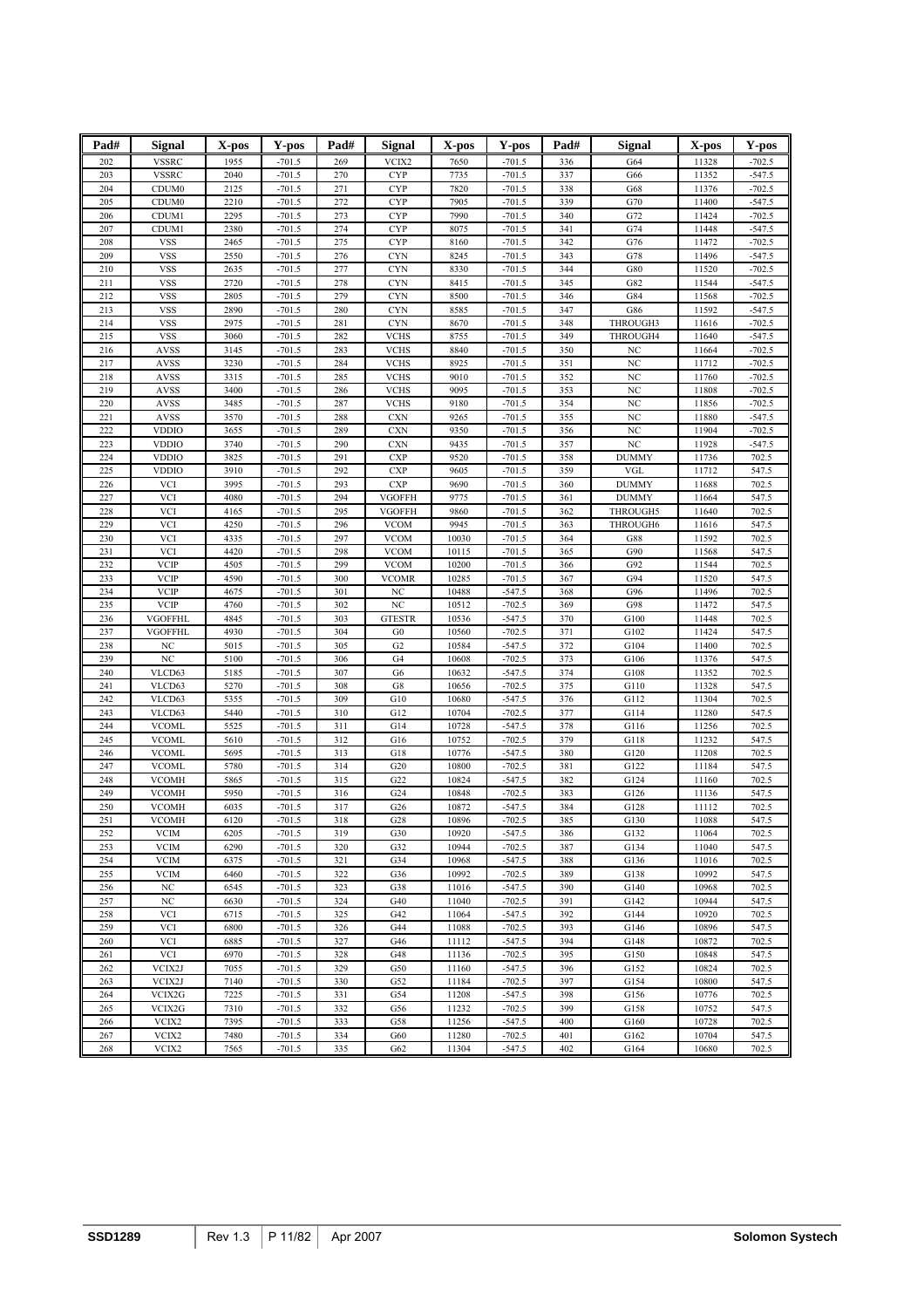| Pad# | Signal | X-pos | Y-pos | Pad# | Signal | X-pos | Y-pos | Pad# | Signal | X-pos | Y-pos |
|---|---|---|---|---|---|---|---|---|---|---|---|
| 202 | VSSRC | 1955 | -701.5 | 269 | VCIX2 | 7650 | -701.5 | 336 | G64 | 11328 | -702.5 |
| 203 | VSSRC | 2040 | -701.5 | 270 | CYP | 7735 | -701.5 | 337 | G66 | 11352 | -547.5 |
| 204 | CDUM0 | 2125 | -701.5 | 271 | CYP | 7820 | -701.5 | 338 | G68 | 11376 | -702.5 |
| 205 | CDUM0 | 2210 | -701.5 | 272 | CYP | 7905 | -701.5 | 339 | G70 | 11400 | -547.5 |
| 206 | CDUM1 | 2295 | -701.5 | 273 | CYP | 7990 | -701.5 | 340 | G72 | 11424 | -702.5 |
| 207 | CDUM1 | 2380 | -701.5 | 274 | CYP | 8075 | -701.5 | 341 | G74 | 11448 | -547.5 |
| 208 | VSS | 2465 | -701.5 | 275 | CYP | 8160 | -701.5 | 342 | G76 | 11472 | -702.5 |
| 209 | VSS | 2550 | -701.5 | 276 | CYN | 8245 | -701.5 | 343 | G78 | 11496 | -547.5 |
| 210 | VSS | 2635 | -701.5 | 277 | CYN | 8330 | -701.5 | 344 | G80 | 11520 | -702.5 |
| 211 | VSS | 2720 | -701.5 | 278 | CYN | 8415 | -701.5 | 345 | G82 | 11544 | -547.5 |
| 212 | VSS | 2805 | -701.5 | 279 | CYN | 8500 | -701.5 | 346 | G84 | 11568 | -702.5 |
| 213 | VSS | 2890 | -701.5 | 280 | CYN | 8585 | -701.5 | 347 | G86 | 11592 | -547.5 |
| 214 | VSS | 2975 | -701.5 | 281 | CYN | 8670 | -701.5 | 348 | THROUGH3 | 11616 | -702.5 |
| 215 | VSS | 3060 | -701.5 | 282 | VCHS | 8755 | -701.5 | 349 | THROUGH4 | 11640 | -547.5 |
| 216 | AVSS | 3145 | -701.5 | 283 | VCHS | 8840 | -701.5 | 350 | NC | 11664 | -702.5 |
| 217 | AVSS | 3230 | -701.5 | 284 | VCHS | 8925 | -701.5 | 351 | NC | 11712 | -702.5 |
| 218 | AVSS | 3315 | -701.5 | 285 | VCHS | 9010 | -701.5 | 352 | NC | 11760 | -702.5 |
| 219 | AVSS | 3400 | -701.5 | 286 | VCHS | 9095 | -701.5 | 353 | NC | 11808 | -702.5 |
| 220 | AVSS | 3485 | -701.5 | 287 | VCHS | 9180 | -701.5 | 354 | NC | 11856 | -702.5 |
| 221 | AVSS | 3570 | -701.5 | 288 | CXN | 9265 | -701.5 | 355 | NC | 11880 | -547.5 |
| 222 | VDDIO | 3655 | -701.5 | 289 | CXN | 9350 | -701.5 | 356 | NC | 11904 | -702.5 |
| 223 | VDDIO | 3740 | -701.5 | 290 | CXN | 9435 | -701.5 | 357 | NC | 11928 | -547.5 |
| 224 | VDDIO | 3825 | -701.5 | 291 | CXP | 9520 | -701.5 | 358 | DUMMY | 11736 | 702.5 |
| 225 | VDDIO | 3910 | -701.5 | 292 | CXP | 9605 | -701.5 | 359 | VGL | 11712 | 547.5 |
| 226 | VCI | 3995 | -701.5 | 293 | CXP | 9690 | -701.5 | 360 | DUMMY | 11688 | 702.5 |
| 227 | VCI | 4080 | -701.5 | 294 | VGOFFH | 9775 | -701.5 | 361 | DUMMY | 11664 | 547.5 |
| 228 | VCI | 4165 | -701.5 | 295 | VGOFFH | 9860 | -701.5 | 362 | THROUGH5 | 11640 | 702.5 |
| 229 | VCI | 4250 | -701.5 | 296 | VCOM | 9945 | -701.5 | 363 | THROUGH6 | 11616 | 547.5 |
| 230 | VCI | 4335 | -701.5 | 297 | VCOM | 10030 | -701.5 | 364 | G88 | 11592 | 702.5 |
| 231 | VCI | 4420 | -701.5 | 298 | VCOM | 10115 | -701.5 | 365 | G90 | 11568 | 547.5 |
| 232 | VCIP | 4505 | -701.5 | 299 | VCOM | 10200 | -701.5 | 366 | G92 | 11544 | 702.5 |
| 233 | VCIP | 4590 | -701.5 | 300 | VCOMR | 10285 | -701.5 | 367 | G94 | 11520 | 547.5 |
| 234 | VCIP | 4675 | -701.5 | 301 | NC | 10488 | -547.5 | 368 | G96 | 11496 | 702.5 |
| 235 | VCIP | 4760 | -701.5 | 302 | NC | 10512 | -702.5 | 369 | G98 | 11472 | 547.5 |
| 236 | VGOFFHL | 4845 | -701.5 | 303 | GTESTR | 10536 | -547.5 | 370 | G100 | 11448 | 702.5 |
| 237 | VGOFFHL | 4930 | -701.5 | 304 | G0 | 10560 | -702.5 | 371 | G102 | 11424 | 547.5 |
| 238 | NC | 5015 | -701.5 | 305 | G2 | 10584 | -547.5 | 372 | G104 | 11400 | 702.5 |
| 239 | NC | 5100 | -701.5 | 306 | G4 | 10608 | -702.5 | 373 | G106 | 11376 | 547.5 |
| 240 | VLCD63 | 5185 | -701.5 | 307 | G6 | 10632 | -547.5 | 374 | G108 | 11352 | 702.5 |
| 241 | VLCD63 | 5270 | -701.5 | 308 | G8 | 10656 | -702.5 | 375 | G110 | 11328 | 547.5 |
| 242 | VLCD63 | 5355 | -701.5 | 309 | G10 | 10680 | -547.5 | 376 | G112 | 11304 | 702.5 |
| 243 | VLCD63 | 5440 | -701.5 | 310 | G12 | 10704 | -702.5 | 377 | G114 | 11280 | 547.5 |
| 244 | VCOML | 5525 | -701.5 | 311 | G14 | 10728 | -547.5 | 378 | G116 | 11256 | 702.5 |
| 245 | VCOML | 5610 | -701.5 | 312 | G16 | 10752 | -702.5 | 379 | G118 | 11232 | 547.5 |
| 246 | VCOML | 5695 | -701.5 | 313 | G18 | 10776 | -547.5 | 380 | G120 | 11208 | 702.5 |
| 247 | VCOML | 5780 | -701.5 | 314 | G20 | 10800 | -702.5 | 381 | G122 | 11184 | 547.5 |
| 248 | VCOMH | 5865 | -701.5 | 315 | G22 | 10824 | -547.5 | 382 | G124 | 11160 | 702.5 |
| 249 | VCOMH | 5950 | -701.5 | 316 | G24 | 10848 | -702.5 | 383 | G126 | 11136 | 547.5 |
| 250 | VCOMH | 6035 | -701.5 | 317 | G26 | 10872 | -547.5 | 384 | G128 | 11112 | 702.5 |
| 251 | VCOMH | 6120 | -701.5 | 318 | G28 | 10896 | -702.5 | 385 | G130 | 11088 | 547.5 |
| 252 | VCIM | 6205 | -701.5 | 319 | G30 | 10920 | -547.5 | 386 | G132 | 11064 | 702.5 |
| 253 | VCIM | 6290 | -701.5 | 320 | G32 | 10944 | -702.5 | 387 | G134 | 11040 | 547.5 |
| 254 | VCIM | 6375 | -701.5 | 321 | G34 | 10968 | -547.5 | 388 | G136 | 11016 | 702.5 |
| 255 | VCIM | 6460 | -701.5 | 322 | G36 | 10992 | -702.5 | 389 | G138 | 10992 | 547.5 |
| 256 | NC | 6545 | -701.5 | 323 | G38 | 11016 | -547.5 | 390 | G140 | 10968 | 702.5 |
| 257 | NC | 6630 | -701.5 | 324 | G40 | 11040 | -702.5 | 391 | G142 | 10944 | 547.5 |
| 258 | VCI | 6715 | -701.5 | 325 | G42 | 11064 | -547.5 | 392 | G144 | 10920 | 702.5 |
| 259 | VCI | 6800 | -701.5 | 326 | G44 | 11088 | -702.5 | 393 | G146 | 10896 | 547.5 |
| 260 | VCI | 6885 | -701.5 | 327 | G46 | 11112 | -547.5 | 394 | G148 | 10872 | 702.5 |
| 261 | VCI | 6970 | -701.5 | 328 | G48 | 11136 | -702.5 | 395 | G150 | 10848 | 547.5 |
| 262 | VCIX2J | 7055 | -701.5 | 329 | G50 | 11160 | -547.5 | 396 | G152 | 10824 | 702.5 |
| 263 | VCIX2J | 7140 | -701.5 | 330 | G52 | 11184 | -702.5 | 397 | G154 | 10800 | 547.5 |
| 264 | VCIX2G | 7225 | -701.5 | 331 | G54 | 11208 | -547.5 | 398 | G156 | 10776 | 702.5 |
| 265 | VCIX2G | 7310 | -701.5 | 332 | G56 | 11232 | -702.5 | 399 | G158 | 10752 | 547.5 |
| 266 | VCIX2 | 7395 | -701.5 | 333 | G58 | 11256 | -547.5 | 400 | G160 | 10728 | 702.5 |
| 267 | VCIX2 | 7480 | -701.5 | 334 | G60 | 11280 | -702.5 | 401 | G162 | 10704 | 547.5 |
| 268 | VCIX2 | 7565 | -701.5 | 335 | G62 | 11304 | -547.5 | 402 | G164 | 10680 | 702.5 |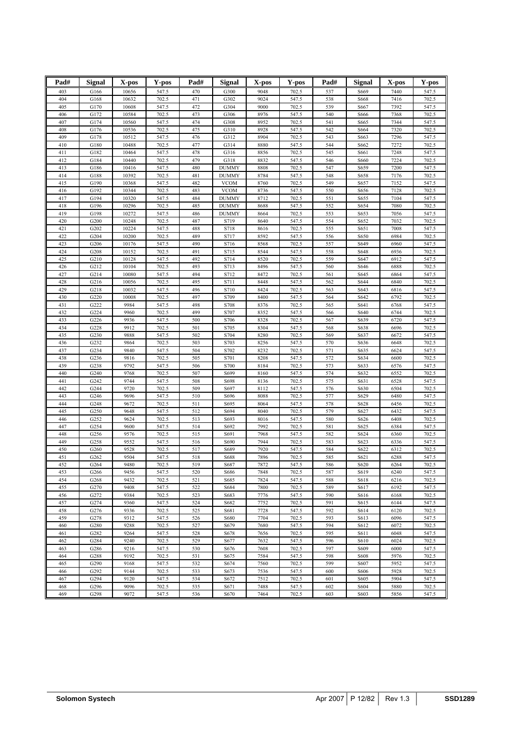| Pad# | Signal | X-pos | Y-pos | Pad# | Signal | X-pos | Y-pos | Pad# | Signal | X-pos | Y-pos |
|---|---|---|---|---|---|---|---|---|---|---|---|
| 403 | G166 | 10656 | 547.5 | 470 | G300 | 9048 | 702.5 | 537 | S669 | 7440 | 547.5 |
| 404 | G168 | 10632 | 702.5 | 471 | G302 | 9024 | 547.5 | 538 | S668 | 7416 | 702.5 |
| 405 | G170 | 10608 | 547.5 | 472 | G304 | 9000 | 702.5 | 539 | S667 | 7392 | 547.5 |
| 406 | G172 | 10584 | 702.5 | 473 | G306 | 8976 | 547.5 | 540 | S666 | 7368 | 702.5 |
| 407 | G174 | 10560 | 547.5 | 474 | G308 | 8952 | 702.5 | 541 | S665 | 7344 | 547.5 |
| 408 | G176 | 10536 | 702.5 | 475 | G310 | 8928 | 547.5 | 542 | S664 | 7320 | 702.5 |
| 409 | G178 | 10512 | 547.5 | 476 | G312 | 8904 | 702.5 | 543 | S663 | 7296 | 547.5 |
| 410 | G180 | 10488 | 702.5 | 477 | G314 | 8880 | 547.5 | 544 | S662 | 7272 | 702.5 |
| 411 | G182 | 10464 | 547.5 | 478 | G316 | 8856 | 702.5 | 545 | S661 | 7248 | 547.5 |
| 412 | G184 | 10440 | 702.5 | 479 | G318 | 8832 | 547.5 | 546 | S660 | 7224 | 702.5 |
| 413 | G186 | 10416 | 547.5 | 480 | DUMMY | 8808 | 702.5 | 547 | S659 | 7200 | 547.5 |
| 414 | G188 | 10392 | 702.5 | 481 | DUMMY | 8784 | 547.5 | 548 | S658 | 7176 | 702.5 |
| 415 | G190 | 10368 | 547.5 | 482 | VCOM | 8760 | 702.5 | 549 | S657 | 7152 | 547.5 |
| 416 | G192 | 10344 | 702.5 | 483 | VCOM | 8736 | 547.5 | 550 | S656 | 7128 | 702.5 |
| 417 | G194 | 10320 | 547.5 | 484 | DUMMY | 8712 | 702.5 | 551 | S655 | 7104 | 547.5 |
| 418 | G196 | 10296 | 702.5 | 485 | DUMMY | 8688 | 547.5 | 552 | S654 | 7080 | 702.5 |
| 419 | G198 | 10272 | 547.5 | 486 | DUMMY | 8664 | 702.5 | 553 | S653 | 7056 | 547.5 |
| 420 | G200 | 10248 | 702.5 | 487 | S719 | 8640 | 547.5 | 554 | S652 | 7032 | 702.5 |
| 421 | G202 | 10224 | 547.5 | 488 | S718 | 8616 | 702.5 | 555 | S651 | 7008 | 547.5 |
| 422 | G204 | 10200 | 702.5 | 489 | S717 | 8592 | 547.5 | 556 | S650 | 6984 | 702.5 |
| 423 | G206 | 10176 | 547.5 | 490 | S716 | 8568 | 702.5 | 557 | S649 | 6960 | 547.5 |
| 424 | G208 | 10152 | 702.5 | 491 | S715 | 8544 | 547.5 | 558 | S648 | 6936 | 702.5 |
| 425 | G210 | 10128 | 547.5 | 492 | S714 | 8520 | 702.5 | 559 | S647 | 6912 | 547.5 |
| 426 | G212 | 10104 | 702.5 | 493 | S713 | 8496 | 547.5 | 560 | S646 | 6888 | 702.5 |
| 427 | G214 | 10080 | 547.5 | 494 | S712 | 8472 | 702.5 | 561 | S645 | 6864 | 547.5 |
| 428 | G216 | 10056 | 702.5 | 495 | S711 | 8448 | 547.5 | 562 | S644 | 6840 | 702.5 |
| 429 | G218 | 10032 | 547.5 | 496 | S710 | 8424 | 702.5 | 563 | S643 | 6816 | 547.5 |
| 430 | G220 | 10008 | 702.5 | 497 | S709 | 8400 | 547.5 | 564 | S642 | 6792 | 702.5 |
| 431 | G222 | 9984 | 547.5 | 498 | S708 | 8376 | 702.5 | 565 | S641 | 6768 | 547.5 |
| 432 | G224 | 9960 | 702.5 | 499 | S707 | 8352 | 547.5 | 566 | S640 | 6744 | 702.5 |
| 433 | G226 | 9936 | 547.5 | 500 | S706 | 8328 | 702.5 | 567 | S639 | 6720 | 547.5 |
| 434 | G228 | 9912 | 702.5 | 501 | S705 | 8304 | 547.5 | 568 | S638 | 6696 | 702.5 |
| 435 | G230 | 9888 | 547.5 | 502 | S704 | 8280 | 702.5 | 569 | S637 | 6672 | 547.5 |
| 436 | G232 | 9864 | 702.5 | 503 | S703 | 8256 | 547.5 | 570 | S636 | 6648 | 702.5 |
| 437 | G234 | 9840 | 547.5 | 504 | S702 | 8232 | 702.5 | 571 | S635 | 6624 | 547.5 |
| 438 | G236 | 9816 | 702.5 | 505 | S701 | 8208 | 547.5 | 572 | S634 | 6600 | 702.5 |
| 439 | G238 | 9792 | 547.5 | 506 | S700 | 8184 | 702.5 | 573 | S633 | 6576 | 547.5 |
| 440 | G240 | 9768 | 702.5 | 507 | S699 | 8160 | 547.5 | 574 | S632 | 6552 | 702.5 |
| 441 | G242 | 9744 | 547.5 | 508 | S698 | 8136 | 702.5 | 575 | S631 | 6528 | 547.5 |
| 442 | G244 | 9720 | 702.5 | 509 | S697 | 8112 | 547.5 | 576 | S630 | 6504 | 702.5 |
| 443 | G246 | 9696 | 547.5 | 510 | S696 | 8088 | 702.5 | 577 | S629 | 6480 | 547.5 |
| 444 | G248 | 9672 | 702.5 | 511 | S695 | 8064 | 547.5 | 578 | S628 | 6456 | 702.5 |
| 445 | G250 | 9648 | 547.5 | 512 | S694 | 8040 | 702.5 | 579 | S627 | 6432 | 547.5 |
| 446 | G252 | 9624 | 702.5 | 513 | S693 | 8016 | 547.5 | 580 | S626 | 6408 | 702.5 |
| 447 | G254 | 9600 | 547.5 | 514 | S692 | 7992 | 702.5 | 581 | S625 | 6384 | 547.5 |
| 448 | G256 | 9576 | 702.5 | 515 | S691 | 7968 | 547.5 | 582 | S624 | 6360 | 702.5 |
| 449 | G258 | 9552 | 547.5 | 516 | S690 | 7944 | 702.5 | 583 | S623 | 6336 | 547.5 |
| 450 | G260 | 9528 | 702.5 | 517 | S689 | 7920 | 547.5 | 584 | S622 | 6312 | 702.5 |
| 451 | G262 | 9504 | 547.5 | 518 | S688 | 7896 | 702.5 | 585 | S621 | 6288 | 547.5 |
| 452 | G264 | 9480 | 702.5 | 519 | S687 | 7872 | 547.5 | 586 | S620 | 6264 | 702.5 |
| 453 | G266 | 9456 | 547.5 | 520 | S686 | 7848 | 702.5 | 587 | S619 | 6240 | 547.5 |
| 454 | G268 | 9432 | 702.5 | 521 | S685 | 7824 | 547.5 | 588 | S618 | 6216 | 702.5 |
| 455 | G270 | 9408 | 547.5 | 522 | S684 | 7800 | 702.5 | 589 | S617 | 6192 | 547.5 |
| 456 | G272 | 9384 | 702.5 | 523 | S683 | 7776 | 547.5 | 590 | S616 | 6168 | 702.5 |
| 457 | G274 | 9360 | 547.5 | 524 | S682 | 7752 | 702.5 | 591 | S615 | 6144 | 547.5 |
| 458 | G276 | 9336 | 702.5 | 525 | S681 | 7728 | 547.5 | 592 | S614 | 6120 | 702.5 |
| 459 | G278 | 9312 | 547.5 | 526 | S680 | 7704 | 702.5 | 593 | S613 | 6096 | 547.5 |
| 460 | G280 | 9288 | 702.5 | 527 | S679 | 7680 | 547.5 | 594 | S612 | 6072 | 702.5 |
| 461 | G282 | 9264 | 547.5 | 528 | S678 | 7656 | 702.5 | 595 | S611 | 6048 | 547.5 |
| 462 | G284 | 9240 | 702.5 | 529 | S677 | 7632 | 547.5 | 596 | S610 | 6024 | 702.5 |
| 463 | G286 | 9216 | 547.5 | 530 | S676 | 7608 | 702.5 | 597 | S609 | 6000 | 547.5 |
| 464 | G288 | 9192 | 702.5 | 531 | S675 | 7584 | 547.5 | 598 | S608 | 5976 | 702.5 |
| 465 | G290 | 9168 | 547.5 | 532 | S674 | 7560 | 702.5 | 599 | S607 | 5952 | 547.5 |
| 466 | G292 | 9144 | 702.5 | 533 | S673 | 7536 | 547.5 | 600 | S606 | 5928 | 702.5 |
| 467 | G294 | 9120 | 547.5 | 534 | S672 | 7512 | 702.5 | 601 | S605 | 5904 | 547.5 |
| 468 | G296 | 9096 | 702.5 | 535 | S671 | 7488 | 547.5 | 602 | S604 | 5880 | 702.5 |
| 469 | G298 | 9072 | 547.5 | 536 | S670 | 7464 | 702.5 | 603 | S603 | 5856 | 547.5 |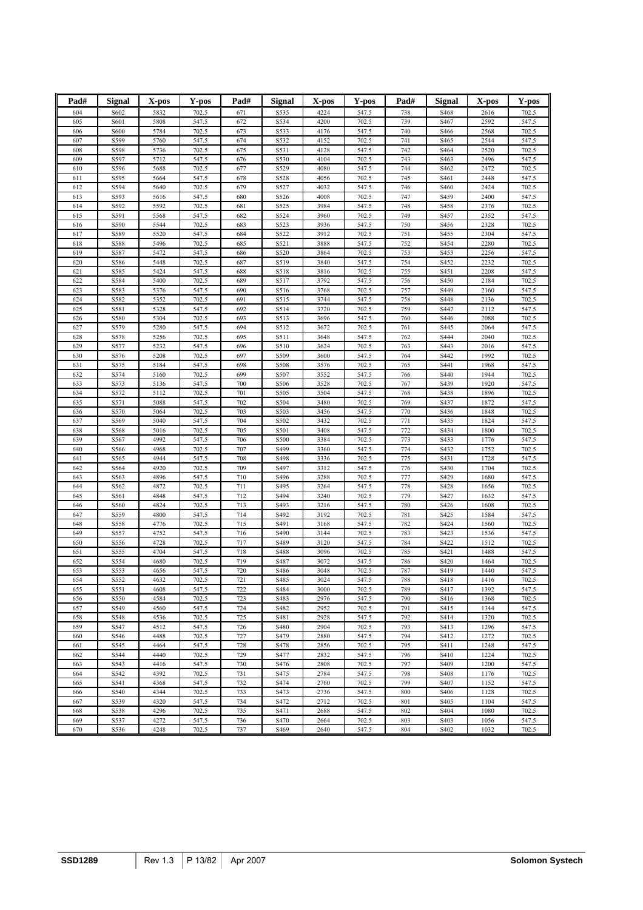| Pad# | Signal | X-pos | Y-pos | Pad# | Signal | X-pos | Y-pos | Pad# | Signal | X-pos | Y-pos |
|---|---|---|---|---|---|---|---|---|---|---|---|
| 604 | S602 | 5832 | 702.5 | 671 | S535 | 4224 | 547.5 | 738 | S468 | 2616 | 702.5 |
| 605 | S601 | 5808 | 547.5 | 672 | S534 | 4200 | 702.5 | 739 | S467 | 2592 | 547.5 |
| 606 | S600 | 5784 | 702.5 | 673 | S533 | 4176 | 547.5 | 740 | S466 | 2568 | 702.5 |
| 607 | S599 | 5760 | 547.5 | 674 | S532 | 4152 | 702.5 | 741 | S465 | 2544 | 547.5 |
| 608 | S598 | 5736 | 702.5 | 675 | S531 | 4128 | 547.5 | 742 | S464 | 2520 | 702.5 |
| 609 | S597 | 5712 | 547.5 | 676 | S530 | 4104 | 702.5 | 743 | S463 | 2496 | 547.5 |
| 610 | S596 | 5688 | 702.5 | 677 | S529 | 4080 | 547.5 | 744 | S462 | 2472 | 702.5 |
| 611 | S595 | 5664 | 547.5 | 678 | S528 | 4056 | 702.5 | 745 | S461 | 2448 | 547.5 |
| 612 | S594 | 5640 | 702.5 | 679 | S527 | 4032 | 547.5 | 746 | S460 | 2424 | 702.5 |
| 613 | S593 | 5616 | 547.5 | 680 | S526 | 4008 | 702.5 | 747 | S459 | 2400 | 547.5 |
| 614 | S592 | 5592 | 702.5 | 681 | S525 | 3984 | 547.5 | 748 | S458 | 2376 | 702.5 |
| 615 | S591 | 5568 | 547.5 | 682 | S524 | 3960 | 702.5 | 749 | S457 | 2352 | 547.5 |
| 616 | S590 | 5544 | 702.5 | 683 | S523 | 3936 | 547.5 | 750 | S456 | 2328 | 702.5 |
| 617 | S589 | 5520 | 547.5 | 684 | S522 | 3912 | 702.5 | 751 | S455 | 2304 | 547.5 |
| 618 | S588 | 5496 | 702.5 | 685 | S521 | 3888 | 547.5 | 752 | S454 | 2280 | 702.5 |
| 619 | S587 | 5472 | 547.5 | 686 | S520 | 3864 | 702.5 | 753 | S453 | 2256 | 547.5 |
| 620 | S586 | 5448 | 702.5 | 687 | S519 | 3840 | 547.5 | 754 | S452 | 2232 | 702.5 |
| 621 | S585 | 5424 | 547.5 | 688 | S518 | 3816 | 702.5 | 755 | S451 | 2208 | 547.5 |
| 622 | S584 | 5400 | 702.5 | 689 | S517 | 3792 | 547.5 | 756 | S450 | 2184 | 702.5 |
| 623 | S583 | 5376 | 547.5 | 690 | S516 | 3768 | 702.5 | 757 | S449 | 2160 | 547.5 |
| 624 | S582 | 5352 | 702.5 | 691 | S515 | 3744 | 547.5 | 758 | S448 | 2136 | 702.5 |
| 625 | S581 | 5328 | 547.5 | 692 | S514 | 3720 | 702.5 | 759 | S447 | 2112 | 547.5 |
| 626 | S580 | 5304 | 702.5 | 693 | S513 | 3696 | 547.5 | 760 | S446 | 2088 | 702.5 |
| 627 | S579 | 5280 | 547.5 | 694 | S512 | 3672 | 702.5 | 761 | S445 | 2064 | 547.5 |
| 628 | S578 | 5256 | 702.5 | 695 | S511 | 3648 | 547.5 | 762 | S444 | 2040 | 702.5 |
| 629 | S577 | 5232 | 547.5 | 696 | S510 | 3624 | 702.5 | 763 | S443 | 2016 | 547.5 |
| 630 | S576 | 5208 | 702.5 | 697 | S509 | 3600 | 547.5 | 764 | S442 | 1992 | 702.5 |
| 631 | S575 | 5184 | 547.5 | 698 | S508 | 3576 | 702.5 | 765 | S441 | 1968 | 547.5 |
| 632 | S574 | 5160 | 702.5 | 699 | S507 | 3552 | 547.5 | 766 | S440 | 1944 | 702.5 |
| 633 | S573 | 5136 | 547.5 | 700 | S506 | 3528 | 702.5 | 767 | S439 | 1920 | 547.5 |
| 634 | S572 | 5112 | 702.5 | 701 | S505 | 3504 | 547.5 | 768 | S438 | 1896 | 702.5 |
| 635 | S571 | 5088 | 547.5 | 702 | S504 | 3480 | 702.5 | 769 | S437 | 1872 | 547.5 |
| 636 | S570 | 5064 | 702.5 | 703 | S503 | 3456 | 547.5 | 770 | S436 | 1848 | 702.5 |
| 637 | S569 | 5040 | 547.5 | 704 | S502 | 3432 | 702.5 | 771 | S435 | 1824 | 547.5 |
| 638 | S568 | 5016 | 702.5 | 705 | S501 | 3408 | 547.5 | 772 | S434 | 1800 | 702.5 |
| 639 | S567 | 4992 | 547.5 | 706 | S500 | 3384 | 702.5 | 773 | S433 | 1776 | 547.5 |
| 640 | S566 | 4968 | 702.5 | 707 | S499 | 3360 | 547.5 | 774 | S432 | 1752 | 702.5 |
| 641 | S565 | 4944 | 547.5 | 708 | S498 | 3336 | 702.5 | 775 | S431 | 1728 | 547.5 |
| 642 | S564 | 4920 | 702.5 | 709 | S497 | 3312 | 547.5 | 776 | S430 | 1704 | 702.5 |
| 643 | S563 | 4896 | 547.5 | 710 | S496 | 3288 | 702.5 | 777 | S429 | 1680 | 547.5 |
| 644 | S562 | 4872 | 702.5 | 711 | S495 | 3264 | 547.5 | 778 | S428 | 1656 | 702.5 |
| 645 | S561 | 4848 | 547.5 | 712 | S494 | 3240 | 702.5 | 779 | S427 | 1632 | 547.5 |
| 646 | S560 | 4824 | 702.5 | 713 | S493 | 3216 | 547.5 | 780 | S426 | 1608 | 702.5 |
| 647 | S559 | 4800 | 547.5 | 714 | S492 | 3192 | 702.5 | 781 | S425 | 1584 | 547.5 |
| 648 | S558 | 4776 | 702.5 | 715 | S491 | 3168 | 547.5 | 782 | S424 | 1560 | 702.5 |
| 649 | S557 | 4752 | 547.5 | 716 | S490 | 3144 | 702.5 | 783 | S423 | 1536 | 547.5 |
| 650 | S556 | 4728 | 702.5 | 717 | S489 | 3120 | 547.5 | 784 | S422 | 1512 | 702.5 |
| 651 | S555 | 4704 | 547.5 | 718 | S488 | 3096 | 702.5 | 785 | S421 | 1488 | 547.5 |
| 652 | S554 | 4680 | 702.5 | 719 | S487 | 3072 | 547.5 | 786 | S420 | 1464 | 702.5 |
| 653 | S553 | 4656 | 547.5 | 720 | S486 | 3048 | 702.5 | 787 | S419 | 1440 | 547.5 |
| 654 | S552 | 4632 | 702.5 | 721 | S485 | 3024 | 547.5 | 788 | S418 | 1416 | 702.5 |
| 655 | S551 | 4608 | 547.5 | 722 | S484 | 3000 | 702.5 | 789 | S417 | 1392 | 547.5 |
| 656 | S550 | 4584 | 702.5 | 723 | S483 | 2976 | 547.5 | 790 | S416 | 1368 | 702.5 |
| 657 | S549 | 4560 | 547.5 | 724 | S482 | 2952 | 702.5 | 791 | S415 | 1344 | 547.5 |
| 658 | S548 | 4536 | 702.5 | 725 | S481 | 2928 | 547.5 | 792 | S414 | 1320 | 702.5 |
| 659 | S547 | 4512 | 547.5 | 726 | S480 | 2904 | 702.5 | 793 | S413 | 1296 | 547.5 |
| 660 | S546 | 4488 | 702.5 | 727 | S479 | 2880 | 547.5 | 794 | S412 | 1272 | 702.5 |
| 661 | S545 | 4464 | 547.5 | 728 | S478 | 2856 | 702.5 | 795 | S411 | 1248 | 547.5 |
| 662 | S544 | 4440 | 702.5 | 729 | S477 | 2832 | 547.5 | 796 | S410 | 1224 | 702.5 |
| 663 | S543 | 4416 | 547.5 | 730 | S476 | 2808 | 702.5 | 797 | S409 | 1200 | 547.5 |
| 664 | S542 | 4392 | 702.5 | 731 | S475 | 2784 | 547.5 | 798 | S408 | 1176 | 702.5 |
| 665 | S541 | 4368 | 547.5 | 732 | S474 | 2760 | 702.5 | 799 | S407 | 1152 | 547.5 |
| 666 | S540 | 4344 | 702.5 | 733 | S473 | 2736 | 547.5 | 800 | S406 | 1128 | 702.5 |
| 667 | S539 | 4320 | 547.5 | 734 | S472 | 2712 | 702.5 | 801 | S405 | 1104 | 547.5 |
| 668 | S538 | 4296 | 702.5 | 735 | S471 | 2688 | 547.5 | 802 | S404 | 1080 | 702.5 |
| 669 | S537 | 4272 | 547.5 | 736 | S470 | 2664 | 702.5 | 803 | S403 | 1056 | 547.5 |
| 670 | S536 | 4248 | 702.5 | 737 | S469 | 2640 | 547.5 | 804 | S402 | 1032 | 702.5 |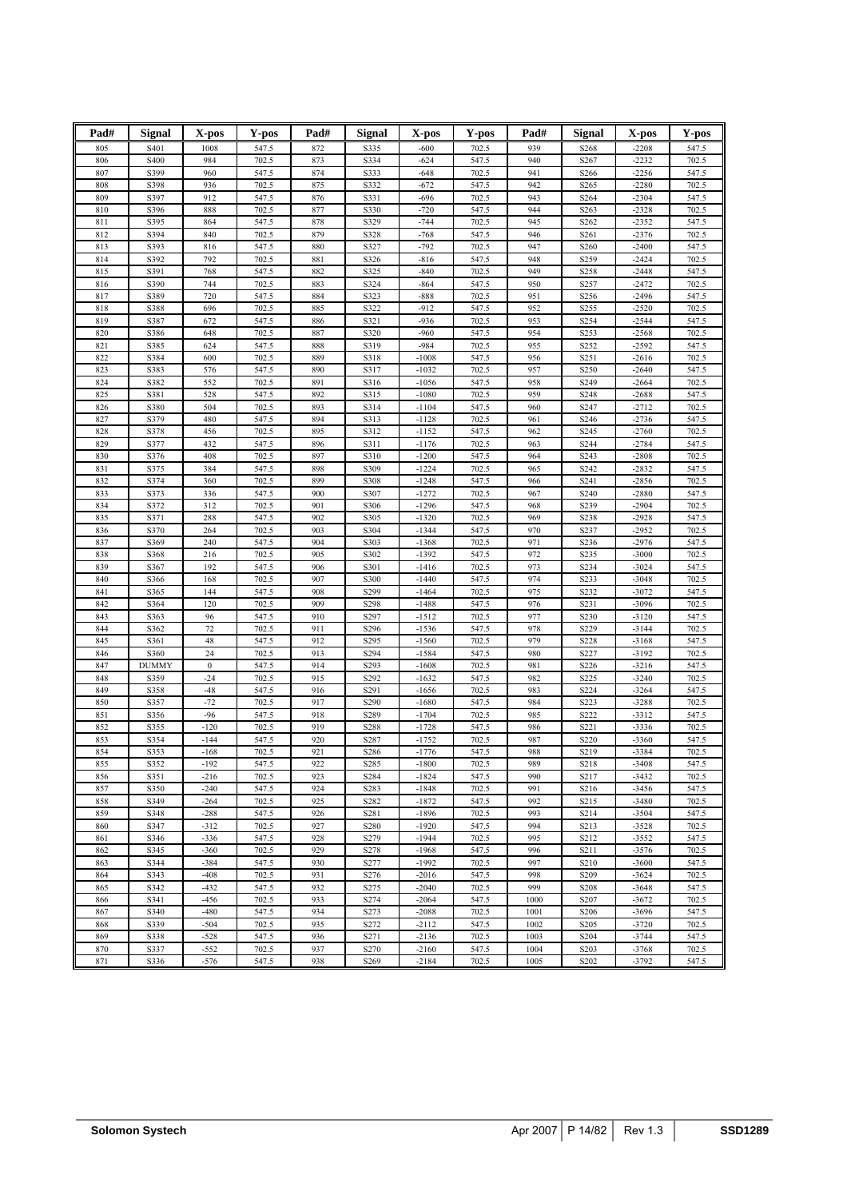| Pad# | Signal | X-pos | Y-pos | Pad# | Signal | X-pos | Y-pos | Pad# | Signal | X-pos | Y-pos |
|---|---|---|---|---|---|---|---|---|---|---|---|
| 805 | S401 | 1008 | 547.5 | 872 | S335 | -600 | 702.5 | 939 | S268 | -2208 | 547.5 |
| 806 | S400 | 984 | 702.5 | 873 | S334 | -624 | 547.5 | 940 | S267 | -2232 | 702.5 |
| 807 | S399 | 960 | 547.5 | 874 | S333 | -648 | 702.5 | 941 | S266 | -2256 | 547.5 |
| 808 | S398 | 936 | 702.5 | 875 | S332 | -672 | 547.5 | 942 | S265 | -2280 | 702.5 |
| 809 | S397 | 912 | 547.5 | 876 | S331 | -696 | 702.5 | 943 | S264 | -2304 | 547.5 |
| 810 | S396 | 888 | 702.5 | 877 | S330 | -720 | 547.5 | 944 | S263 | -2328 | 702.5 |
| 811 | S395 | 864 | 547.5 | 878 | S329 | -744 | 702.5 | 945 | S262 | -2352 | 547.5 |
| 812 | S394 | 840 | 702.5 | 879 | S328 | -768 | 547.5 | 946 | S261 | -2376 | 702.5 |
| 813 | S393 | 816 | 547.5 | 880 | S327 | -792 | 702.5 | 947 | S260 | -2400 | 547.5 |
| 814 | S392 | 792 | 702.5 | 881 | S326 | -816 | 547.5 | 948 | S259 | -2424 | 702.5 |
| 815 | S391 | 768 | 547.5 | 882 | S325 | -840 | 702.5 | 949 | S258 | -2448 | 547.5 |
| 816 | S390 | 744 | 702.5 | 883 | S324 | -864 | 547.5 | 950 | S257 | -2472 | 702.5 |
| 817 | S389 | 720 | 547.5 | 884 | S323 | -888 | 702.5 | 951 | S256 | -2496 | 547.5 |
| 818 | S388 | 696 | 702.5 | 885 | S322 | -912 | 547.5 | 952 | S255 | -2520 | 702.5 |
| 819 | S387 | 672 | 547.5 | 886 | S321 | -936 | 702.5 | 953 | S254 | -2544 | 547.5 |
| 820 | S386 | 648 | 702.5 | 887 | S320 | -960 | 547.5 | 954 | S253 | -2568 | 702.5 |
| 821 | S385 | 624 | 547.5 | 888 | S319 | -984 | 702.5 | 955 | S252 | -2592 | 547.5 |
| 822 | S384 | 600 | 702.5 | 889 | S318 | -1008 | 547.5 | 956 | S251 | -2616 | 702.5 |
| 823 | S383 | 576 | 547.5 | 890 | S317 | -1032 | 702.5 | 957 | S250 | -2640 | 547.5 |
| 824 | S382 | 552 | 702.5 | 891 | S316 | -1056 | 547.5 | 958 | S249 | -2664 | 702.5 |
| 825 | S381 | 528 | 547.5 | 892 | S315 | -1080 | 702.5 | 959 | S248 | -2688 | 547.5 |
| 826 | S380 | 504 | 702.5 | 893 | S314 | -1104 | 547.5 | 960 | S247 | -2712 | 702.5 |
| 827 | S379 | 480 | 547.5 | 894 | S313 | -1128 | 702.5 | 961 | S246 | -2736 | 547.5 |
| 828 | S378 | 456 | 702.5 | 895 | S312 | -1152 | 547.5 | 962 | S245 | -2760 | 702.5 |
| 829 | S377 | 432 | 547.5 | 896 | S311 | -1176 | 702.5 | 963 | S244 | -2784 | 547.5 |
| 830 | S376 | 408 | 702.5 | 897 | S310 | -1200 | 547.5 | 964 | S243 | -2808 | 702.5 |
| 831 | S375 | 384 | 547.5 | 898 | S309 | -1224 | 702.5 | 965 | S242 | -2832 | 547.5 |
| 832 | S374 | 360 | 702.5 | 899 | S308 | -1248 | 547.5 | 966 | S241 | -2856 | 702.5 |
| 833 | S373 | 336 | 547.5 | 900 | S307 | -1272 | 702.5 | 967 | S240 | -2880 | 547.5 |
| 834 | S372 | 312 | 702.5 | 901 | S306 | -1296 | 547.5 | 968 | S239 | -2904 | 702.5 |
| 835 | S371 | 288 | 547.5 | 902 | S305 | -1320 | 702.5 | 969 | S238 | -2928 | 547.5 |
| 836 | S370 | 264 | 702.5 | 903 | S304 | -1344 | 547.5 | 970 | S237 | -2952 | 702.5 |
| 837 | S369 | 240 | 547.5 | 904 | S303 | -1368 | 702.5 | 971 | S236 | -2976 | 547.5 |
| 838 | S368 | 216 | 702.5 | 905 | S302 | -1392 | 547.5 | 972 | S235 | -3000 | 702.5 |
| 839 | S367 | 192 | 547.5 | 906 | S301 | -1416 | 702.5 | 973 | S234 | -3024 | 547.5 |
| 840 | S366 | 168 | 702.5 | 907 | S300 | -1440 | 547.5 | 974 | S233 | -3048 | 702.5 |
| 841 | S365 | 144 | 547.5 | 908 | S299 | -1464 | 702.5 | 975 | S232 | -3072 | 547.5 |
| 842 | S364 | 120 | 702.5 | 909 | S298 | -1488 | 547.5 | 976 | S231 | -3096 | 702.5 |
| 843 | S363 | 96 | 547.5 | 910 | S297 | -1512 | 702.5 | 977 | S230 | -3120 | 547.5 |
| 844 | S362 | 72 | 702.5 | 911 | S296 | -1536 | 547.5 | 978 | S229 | -3144 | 702.5 |
| 845 | S361 | 48 | 547.5 | 912 | S295 | -1560 | 702.5 | 979 | S228 | -3168 | 547.5 |
| 846 | S360 | 24 | 702.5 | 913 | S294 | -1584 | 547.5 | 980 | S227 | -3192 | 702.5 |
| 847 | DUMMY | 0 | 547.5 | 914 | S293 | -1608 | 702.5 | 981 | S226 | -3216 | 547.5 |
| 848 | S359 | -24 | 702.5 | 915 | S292 | -1632 | 547.5 | 982 | S225 | -3240 | 702.5 |
| 849 | S358 | -48 | 547.5 | 916 | S291 | -1656 | 702.5 | 983 | S224 | -3264 | 547.5 |
| 850 | S357 | -72 | 702.5 | 917 | S290 | -1680 | 547.5 | 984 | S223 | -3288 | 702.5 |
| 851 | S356 | -96 | 547.5 | 918 | S289 | -1704 | 702.5 | 985 | S222 | -3312 | 547.5 |
| 852 | S355 | -120 | 702.5 | 919 | S288 | -1728 | 547.5 | 986 | S221 | -3336 | 702.5 |
| 853 | S354 | -144 | 547.5 | 920 | S287 | -1752 | 702.5 | 987 | S220 | -3360 | 547.5 |
| 854 | S353 | -168 | 702.5 | 921 | S286 | -1776 | 547.5 | 988 | S219 | -3384 | 702.5 |
| 855 | S352 | -192 | 547.5 | 922 | S285 | -1800 | 702.5 | 989 | S218 | -3408 | 547.5 |
| 856 | S351 | -216 | 702.5 | 923 | S284 | -1824 | 547.5 | 990 | S217 | -3432 | 702.5 |
| 857 | S350 | -240 | 547.5 | 924 | S283 | -1848 | 702.5 | 991 | S216 | -3456 | 547.5 |
| 858 | S349 | -264 | 702.5 | 925 | S282 | -1872 | 547.5 | 992 | S215 | -3480 | 702.5 |
| 859 | S348 | -288 | 547.5 | 926 | S281 | -1896 | 702.5 | 993 | S214 | -3504 | 547.5 |
| 860 | S347 | -312 | 702.5 | 927 | S280 | -1920 | 547.5 | 994 | S213 | -3528 | 702.5 |
| 861 | S346 | -336 | 547.5 | 928 | S279 | -1944 | 702.5 | 995 | S212 | -3552 | 547.5 |
| 862 | S345 | -360 | 702.5 | 929 | S278 | -1968 | 547.5 | 996 | S211 | -3576 | 702.5 |
| 863 | S344 | -384 | 547.5 | 930 | S277 | -1992 | 702.5 | 997 | S210 | -3600 | 547.5 |
| 864 | S343 | -408 | 702.5 | 931 | S276 | -2016 | 547.5 | 998 | S209 | -3624 | 702.5 |
| 865 | S342 | -432 | 547.5 | 932 | S275 | -2040 | 702.5 | 999 | S208 | -3648 | 547.5 |
| 866 | S341 | -456 | 702.5 | 933 | S274 | -2064 | 547.5 | 1000 | S207 | -3672 | 702.5 |
| 867 | S340 | -480 | 547.5 | 934 | S273 | -2088 | 702.5 | 1001 | S206 | -3696 | 547.5 |
| 868 | S339 | -504 | 702.5 | 935 | S272 | -2112 | 547.5 | 1002 | S205 | -3720 | 702.5 |
| 869 | S338 | -528 | 547.5 | 936 | S271 | -2136 | 702.5 | 1003 | S204 | -3744 | 547.5 |
| 870 | S337 | -552 | 702.5 | 937 | S270 | -2160 | 547.5 | 1004 | S203 | -3768 | 702.5 |
| 871 | S336 | -576 | 547.5 | 938 | S269 | -2184 | 702.5 | 1005 | S202 | -3792 | 547.5 |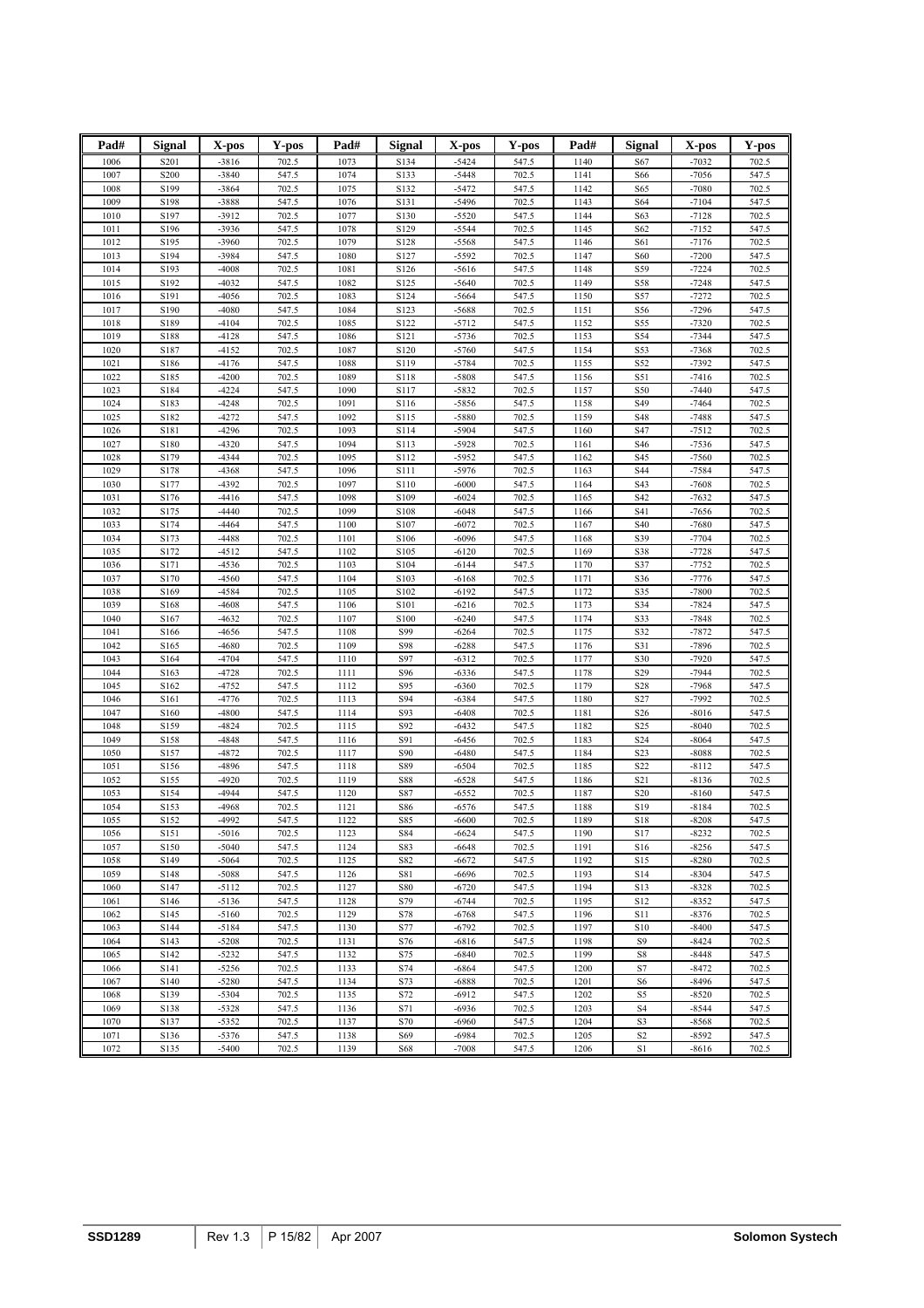| Pad# | Signal | X-pos | Y-pos | Pad# | Signal | X-pos | Y-pos | Pad# | Signal | X-pos | Y-pos |
|---|---|---|---|---|---|---|---|---|---|---|---|
| 1006 | S201 | -3816 | 702.5 | 1073 | S134 | -5424 | 547.5 | 1140 | S67 | -7032 | 702.5 |
| 1007 | S200 | -3840 | 547.5 | 1074 | S133 | -5448 | 702.5 | 1141 | S66 | -7056 | 547.5 |
| 1008 | S199 | -3864 | 702.5 | 1075 | S132 | -5472 | 547.5 | 1142 | S65 | -7080 | 702.5 |
| 1009 | S198 | -3888 | 547.5 | 1076 | S131 | -5496 | 702.5 | 1143 | S64 | -7104 | 547.5 |
| 1010 | S197 | -3912 | 702.5 | 1077 | S130 | -5520 | 547.5 | 1144 | S63 | -7128 | 702.5 |
| 1011 | S196 | -3936 | 547.5 | 1078 | S129 | -5544 | 702.5 | 1145 | S62 | -7152 | 547.5 |
| 1012 | S195 | -3960 | 702.5 | 1079 | S128 | -5568 | 547.5 | 1146 | S61 | -7176 | 702.5 |
| 1013 | S194 | -3984 | 547.5 | 1080 | S127 | -5592 | 702.5 | 1147 | S60 | -7200 | 547.5 |
| 1014 | S193 | -4008 | 702.5 | 1081 | S126 | -5616 | 547.5 | 1148 | S59 | -7224 | 702.5 |
| 1015 | S192 | -4032 | 547.5 | 1082 | S125 | -5640 | 702.5 | 1149 | S58 | -7248 | 547.5 |
| 1016 | S191 | -4056 | 702.5 | 1083 | S124 | -5664 | 547.5 | 1150 | S57 | -7272 | 702.5 |
| 1017 | S190 | -4080 | 547.5 | 1084 | S123 | -5688 | 702.5 | 1151 | S56 | -7296 | 547.5 |
| 1018 | S189 | -4104 | 702.5 | 1085 | S122 | -5712 | 547.5 | 1152 | S55 | -7320 | 702.5 |
| 1019 | S188 | -4128 | 547.5 | 1086 | S121 | -5736 | 702.5 | 1153 | S54 | -7344 | 547.5 |
| 1020 | S187 | -4152 | 702.5 | 1087 | S120 | -5760 | 547.5 | 1154 | S53 | -7368 | 702.5 |
| 1021 | S186 | -4176 | 547.5 | 1088 | S119 | -5784 | 702.5 | 1155 | S52 | -7392 | 547.5 |
| 1022 | S185 | -4200 | 702.5 | 1089 | S118 | -5808 | 547.5 | 1156 | S51 | -7416 | 702.5 |
| 1023 | S184 | -4224 | 547.5 | 1090 | S117 | -5832 | 702.5 | 1157 | S50 | -7440 | 547.5 |
| 1024 | S183 | -4248 | 702.5 | 1091 | S116 | -5856 | 547.5 | 1158 | S49 | -7464 | 702.5 |
| 1025 | S182 | -4272 | 547.5 | 1092 | S115 | -5880 | 702.5 | 1159 | S48 | -7488 | 547.5 |
| 1026 | S181 | -4296 | 702.5 | 1093 | S114 | -5904 | 547.5 | 1160 | S47 | -7512 | 702.5 |
| 1027 | S180 | -4320 | 547.5 | 1094 | S113 | -5928 | 702.5 | 1161 | S46 | -7536 | 547.5 |
| 1028 | S179 | -4344 | 702.5 | 1095 | S112 | -5952 | 547.5 | 1162 | S45 | -7560 | 702.5 |
| 1029 | S178 | -4368 | 547.5 | 1096 | S111 | -5976 | 702.5 | 1163 | S44 | -7584 | 547.5 |
| 1030 | S177 | -4392 | 702.5 | 1097 | S110 | -6000 | 547.5 | 1164 | S43 | -7608 | 702.5 |
| 1031 | S176 | -4416 | 547.5 | 1098 | S109 | -6024 | 702.5 | 1165 | S42 | -7632 | 547.5 |
| 1032 | S175 | -4440 | 702.5 | 1099 | S108 | -6048 | 547.5 | 1166 | S41 | -7656 | 702.5 |
| 1033 | S174 | -4464 | 547.5 | 1100 | S107 | -6072 | 702.5 | 1167 | S40 | -7680 | 547.5 |
| 1034 | S173 | -4488 | 702.5 | 1101 | S106 | -6096 | 547.5 | 1168 | S39 | -7704 | 702.5 |
| 1035 | S172 | -4512 | 547.5 | 1102 | S105 | -6120 | 702.5 | 1169 | S38 | -7728 | 547.5 |
| 1036 | S171 | -4536 | 702.5 | 1103 | S104 | -6144 | 547.5 | 1170 | S37 | -7752 | 702.5 |
| 1037 | S170 | -4560 | 547.5 | 1104 | S103 | -6168 | 702.5 | 1171 | S36 | -7776 | 547.5 |
| 1038 | S169 | -4584 | 702.5 | 1105 | S102 | -6192 | 547.5 | 1172 | S35 | -7800 | 702.5 |
| 1039 | S168 | -4608 | 547.5 | 1106 | S101 | -6216 | 702.5 | 1173 | S34 | -7824 | 547.5 |
| 1040 | S167 | -4632 | 702.5 | 1107 | S100 | -6240 | 547.5 | 1174 | S33 | -7848 | 702.5 |
| 1041 | S166 | -4656 | 547.5 | 1108 | S99 | -6264 | 702.5 | 1175 | S32 | -7872 | 547.5 |
| 1042 | S165 | -4680 | 702.5 | 1109 | S98 | -6288 | 547.5 | 1176 | S31 | -7896 | 702.5 |
| 1043 | S164 | -4704 | 547.5 | 1110 | S97 | -6312 | 702.5 | 1177 | S30 | -7920 | 547.5 |
| 1044 | S163 | -4728 | 702.5 | 1111 | S96 | -6336 | 547.5 | 1178 | S29 | -7944 | 702.5 |
| 1045 | S162 | -4752 | 547.5 | 1112 | S95 | -6360 | 702.5 | 1179 | S28 | -7968 | 547.5 |
| 1046 | S161 | -4776 | 702.5 | 1113 | S94 | -6384 | 547.5 | 1180 | S27 | -7992 | 702.5 |
| 1047 | S160 | -4800 | 547.5 | 1114 | S93 | -6408 | 702.5 | 1181 | S26 | -8016 | 547.5 |
| 1048 | S159 | -4824 | 702.5 | 1115 | S92 | -6432 | 547.5 | 1182 | S25 | -8040 | 702.5 |
| 1049 | S158 | -4848 | 547.5 | 1116 | S91 | -6456 | 702.5 | 1183 | S24 | -8064 | 547.5 |
| 1050 | S157 | -4872 | 702.5 | 1117 | S90 | -6480 | 547.5 | 1184 | S23 | -8088 | 702.5 |
| 1051 | S156 | -4896 | 547.5 | 1118 | S89 | -6504 | 702.5 | 1185 | S22 | -8112 | 547.5 |
| 1052 | S155 | -4920 | 702.5 | 1119 | S88 | -6528 | 547.5 | 1186 | S21 | -8136 | 702.5 |
| 1053 | S154 | -4944 | 547.5 | 1120 | S87 | -6552 | 702.5 | 1187 | S20 | -8160 | 547.5 |
| 1054 | S153 | -4968 | 702.5 | 1121 | S86 | -6576 | 547.5 | 1188 | S19 | -8184 | 702.5 |
| 1055 | S152 | -4992 | 547.5 | 1122 | S85 | -6600 | 702.5 | 1189 | S18 | -8208 | 547.5 |
| 1056 | S151 | -5016 | 702.5 | 1123 | S84 | -6624 | 547.5 | 1190 | S17 | -8232 | 702.5 |
| 1057 | S150 | -5040 | 547.5 | 1124 | S83 | -6648 | 702.5 | 1191 | S16 | -8256 | 547.5 |
| 1058 | S149 | -5064 | 702.5 | 1125 | S82 | -6672 | 547.5 | 1192 | S15 | -8280 | 702.5 |
| 1059 | S148 | -5088 | 547.5 | 1126 | S81 | -6696 | 702.5 | 1193 | S14 | -8304 | 547.5 |
| 1060 | S147 | -5112 | 702.5 | 1127 | S80 | -6720 | 547.5 | 1194 | S13 | -8328 | 702.5 |
| 1061 | S146 | -5136 | 547.5 | 1128 | S79 | -6744 | 702.5 | 1195 | S12 | -8352 | 547.5 |
| 1062 | S145 | -5160 | 702.5 | 1129 | S78 | -6768 | 547.5 | 1196 | S11 | -8376 | 702.5 |
| 1063 | S144 | -5184 | 547.5 | 1130 | S77 | -6792 | 702.5 | 1197 | S10 | -8400 | 547.5 |
| 1064 | S143 | -5208 | 702.5 | 1131 | S76 | -6816 | 547.5 | 1198 | S9 | -8424 | 702.5 |
| 1065 | S142 | -5232 | 547.5 | 1132 | S75 | -6840 | 702.5 | 1199 | S8 | -8448 | 547.5 |
| 1066 | S141 | -5256 | 702.5 | 1133 | S74 | -6864 | 547.5 | 1200 | S7 | -8472 | 702.5 |
| 1067 | S140 | -5280 | 547.5 | 1134 | S73 | -6888 | 702.5 | 1201 | S6 | -8496 | 547.5 |
| 1068 | S139 | -5304 | 702.5 | 1135 | S72 | -6912 | 547.5 | 1202 | S5 | -8520 | 702.5 |
| 1069 | S138 | -5328 | 547.5 | 1136 | S71 | -6936 | 702.5 | 1203 | S4 | -8544 | 547.5 |
| 1070 | S137 | -5352 | 702.5 | 1137 | S70 | -6960 | 547.5 | 1204 | S3 | -8568 | 702.5 |
| 1071 | S136 | -5376 | 547.5 | 1138 | S69 | -6984 | 702.5 | 1205 | S2 | -8592 | 547.5 |
| 1072 | S135 | -5400 | 702.5 | 1139 | S68 | -7008 | 547.5 | 1206 | S1 | -8616 | 702.5 |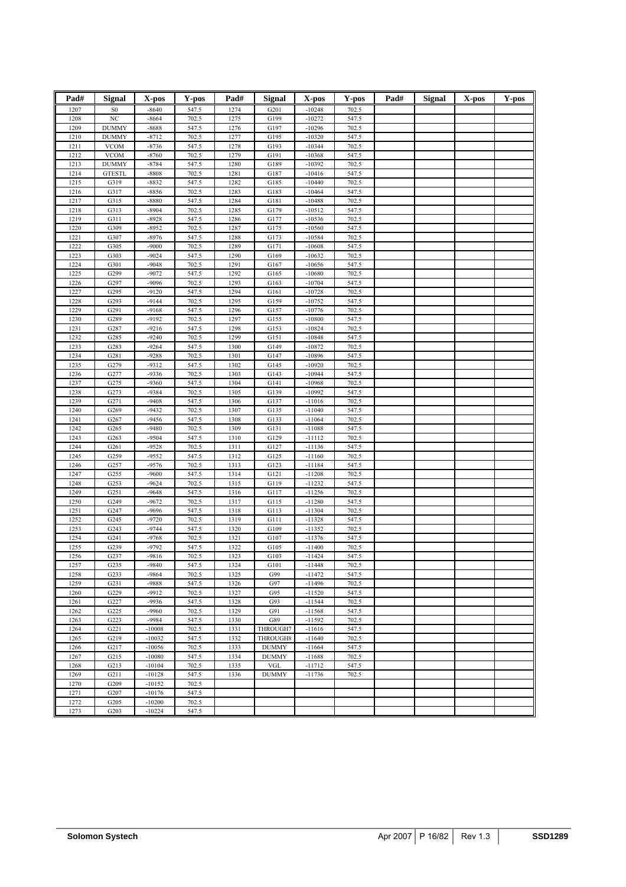| Pad# | Signal | X-pos | Y-pos | Pad# | Signal | X-pos | Y-pos | Pad# | Signal | X-pos | Y-pos |
|---|---|---|---|---|---|---|---|---|---|---|---|
| 1207 | S0 | -8640 | 547.5 | 1274 | G201 | -10248 | 702.5 | | | | |
| 1208 | NC | -8664 | 702.5 | 1275 | G199 | -10272 | 547.5 | | | | |
| 1209 | DUMMY | -8688 | 547.5 | 1276 | G197 | -10296 | 702.5 | | | | |
| 1210 | DUMMY | -8712 | 702.5 | 1277 | G195 | -10320 | 547.5 | | | | |
| 1211 | VCOM | -8736 | 547.5 | 1278 | G193 | -10344 | 702.5 | | | | |
| 1212 | VCOM | -8760 | 702.5 | 1279 | G191 | -10368 | 547.5 | | | | |
| 1213 | DUMMY | -8784 | 547.5 | 1280 | G189 | -10392 | 702.5 | | | | |
| 1214 | GTESTL | -8808 | 702.5 | 1281 | G187 | -10416 | 547.5 | | | | |
| 1215 | G319 | -8832 | 547.5 | 1282 | G185 | -10440 | 702.5 | | | | |
| 1216 | G317 | -8856 | 702.5 | 1283 | G183 | -10464 | 547.5 | | | | |
| 1217 | G315 | -8880 | 547.5 | 1284 | G181 | -10488 | 702.5 | | | | |
| 1218 | G313 | -8904 | 702.5 | 1285 | G179 | -10512 | 547.5 | | | | |
| 1219 | G311 | -8928 | 547.5 | 1286 | G177 | -10536 | 702.5 | | | | |
| 1220 | G309 | -8952 | 702.5 | 1287 | G175 | -10560 | 547.5 | | | | |
| 1221 | G307 | -8976 | 547.5 | 1288 | G173 | -10584 | 702.5 | | | | |
| 1222 | G305 | -9000 | 702.5 | 1289 | G171 | -10608 | 547.5 | | | | |
| 1223 | G303 | -9024 | 547.5 | 1290 | G169 | -10632 | 702.5 | | | | |
| 1224 | G301 | -9048 | 702.5 | 1291 | G167 | -10656 | 547.5 | | | | |
| 1225 | G299 | -9072 | 547.5 | 1292 | G165 | -10680 | 702.5 | | | | |
| 1226 | G297 | -9096 | 702.5 | 1293 | G163 | -10704 | 547.5 | | | | |
| 1227 | G295 | -9120 | 547.5 | 1294 | G161 | -10728 | 702.5 | | | | |
| 1228 | G293 | -9144 | 702.5 | 1295 | G159 | -10752 | 547.5 | | | | |
| 1229 | G291 | -9168 | 547.5 | 1296 | G157 | -10776 | 702.5 | | | | |
| 1230 | G289 | -9192 | 702.5 | 1297 | G155 | -10800 | 547.5 | | | | |
| 1231 | G287 | -9216 | 547.5 | 1298 | G153 | -10824 | 702.5 | | | | |
| 1232 | G285 | -9240 | 702.5 | 1299 | G151 | -10848 | 547.5 | | | | |
| 1233 | G283 | -9264 | 547.5 | 1300 | G149 | -10872 | 702.5 | | | | |
| 1234 | G281 | -9288 | 702.5 | 1301 | G147 | -10896 | 547.5 | | | | |
| 1235 | G279 | -9312 | 547.5 | 1302 | G145 | -10920 | 702.5 | | | | |
| 1236 | G277 | -9336 | 702.5 | 1303 | G143 | -10944 | 547.5 | | | | |
| 1237 | G275 | -9360 | 547.5 | 1304 | G141 | -10968 | 702.5 | | | | |
| 1238 | G273 | -9384 | 702.5 | 1305 | G139 | -10992 | 547.5 | | | | |
| 1239 | G271 | -9408 | 547.5 | 1306 | G137 | -11016 | 702.5 | | | | |
| 1240 | G269 | -9432 | 702.5 | 1307 | G135 | -11040 | 547.5 | | | | |
| 1241 | G267 | -9456 | 547.5 | 1308 | G133 | -11064 | 702.5 | | | | |
| 1242 | G265 | -9480 | 702.5 | 1309 | G131 | -11088 | 547.5 | | | | |
| 1243 | G263 | -9504 | 547.5 | 1310 | G129 | -11112 | 702.5 | | | | |
| 1244 | G261 | -9528 | 702.5 | 1311 | G127 | -11136 | 547.5 | | | | |
| 1245 | G259 | -9552 | 547.5 | 1312 | G125 | -11160 | 702.5 | | | | |
| 1246 | G257 | -9576 | 702.5 | 1313 | G123 | -11184 | 547.5 | | | | |
| 1247 | G255 | -9600 | 547.5 | 1314 | G121 | -11208 | 702.5 | | | | |
| 1248 | G253 | -9624 | 702.5 | 1315 | G119 | -11232 | 547.5 | | | | |
| 1249 | G251 | -9648 | 547.5 | 1316 | G117 | -11256 | 702.5 | | | | |
| 1250 | G249 | -9672 | 702.5 | 1317 | G115 | -11280 | 547.5 | | | | |
| 1251 | G247 | -9696 | 547.5 | 1318 | G113 | -11304 | 702.5 | | | | |
| 1252 | G245 | -9720 | 702.5 | 1319 | G111 | -11328 | 547.5 | | | | |
| 1253 | G243 | -9744 | 547.5 | 1320 | G109 | -11352 | 702.5 | | | | |
| 1254 | G241 | -9768 | 702.5 | 1321 | G107 | -11376 | 547.5 | | | | |
| 1255 | G239 | -9792 | 547.5 | 1322 | G105 | -11400 | 702.5 | | | | |
| 1256 | G237 | -9816 | 702.5 | 1323 | G103 | -11424 | 547.5 | | | | |
| 1257 | G235 | -9840 | 547.5 | 1324 | G101 | -11448 | 702.5 | | | | |
| 1258 | G233 | -9864 | 702.5 | 1325 | G99 | -11472 | 547.5 | | | | |
| 1259 | G231 | -9888 | 547.5 | 1326 | G97 | -11496 | 702.5 | | | | |
| 1260 | G229 | -9912 | 702.5 | 1327 | G95 | -11520 | 547.5 | | | | |
| 1261 | G227 | -9936 | 547.5 | 1328 | G93 | -11544 | 702.5 | | | | |
| 1262 | G225 | -9960 | 702.5 | 1329 | G91 | -11568 | 547.5 | | | | |
| 1263 | G223 | -9984 | 547.5 | 1330 | G89 | -11592 | 702.5 | | | | |
| 1264 | G221 | -10008 | 702.5 | 1331 | THROUGH7 | -11616 | 547.5 | | | | |
| 1265 | G219 | -10032 | 547.5 | 1332 | THROUGH8 | -11640 | 702.5 | | | | |
| 1266 | G217 | -10056 | 702.5 | 1333 | DUMMY | -11664 | 547.5 | | | | |
| 1267 | G215 | -10080 | 547.5 | 1334 | DUMMY | -11688 | 702.5 | | | | |
| 1268 | G213 | -10104 | 702.5 | 1335 | VGL | -11712 | 547.5 | | | | |
| 1269 | G211 | -10128 | 547.5 | 1336 | DUMMY | -11736 | 702.5 | | | | |
| 1270 | G209 | -10152 | 702.5 | | | | | | | | |
| 1271 | G207 | -10176 | 547.5 | | | | | | | | |
| 1272 | G205 | -10200 | 702.5 | | | | | | | | |
| 1273 | G203 | -10224 | 547.5 | | | | | | | | |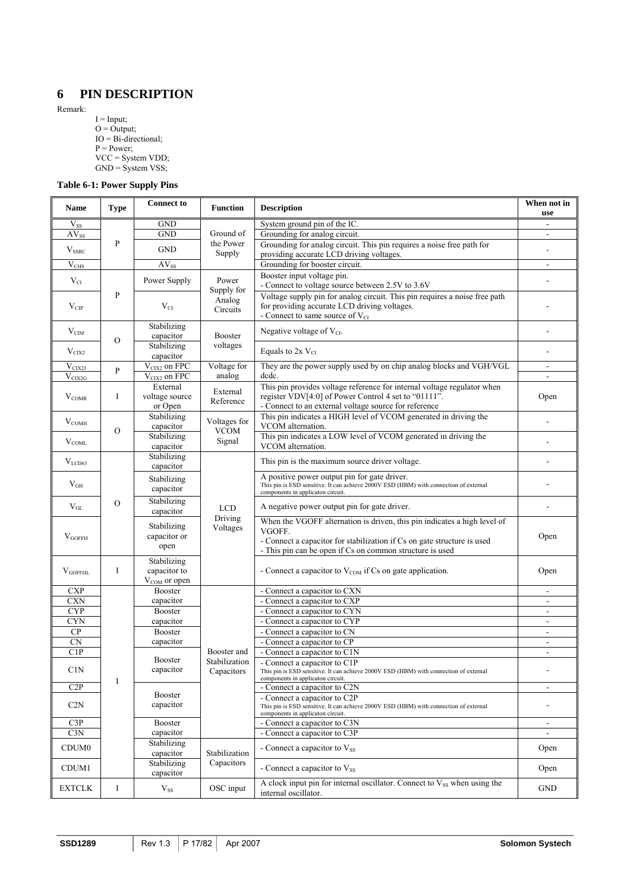# 6 PIN DESCRIPTION

Remark:

I = Input;
O = Output;
IO = Bi-directional;
P = Power;
VCC = System VDD;
GND = System VSS;

**Table 6-1: Power Supply Pins**

| Name | Type | Connect to | Function | Description | When not in use |
|---|---|---|---|---|---|
| $V_{SS}$ | P | GND | Ground of the Power Supply | System ground pin of the IC. | - |
| $AV_{SS}$ | | GND | | Grounding for analog circuit. | - |
| $V_{SSRC}$ | | GND | | Grounding for analog circuit. This pin requires a noise free path for providing accurate LCD driving voltages. | - |
| $V_{CHS}$ | | $AV_{SS}$ | | Grounding for booster circuit. | - |
| $V_{CI}$ | P | Power Supply | Power Supply for Analog Circuits | Booster input voltage pin.<br>- Connect to voltage source between 2.5V to 3.6V | - |
| $V_{CIP}$ | | $V_{CI}$ | | Voltage supply pin for analog circuit. This pin requires a noise free path for providing accurate LCD driving voltages.<br>- Connect to same source of $V_{CI}$ | - |
| $V_{CIM}$ | O | Stabilizing capacitor | Booster voltages | Negative voltage of $V_{CI}$. | - |
| $V_{CIX2}$ | | Stabilizing capacitor | | Equals to 2x $V_{CI}$ | - |
| $V_{CIX2J}$ | P | $V_{CIX2}$ on FPC | Voltage for analog | They are the power supply used by on chip analog blocks and VGH/VGL dcdc. | - |
| $V_{CIX2G}$ | | $V_{CIX2}$ on FPC | | | - |
| $V_{COMR}$ | I | External voltage source or Open | External Reference | This pin provides voltage reference for internal voltage regulator when register VDV[4:0] of Power Control 4 set to "01111".<br>- Connect to an external voltage source for reference | Open |
| $V_{COMH}$ | O | Stabilizing capacitor | Voltages for VCOM Signal | This pin indicates a HIGH level of VCOM generated in driving the VCOM alternation. | - |
| $V_{COML}$ | | Stabilizing capacitor | | This pin indicates a LOW level of VCOM generated in driving the VCOM alternation. | - |
| $V_{LCD63}$ | O | Stabilizing capacitor | LCD Driving Voltages | This pin is the maximum source driver voltage. | - |
| $V_{GH}$ | | Stabilizing capacitor | | A positive power output pin for gate driver.<br>This pin is ESD sensitive. It can achieve 2000V ESD (HBM) with connection of external components in applicaton circuit. | - |
| $V_{GL}$ | | Stabilizing capacitor | | A negative power output pin for gate driver. | - |
| $V_{GOFFH}$ | | Stabilizing capacitor or open | | When the VGOFF alternation is driven, this pin indicates a high level of VGOFF.<br>- Connect a capacitor for stabilization if Cs on gate structure is used<br>- This pin can be open if Cs on common structure is used | Open |
| $V_{GOFFHL}$ | I | Stabilizing capacitor to $V_{COM}$ or open | | - Connect a capacitor to $V_{COM}$ if Cs on gate application. | Open |
| CXP | I | Booster capacitor | Booster and Stabilization Capacitors | - Connect a capacitor to CXN | - |
| CXN | | | | - Connect a capacitor to CXP | - |
| CYP | | Booster capacitor | | - Connect a capacitor to CYN | - |
| CYN | | | | - Connect a capacitor to CYP | - |
| CP | | Booster capacitor | | - Connect a capacitor to CN | - |
| CN | | | | - Connect a capacitor to CP | - |
| C1P | | Booster capacitor | | - Connect a capacitor to C1N | - |
| C1N | | | | - Connect a capacitor to C1P<br>This pin is ESD sensitive. It can achieve 2000V ESD (HBM) with connection of external components in applicaton circuit. | - |
| C2P | | Booster capacitor | | - Connect a capacitor to C2N | - |
| C2N | | | | - Connect a capacitor to C2P<br>This pin is ESD sensitive. It can achieve 2000V ESD (HBM) with connection of external components in applicaton circuit. | - |
| C3P | | Booster capacitor | | - Connect a capacitor to C3N | - |
| C3N | | | | - Connect a capacitor to C3P | - |
| CDUM0 | | Stabilizing capacitor | Stabilization Capacitors | - Connect a capacitor to $V_{SS}$ | Open |
| CDUM1 | | Stabilizing capacitor | | - Connect a capacitor to $V_{SS}$ | Open |
| EXTCLK | I | $V_{SS}$ | OSC input | A clock input pin for internal oscillator. Connect to $V_{SS}$ when using the internal oscillator. | GND |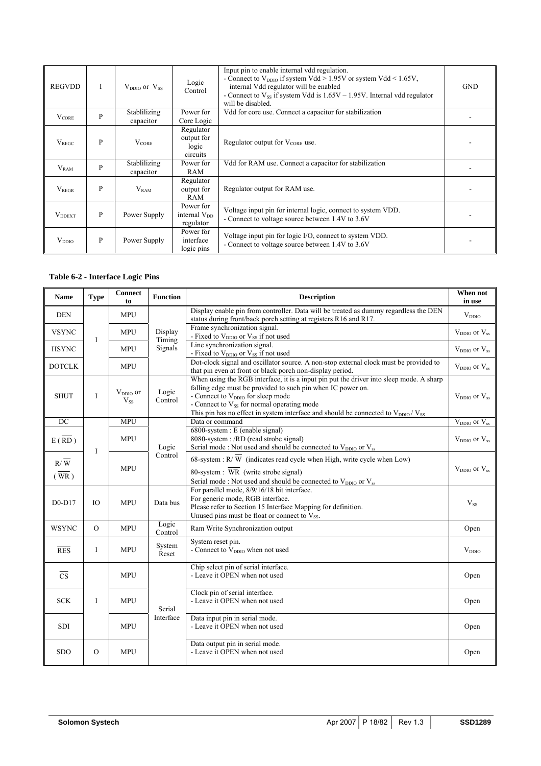| REGVDD | I | $V_{DDIO}$ or $V_{SS}$ | Logic Control | Input pin to enable internal vdd regulation.<br>- Connect to $V_{DDIO}$ if system Vdd > 1.95V or system Vdd < 1.65V, internal Vdd regulator will be enabled<br>- Connect to $V_{SS}$ if system Vdd is 1.65V – 1.95V. Internal vdd regulator will be disabled. | GND |
|---|---|---|---|---|---|
| $V_{CORE}$ | P | Stablilizing capacitor | Power for Core Logic | Vdd for core use. Connect a capacitor for stabilization | - |
| $V_{REGC}$ | P | $V_{CORE}$ | Regulator output for logic circuits | Regulator output for $V_{CORE}$ use. | - |
| $V_{RAM}$ | P | Stablilizing capacitor | Power for RAM | Vdd for RAM use. Connect a capacitor for stabilization | - |
| $V_{REGR}$ | P | $V_{RAM}$ | Regulator output for RAM | Regulator output for RAM use. | - |
| $V_{DDEXT}$ | P | Power Supply | Power for internal $V_{DD}$ regulator | Voltage input pin for internal logic, connect to system VDD.<br>- Connect to voltage source between 1.4V to 3.6V | - |
| $V_{DDIO}$ | P | Power Supply | Power for interface logic pins | Voltage input pin for logic I/O, connect to system VDD.<br>- Connect to voltage source between 1.4V to 3.6V | - |

**Table 6-2 - Interface Logic Pins**

| Name | Type | Connect to | Function | Description | When not in use |
|---|---|---|---|---|---|
| DEN | I | MPU | Display Timing Signals | Display enable pin from controller. Data will be treated as dummy regardless the DEN status during front/back porch setting at registers R16 and R17. | $V_{DDIO}$ |
| VSYNC | | MPU | | Frame synchronization signal.<br>- Fixed to $V_{DDIO}$ or $V_{SS}$ if not used | $V_{DDIO}$ or $V_{ss}$ |
| HSYNC | | MPU | | Line synchronization signal.<br>- Fixed to $V_{DDIO}$ or $V_{SS}$ if not used | $V_{DDIO}$ or $V_{ss}$ |
| DOTCLK | | MPU | | Dot-clock signal and oscillator source. A non-stop external clock must be provided to that pin even at front or black porch non-display period. | $V_{DDIO}$ or $V_{ss}$ |
| SHUT | I | $V_{DDIO}$ or $V_{SS}$ | Logic Control | When using the RGB interface, it is a input pin put the driver into sleep mode. A sharp falling edge must be provided to such pin when IC power on.<br>- Connect to $V_{DDIO}$ for sleep mode<br>- Connect to $V_{SS}$ for normal operating mode<br>This pin has no effect in system interface and should be connected to $V_{DDIO}$ / $V_{SS}$ | $V_{DDIO}$ or $V_{ss}$ |
| DC | I | MPU | Logic Control | Data or command | $V_{DDIO}$ or $V_{ss}$ |
| E ( $\overline{RD}$ ) | | MPU | | 6800-system : E (enable signal)<br>8080-system : /RD (read strobe signal)<br>Serial mode : Not used and should be connected to $V_{DDIO}$ or $V_{ss}$ | $V_{DDIO}$ or $V_{ss}$ |
| R/ $\overline{W}$ ( $\overline{WR}$ ) | | MPU | | 68-system : R/ $\overline{W}$ (indicates read cycle when High, write cycle when Low)<br>80-system : $\overline{WR}$ (write strobe signal)<br>Serial mode : Not used and should be connected to $V_{DDIO}$ or $V_{ss}$ | $V_{DDIO}$ or $V_{ss}$ |
| D0-D17 | IO | MPU | Data bus | For parallel mode, 8/9/16/18 bit interface.<br>For generic mode, RGB interface.<br>Please refer to Section 15 Interface Mapping for definition.<br>Unused pins must be float or connect to $V_{SS}$. | $V_{SS}$ |
| WSYNC | O | MPU | Logic Control | Ram Write Synchronization output | Open |
| $\overline{RES}$ | I | MPU | System Reset | System reset pin.<br>- Connect to $V_{DDIO}$ when not used | $V_{DDIO}$ |
| $\overline{CS}$ | I | MPU | Serial Interface | Chip select pin of serial interface.<br>- Leave it OPEN when not used | Open |
| SCK | | MPU | | Clock pin of serial interface.<br>- Leave it OPEN when not used | Open |
| SDI | | MPU | | Data input pin in serial mode.<br>- Leave it OPEN when not used | Open |
| SDO | O | MPU | | Data output pin in serial mode.<br>- Leave it OPEN when not used | Open |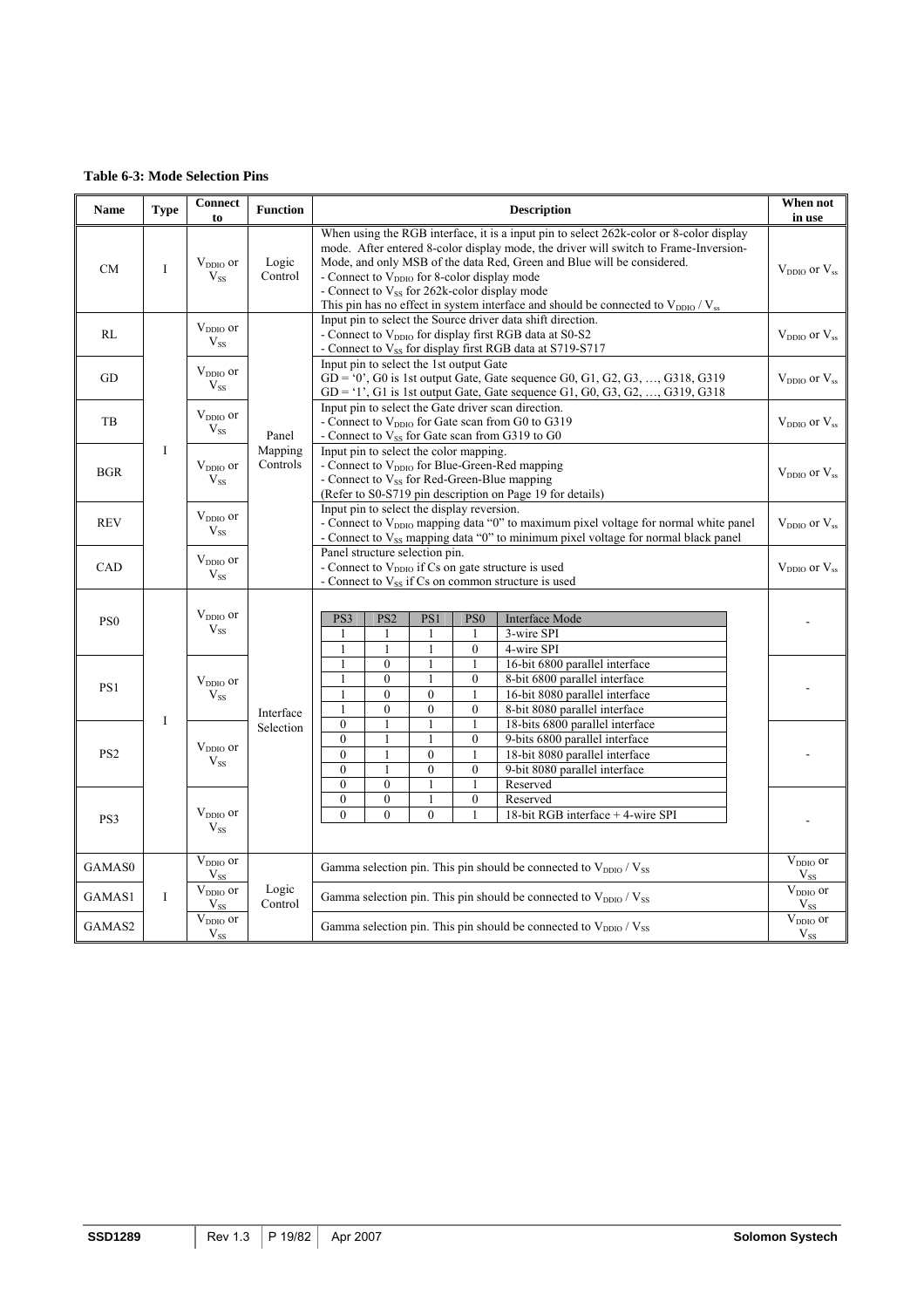**Table 6-3: Mode Selection Pins**

| Name | Type | Connect to | Function | Description | When not in use |
|---|---|---|---|---|---|
| CM | I | $V_{DDIO}$ or $V_{SS}$ | Logic Control | When using the RGB interface, it is a input pin to select 262k-color or 8-color display mode. After entered 8-color display mode, the driver will switch to Frame-Inversion-Mode, and only MSB of the data Red, Green and Blue will be considered.<br>- Connect to $V_{DDIO}$ for 8-color display mode<br>- Connect to $V_{SS}$ for 262k-color display mode<br>This pin has no effect in system interface and should be connected to $V_{DDIO}$ / $V_{ss}$ | $V_{DDIO}$ or $V_{ss}$ |
| RL | I | $V_{DDIO}$ or $V_{SS}$ | Panel Mapping Controls | Input pin to select the Source driver data shift direction.<br>- Connect to $V_{DDIO}$ for display first RGB data at S0-S2<br>- Connect to $V_{SS}$ for display first RGB data at S719-S717 | $V_{DDIO}$ or $V_{ss}$ |
| GD | I | $V_{DDIO}$ or $V_{SS}$ | Panel Mapping Controls | Input pin to select the 1st output Gate<br>GD = '0', G0 is 1st output Gate, Gate sequence G0, G1, G2, G3, …, G318, G319<br>GD = '1', G1 is 1st output Gate, Gate sequence G1, G0, G3, G2, …, G319, G318 | $V_{DDIO}$ or $V_{ss}$ |
| TB | I | $V_{DDIO}$ or $V_{SS}$ | Panel Mapping Controls | Input pin to select the Gate driver scan direction.<br>- Connect to $V_{DDIO}$ for Gate scan from G0 to G319<br>- Connect to $V_{SS}$ for Gate scan from G319 to G0 | $V_{DDIO}$ or $V_{ss}$ |
| BGR | I | $V_{DDIO}$ or $V_{SS}$ | Panel Mapping Controls | Input pin to select the color mapping.<br>- Connect to $V_{DDIO}$ for Blue-Green-Red mapping<br>- Connect to $V_{SS}$ for Red-Green-Blue mapping<br>(Refer to S0-S719 pin description on Page 19 for details) | $V_{DDIO}$ or $V_{ss}$ |
| REV | I | $V_{DDIO}$ or $V_{SS}$ | Panel Mapping Controls | Input pin to select the display reversion.<br>- Connect to $V_{DDIO}$ mapping data "0" to maximum pixel voltage for normal white panel<br>- Connect to $V_{SS}$ mapping data "0" to minimum pixel voltage for normal black panel | $V_{DDIO}$ or $V_{ss}$ |
| CAD | I | $V_{DDIO}$ or $V_{SS}$ | Panel Mapping Controls | Panel structure selection pin.<br>- Connect to $V_{DDIO}$ if Cs on gate structure is used<br>- Connect to $V_{SS}$ if Cs on common structure is used | $V_{DDIO}$ or $V_{ss}$ |
| PS0 | I | $V_{DDIO}$ or $V_{SS}$ | Interface Selection | See interface mode table below | - |
| PS1 | I | $V_{DDIO}$ or $V_{SS}$ | Interface Selection | See interface mode table below | - |
| PS2 | I | $V_{DDIO}$ or $V_{SS}$ | Interface Selection | See interface mode table below | - |
| PS3 | I | $V_{DDIO}$ or $V_{SS}$ | Interface Selection | See interface mode table below | - |
| GAMAS0 | I | $V_{DDIO}$ or $V_{SS}$ | Logic Control | Gamma selection pin. This pin should be connected to $V_{DDIO}$ / $V_{SS}$ | $V_{DDIO}$ or $V_{SS}$ |
| GAMAS1 | I | $V_{DDIO}$ or $V_{SS}$ | Logic Control | Gamma selection pin. This pin should be connected to $V_{DDIO}$ / $V_{SS}$ | $V_{DDIO}$ or $V_{SS}$ |
| GAMAS2 | I | $V_{DDIO}$ or $V_{SS}$ | Logic Control | Gamma selection pin. This pin should be connected to $V_{DDIO}$ / $V_{SS}$ | $V_{DDIO}$ or $V_{SS}$ |

| PS3 | PS2 | PS1 | PS0 | Interface Mode |
|---|---|---|---|---|
| 1 | 1 | 1 | 1 | 3-wire SPI |
| 1 | 1 | 1 | 0 | 4-wire SPI |
| 1 | 0 | 1 | 1 | 16-bit 6800 parallel interface |
| 1 | 0 | 1 | 0 | 8-bit 6800 parallel interface |
| 1 | 0 | 0 | 1 | 16-bit 8080 parallel interface |
| 1 | 0 | 0 | 0 | 8-bit 8080 parallel interface |
| 0 | 1 | 1 | 1 | 18-bits 6800 parallel interface |
| 0 | 1 | 1 | 0 | 9-bits 6800 parallel interface |
| 0 | 1 | 0 | 1 | 18-bit 8080 parallel interface |
| 0 | 1 | 0 | 0 | 9-bit 8080 parallel interface |
| 0 | 0 | 1 | 1 | Reserved |
| 0 | 0 | 1 | 0 | Reserved |
| 0 | 0 | 0 | 1 | 18-bit RGB interface + 4-wire SPI |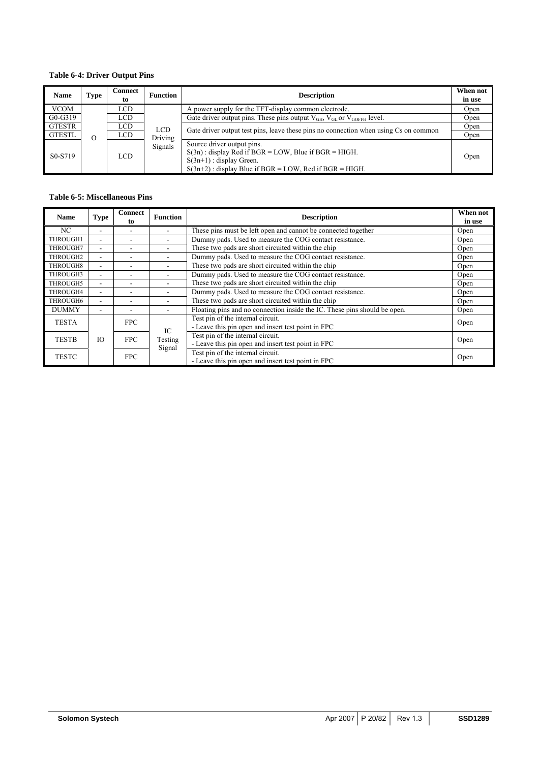**Table 6-4: Driver Output Pins**

| Name | Type | Connect to | Function | Description | When not in use |
|---|---|---|---|---|---|
| VCOM | O | LCD | LCD Driving Signals | A power supply for the TFT-display common electrode. | Open |
| G0-G319 | | LCD | | Gate driver output pins. These pins output $V_{GH}$, $V_{GL}$ or $V_{GOFFH}$ level. | Open |
| GTESTR | | LCD | | Gate driver output test pins, leave these pins no connection when using Cs on common | Open |
| GTESTL | | LCD | | | Open |
| S0-S719 | | LCD | | Source driver output pins.<br>S(3n) : display Red if BGR = LOW, Blue if BGR = HIGH.<br>S(3n+1) : display Green.<br>S(3n+2) : display Blue if BGR = LOW, Red if BGR = HIGH. | Open |

**Table 6-5: Miscellaneous Pins**

| Name | Type | Connect to | Function | Description | When not in use |
|---|---|---|---|---|---|
| NC | - | - | - | These pins must be left open and cannot be connected together | Open |
| THROUGH1 | - | - | - | Dummy pads. Used to measure the COG contact resistance. | Open |
| THROUGH7 | - | - | - | These two pads are short circuited within the chip | Open |
| THROUGH2 | - | - | - | Dummy pads. Used to measure the COG contact resistance. | Open |
| THROUGH8 | - | - | - | These two pads are short circuited within the chip | Open |
| THROUGH3 | - | - | - | Dummy pads. Used to measure the COG contact resistance. | Open |
| THROUGH5 | - | - | - | These two pads are short circuited within the chip | Open |
| THROUGH4 | - | - | - | Dummy pads. Used to measure the COG contact resistance. | Open |
| THROUGH6 | - | - | - | These two pads are short circuited within the chip | Open |
| DUMMY | - | - | - | Floating pins and no connection inside the IC. These pins should be open. | Open |
| TESTA | IO | FPC | IC Testing Signal | Test pin of the internal circuit.<br>- Leave this pin open and insert test point in FPC | Open |
| TESTB | | FPC | | Test pin of the internal circuit.<br>- Leave this pin open and insert test point in FPC | Open |
| TESTC | | FPC | | Test pin of the internal circuit.<br>- Leave this pin open and insert test point in FPC | Open |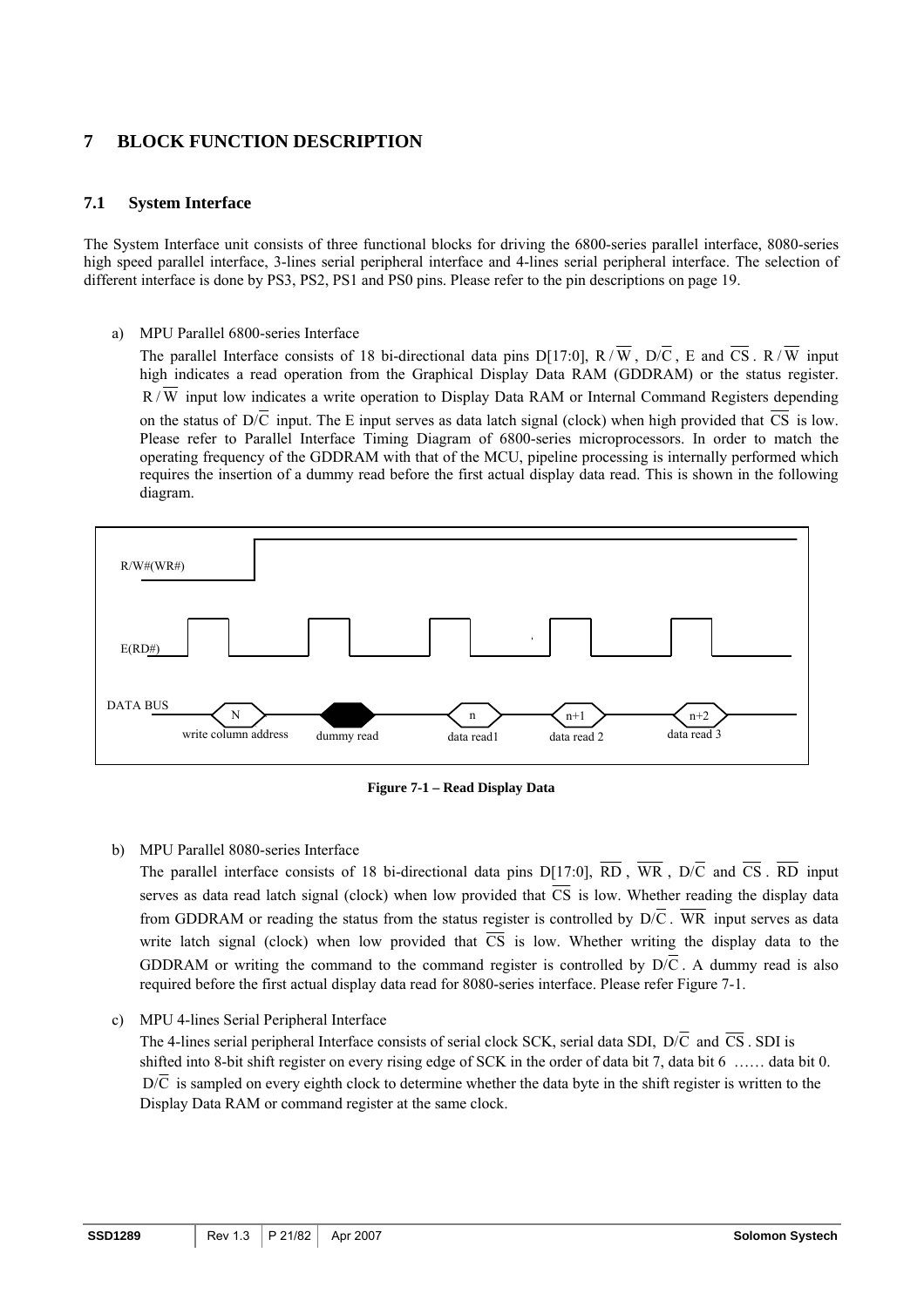# 7 BLOCK FUNCTION DESCRIPTION

## 7.1 System Interface

The System Interface unit consists of three functional blocks for driving the 6800-series parallel interface, 8080-series high speed parallel interface, 3-lines serial peripheral interface and 4-lines serial peripheral interface. The selection of different interface is done by PS3, PS2, PS1 and PS0 pins. Please refer to the pin descriptions on page 19.

a) MPU Parallel 6800-series Interface

The parallel Interface consists of 18 bi-directional data pins D[17:0], $R/\overline{W}$, $D/\overline{C}$, E and $\overline{CS}$. $R/\overline{W}$ input high indicates a read operation from the Graphical Display Data RAM (GDDRAM) or the status register. $R/\overline{W}$ input low indicates a write operation to Display Data RAM or Internal Command Registers depending on the status of $D/\overline{C}$ input. The E input serves as data latch signal (clock) when high provided that $\overline{CS}$ is low. Please refer to Parallel Interface Timing Diagram of 6800-series microprocessors. In order to match the operating frequency of the GDDRAM with that of the MCU, pipeline processing is internally performed which requires the insertion of a dummy read before the first actual display data read. This is shown in the following diagram.

R/W#(WR#)

E(RD#)

DATA BUS: N (write column address), dummy read, n (data read1), n+1 (data read 2), n+2 (data read 3)

**Figure 7-1 – Read Display Data**

b) MPU Parallel 8080-series Interface

The parallel interface consists of 18 bi-directional data pins D[17:0], $\overline{RD}$, $\overline{WR}$, $D/\overline{C}$ and $\overline{CS}$. $\overline{RD}$ input serves as data read latch signal (clock) when low provided that $\overline{CS}$ is low. Whether reading the display data from GDDRAM or reading the status from the status register is controlled by $D/\overline{C}$. $\overline{WR}$ input serves as data write latch signal (clock) when low provided that $\overline{CS}$ is low. Whether writing the display data to the GDDRAM or writing the command to the command register is controlled by $D/\overline{C}$. A dummy read is also required before the first actual display data read for 8080-series interface. Please refer Figure 7-1.

c) MPU 4-lines Serial Peripheral Interface

The 4-lines serial peripheral Interface consists of serial clock SCK, serial data SDI, $D/\overline{C}$ and $\overline{CS}$. SDI is shifted into 8-bit shift register on every rising edge of SCK in the order of data bit 7, data bit 6 …… data bit 0. $D/\overline{C}$ is sampled on every eighth clock to determine whether the data byte in the shift register is written to the Display Data RAM or command register at the same clock.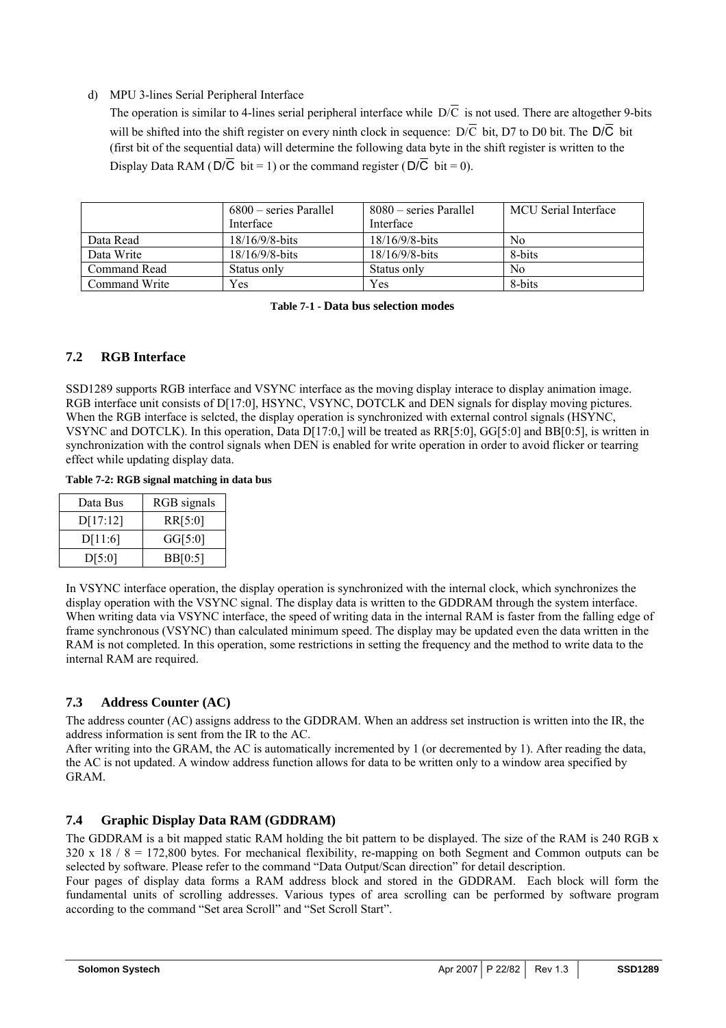d) MPU 3-lines Serial Peripheral Interface

The operation is similar to 4-lines serial peripheral interface while $D/\overline{C}$ is not used. There are altogether 9-bits will be shifted into the shift register on every ninth clock in sequence: $D/\overline{C}$ bit, D7 to D0 bit. The $D/\overline{C}$ bit (first bit of the sequential data) will determine the following data byte in the shift register is written to the Display Data RAM ($D/\overline{C}$ bit = 1) or the command register ($D/\overline{C}$ bit = 0).

| | 6800 – series Parallel Interface | 8080 – series Parallel Interface | MCU Serial Interface |
|---|---|---|---|
| Data Read | 18/16/9/8-bits | 18/16/9/8-bits | No |
| Data Write | 18/16/9/8-bits | 18/16/9/8-bits | 8-bits |
| Command Read | Status only | Status only | No |
| Command Write | Yes | Yes | 8-bits |

**Table 7-1 - Data bus selection modes**

## 7.2 RGB Interface

SSD1289 supports RGB interface and VSYNC interface as the moving display interace to display animation image. RGB interface unit consists of D[17:0], HSYNC, VSYNC, DOTCLK and DEN signals for display moving pictures. When the RGB interface is selcted, the display operation is synchronized with external control signals (HSYNC, VSYNC and DOTCLK). In this operation, Data D[17:0,] will be treated as RR[5:0], GG[5:0] and BB[0:5], is written in synchronization with the control signals when DEN is enabled for write operation in order to avoid flicker or tearring effect while updating display data.

**Table 7-2: RGB signal matching in data bus**

| Data Bus | RGB signals |
|---|---|
| D[17:12] | RR[5:0] |
| D[11:6] | GG[5:0] |
| D[5:0] | BB[0:5] |

In VSYNC interface operation, the display operation is synchronized with the internal clock, which synchronizes the display operation with the VSYNC signal. The display data is written to the GDDRAM through the system interface. When writing data via VSYNC interface, the speed of writing data in the internal RAM is faster from the falling edge of frame synchronous (VSYNC) than calculated minimum speed. The display may be updated even the data written in the RAM is not completed. In this operation, some restrictions in setting the frequency and the method to write data to the internal RAM are required.

## 7.3 Address Counter (AC)

The address counter (AC) assigns address to the GDDRAM. When an address set instruction is written into the IR, the address information is sent from the IR to the AC.
After writing into the GRAM, the AC is automatically incremented by 1 (or decremented by 1). After reading the data, the AC is not updated. A window address function allows for data to be written only to a window area specified by GRAM.

## 7.4 Graphic Display Data RAM (GDDRAM)

The GDDRAM is a bit mapped static RAM holding the bit pattern to be displayed. The size of the RAM is 240 RGB x 320 x 18 / 8 = 172,800 bytes. For mechanical flexibility, re-mapping on both Segment and Common outputs can be selected by software. Please refer to the command "Data Output/Scan direction" for detail description.
Four pages of display data forms a RAM address block and stored in the GDDRAM. Each block will form the fundamental units of scrolling addresses. Various types of area scrolling can be performed by software program according to the command "Set area Scroll" and "Set Scroll Start".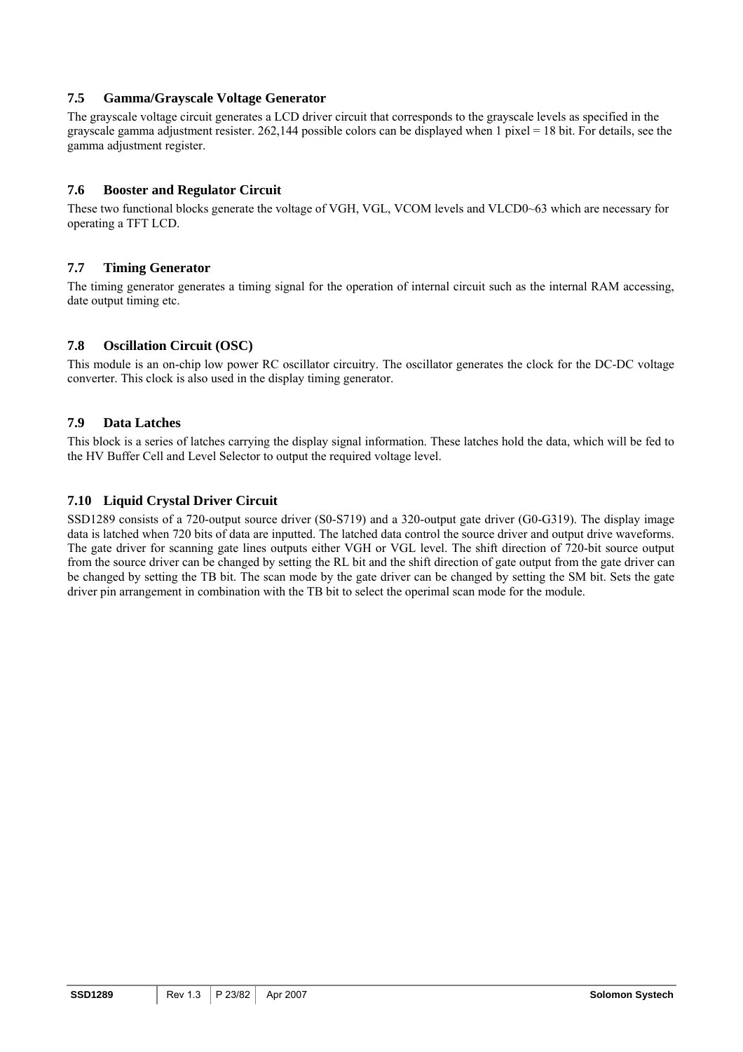### 7.5 Gamma/Grayscale Voltage Generator

The grayscale voltage circuit generates a LCD driver circuit that corresponds to the grayscale levels as specified in the grayscale gamma adjustment resister. 262,144 possible colors can be displayed when 1 pixel = 18 bit. For details, see the gamma adjustment register.

### 7.6 Booster and Regulator Circuit

These two functional blocks generate the voltage of VGH, VGL, VCOM levels and VLCD0~63 which are necessary for operating a TFT LCD.

### 7.7 Timing Generator

The timing generator generates a timing signal for the operation of internal circuit such as the internal RAM accessing, date output timing etc.

### 7.8 Oscillation Circuit (OSC)

This module is an on-chip low power RC oscillator circuitry. The oscillator generates the clock for the DC-DC voltage converter. This clock is also used in the display timing generator.

### 7.9 Data Latches

This block is a series of latches carrying the display signal information. These latches hold the data, which will be fed to the HV Buffer Cell and Level Selector to output the required voltage level.

### 7.10 Liquid Crystal Driver Circuit

SSD1289 consists of a 720-output source driver (S0-S719) and a 320-output gate driver (G0-G319). The display image data is latched when 720 bits of data are inputted. The latched data control the source driver and output drive waveforms. The gate driver for scanning gate lines outputs either VGH or VGL level. The shift direction of 720-bit source output from the source driver can be changed by setting the RL bit and the shift direction of gate output from the gate driver can be changed by setting the TB bit. The scan mode by the gate driver can be changed by setting the SM bit. Sets the gate driver pin arrangement in combination with the TB bit to select the operimal scan mode for the module.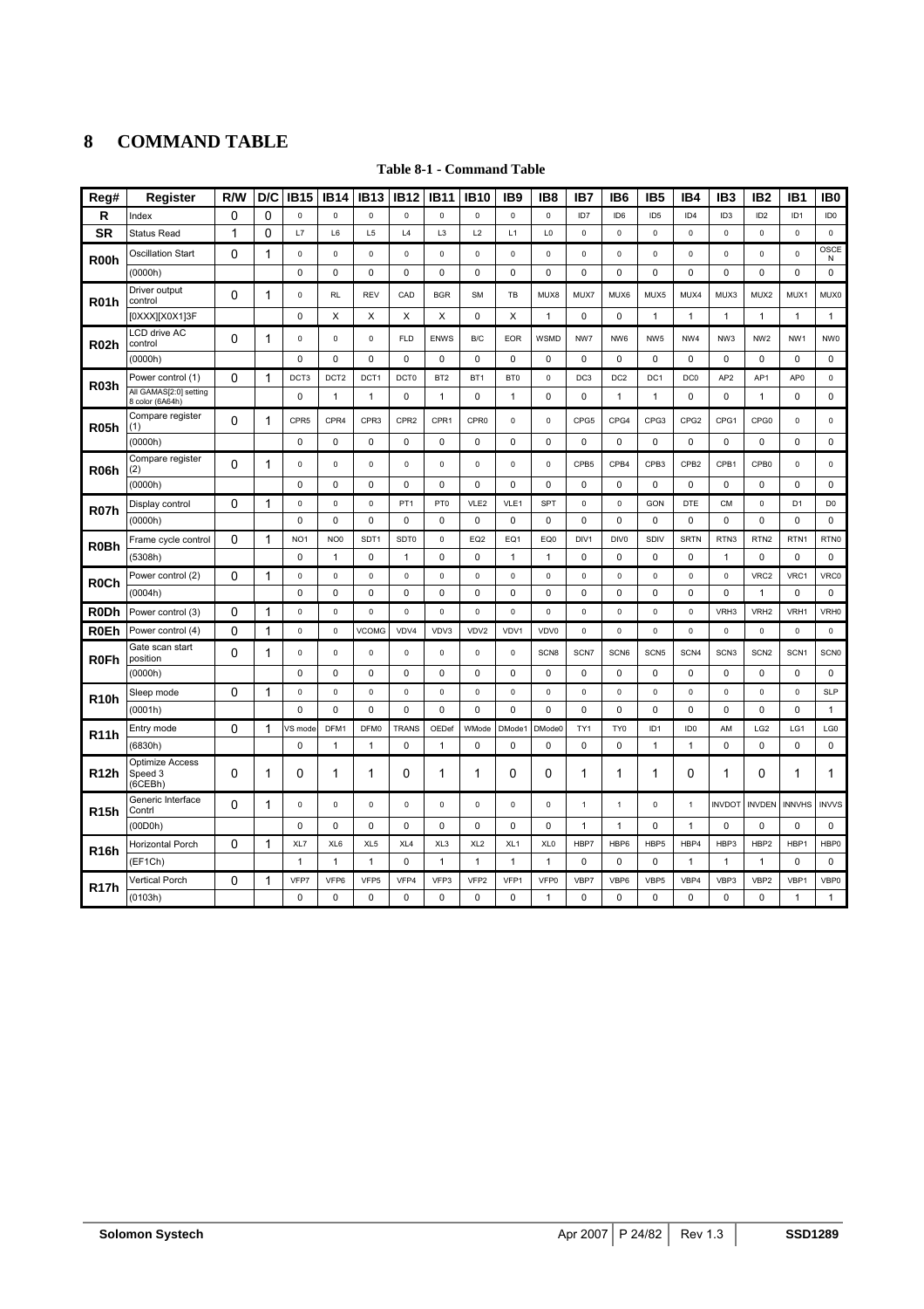# 8 COMMAND TABLE

**Table 8-1 - Command Table**

| Reg# | Register | R/W | D/C | IB15 | IB14 | IB13 | IB12 | IB11 | IB10 | IB9 | IB8 | IB7 | IB6 | IB5 | IB4 | IB3 | IB2 | IB1 | IB0 |
|---|---|---|---|---|---|---|---|---|---|---|---|---|---|---|---|---|---|---|---|
| R | Index | 0 | 0 | 0 | 0 | 0 | 0 | 0 | 0 | 0 | 0 | ID7 | ID6 | ID5 | ID4 | ID3 | ID2 | ID1 | ID0 |
| SR | Status Read | 1 | 0 | L7 | L6 | L5 | L4 | L3 | L2 | L1 | L0 | 0 | 0 | 0 | 0 | 0 | 0 | 0 | 0 |
| R00h | Oscillation Start | 0 | 1 | 0 | 0 | 0 | 0 | 0 | 0 | 0 | 0 | 0 | 0 | 0 | 0 | 0 | 0 | 0 | OSCEN |
| | (0000h) | | | 0 | 0 | 0 | 0 | 0 | 0 | 0 | 0 | 0 | 0 | 0 | 0 | 0 | 0 | 0 | 0 |
| R01h | Driver output control | 0 | 1 | 0 | RL | REV | CAD | BGR | SM | TB | MUX8 | MUX7 | MUX6 | MUX5 | MUX4 | MUX3 | MUX2 | MUX1 | MUX0 |
| | [0XXX][X0X1]3F | | | 0 | X | X | X | X | 0 | X | 1 | 0 | 0 | 1 | 1 | 1 | 1 | 1 | 1 |
| R02h | LCD drive AC control | 0 | 1 | 0 | 0 | 0 | FLD | ENWS | B/C | EOR | WSMD | NW7 | NW6 | NW5 | NW4 | NW3 | NW2 | NW1 | NW0 |
| | (0000h) | | | 0 | 0 | 0 | 0 | 0 | 0 | 0 | 0 | 0 | 0 | 0 | 0 | 0 | 0 | 0 | 0 |
| R03h | Power control (1) | 0 | 1 | DCT3 | DCT2 | DCT1 | DCT0 | BT2 | BT1 | BT0 | 0 | DC3 | DC2 | DC1 | DC0 | AP2 | AP1 | AP0 | 0 |
| | All GAMAS[2:0] setting 8 color (6A64h) | | | 0 | 1 | 1 | 0 | 1 | 0 | 1 | 0 | 0 | 1 | 1 | 0 | 0 | 1 | 0 | 0 |
| R05h | Compare register (1) | 0 | 1 | CPR5 | CPR4 | CPR3 | CPR2 | CPR1 | CPR0 | 0 | 0 | CPG5 | CPG4 | CPG3 | CPG2 | CPG1 | CPG0 | 0 | 0 |
| | (0000h) | | | 0 | 0 | 0 | 0 | 0 | 0 | 0 | 0 | 0 | 0 | 0 | 0 | 0 | 0 | 0 | 0 |
| R06h | Compare register (2) | 0 | 1 | 0 | 0 | 0 | 0 | 0 | 0 | 0 | 0 | CPB5 | CPB4 | CPB3 | CPB2 | CPB1 | CPB0 | 0 | 0 |
| | (0000h) | | | 0 | 0 | 0 | 0 | 0 | 0 | 0 | 0 | 0 | 0 | 0 | 0 | 0 | 0 | 0 | 0 |
| R07h | Display control | 0 | 1 | 0 | 0 | 0 | PT1 | PT0 | VLE2 | VLE1 | SPT | 0 | 0 | GON | DTE | CM | 0 | D1 | D0 |
| | (0000h) | | | 0 | 0 | 0 | 0 | 0 | 0 | 0 | 0 | 0 | 0 | 0 | 0 | 0 | 0 | 0 | 0 |
| R0Bh | Frame cycle control | 0 | 1 | NO1 | NO0 | SDT1 | SDT0 | 0 | EQ2 | EQ1 | EQ0 | DIV1 | DIV0 | SDIV | SRTN | RTN3 | RTN2 | RTN1 | RTN0 |
| | (5308h) | | | 0 | 1 | 0 | 1 | 0 | 0 | 1 | 1 | 0 | 0 | 0 | 0 | 1 | 0 | 0 | 0 |
| R0Ch | Power control (2) | 0 | 1 | 0 | 0 | 0 | 0 | 0 | 0 | 0 | 0 | 0 | 0 | 0 | 0 | 0 | VRC2 | VRC1 | VRC0 |
| | (0004h) | | | 0 | 0 | 0 | 0 | 0 | 0 | 0 | 0 | 0 | 0 | 0 | 0 | 0 | 1 | 0 | 0 |
| R0Dh | Power control (3) | 0 | 1 | 0 | 0 | 0 | 0 | 0 | 0 | 0 | 0 | 0 | 0 | 0 | 0 | VRH3 | VRH2 | VRH1 | VRH0 |
| R0Eh | Power control (4) | 0 | 1 | 0 | 0 | VCOMG | VDV4 | VDV3 | VDV2 | VDV1 | VDV0 | 0 | 0 | 0 | 0 | 0 | 0 | 0 | 0 |
| R0Fh | Gate scan start position | 0 | 1 | 0 | 0 | 0 | 0 | 0 | 0 | 0 | SCN8 | SCN7 | SCN6 | SCN5 | SCN4 | SCN3 | SCN2 | SCN1 | SCN0 |
| | (0000h) | | | 0 | 0 | 0 | 0 | 0 | 0 | 0 | 0 | 0 | 0 | 0 | 0 | 0 | 0 | 0 | 0 |
| R10h | Sleep mode | 0 | 1 | 0 | 0 | 0 | 0 | 0 | 0 | 0 | 0 | 0 | 0 | 0 | 0 | 0 | 0 | 0 | SLP |
| | (0001h) | | | 0 | 0 | 0 | 0 | 0 | 0 | 0 | 0 | 0 | 0 | 0 | 0 | 0 | 0 | 0 | 1 |
| R11h | Entry mode | 0 | 1 | VS mode | DFM1 | DFM0 | TRANS | OEDef | WMode | DMode1 | DMode0 | TY1 | TY0 | ID1 | ID0 | AM | LG2 | LG1 | LG0 |
| | (6830h) | | | 0 | 1 | 1 | 0 | 1 | 0 | 0 | 0 | 0 | 0 | 1 | 1 | 0 | 0 | 0 | 0 |
| R12h | Optimize Access Speed 3 (6CEBh) | 0 | 1 | 0 | 1 | 1 | 0 | 1 | 1 | 0 | 0 | 1 | 1 | 1 | 0 | 1 | 0 | 1 | 1 |
| R15h | Generic Interface Contrl | 0 | 1 | 0 | 0 | 0 | 0 | 0 | 0 | 0 | 0 | 1 | 1 | 0 | 1 | INVDOT | INVDEN | INNVHS | INVVS |
| | (00D0h) | | | 0 | 0 | 0 | 0 | 0 | 0 | 0 | 0 | 1 | 1 | 0 | 1 | 0 | 0 | 0 | 0 |
| R16h | Horizontal Porch | 0 | 1 | XL7 | XL6 | XL5 | XL4 | XL3 | XL2 | XL1 | XL0 | HBP7 | HBP6 | HBP5 | HBP4 | HBP3 | HBP2 | HBP1 | HBP0 |
| | (EF1Ch) | | | 1 | 1 | 1 | 0 | 1 | 1 | 1 | 1 | 0 | 0 | 0 | 1 | 1 | 1 | 0 | 0 |
| R17h | Vertical Porch | 0 | 1 | VFP7 | VFP6 | VFP5 | VFP4 | VFP3 | VFP2 | VFP1 | VFP0 | VBP7 | VBP6 | VBP5 | VBP4 | VBP3 | VBP2 | VBP1 | VBP0 |
| | (0103h) | | | 0 | 0 | 0 | 0 | 0 | 0 | 0 | 1 | 0 | 0 | 0 | 0 | 0 | 0 | 1 | 1 |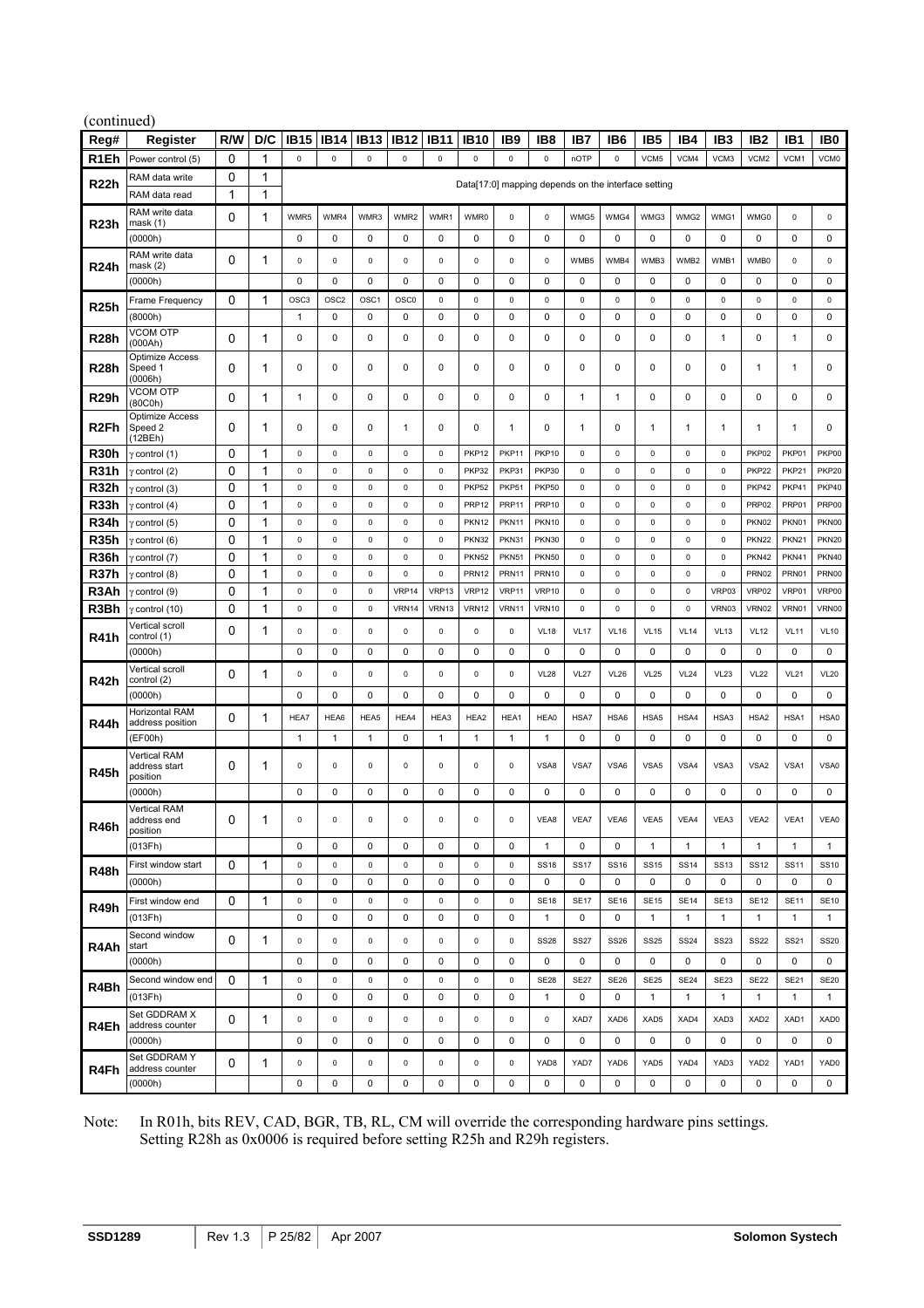(continued)

| Reg# | Register | R/W | D/C | IB15 | IB14 | IB13 | IB12 | IB11 | IB10 | IB9 | IB8 | IB7 | IB6 | IB5 | IB4 | IB3 | IB2 | IB1 | IB0 |
|---|---|---|---|---|---|---|---|---|---|---|---|---|---|---|---|---|---|---|---|
| R1Eh | Power control (5) | 0 | 1 | 0 | 0 | 0 | 0 | 0 | 0 | 0 | 0 | nOTP | 0 | VCM5 | VCM4 | VCM3 | VCM2 | VCM1 | VCM0 |
| R22h | RAM data write | 0 | 1 | Data[17:0] mapping depends on the interface setting | | | | | | | | | | | | | | | |
| | RAM data read | 1 | 1 | | | | | | | | | | | | | | | | |
| R23h | RAM write data mask (1) | 0 | 1 | WMR5 | WMR4 | WMR3 | WMR2 | WMR1 | WMR0 | 0 | 0 | WMG5 | WMG4 | WMG3 | WMG2 | WMG1 | WMG0 | 0 | 0 |
| | (0000h) | | | 0 | 0 | 0 | 0 | 0 | 0 | 0 | 0 | 0 | 0 | 0 | 0 | 0 | 0 | 0 | 0 |
| R24h | RAM write data mask (2) | 0 | 1 | 0 | 0 | 0 | 0 | 0 | 0 | 0 | 0 | WMB5 | WMB4 | WMB3 | WMB2 | WMB1 | WMB0 | 0 | 0 |
| | (0000h) | | | 0 | 0 | 0 | 0 | 0 | 0 | 0 | 0 | 0 | 0 | 0 | 0 | 0 | 0 | 0 | 0 |
| R25h | Frame Frequency | 0 | 1 | OSC3 | OSC2 | OSC1 | OSC0 | 0 | 0 | 0 | 0 | 0 | 0 | 0 | 0 | 0 | 0 | 0 | 0 |
| | (8000h) | | | 1 | 0 | 0 | 0 | 0 | 0 | 0 | 0 | 0 | 0 | 0 | 0 | 0 | 0 | 0 | 0 |
| R28h | VCOM OTP (000Ah) | 0 | 1 | 0 | 0 | 0 | 0 | 0 | 0 | 0 | 0 | 0 | 0 | 0 | 0 | 1 | 0 | 1 | 0 |
| R28h | Optimize Access Speed 1 (0006h) | 0 | 1 | 0 | 0 | 0 | 0 | 0 | 0 | 0 | 0 | 0 | 0 | 0 | 0 | 0 | 1 | 1 | 0 |
| R29h | VCOM OTP (80C0h) | 0 | 1 | 1 | 0 | 0 | 0 | 0 | 0 | 0 | 0 | 1 | 1 | 0 | 0 | 0 | 0 | 0 | 0 |
| R2Fh | Optimize Access Speed 2 (12BEh) | 0 | 1 | 0 | 0 | 0 | 1 | 0 | 0 | 1 | 0 | 1 | 0 | 1 | 1 | 1 | 1 | 1 | 0 |
| R30h | γ control (1) | 0 | 1 | 0 | 0 | 0 | 0 | 0 | PKP12 | PKP11 | PKP10 | 0 | 0 | 0 | 0 | 0 | PKP02 | PKP01 | PKP00 |
| R31h | γ control (2) | 0 | 1 | 0 | 0 | 0 | 0 | 0 | PKP32 | PKP31 | PKP30 | 0 | 0 | 0 | 0 | 0 | PKP22 | PKP21 | PKP20 |
| R32h | γ control (3) | 0 | 1 | 0 | 0 | 0 | 0 | 0 | PKP52 | PKP51 | PKP50 | 0 | 0 | 0 | 0 | 0 | PKP42 | PKP41 | PKP40 |
| R33h | γ control (4) | 0 | 1 | 0 | 0 | 0 | 0 | 0 | PRP12 | PRP11 | PRP10 | 0 | 0 | 0 | 0 | 0 | PRP02 | PRP01 | PRP00 |
| R34h | γ control (5) | 0 | 1 | 0 | 0 | 0 | 0 | 0 | PKN12 | PKN11 | PKN10 | 0 | 0 | 0 | 0 | 0 | PKN02 | PKN01 | PKN00 |
| R35h | γ control (6) | 0 | 1 | 0 | 0 | 0 | 0 | 0 | PKN32 | PKN31 | PKN30 | 0 | 0 | 0 | 0 | 0 | PKN22 | PKN21 | PKN20 |
| R36h | γ control (7) | 0 | 1 | 0 | 0 | 0 | 0 | 0 | PKN52 | PKN51 | PKN50 | 0 | 0 | 0 | 0 | 0 | PKN42 | PKN41 | PKN40 |
| R37h | γ control (8) | 0 | 1 | 0 | 0 | 0 | 0 | 0 | PRN12 | PRN11 | PRN10 | 0 | 0 | 0 | 0 | 0 | PRN02 | PRN01 | PRN00 |
| R3Ah | γ control (9) | 0 | 1 | 0 | 0 | 0 | VRP14 | VRP13 | VRP12 | VRP11 | VRP10 | 0 | 0 | 0 | 0 | VRP03 | VRP02 | VRP01 | VRP00 |
| R3Bh | γ control (10) | 0 | 1 | 0 | 0 | 0 | VRN14 | VRN13 | VRN12 | VRN11 | VRN10 | 0 | 0 | 0 | 0 | VRN03 | VRN02 | VRN01 | VRN00 |
| R41h | Vertical scroll control (1) | 0 | 1 | 0 | 0 | 0 | 0 | 0 | 0 | 0 | VL18 | VL17 | VL16 | VL15 | VL14 | VL13 | VL12 | VL11 | VL10 |
| | (0000h) | | | 0 | 0 | 0 | 0 | 0 | 0 | 0 | 0 | 0 | 0 | 0 | 0 | 0 | 0 | 0 | 0 |
| R42h | Vertical scroll control (2) | 0 | 1 | 0 | 0 | 0 | 0 | 0 | 0 | 0 | VL28 | VL27 | VL26 | VL25 | VL24 | VL23 | VL22 | VL21 | VL20 |
| | (0000h) | | | 0 | 0 | 0 | 0 | 0 | 0 | 0 | 0 | 0 | 0 | 0 | 0 | 0 | 0 | 0 | 0 |
| R44h | Horizontal RAM address position | 0 | 1 | HEA7 | HEA6 | HEA5 | HEA4 | HEA3 | HEA2 | HEA1 | HEA0 | HSA7 | HSA6 | HSA5 | HSA4 | HSA3 | HSA2 | HSA1 | HSA0 |
| | (EF00h) | | | 1 | 1 | 1 | 0 | 1 | 1 | 1 | 1 | 0 | 0 | 0 | 0 | 0 | 0 | 0 | 0 |
| R45h | Vertical RAM address start position | 0 | 1 | 0 | 0 | 0 | 0 | 0 | 0 | 0 | VSA8 | VSA7 | VSA6 | VSA5 | VSA4 | VSA3 | VSA2 | VSA1 | VSA0 |
| | (0000h) | | | 0 | 0 | 0 | 0 | 0 | 0 | 0 | 0 | 0 | 0 | 0 | 0 | 0 | 0 | 0 | 0 |
| R46h | Vertical RAM address end position | 0 | 1 | 0 | 0 | 0 | 0 | 0 | 0 | 0 | VEA8 | VEA7 | VEA6 | VEA5 | VEA4 | VEA3 | VEA2 | VEA1 | VEA0 |
| | (013Fh) | | | 0 | 0 | 0 | 0 | 0 | 0 | 0 | 1 | 0 | 0 | 1 | 1 | 1 | 1 | 1 | 1 |
| R48h | First window start | 0 | 1 | 0 | 0 | 0 | 0 | 0 | 0 | 0 | SS18 | SS17 | SS16 | SS15 | SS14 | SS13 | SS12 | SS11 | SS10 |
| | (0000h) | | | 0 | 0 | 0 | 0 | 0 | 0 | 0 | 0 | 0 | 0 | 0 | 0 | 0 | 0 | 0 | 0 |
| R49h | First window end | 0 | 1 | 0 | 0 | 0 | 0 | 0 | 0 | 0 | SE18 | SE17 | SE16 | SE15 | SE14 | SE13 | SE12 | SE11 | SE10 |
| | (013Fh) | | | 0 | 0 | 0 | 0 | 0 | 0 | 0 | 1 | 0 | 0 | 1 | 1 | 1 | 1 | 1 | 1 |
| R4Ah | Second window start | 0 | 1 | 0 | 0 | 0 | 0 | 0 | 0 | 0 | SS28 | SS27 | SS26 | SS25 | SS24 | SS23 | SS22 | SS21 | SS20 |
| | (0000h) | | | 0 | 0 | 0 | 0 | 0 | 0 | 0 | 0 | 0 | 0 | 0 | 0 | 0 | 0 | 0 | 0 |
| R4Bh | Second window end | 0 | 1 | 0 | 0 | 0 | 0 | 0 | 0 | 0 | SE28 | SE27 | SE26 | SE25 | SE24 | SE23 | SE22 | SE21 | SE20 |
| | (013Fh) | | | 0 | 0 | 0 | 0 | 0 | 0 | 0 | 1 | 0 | 0 | 1 | 1 | 1 | 1 | 1 | 1 |
| R4Eh | Set GDDRAM X address counter | 0 | 1 | 0 | 0 | 0 | 0 | 0 | 0 | 0 | 0 | XAD7 | XAD6 | XAD5 | XAD4 | XAD3 | XAD2 | XAD1 | XAD0 |
| | (0000h) | | | 0 | 0 | 0 | 0 | 0 | 0 | 0 | 0 | 0 | 0 | 0 | 0 | 0 | 0 | 0 | 0 |
| R4Fh | Set GDDRAM Y address counter | 0 | 1 | 0 | 0 | 0 | 0 | 0 | 0 | 0 | YAD8 | YAD7 | YAD6 | YAD5 | YAD4 | YAD3 | YAD2 | YAD1 | YAD0 |
| | (0000h) | | | 0 | 0 | 0 | 0 | 0 | 0 | 0 | 0 | 0 | 0 | 0 | 0 | 0 | 0 | 0 | 0 |

Note: In R01h, bits REV, CAD, BGR, TB, RL, CM will override the corresponding hardware pins settings.
Setting R28h as 0x0006 is required before setting R25h and R29h registers.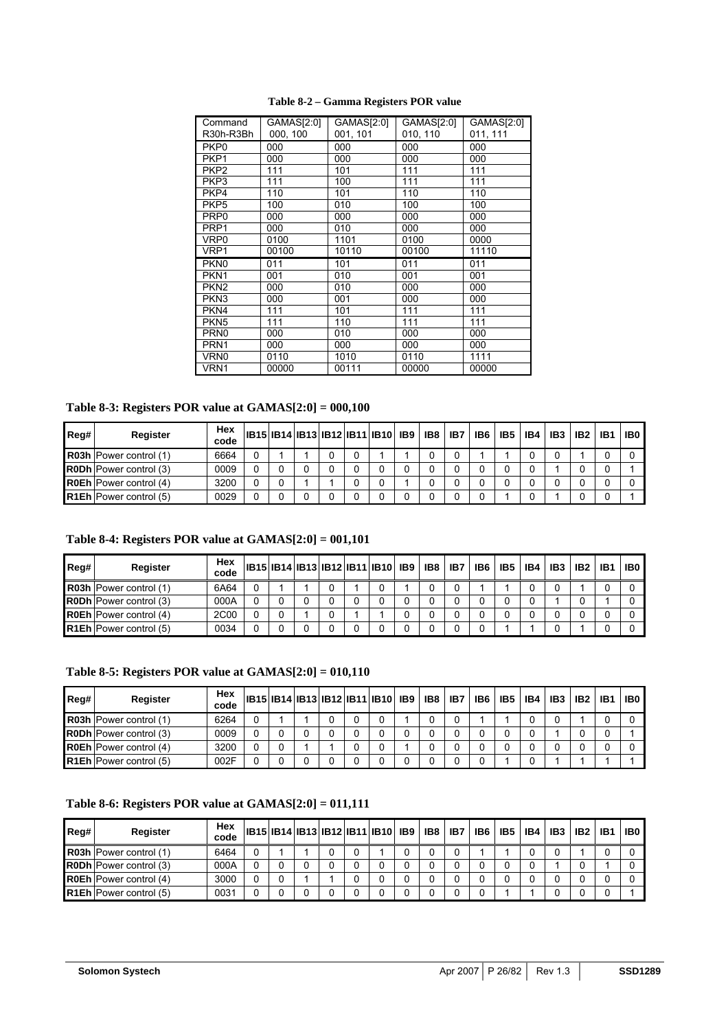**Table 8-2 – Gamma Registers POR value**

| Command R30h-R3Bh | GAMAS[2:0] 000, 100 | GAMAS[2:0] 001, 101 | GAMAS[2:0] 010, 110 | GAMAS[2:0] 011, 111 |
|---|---|---|---|---|
| PKP0 | 000 | 000 | 000 | 000 |
| PKP1 | 000 | 000 | 000 | 000 |
| PKP2 | 111 | 101 | 111 | 111 |
| PKP3 | 111 | 100 | 111 | 111 |
| PKP4 | 110 | 101 | 110 | 110 |
| PKP5 | 100 | 010 | 100 | 100 |
| PRP0 | 000 | 000 | 000 | 000 |
| PRP1 | 000 | 010 | 000 | 000 |
| VRP0 | 0100 | 1101 | 0100 | 0000 |
| VRP1 | 00100 | 10110 | 00100 | 11110 |
| PKN0 | 011 | 101 | 011 | 011 |
| PKN1 | 001 | 010 | 001 | 001 |
| PKN2 | 000 | 010 | 000 | 000 |
| PKN3 | 000 | 001 | 000 | 000 |
| PKN4 | 111 | 101 | 111 | 111 |
| PKN5 | 111 | 110 | 111 | 111 |
| PRN0 | 000 | 010 | 000 | 000 |
| PRN1 | 000 | 000 | 000 | 000 |
| VRN0 | 0110 | 1010 | 0110 | 1111 |
| VRN1 | 00000 | 00111 | 00000 | 00000 |

**Table 8-3: Registers POR value at GAMAS[2:0] = 000,100**

| Reg# | Register | Hex code | IB15 | IB14 | IB13 | IB12 | IB11 | IB10 | IB9 | IB8 | IB7 | IB6 | IB5 | IB4 | IB3 | IB2 | IB1 | IB0 |
|---|---|---|---|---|---|---|---|---|---|---|---|---|---|---|---|---|---|---|
| **R03h** | Power control (1) | 6664 | 0 | 1 | 1 | 0 | 0 | 1 | 1 | 0 | 0 | 1 | 1 | 0 | 0 | 1 | 0 | 0 |
| **R0Dh** | Power control (3) | 0009 | 0 | 0 | 0 | 0 | 0 | 0 | 0 | 0 | 0 | 0 | 0 | 0 | 1 | 0 | 0 | 1 |
| **R0Eh** | Power control (4) | 3200 | 0 | 0 | 1 | 1 | 0 | 0 | 1 | 0 | 0 | 0 | 0 | 0 | 0 | 0 | 0 | 0 |
| **R1Eh** | Power control (5) | 0029 | 0 | 0 | 0 | 0 | 0 | 0 | 0 | 0 | 0 | 0 | 1 | 0 | 1 | 0 | 0 | 1 |

**Table 8-4: Registers POR value at GAMAS[2:0] = 001,101**

| Reg# | Register | Hex code | IB15 | IB14 | IB13 | IB12 | IB11 | IB10 | IB9 | IB8 | IB7 | IB6 | IB5 | IB4 | IB3 | IB2 | IB1 | IB0 |
|---|---|---|---|---|---|---|---|---|---|---|---|---|---|---|---|---|---|---|
| **R03h** | Power control (1) | 6A64 | 0 | 1 | 1 | 0 | 1 | 0 | 1 | 0 | 0 | 1 | 1 | 0 | 0 | 1 | 0 | 0 |
| **R0Dh** | Power control (3) | 000A | 0 | 0 | 0 | 0 | 0 | 0 | 0 | 0 | 0 | 0 | 0 | 0 | 1 | 0 | 1 | 0 |
| **R0Eh** | Power control (4) | 2C00 | 0 | 0 | 1 | 0 | 1 | 1 | 0 | 0 | 0 | 0 | 0 | 0 | 0 | 0 | 0 | 0 |
| **R1Eh** | Power control (5) | 0034 | 0 | 0 | 0 | 0 | 0 | 0 | 0 | 0 | 0 | 0 | 1 | 1 | 0 | 1 | 0 | 0 |

**Table 8-5: Registers POR value at GAMAS[2:0] = 010,110**

| Reg# | Register | Hex code | IB15 | IB14 | IB13 | IB12 | IB11 | IB10 | IB9 | IB8 | IB7 | IB6 | IB5 | IB4 | IB3 | IB2 | IB1 | IB0 |
|---|---|---|---|---|---|---|---|---|---|---|---|---|---|---|---|---|---|---|
| **R03h** | Power control (1) | 6264 | 0 | 1 | 1 | 0 | 0 | 0 | 1 | 0 | 0 | 1 | 1 | 0 | 0 | 1 | 0 | 0 |
| **R0Dh** | Power control (3) | 0009 | 0 | 0 | 0 | 0 | 0 | 0 | 0 | 0 | 0 | 0 | 0 | 0 | 1 | 0 | 0 | 1 |
| **R0Eh** | Power control (4) | 3200 | 0 | 0 | 1 | 1 | 0 | 0 | 1 | 0 | 0 | 0 | 0 | 0 | 0 | 0 | 0 | 0 |
| **R1Eh** | Power control (5) | 002F | 0 | 0 | 0 | 0 | 0 | 0 | 0 | 0 | 0 | 0 | 1 | 0 | 1 | 1 | 1 | 1 |

**Table 8-6: Registers POR value at GAMAS[2:0] = 011,111**

| Reg# | Register | Hex code | IB15 | IB14 | IB13 | IB12 | IB11 | IB10 | IB9 | IB8 | IB7 | IB6 | IB5 | IB4 | IB3 | IB2 | IB1 | IB0 |
|---|---|---|---|---|---|---|---|---|---|---|---|---|---|---|---|---|---|---|
| **R03h** | Power control (1) | 6464 | 0 | 1 | 1 | 0 | 0 | 1 | 0 | 0 | 0 | 1 | 1 | 0 | 0 | 1 | 0 | 0 |
| **R0Dh** | Power control (3) | 000A | 0 | 0 | 0 | 0 | 0 | 0 | 0 | 0 | 0 | 0 | 0 | 0 | 1 | 0 | 1 | 0 |
| **R0Eh** | Power control (4) | 3000 | 0 | 0 | 1 | 1 | 0 | 0 | 0 | 0 | 0 | 0 | 0 | 0 | 0 | 0 | 0 | 0 |
| **R1Eh** | Power control (5) | 0031 | 0 | 0 | 0 | 0 | 0 | 0 | 0 | 0 | 0 | 0 | 1 | 1 | 0 | 0 | 0 | 1 |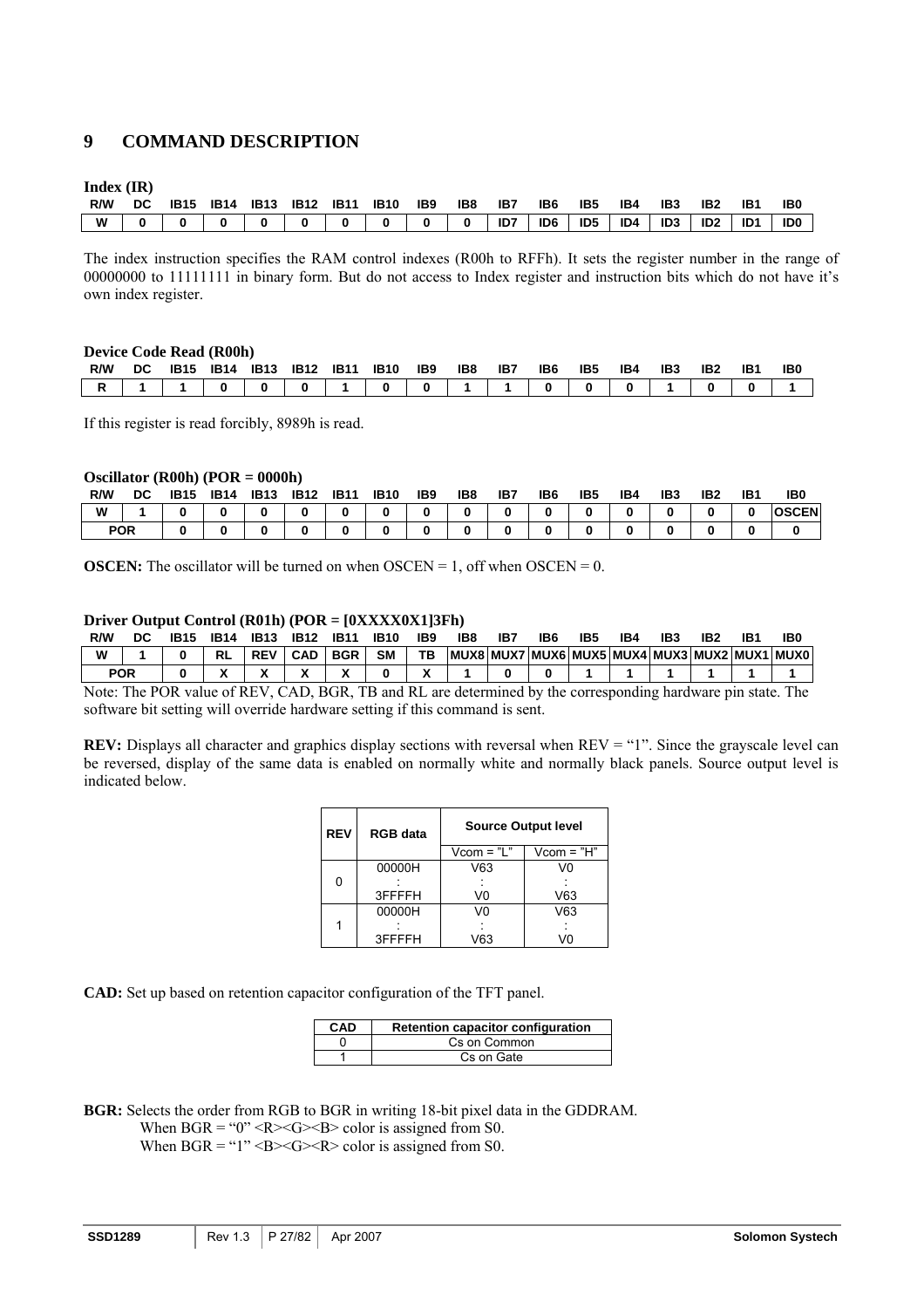# 9 COMMAND DESCRIPTION

**Index (IR)**

| R/W | DC | IB15 | IB14 | IB13 | IB12 | IB11 | IB10 | IB9 | IB8 | IB7 | IB6 | IB5 | IB4 | IB3 | IB2 | IB1 | IB0 |
|---|---|---|---|---|---|---|---|---|---|---|---|---|---|---|---|---|---|
| W | 0 | 0 | 0 | 0 | 0 | 0 | 0 | 0 | 0 | ID7 | ID6 | ID5 | ID4 | ID3 | ID2 | ID1 | ID0 |

The index instruction specifies the RAM control indexes (R00h to RFFh). It sets the register number in the range of 00000000 to 11111111 in binary form. But do not access to Index register and instruction bits which do not have it's own index register.

**Device Code Read (R00h)**

| R/W | DC | IB15 | IB14 | IB13 | IB12 | IB11 | IB10 | IB9 | IB8 | IB7 | IB6 | IB5 | IB4 | IB3 | IB2 | IB1 | IB0 |
|---|---|---|---|---|---|---|---|---|---|---|---|---|---|---|---|---|---|
| R | 1 | 1 | 0 | 0 | 0 | 1 | 0 | 0 | 1 | 1 | 0 | 0 | 0 | 1 | 0 | 0 | 1 |

If this register is read forcibly, 8989h is read.

**Oscillator (R00h) (POR = 0000h)**

| R/W | DC | IB15 | IB14 | IB13 | IB12 | IB11 | IB10 | IB9 | IB8 | IB7 | IB6 | IB5 | IB4 | IB3 | IB2 | IB1 | IB0 |
|---|---|---|---|---|---|---|---|---|---|---|---|---|---|---|---|---|---|
| W | 1 | 0 | 0 | 0 | 0 | 0 | 0 | 0 | 0 | 0 | 0 | 0 | 0 | 0 | 0 | 0 | OSCEN |
| POR | | 0 | 0 | 0 | 0 | 0 | 0 | 0 | 0 | 0 | 0 | 0 | 0 | 0 | 0 | 0 | 0 |

**OSCEN:** The oscillator will be turned on when OSCEN = 1, off when OSCEN = 0.

**Driver Output Control (R01h) (POR = [0XXXX0X1]3Fh)**

| R/W | DC | IB15 | IB14 | IB13 | IB12 | IB11 | IB10 | IB9 | IB8 | IB7 | IB6 | IB5 | IB4 | IB3 | IB2 | IB1 | IB0 |
|---|---|---|---|---|---|---|---|---|---|---|---|---|---|---|---|---|---|
| W | 1 | 0 | RL | REV | CAD | BGR | SM | TB | MUX8 | MUX7 | MUX6 | MUX5 | MUX4 | MUX3 | MUX2 | MUX1 | MUX0 |
| POR | | 0 | X | X | X | X | 0 | X | 1 | 0 | 0 | 1 | 1 | 1 | 1 | 1 | 1 |

Note: The POR value of REV, CAD, BGR, TB and RL are determined by the corresponding hardware pin state. The software bit setting will override hardware setting if this command is sent.

**REV:** Displays all character and graphics display sections with reversal when REV = "1". Since the grayscale level can be reversed, display of the same data is enabled on normally white and normally black panels. Source output level is indicated below.

| REV | RGB data | Source Output level | |
|---|---|---|---|
| | | Vcom = "L" | Vcom = "H" |
| 0 | 00000H<br>:<br>3FFFFH | V63<br>:<br>V0 | V0<br>:<br>V63 |
| 1 | 00000H<br>:<br>3FFFFH | V0<br>:<br>V63 | V63<br>:<br>V0 |

**CAD:** Set up based on retention capacitor configuration of the TFT panel.

| CAD | Retention capacitor configuration |
|---|---|
| 0 | Cs on Common |
| 1 | Cs on Gate |

**BGR:** Selects the order from RGB to BGR in writing 18-bit pixel data in the GDDRAM.
When BGR = "0" <R><G><B> color is assigned from S0.
When BGR = "1" <B><G><R> color is assigned from S0.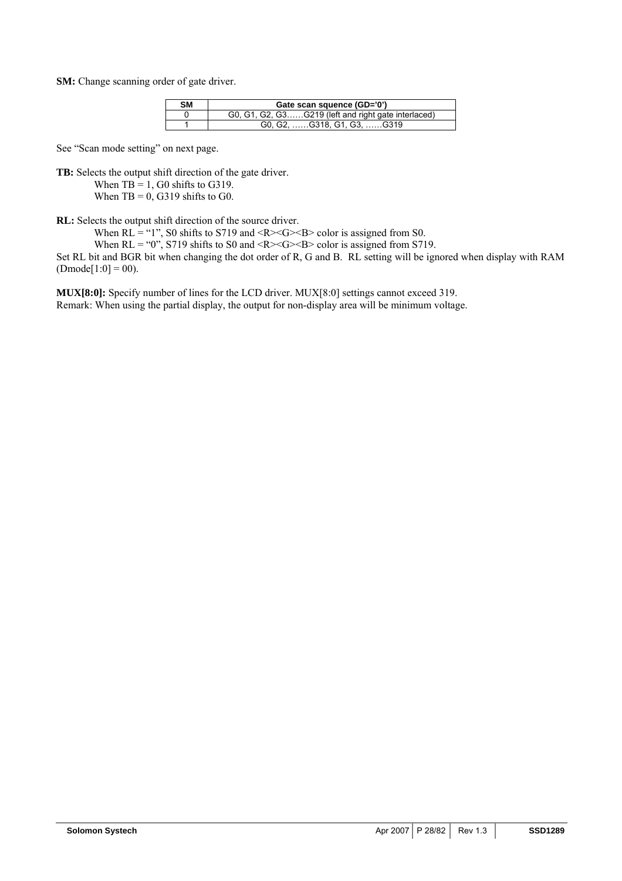**SM:** Change scanning order of gate driver.

| SM | Gate scan squence (GD='0') |
| --- | --- |
| 0 | G0, G1, G2, G3……G219 (left and right gate interlaced) |
| 1 | G0, G2, ……G318, G1, G3, ……G319 |

See "Scan mode setting" on next page.

**TB:** Selects the output shift direction of the gate driver.
When TB = 1, G0 shifts to G319.
When TB = 0, G319 shifts to G0.

**RL:** Selects the output shift direction of the source driver.
When RL = "1", S0 shifts to S719 and <R><G><B> color is assigned from S0.
When RL = "0", S719 shifts to S0 and <R><G><B> color is assigned from S719.
Set RL bit and BGR bit when changing the dot order of R, G and B. RL setting will be ignored when display with RAM (Dmode[1:0] = 00).

**MUX[8:0]:** Specify number of lines for the LCD driver. MUX[8:0] settings cannot exceed 319.
Remark: When using the partial display, the output for non-display area will be minimum voltage.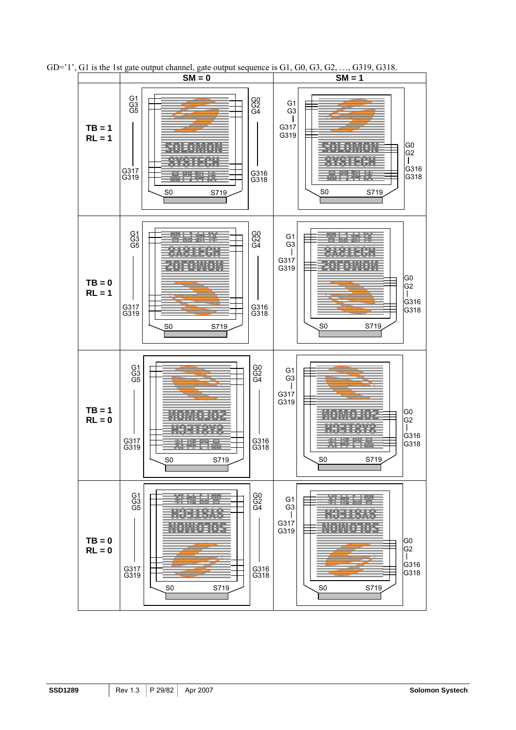GD='1', G1 is the 1st gate output channel, gate output sequence is G1, G0, G3, G2, …, G319, G318.

| | SM = 0 | SM = 1 |
|---|---|---|
| TB = 1<br>RL = 1 | G1 G3 G5 … G317 G319 (left); G0 G2 G4 … G316 G318 (right); S0 … S719 | G1 G3 … G317 G319 (left); G0 G2 … G316 G318 (right); S0 … S719 |
| TB = 0<br>RL = 1 | G1 G3 G5 … G317 G319 (left); G0 G2 G4 … G316 G318 (right); S0 … S719 | G1 G3 … G317 G319 (left); G0 G2 … G316 G318 (right); S0 … S719 |
| TB = 1<br>RL = 0 | G1 G3 G5 … G317 G319 (left); G0 G2 G4 … G316 G318 (right); S0 … S719 | G1 G3 … G317 G319 (left); G0 G2 … G316 G318 (right); S0 … S719 |
| TB = 0<br>RL = 0 | G1 G3 G5 … G317 G319 (left); G0 G2 G4 … G316 G318 (right); S0 … S719 | G1 G3 … G317 G319 (left); G0 G2 … G316 G318 (right); S0 … S719 |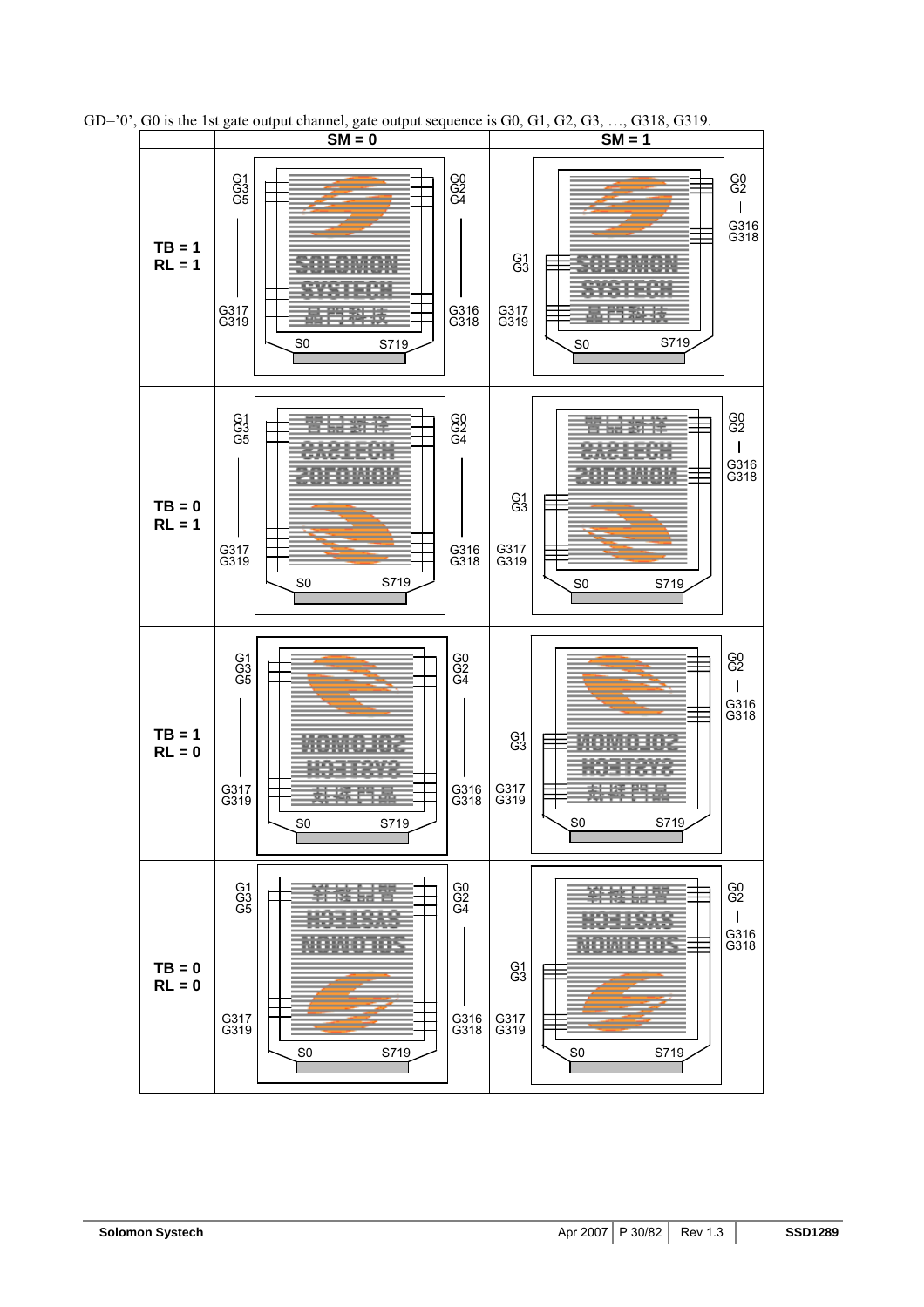GD='0', G0 is the 1st gate output channel, gate output sequence is G0, G1, G2, G3, …, G318, G319.

| | SM = 0 | SM = 1 |
|---|---|---|
| TB = 1 RL = 1 | G1 G3 G5 … G317 G319 / G0 G2 G4 … G316 G318 / S0 S719 | G0 G2 … G316 G318 / G1 G3 … G317 G319 / S0 S719 |
| TB = 0 RL = 1 | G1 G3 G5 … G317 G319 / G0 G2 G4 … G316 G318 / S0 S719 | G0 G2 … G316 G318 / G1 G3 … G317 G319 / S0 S719 |
| TB = 1 RL = 0 | G1 G3 G5 … G317 G319 / G0 G2 G4 … G316 G318 / S0 S719 | G0 G2 … G316 G318 / G1 G3 … G317 G319 / S0 S719 |
| TB = 0 RL = 0 | G1 G3 G5 … G317 G319 / G0 G2 G4 … G316 G318 / S0 S719 | G0 G2 … G316 G318 / G1 G3 … G317 G319 / S0 S719 |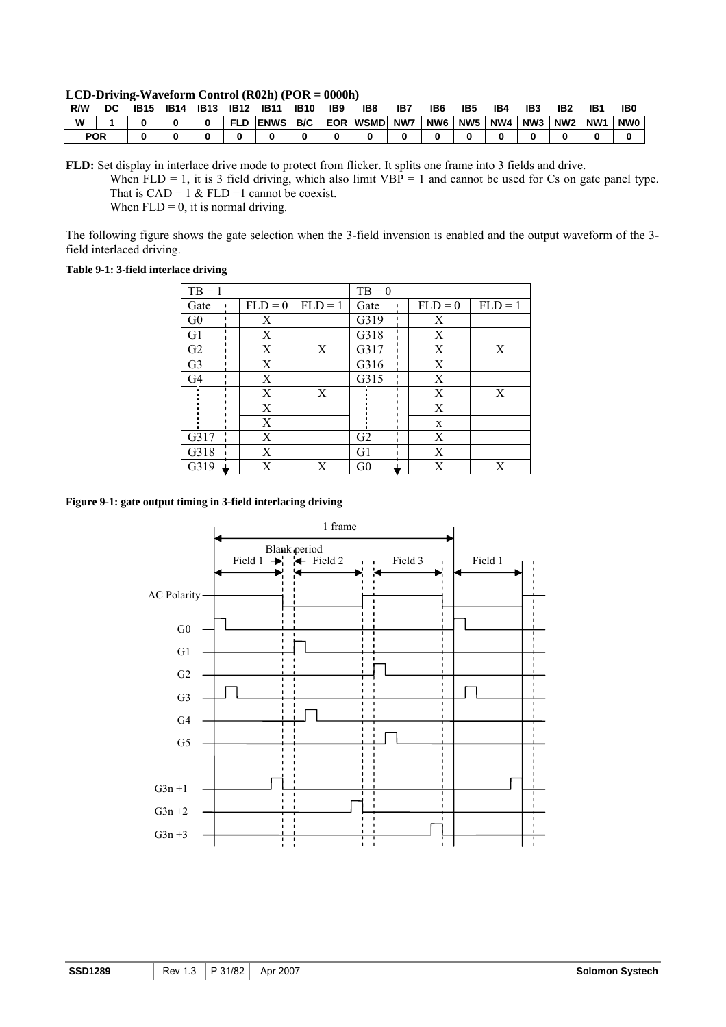**LCD-Driving-Waveform Control (R02h) (POR = 0000h)**

| R/W | DC | IB15 | IB14 | IB13 | IB12 | IB11 | IB10 | IB9 | IB8 | IB7 | IB6 | IB5 | IB4 | IB3 | IB2 | IB1 | IB0 |
|---|---|---|---|---|---|---|---|---|---|---|---|---|---|---|---|---|---|
| W | 1 | 0 | 0 | 0 | FLD | ENWS | B/C | EOR | WSMD | NW7 | NW6 | NW5 | NW4 | NW3 | NW2 | NW1 | NW0 |
| POR | | 0 | 0 | 0 | 0 | 0 | 0 | 0 | 0 | 0 | 0 | 0 | 0 | 0 | 0 | 0 | 0 |

**FLD:** Set display in interlace drive mode to protect from flicker. It splits one frame into 3 fields and drive.
When FLD = 1, it is 3 field driving, which also limit VBP = 1 and cannot be used for Cs on gate panel type. That is CAD = 1 & FLD =1 cannot be coexist.
When FLD = 0, it is normal driving.

The following figure shows the gate selection when the 3-field invension is enabled and the output waveform of the 3-field interlaced driving.

**Table 9-1: 3-field interlace driving**

| TB = 1 | | | TB = 0 | | |
|---|---|---|---|---|---|
| Gate | FLD = 0 | FLD = 1 | Gate | FLD = 0 | FLD = 1 |
| G0 | X | | G319 | X | |
| G1 | X | | G318 | X | |
| G2 | X | X | G317 | X | X |
| G3 | X | | G316 | X | |
| G4 | X | | G315 | X | |
| ⋮ | X | X | ⋮ | X | X |
| | X | | | X | |
| | X | | | x | |
| G317 | X | | G2 | X | |
| G318 | X | | G1 | X | |
| G319 | X | X | G0 | X | X |

**Figure 9-1: gate output timing in 3-field interlacing driving**

1 frame
Blank period
Field 1 | Field 2 | Field 3 | Field 1

AC Polarity
G0
G1
G2
G3
G4
G5
G3n +1
G3n +2
G3n +3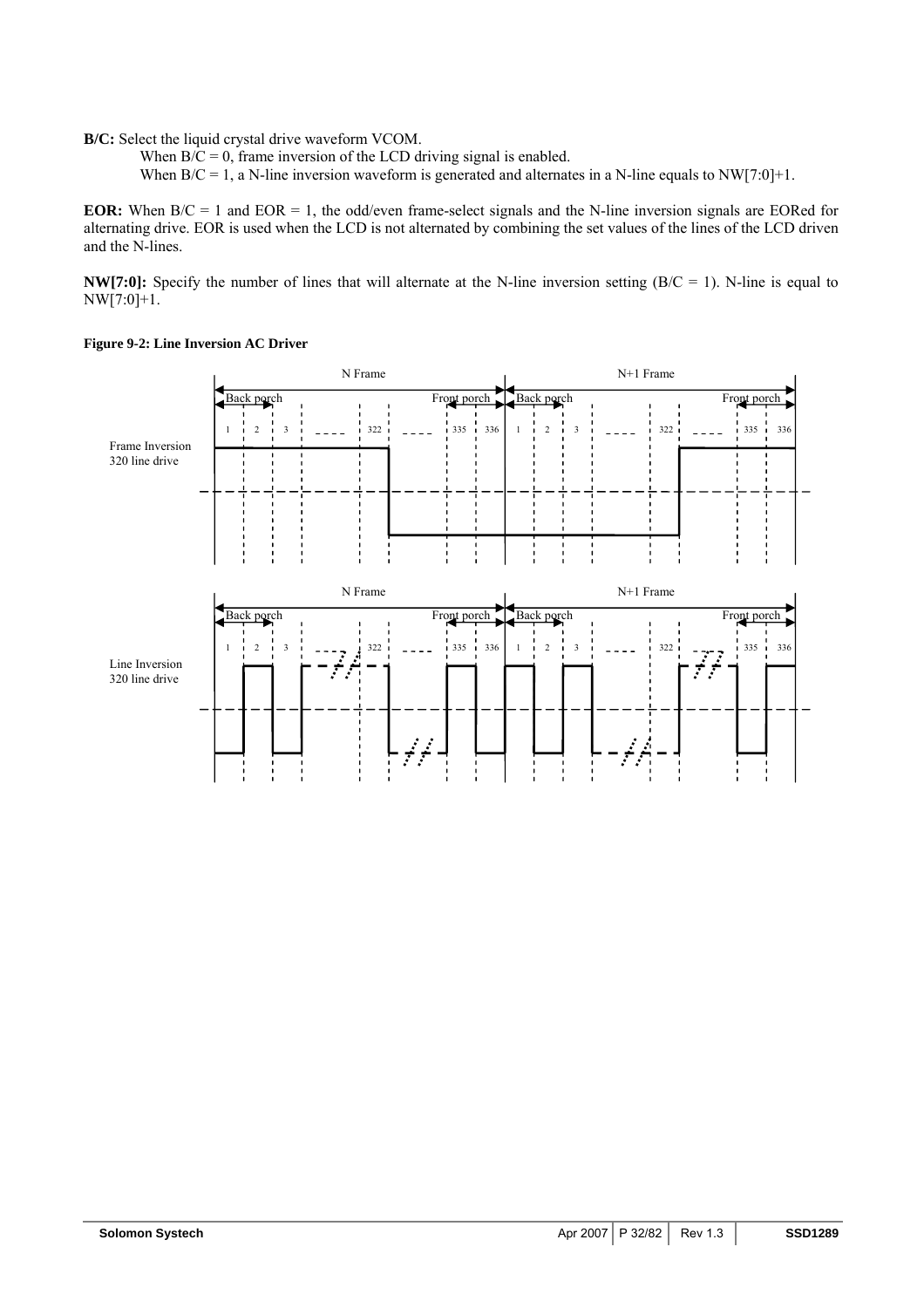**B/C:** Select the liquid crystal drive waveform VCOM.

When B/C = 0, frame inversion of the LCD driving signal is enabled.

When B/C = 1, a N-line inversion waveform is generated and alternates in a N-line equals to NW[7:0]+1.

**EOR:** When B/C = 1 and EOR = 1, the odd/even frame-select signals and the N-line inversion signals are EORed for alternating drive. EOR is used when the LCD is not alternated by combining the set values of the lines of the LCD driven and the N-lines.

**NW[7:0]:** Specify the number of lines that will alternate at the N-line inversion setting (B/C = 1). N-line is equal to NW[7:0]+1.

**Figure 9-2: Line Inversion AC Driver**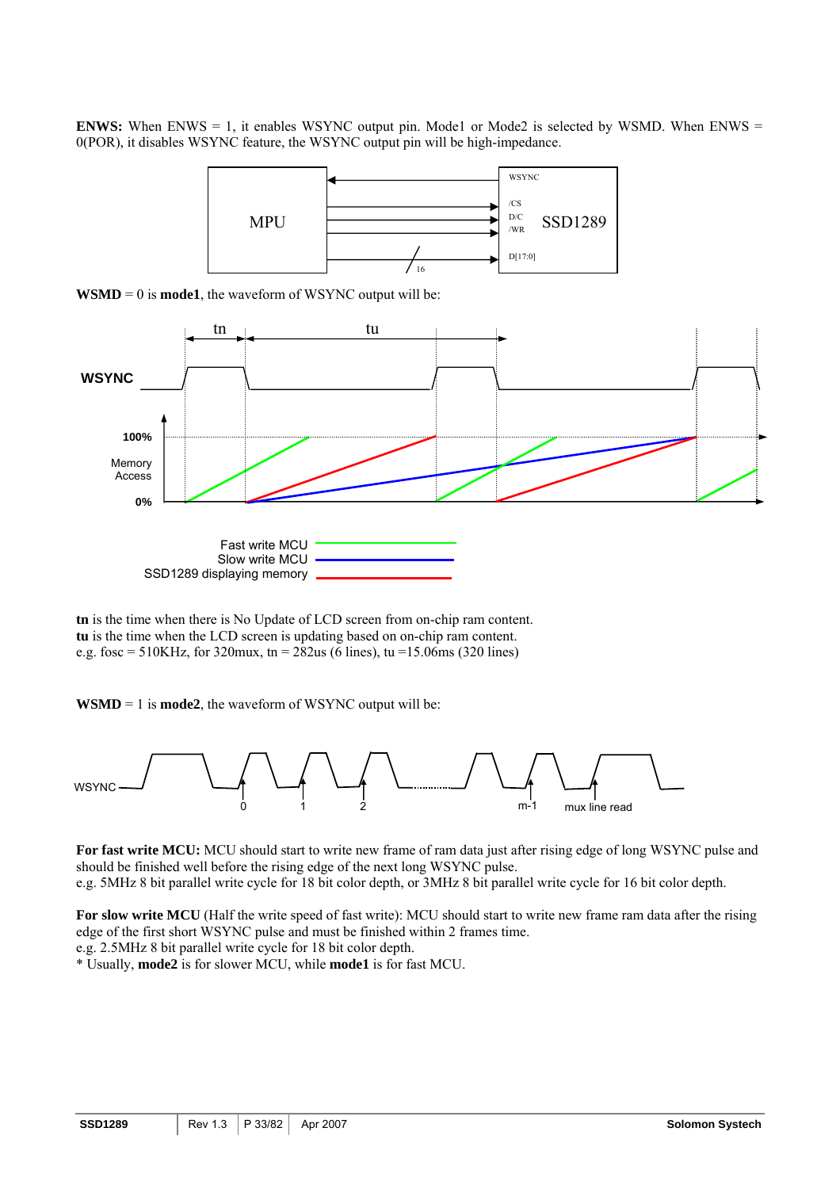**ENWS:** When ENWS = 1, it enables WSYNC output pin. Mode1 or Mode2 is selected by WSMD. When ENWS = 0(POR), it disables WSYNC feature, the WSYNC output pin will be high-impedance.

**WSMD** = 0 is **mode1**, the waveform of WSYNC output will be:

**tn** is the time when there is No Update of LCD screen from on-chip ram content.
**tu** is the time when the LCD screen is updating based on on-chip ram content.
e.g. fosc = 510KHz, for 320mux, tn = 282us (6 lines), tu =15.06ms (320 lines)

**WSMD** = 1 is **mode2**, the waveform of WSYNC output will be:

**For fast write MCU:** MCU should start to write new frame of ram data just after rising edge of long WSYNC pulse and should be finished well before the rising edge of the next long WSYNC pulse.
e.g. 5MHz 8 bit parallel write cycle for 18 bit color depth, or 3MHz 8 bit parallel write cycle for 16 bit color depth.

**For slow write MCU** (Half the write speed of fast write): MCU should start to write new frame ram data after the rising edge of the first short WSYNC pulse and must be finished within 2 frames time.
e.g. 2.5MHz 8 bit parallel write cycle for 18 bit color depth.
* Usually, **mode2** is for slower MCU, while **mode1** is for fast MCU.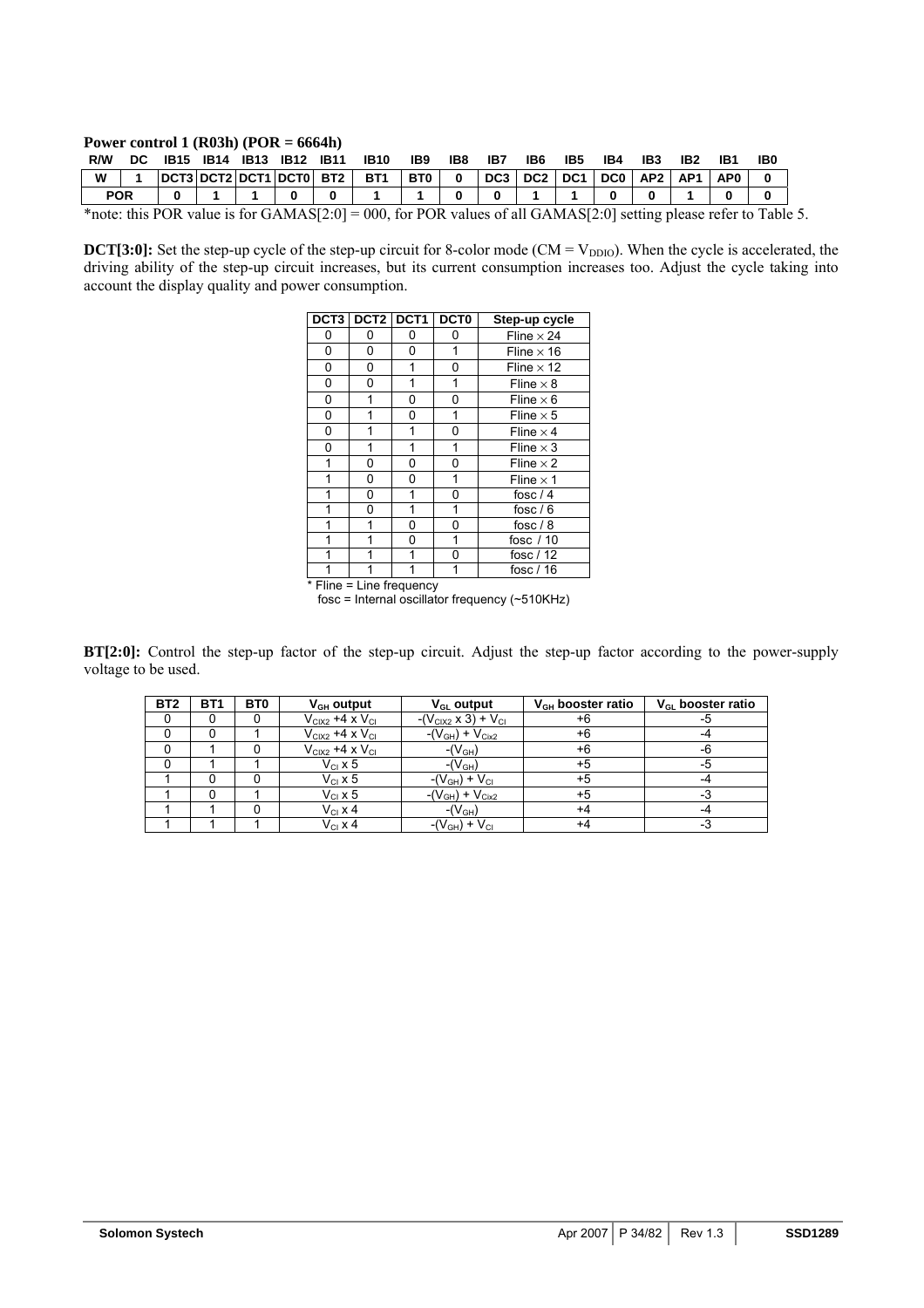**Power control 1 (R03h) (POR = 6664h)**

| R/W | DC | IB15 | IB14 | IB13 | IB12 | IB11 | IB10 | IB9 | IB8 | IB7 | IB6 | IB5 | IB4 | IB3 | IB2 | IB1 | IB0 |
|---|---|---|---|---|---|---|---|---|---|---|---|---|---|---|---|---|---|
| W | 1 | DCT3 | DCT2 | DCT1 | DCT0 | BT2 | BT1 | BT0 | 0 | DC3 | DC2 | DC1 | DC0 | AP2 | AP1 | AP0 | 0 |
| POR | | 0 | 1 | 1 | 0 | 0 | 1 | 1 | 0 | 0 | 1 | 1 | 0 | 0 | 1 | 0 | 0 |

*note: this POR value is for GAMAS[2:0] = 000, for POR values of all GAMAS[2:0] setting please refer to Table 5.

**DCT[3:0]:** Set the step-up cycle of the step-up circuit for 8-color mode (CM = $V_{DDIO}$). When the cycle is accelerated, the driving ability of the step-up circuit increases, but its current consumption increases too. Adjust the cycle taking into account the display quality and power consumption.

| DCT3 | DCT2 | DCT1 | DCT0 | Step-up cycle |
|---|---|---|---|---|
| 0 | 0 | 0 | 0 | Fline × 24 |
| 0 | 0 | 0 | 1 | Fline × 16 |
| 0 | 0 | 1 | 0 | Fline × 12 |
| 0 | 0 | 1 | 1 | Fline × 8 |
| 0 | 1 | 0 | 0 | Fline × 6 |
| 0 | 1 | 0 | 1 | Fline × 5 |
| 0 | 1 | 1 | 0 | Fline × 4 |
| 0 | 1 | 1 | 1 | Fline × 3 |
| 1 | 0 | 0 | 0 | Fline × 2 |
| 1 | 0 | 0 | 1 | Fline × 1 |
| 1 | 0 | 1 | 0 | fosc / 4 |
| 1 | 0 | 1 | 1 | fosc / 6 |
| 1 | 1 | 0 | 0 | fosc / 8 |
| 1 | 1 | 0 | 1 | fosc / 10 |
| 1 | 1 | 1 | 0 | fosc / 12 |
| 1 | 1 | 1 | 1 | fosc / 16 |

\* Fline = Line frequency
fosc = Internal oscillator frequency (~510KHz)

**BT[2:0]:** Control the step-up factor of the step-up circuit. Adjust the step-up factor according to the power-supply voltage to be used.

| BT2 | BT1 | BT0 | $V_{GH}$ output | $V_{GL}$ output | $V_{GH}$ booster ratio | $V_{GL}$ booster ratio |
|---|---|---|---|---|---|---|
| 0 | 0 | 0 | $V_{CIX2}$ +4 x $V_{CI}$ | -($V_{CIX2}$ x 3) + $V_{CI}$ | +6 | -5 |
| 0 | 0 | 1 | $V_{CIX2}$ +4 x $V_{CI}$ | -($V_{GH}$) + $V_{CIx2}$ | +6 | -4 |
| 0 | 1 | 0 | $V_{CIX2}$ +4 x $V_{CI}$ | -($V_{GH}$) | +6 | -6 |
| 0 | 1 | 1 | $V_{CI}$ x 5 | -($V_{GH}$) | +5 | -5 |
| 1 | 0 | 0 | $V_{CI}$ x 5 | -($V_{GH}$) + $V_{CI}$ | +5 | -4 |
| 1 | 0 | 1 | $V_{CI}$ x 5 | -($V_{GH}$) + $V_{CIx2}$ | +5 | -3 |
| 1 | 1 | 0 | $V_{CI}$ x 4 | -($V_{GH}$) | +4 | -4 |
| 1 | 1 | 1 | $V_{CI}$ x 4 | -($V_{GH}$) + $V_{CI}$ | +4 | -3 |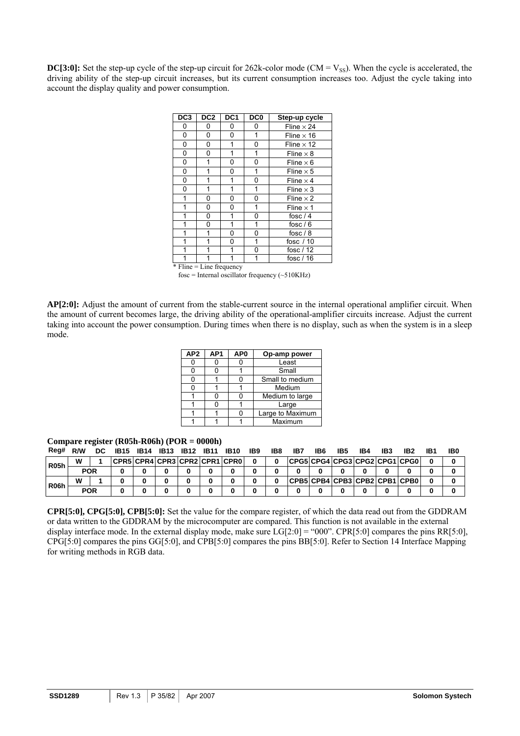**DC[3:0]:** Set the step-up cycle of the step-up circuit for 262k-color mode (CM = $V_{SS}$). When the cycle is accelerated, the driving ability of the step-up circuit increases, but its current consumption increases too. Adjust the cycle taking into account the display quality and power consumption.

| DC3 | DC2 | DC1 | DC0 | Step-up cycle |
|---|---|---|---|---|
| 0 | 0 | 0 | 0 | Fline × 24 |
| 0 | 0 | 0 | 1 | Fline × 16 |
| 0 | 0 | 1 | 0 | Fline × 12 |
| 0 | 0 | 1 | 1 | Fline × 8 |
| 0 | 1 | 0 | 0 | Fline × 6 |
| 0 | 1 | 0 | 1 | Fline × 5 |
| 0 | 1 | 1 | 0 | Fline × 4 |
| 0 | 1 | 1 | 1 | Fline × 3 |
| 1 | 0 | 0 | 0 | Fline × 2 |
| 1 | 0 | 0 | 1 | Fline × 1 |
| 1 | 0 | 1 | 0 | fosc / 4 |
| 1 | 0 | 1 | 1 | fosc / 6 |
| 1 | 1 | 0 | 0 | fosc / 8 |
| 1 | 1 | 0 | 1 | fosc / 10 |
| 1 | 1 | 1 | 0 | fosc / 12 |
| 1 | 1 | 1 | 1 | fosc / 16 |

* Fline = Line frequency
fosc = Internal oscillator frequency (~510KHz)

**AP[2:0]:** Adjust the amount of current from the stable-current source in the internal operational amplifier circuit. When the amount of current becomes large, the driving ability of the operational-amplifier circuits increase. Adjust the current taking into account the power consumption. During times when there is no display, such as when the system is in a sleep mode.

| AP2 | AP1 | AP0 | Op-amp power |
|---|---|---|---|
| 0 | 0 | 0 | Least |
| 0 | 0 | 1 | Small |
| 0 | 1 | 0 | Small to medium |
| 0 | 1 | 1 | Medium |
| 1 | 0 | 0 | Medium to large |
| 1 | 0 | 1 | Large |
| 1 | 1 | 0 | Large to Maximum |
| 1 | 1 | 1 | Maximum |

**Compare register (R05h-R06h) (POR = 0000h)**

| Reg# | R/W | DC | IB15 | IB14 | IB13 | IB12 | IB11 | IB10 | IB9 | IB8 | IB7 | IB6 | IB5 | IB4 | IB3 | IB2 | IB1 | IB0 |
|---|---|---|---|---|---|---|---|---|---|---|---|---|---|---|---|---|---|---|
| R05h | W | 1 | CPR5 | CPR4 | CPR3 | CPR2 | CPR1 | CPR0 | 0 | 0 | CPG5 | CPG4 | CPG3 | CPG2 | CPG1 | CPG0 | 0 | 0 |
| | POR | | 0 | 0 | 0 | 0 | 0 | 0 | 0 | 0 | 0 | 0 | 0 | 0 | 0 | 0 | 0 | 0 |
| R06h | W | 1 | 0 | 0 | 0 | 0 | 0 | 0 | 0 | 0 | CPB5 | CPB4 | CPB3 | CPB2 | CPB1 | CPB0 | 0 | 0 |
| | POR | | 0 | 0 | 0 | 0 | 0 | 0 | 0 | 0 | 0 | 0 | 0 | 0 | 0 | 0 | 0 | 0 |

**CPR[5:0], CPG[5:0], CPB[5:0]:** Set the value for the compare register, of which the data read out from the GDDRAM or data written to the GDDRAM by the microcomputer are compared. This function is not available in the external display interface mode. In the external display mode, make sure LG[2:0] = "000". CPR[5:0] compares the pins RR[5:0], CPG[5:0] compares the pins GG[5:0], and CPB[5:0] compares the pins BB[5:0]. Refer to Section 14 Interface Mapping for writing methods in RGB data.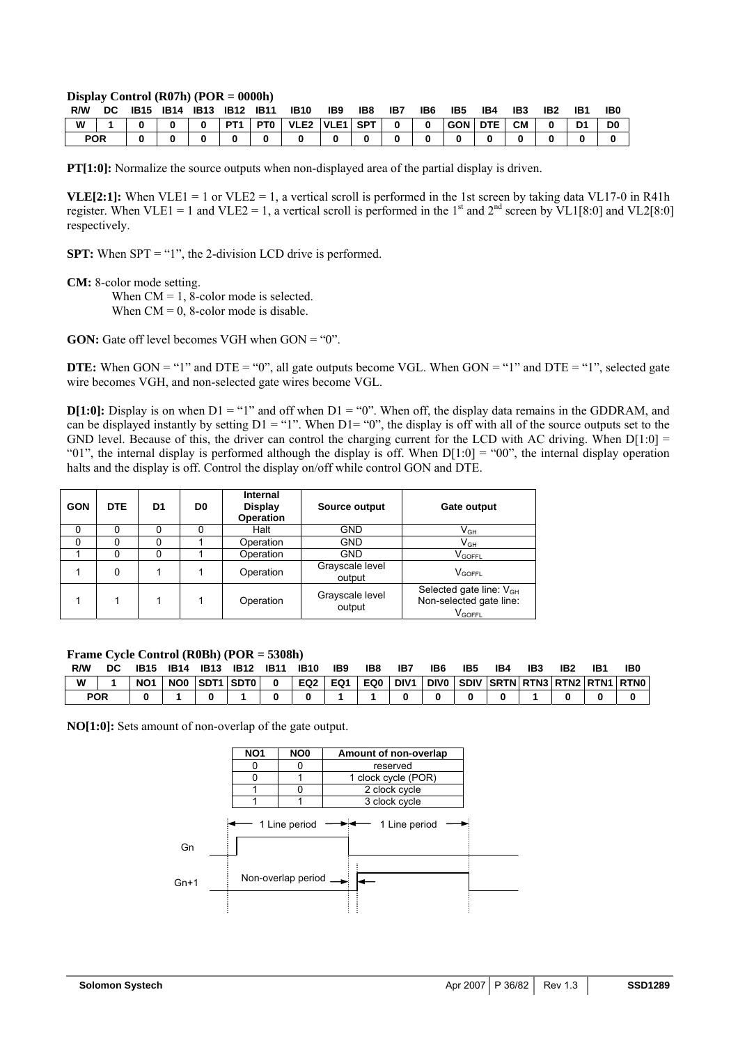**Display Control (R07h) (POR = 0000h)**

| R/W | DC | IB15 | IB14 | IB13 | IB12 | IB11 | IB10 | IB9 | IB8 | IB7 | IB6 | IB5 | IB4 | IB3 | IB2 | IB1 | IB0 |
|---|---|---|---|---|---|---|---|---|---|---|---|---|---|---|---|---|---|
| W | 1 | 0 | 0 | 0 | PT1 | PT0 | VLE2 | VLE1 | SPT | 0 | 0 | GON | DTE | CM | 0 | D1 | D0 |
| POR | | 0 | 0 | 0 | 0 | 0 | 0 | 0 | 0 | 0 | 0 | 0 | 0 | 0 | 0 | 0 | 0 |

**PT[1:0]:** Normalize the source outputs when non-displayed area of the partial display is driven.

**VLE[2:1]:** When VLE1 = 1 or VLE2 = 1, a vertical scroll is performed in the 1st screen by taking data VL17-0 in R41h register. When VLE1 = 1 and VLE2 = 1, a vertical scroll is performed in the 1st and 2nd screen by VL1[8:0] and VL2[8:0] respectively.

**SPT:** When SPT = "1", the 2-division LCD drive is performed.

**CM:** 8-color mode setting.
When CM = 1, 8-color mode is selected.
When CM = 0, 8-color mode is disable.

**GON:** Gate off level becomes VGH when GON = "0".

**DTE:** When GON = "1" and DTE = "0", all gate outputs become VGL. When GON = "1" and DTE = "1", selected gate wire becomes VGH, and non-selected gate wires become VGL.

**D[1:0]:** Display is on when D1 = "1" and off when D1 = "0". When off, the display data remains in the GDDRAM, and can be displayed instantly by setting D1 = "1". When D1= "0", the display is off with all of the source outputs set to the GND level. Because of this, the driver can control the charging current for the LCD with AC driving. When D[1:0] = "01", the internal display is performed although the display is off. When D[1:0] = "00", the internal display operation halts and the display is off. Control the display on/off while control GON and DTE.

| GON | DTE | D1 | D0 | Internal Display Operation | Source output | Gate output |
|---|---|---|---|---|---|---|
| 0 | 0 | 0 | 0 | Halt | GND | $V_{GH}$ |
| 0 | 0 | 0 | 1 | Operation | GND | $V_{GH}$ |
| 1 | 0 | 0 | 1 | Operation | GND | $V_{GOFFL}$ |
| 1 | 0 | 1 | 1 | Operation | Grayscale level output | $V_{GOFFL}$ |
| 1 | 1 | 1 | 1 | Operation | Grayscale level output | Selected gate line: $V_{GH}$ Non-selected gate line: $V_{GOFFL}$ |

**Frame Cycle Control (R0Bh) (POR = 5308h)**

| R/W | DC | IB15 | IB14 | IB13 | IB12 | IB11 | IB10 | IB9 | IB8 | IB7 | IB6 | IB5 | IB4 | IB3 | IB2 | IB1 | IB0 |
|---|---|---|---|---|---|---|---|---|---|---|---|---|---|---|---|---|---|
| W | 1 | NO1 | NO0 | SDT1 | SDT0 | 0 | EQ2 | EQ1 | EQ0 | DIV1 | DIV0 | SDIV | SRTN | RTN3 | RTN2 | RTN1 | RTN0 |
| POR | | 0 | 1 | 0 | 1 | 0 | 0 | 1 | 1 | 0 | 0 | 0 | 0 | 1 | 0 | 0 | 0 |

**NO[1:0]:** Sets amount of non-overlap of the gate output.

| NO1 | NO0 | Amount of non-overlap |
|---|---|---|
| 0 | 0 | reserved |
| 0 | 1 | 1 clock cycle (POR) |
| 1 | 0 | 2 clock cycle |
| 1 | 1 | 3 clock cycle |

1 Line period — 1 Line period

Gn

Gn+1 — Non-overlap period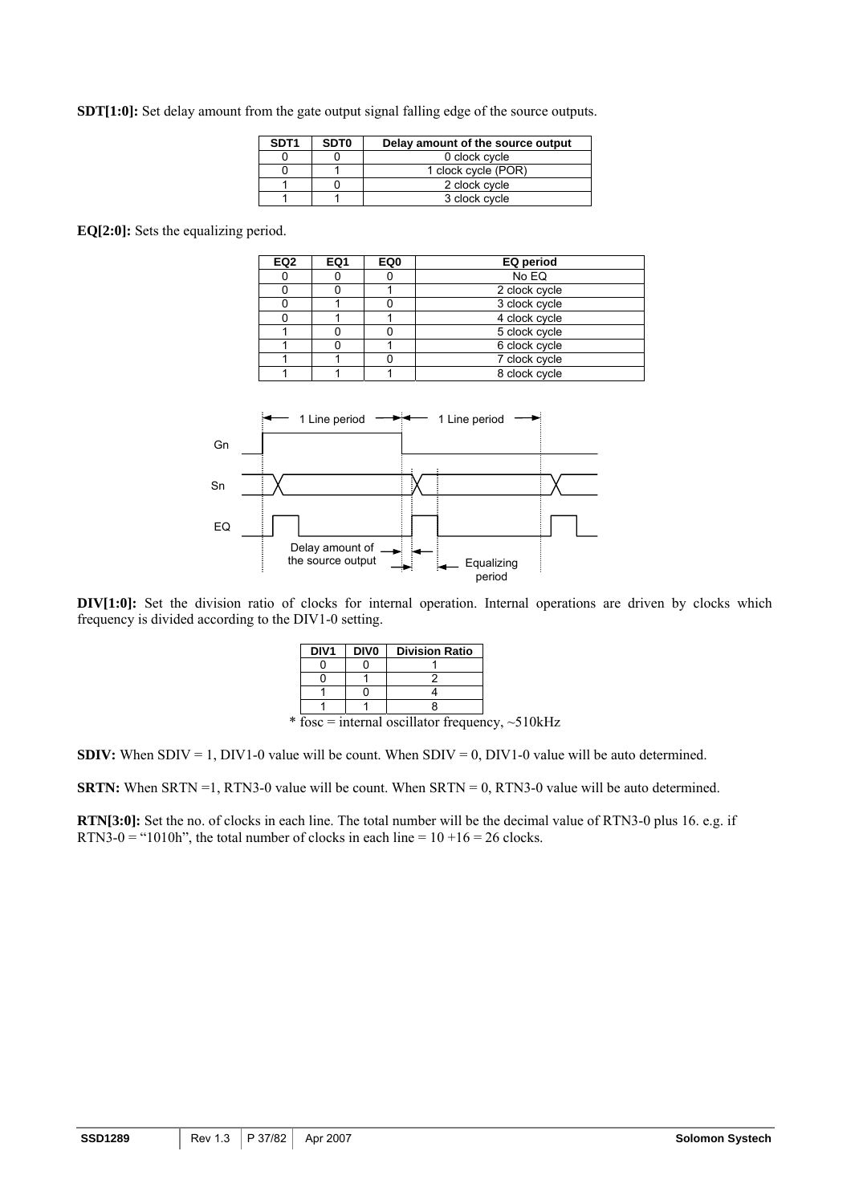**SDT[1:0]:** Set delay amount from the gate output signal falling edge of the source outputs.

| SDT1 | SDT0 | Delay amount of the source output |
|---|---|---|
| 0 | 0 | 0 clock cycle |
| 0 | 1 | 1 clock cycle (POR) |
| 1 | 0 | 2 clock cycle |
| 1 | 1 | 3 clock cycle |

**EQ[2:0]:** Sets the equalizing period.

| EQ2 | EQ1 | EQ0 | EQ period |
|---|---|---|---|
| 0 | 0 | 0 | No EQ |
| 0 | 0 | 1 | 2 clock cycle |
| 0 | 1 | 0 | 3 clock cycle |
| 0 | 1 | 1 | 4 clock cycle |
| 1 | 0 | 0 | 5 clock cycle |
| 1 | 0 | 1 | 6 clock cycle |
| 1 | 1 | 0 | 7 clock cycle |
| 1 | 1 | 1 | 8 clock cycle |

1 Line period | 1 Line period

Gn

Sn

EQ

Delay amount of the source output

Equalizing period

**DIV[1:0]:** Set the division ratio of clocks for internal operation. Internal operations are driven by clocks which frequency is divided according to the DIV1-0 setting.

| DIV1 | DIV0 | Division Ratio |
|---|---|---|
| 0 | 0 | 1 |
| 0 | 1 | 2 |
| 1 | 0 | 4 |
| 1 | 1 | 8 |

* fosc = internal oscillator frequency, ~510kHz

**SDIV:** When SDIV = 1, DIV1-0 value will be count. When SDIV = 0, DIV1-0 value will be auto determined.

**SRTN:** When SRTN =1, RTN3-0 value will be count. When SRTN = 0, RTN3-0 value will be auto determined.

**RTN[3:0]:** Set the no. of clocks in each line. The total number will be the decimal value of RTN3-0 plus 16. e.g. if RTN3-0 = "1010h", the total number of clocks in each line = 10 +16 = 26 clocks.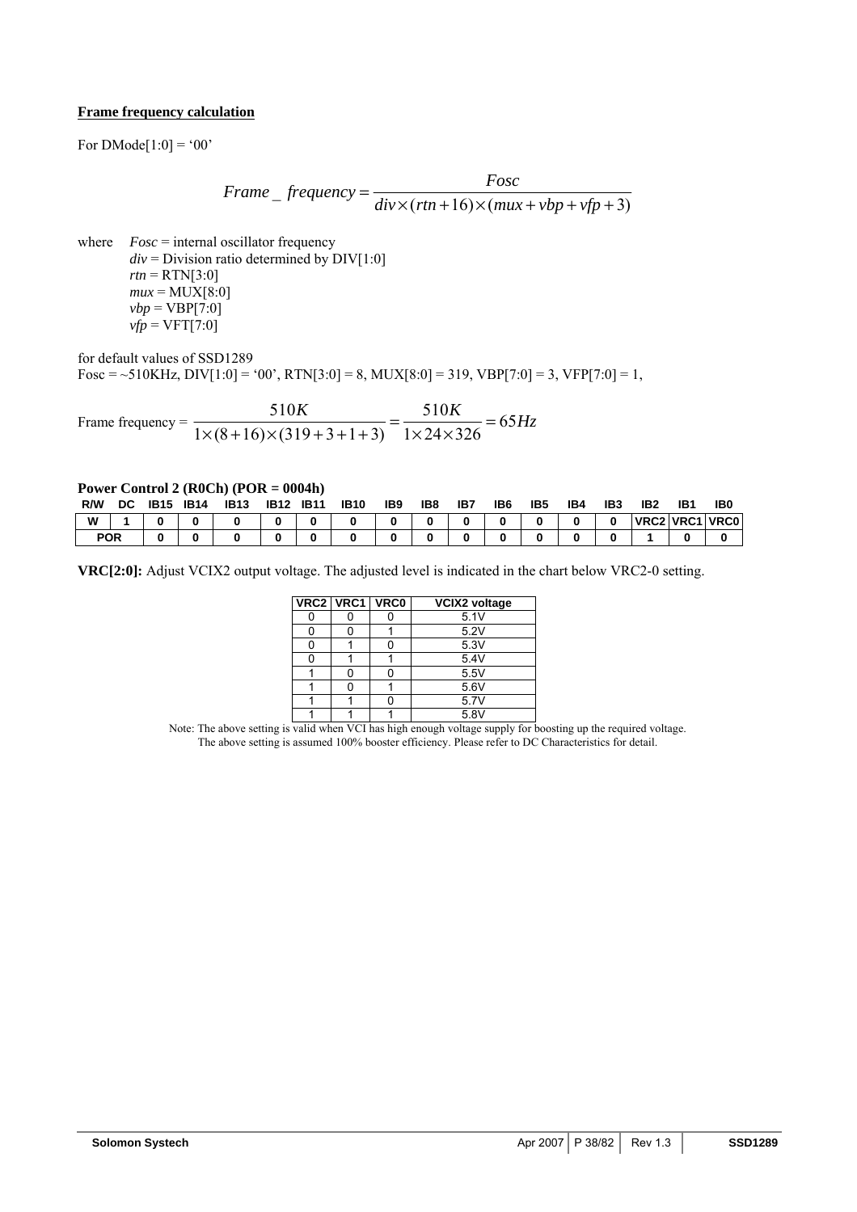**Frame frequency calculation**

For DMode[1:0] = '00'

$$Frame\_frequency = \frac{Fosc}{div \times (rtn + 16) \times (mux + vbp + vfp + 3)}$$

where *Fosc* = internal oscillator frequency
*div* = Division ratio determined by DIV[1:0]
*rtn* = RTN[3:0]
*mux* = MUX[8:0]
*vbp* = VBP[7:0]
*vfp* = VFT[7:0]

for default values of SSD1289
Fosc = ~510KHz, DIV[1:0] = '00', RTN[3:0] = 8, MUX[8:0] = 319, VBP[7:0] = 3, VFP[7:0] = 1,

$$\text{Frame frequency} = \frac{510K}{1 \times (8 + 16) \times (319 + 3 + 1 + 3)} = \frac{510K}{1 \times 24 \times 326} = 65Hz$$

**Power Control 2 (R0Ch) (POR = 0004h)**

| R/W | DC | IB15 | IB14 | IB13 | IB12 | IB11 | IB10 | IB9 | IB8 | IB7 | IB6 | IB5 | IB4 | IB3 | IB2 | IB1 | IB0 |
|---|---|---|---|---|---|---|---|---|---|---|---|---|---|---|---|---|---|
| W | 1 | 0 | 0 | 0 | 0 | 0 | 0 | 0 | 0 | 0 | 0 | 0 | 0 | 0 | VRC2 | VRC1 | VRC0 |
| POR | | 0 | 0 | 0 | 0 | 0 | 0 | 0 | 0 | 0 | 0 | 0 | 0 | 0 | 1 | 0 | 0 |

**VRC[2:0]:** Adjust VCIX2 output voltage. The adjusted level is indicated in the chart below VRC2-0 setting.

| VRC2 | VRC1 | VRC0 | VCIX2 voltage |
|---|---|---|---|
| 0 | 0 | 0 | 5.1V |
| 0 | 0 | 1 | 5.2V |
| 0 | 1 | 0 | 5.3V |
| 0 | 1 | 1 | 5.4V |
| 1 | 0 | 0 | 5.5V |
| 1 | 0 | 1 | 5.6V |
| 1 | 1 | 0 | 5.7V |
| 1 | 1 | 1 | 5.8V |

Note: The above setting is valid when VCI has high enough voltage supply for boosting up the required voltage.
The above setting is assumed 100% booster efficiency. Please refer to DC Characteristics for detail.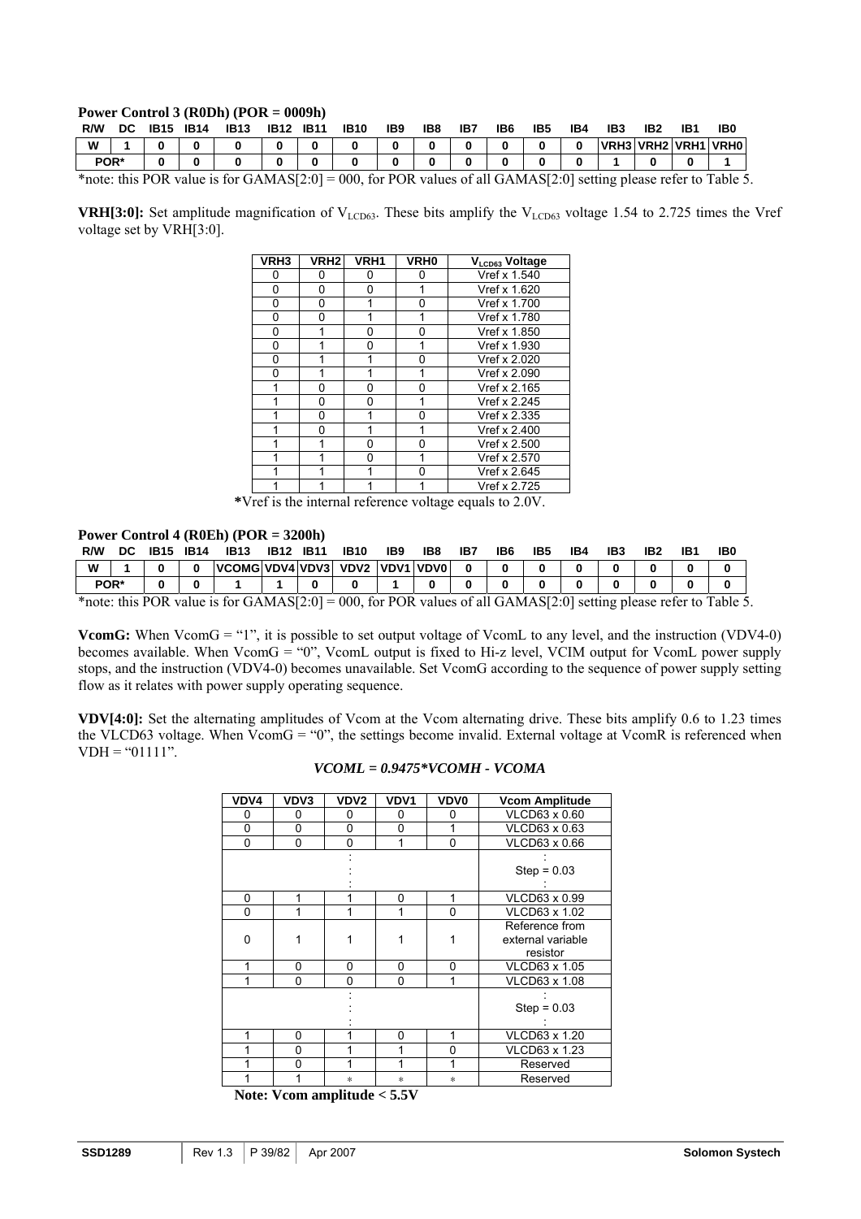**Power Control 3 (R0Dh) (POR = 0009h)**

| R/W | DC | IB15 | IB14 | IB13 | IB12 | IB11 | IB10 | IB9 | IB8 | IB7 | IB6 | IB5 | IB4 | IB3 | IB2 | IB1 | IB0 |
|---|---|---|---|---|---|---|---|---|---|---|---|---|---|---|---|---|---|
| W | 1 | 0 | 0 | 0 | 0 | 0 | 0 | 0 | 0 | 0 | 0 | 0 | 0 | VRH3 | VRH2 | VRH1 | VRH0 |
| POR* | | 0 | 0 | 0 | 0 | 0 | 0 | 0 | 0 | 0 | 0 | 0 | 0 | 1 | 0 | 0 | 1 |

*note: this POR value is for GAMAS[2:0] = 000, for POR values of all GAMAS[2:0] setting please refer to Table 5.

**VRH[3:0]:** Set amplitude magnification of $V_{LCD63}$. These bits amplify the $V_{LCD63}$ voltage 1.54 to 2.725 times the Vref voltage set by VRH[3:0].

| VRH3 | VRH2 | VRH1 | VRH0 | $V_{LCD63}$ Voltage |
|---|---|---|---|---|
| 0 | 0 | 0 | 0 | Vref x 1.540 |
| 0 | 0 | 0 | 1 | Vref x 1.620 |
| 0 | 0 | 1 | 0 | Vref x 1.700 |
| 0 | 0 | 1 | 1 | Vref x 1.780 |
| 0 | 1 | 0 | 0 | Vref x 1.850 |
| 0 | 1 | 0 | 1 | Vref x 1.930 |
| 0 | 1 | 1 | 0 | Vref x 2.020 |
| 0 | 1 | 1 | 1 | Vref x 2.090 |
| 1 | 0 | 0 | 0 | Vref x 2.165 |
| 1 | 0 | 0 | 1 | Vref x 2.245 |
| 1 | 0 | 1 | 0 | Vref x 2.335 |
| 1 | 0 | 1 | 1 | Vref x 2.400 |
| 1 | 1 | 0 | 0 | Vref x 2.500 |
| 1 | 1 | 0 | 1 | Vref x 2.570 |
| 1 | 1 | 1 | 0 | Vref x 2.645 |
| 1 | 1 | 1 | 1 | Vref x 2.725 |

**\***Vref is the internal reference voltage equals to 2.0V.

**Power Control 4 (R0Eh) (POR = 3200h)**

| R/W | DC | IB15 | IB14 | IB13 | IB12 | IB11 | IB10 | IB9 | IB8 | IB7 | IB6 | IB5 | IB4 | IB3 | IB2 | IB1 | IB0 |
|---|---|---|---|---|---|---|---|---|---|---|---|---|---|---|---|---|---|
| W | 1 | 0 | 0 | VCOMG | VDV4 | VDV3 | VDV2 | VDV1 | VDV0 | 0 | 0 | 0 | 0 | 0 | 0 | 0 | 0 |
| POR* | | 0 | 0 | 1 | 1 | 0 | 0 | 1 | 0 | 0 | 0 | 0 | 0 | 0 | 0 | 0 | 0 |

*note: this POR value is for GAMAS[2:0] = 000, for POR values of all GAMAS[2:0] setting please refer to Table 5.

**VcomG:** When VcomG = "1", it is possible to set output voltage of VcomL to any level, and the instruction (VDV4-0) becomes available. When VcomG = "0", VcomL output is fixed to Hi-z level, VCIM output for VcomL power supply stops, and the instruction (VDV4-0) becomes unavailable. Set VcomG according to the sequence of power supply setting flow as it relates with power supply operating sequence.

**VDV[4:0]:** Set the alternating amplitudes of Vcom at the Vcom alternating drive. These bits amplify 0.6 to 1.23 times the VLCD63 voltage. When VcomG = "0", the settings become invalid. External voltage at VcomR is referenced when VDH = "01111".

***VCOML = 0.9475\*VCOMH - VCOMA***

| VDV4 | VDV3 | VDV2 | VDV1 | VDV0 | Vcom Amplitude |
|---|---|---|---|---|---|
| 0 | 0 | 0 | 0 | 0 | VLCD63 x 0.60 |
| 0 | 0 | 0 | 0 | 1 | VLCD63 x 0.63 |
| 0 | 0 | 0 | 1 | 0 | VLCD63 x 0.66 |
| : | | | | | Step = 0.03 |
| 0 | 1 | 1 | 0 | 1 | VLCD63 x 0.99 |
| 0 | 1 | 1 | 1 | 0 | VLCD63 x 1.02 |
| 0 | 1 | 1 | 1 | 1 | Reference from external variable resistor |
| 1 | 0 | 0 | 0 | 0 | VLCD63 x 1.05 |
| 1 | 0 | 0 | 0 | 1 | VLCD63 x 1.08 |
| : | | | | | Step = 0.03 |
| 1 | 0 | 1 | 0 | 1 | VLCD63 x 1.20 |
| 1 | 0 | 1 | 1 | 0 | VLCD63 x 1.23 |
| 1 | 0 | 1 | 1 | 1 | Reserved |
| 1 | 1 | * | * | * | Reserved |

**Note: Vcom amplitude < 5.5V**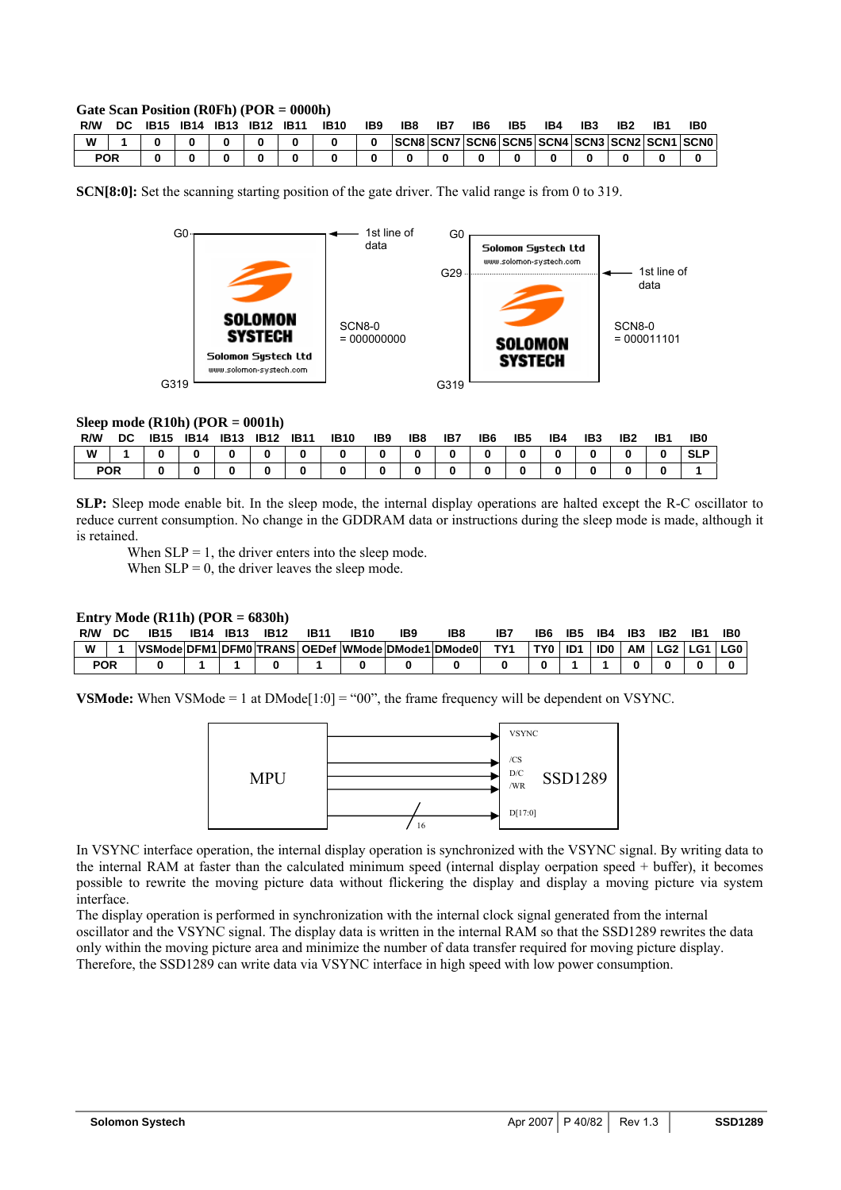**Gate Scan Position (R0Fh) (POR = 0000h)**

| R/W | DC | IB15 | IB14 | IB13 | IB12 | IB11 | IB10 | IB9 | IB8 | IB7 | IB6 | IB5 | IB4 | IB3 | IB2 | IB1 | IB0 |
|---|---|---|---|---|---|---|---|---|---|---|---|---|---|---|---|---|---|
| W | 1 | 0 | 0 | 0 | 0 | 0 | 0 | 0 | SCN8 | SCN7 | SCN6 | SCN5 | SCN4 | SCN3 | SCN2 | SCN1 | SCN0 |
| POR | | 0 | 0 | 0 | 0 | 0 | 0 | 0 | 0 | 0 | 0 | 0 | 0 | 0 | 0 | 0 | 0 |

**SCN[8:0]:** Set the scanning starting position of the gate driver. The valid range is from 0 to 319.

G0, G319 — 1st line of data — SCN8-0 = 000000000

G0, G29, G319 — 1st line of data — SCN8-0 = 000011101

**Sleep mode (R10h) (POR = 0001h)**

| R/W | DC | IB15 | IB14 | IB13 | IB12 | IB11 | IB10 | IB9 | IB8 | IB7 | IB6 | IB5 | IB4 | IB3 | IB2 | IB1 | IB0 |
|---|---|---|---|---|---|---|---|---|---|---|---|---|---|---|---|---|---|
| W | 1 | 0 | 0 | 0 | 0 | 0 | 0 | 0 | 0 | 0 | 0 | 0 | 0 | 0 | 0 | 0 | SLP |
| POR | | 0 | 0 | 0 | 0 | 0 | 0 | 0 | 0 | 0 | 0 | 0 | 0 | 0 | 0 | 0 | 1 |

**SLP:** Sleep mode enable bit. In the sleep mode, the internal display operations are halted except the R-C oscillator to reduce current consumption. No change in the GDDRAM data or instructions during the sleep mode is made, although it is retained.

When SLP = 1, the driver enters into the sleep mode.
When SLP = 0, the driver leaves the sleep mode.

**Entry Mode (R11h) (POR = 6830h)**

| R/W | DC | IB15 | IB14 | IB13 | IB12 | IB11 | IB10 | IB9 | IB8 | IB7 | IB6 | IB5 | IB4 | IB3 | IB2 | IB1 | IB0 |
|---|---|---|---|---|---|---|---|---|---|---|---|---|---|---|---|---|---|
| W | 1 | VSMode | DFM1 | DFM0 | TRANS | OEDef | WMode | DMode1 | DMode0 | TY1 | TY0 | ID1 | ID0 | AM | LG2 | LG1 | LG0 |
| POR | | 0 | 1 | 1 | 0 | 1 | 0 | 0 | 0 | 0 | 0 | 1 | 1 | 0 | 0 | 0 | 0 |

**VSMode:** When VSMode = 1 at DMode[1:0] = "00", the frame frequency will be dependent on VSYNC.

MPU → SSD1289: VSYNC, /CS, D/C, /WR, D[17:0] (16)

In VSYNC interface operation, the internal display operation is synchronized with the VSYNC signal. By writing data to the internal RAM at faster than the calculated minimum speed (internal display oerpation speed + buffer), it becomes possible to rewrite the moving picture data without flickering the display and display a moving picture via system interface.
The display operation is performed in synchronization with the internal clock signal generated from the internal oscillator and the VSYNC signal. The display data is written in the internal RAM so that the SSD1289 rewrites the data only within the moving picture area and minimize the number of data transfer required for moving picture display. Therefore, the SSD1289 can write data via VSYNC interface in high speed with low power consumption.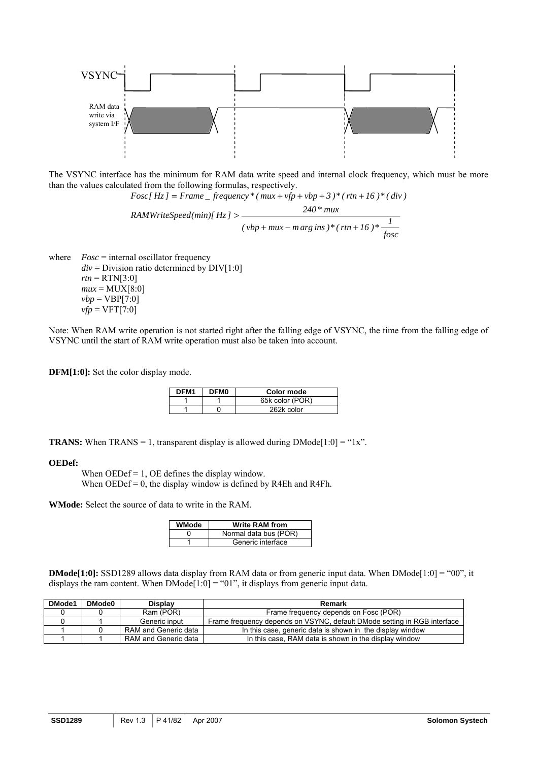The VSYNC interface has the minimum for RAM data write speed and internal clock frequency, which must be more than the values calculated from the following formulas, respectively.

$$Fosc[Hz] = Frame\_frequency * (mux + vfp + vbp + 3) * (rtn + 16) * (div)$$

$$RAMWriteSpeed(min)[Hz] > \frac{240 * mux}{(vbp + mux - margins) * (rtn + 16) * \frac{1}{fosc}}$$

where *Fosc* = internal oscillator frequency
*div* = Division ratio determined by DIV[1:0]
*rtn* = RTN[3:0]
*mux* = MUX[8:0]
*vbp* = VBP[7:0]
*vfp* = VFT[7:0]

Note: When RAM write operation is not started right after the falling edge of VSYNC, the time from the falling edge of VSYNC until the start of RAM write operation must also be taken into account.

**DFM[1:0]:** Set the color display mode.

| DFM1 | DFM0 | Color mode |
|---|---|---|
| 1 | 1 | 65k color (POR) |
| 1 | 0 | 262k color |

**TRANS:** When TRANS = 1, transparent display is allowed during DMode[1:0] = "1x".

**OEDef:**
When OEDef = 1, OE defines the display window.
When OEDef = 0, the display window is defined by R4Eh and R4Fh.

**WMode:** Select the source of data to write in the RAM.

| WMode | Write RAM from |
|---|---|
| 0 | Normal data bus (POR) |
| 1 | Generic interface |

**DMode[1:0]:** SSD1289 allows data display from RAM data or from generic input data. When DMode[1:0] = "00", it displays the ram content. When DMode[1:0] = "01", it displays from generic input data.

| DMode1 | DMode0 | Display | Remark |
|---|---|---|---|
| 0 | 0 | Ram (POR) | Frame frequency depends on Fosc (POR) |
| 0 | 1 | Generic input | Frame frequency depends on VSYNC, default DMode setting in RGB interface |
| 1 | 0 | RAM and Generic data | In this case, generic data is shown in the display window |
| 1 | 1 | RAM and Generic data | In this case, RAM data is shown in the display window |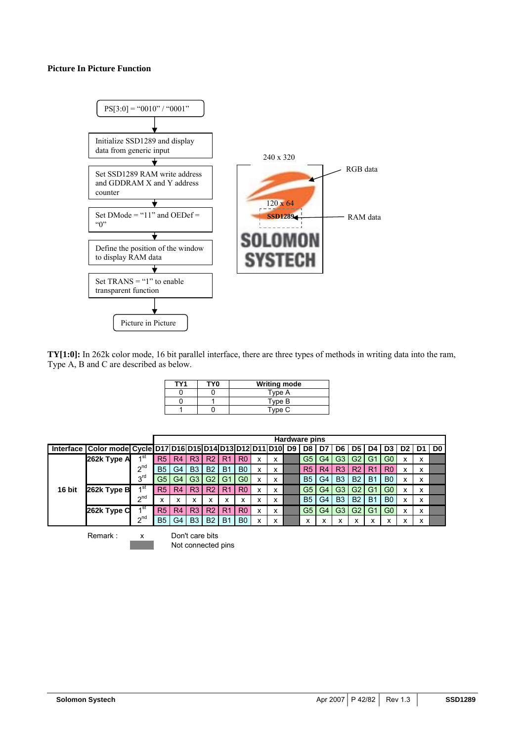**Picture In Picture Function**

PS[3:0] = "0010" / "0001"

↓

Initialize SSD1289 and display data from generic input

↓

Set SSD1289 RAM write address and GDDRAM X and Y address counter

↓

Set DMode = "11" and OEDef = "0"

↓

Define the position of the window to display RAM data

↓

Set TRANS = "1" to enable transparent function

↓

Picture in Picture

240 x 320

RGB data

120 x 64

SSD1289

RAM data

SOLOMON SYSTECH

**TY[1:0]:** In 262k color mode, 16 bit parallel interface, there are three types of methods in writing data into the ram, Type A, B and C are described as below.

| TY1 | TY0 | Writing mode |
|---|---|---|
| 0 | 0 | Type A |
| 0 | 1 | Type B |
| 1 | 0 | Type C |

| Interface | Color mode | Cycle | D17 | D16 | D15 | D14 | D13 | D12 | D11 | D10 | D9 | D8 | D7 | D6 | D5 | D4 | D3 | D2 | D1 | D0 |
|---|---|---|---|---|---|---|---|---|---|---|---|---|---|---|---|---|---|---|---|---|
| 16 bit | 262k Type A | 1st | R5 | R4 | R3 | R2 | R1 | R0 | x | x | | G5 | G4 | G3 | G2 | G1 | G0 | x | x | |
| | | 2nd | B5 | G4 | B3 | B2 | B1 | B0 | x | x | | R5 | R4 | R3 | R2 | R1 | R0 | x | x | |
| | | 3rd | G5 | G4 | G3 | G2 | G1 | G0 | x | x | | B5 | G4 | B3 | B2 | B1 | B0 | x | x | |
| | 262k Type B | 1st | R5 | R4 | R3 | R2 | R1 | R0 | x | x | | G5 | G4 | G3 | G2 | G1 | G0 | x | x | |
| | | 2nd | x | x | x | x | x | x | x | x | | B5 | G4 | B3 | B2 | B1 | B0 | x | x | |
| | 262k Type C | 1st | R5 | R4 | R3 | R2 | R1 | R0 | x | x | | G5 | G4 | G3 | G2 | G1 | G0 | x | x | |
| | | 2nd | B5 | G4 | B3 | B2 | B1 | B0 | x | x | | x | x | x | x | x | x | x | x | |

(D17–D0: Hardware pins)

Remark :
x — Don't care bits
(shaded) — Not connected pins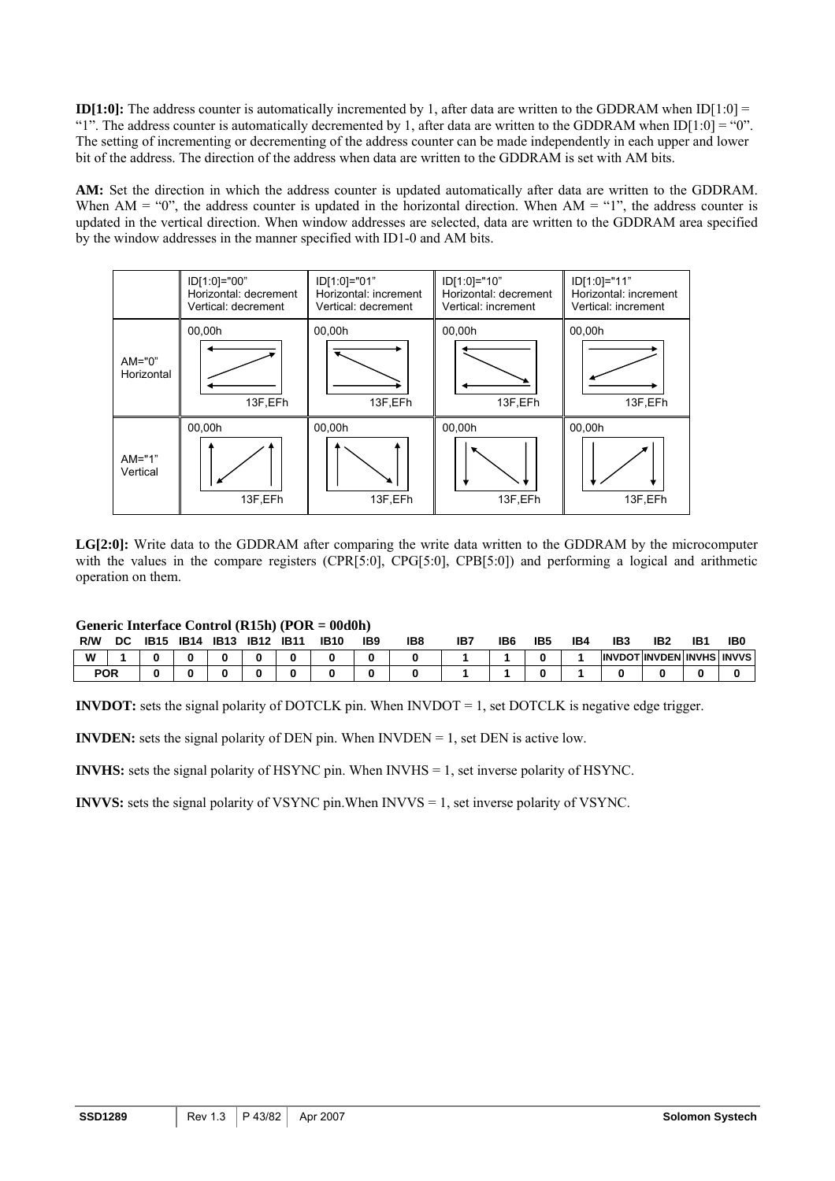**ID[1:0]:** The address counter is automatically incremented by 1, after data are written to the GDDRAM when ID[1:0] = "1". The address counter is automatically decremented by 1, after data are written to the GDDRAM when ID[1:0] = "0". The setting of incrementing or decrementing of the address counter can be made independently in each upper and lower bit of the address. The direction of the address when data are written to the GDDRAM is set with AM bits.

**AM:** Set the direction in which the address counter is updated automatically after data are written to the GDDRAM. When AM = "0", the address counter is updated in the horizontal direction. When AM = "1", the address counter is updated in the vertical direction. When window addresses are selected, data are written to the GDDRAM area specified by the window addresses in the manner specified with ID1-0 and AM bits.

| | ID[1:0]="00" Horizontal: decrement Vertical: decrement | ID[1:0]="01" Horizontal: increment Vertical: decrement | ID[1:0]="10" Horizontal: decrement Vertical: increment | ID[1:0]="11" Horizontal: increment Vertical: increment |
|---|---|---|---|---|
| AM="0" Horizontal | 00,00h … 13F,EFh | 00,00h … 13F,EFh | 00,00h … 13F,EFh | 00,00h … 13F,EFh |
| AM="1" Vertical | 00,00h … 13F,EFh | 00,00h … 13F,EFh | 00,00h … 13F,EFh | 00,00h … 13F,EFh |

**LG[2:0]:** Write data to the GDDRAM after comparing the write data written to the GDDRAM by the microcomputer with the values in the compare registers (CPR[5:0], CPG[5:0], CPB[5:0]) and performing a logical and arithmetic operation on them.

**Generic Interface Control (R15h) (POR = 00d0h)**

| R/W | DC | IB15 | IB14 | IB13 | IB12 | IB11 | IB10 | IB9 | IB8 | IB7 | IB6 | IB5 | IB4 | IB3 | IB2 | IB1 | IB0 |
|---|---|---|---|---|---|---|---|---|---|---|---|---|---|---|---|---|---|
| W | 1 | 0 | 0 | 0 | 0 | 0 | 0 | 0 | 0 | 1 | 1 | 0 | 1 | INVDOT | INVDEN | INVHS | INVVS |
| POR | | 0 | 0 | 0 | 0 | 0 | 0 | 0 | 0 | 1 | 1 | 0 | 1 | 0 | 0 | 0 | 0 |

**INVDOT:** sets the signal polarity of DOTCLK pin. When INVDOT = 1, set DOTCLK is negative edge trigger.

**INVDEN:** sets the signal polarity of DEN pin. When INVDEN = 1, set DEN is active low.

**INVHS:** sets the signal polarity of HSYNC pin. When INVHS = 1, set inverse polarity of HSYNC.

**INVVS:** sets the signal polarity of VSYNC pin.When INVVS = 1, set inverse polarity of VSYNC.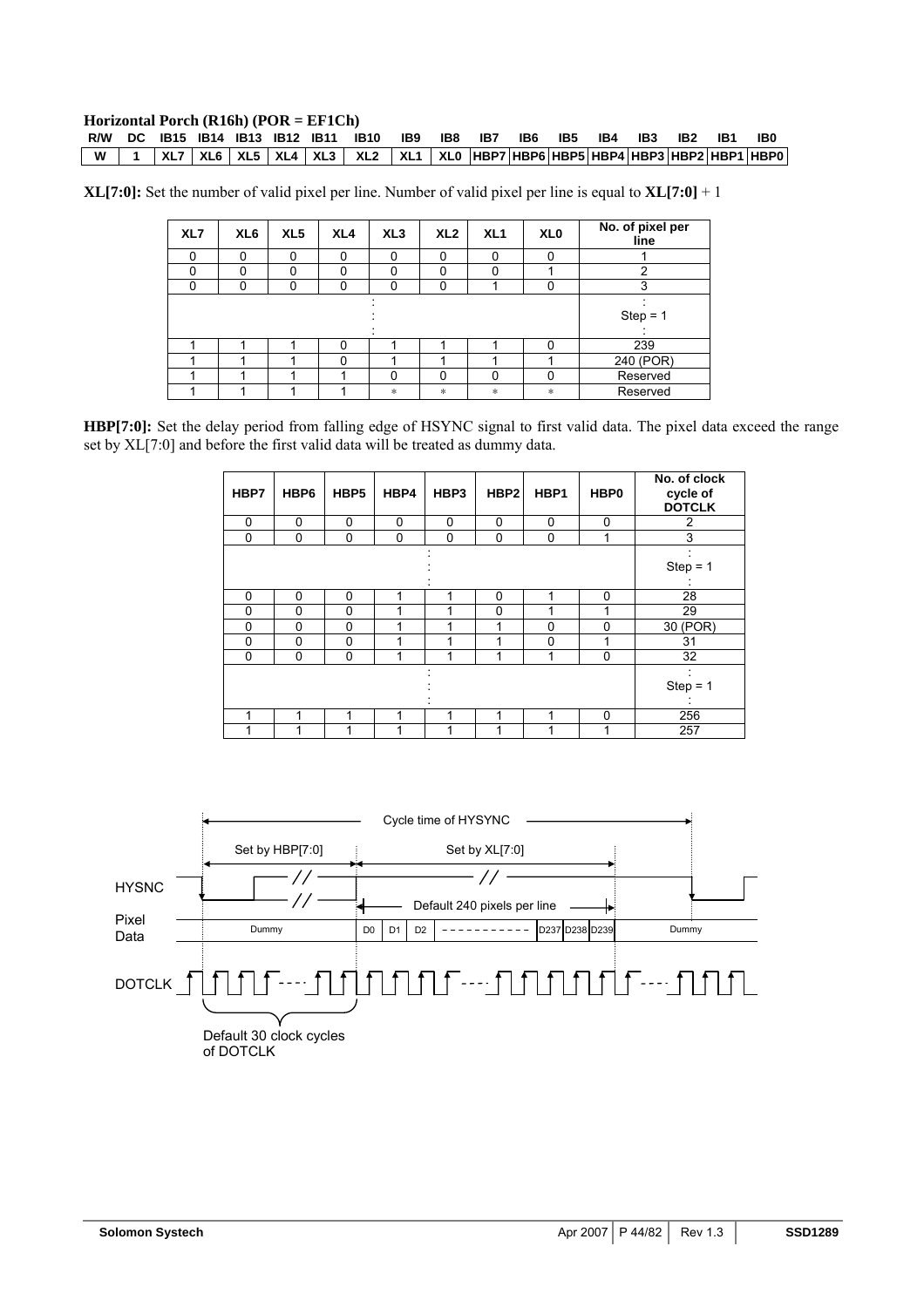**Horizontal Porch (R16h) (POR = EF1Ch)**

| R/W | DC | IB15 | IB14 | IB13 | IB12 | IB11 | IB10 | IB9 | IB8 | IB7 | IB6 | IB5 | IB4 | IB3 | IB2 | IB1 | IB0 |
|---|---|---|---|---|---|---|---|---|---|---|---|---|---|---|---|---|---|
| W | 1 | XL7 | XL6 | XL5 | XL4 | XL3 | XL2 | XL1 | XL0 | HBP7 | HBP6 | HBP5 | HBP4 | HBP3 | HBP2 | HBP1 | HBP0 |

**XL[7:0]:** Set the number of valid pixel per line. Number of valid pixel per line is equal to **XL[7:0]** + 1

| XL7 | XL6 | XL5 | XL4 | XL3 | XL2 | XL1 | XL0 | No. of pixel per line |
|---|---|---|---|---|---|---|---|---|
| 0 | 0 | 0 | 0 | 0 | 0 | 0 | 0 | 1 |
| 0 | 0 | 0 | 0 | 0 | 0 | 0 | 1 | 2 |
| 0 | 0 | 0 | 0 | 0 | 0 | 1 | 0 | 3 |
| : | | | | | | | | Step = 1 |
| 1 | 1 | 1 | 0 | 1 | 1 | 1 | 0 | 239 |
| 1 | 1 | 1 | 0 | 1 | 1 | 1 | 1 | 240 (POR) |
| 1 | 1 | 1 | 1 | 0 | 0 | 0 | 0 | Reserved |
| 1 | 1 | 1 | 1 | * | * | * | * | Reserved |

**HBP[7:0]:** Set the delay period from falling edge of HSYNC signal to first valid data. The pixel data exceed the range set by XL[7:0] and before the first valid data will be treated as dummy data.

| HBP7 | HBP6 | HBP5 | HBP4 | HBP3 | HBP2 | HBP1 | HBP0 | No. of clock cycle of DOTCLK |
|---|---|---|---|---|---|---|---|---|
| 0 | 0 | 0 | 0 | 0 | 0 | 0 | 0 | 2 |
| 0 | 0 | 0 | 0 | 0 | 0 | 0 | 1 | 3 |
| : | | | | | | | | Step = 1 |
| 0 | 0 | 0 | 1 | 1 | 0 | 1 | 0 | 28 |
| 0 | 0 | 0 | 1 | 1 | 0 | 1 | 1 | 29 |
| 0 | 0 | 0 | 1 | 1 | 1 | 0 | 0 | 30 (POR) |
| 0 | 0 | 0 | 1 | 1 | 1 | 0 | 1 | 31 |
| 0 | 0 | 0 | 1 | 1 | 1 | 1 | 0 | 32 |
| : | | | | | | | | Step = 1 |
| 1 | 1 | 1 | 1 | 1 | 1 | 1 | 0 | 256 |
| 1 | 1 | 1 | 1 | 1 | 1 | 1 | 1 | 257 |

Cycle time of HYSYNC

Set by HBP[7:0] | Set by XL[7:0]

HYSNC

Default 240 pixels per line

Pixel Data: Dummy | D0 | D1 | D2 | ---------- | D237 | D238 | D239 | Dummy

DOTCLK

Default 30 clock cycles of DOTCLK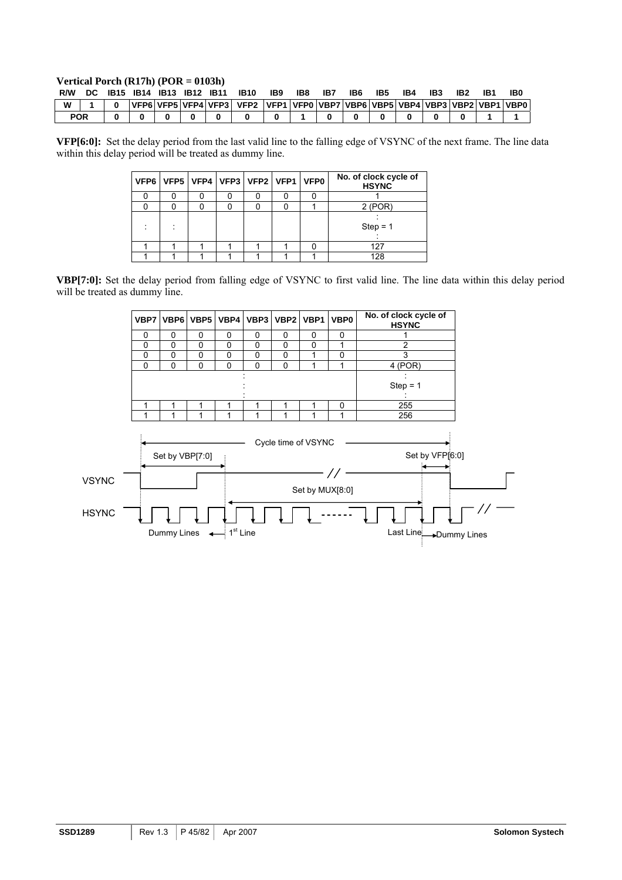### Vertical Porch (R17h) (POR = 0103h)

| R/W | DC | IB15 | IB14 | IB13 | IB12 | IB11 | IB10 | IB9 | IB8 | IB7 | IB6 | IB5 | IB4 | IB3 | IB2 | IB1 | IB0 |
|---|---|---|---|---|---|---|---|---|---|---|---|---|---|---|---|---|---|
| W | 1 | 0 | VFP6 | VFP5 | VFP4 | VFP3 | VFP2 | VFP1 | VFP0 | VBP7 | VBP6 | VBP5 | VBP4 | VBP3 | VBP2 | VBP1 | VBP0 |
| POR | | 0 | 0 | 0 | 0 | 0 | 0 | 0 | 1 | 0 | 0 | 0 | 0 | 0 | 0 | 1 | 1 |

**VFP[6:0]:** Set the delay period from the last valid line to the falling edge of VSYNC of the next frame. The line data within this delay period will be treated as dummy line.

| VFP6 | VFP5 | VFP4 | VFP3 | VFP2 | VFP1 | VFP0 | No. of clock cycle of HSYNC |
|---|---|---|---|---|---|---|---|
| 0 | 0 | 0 | 0 | 0 | 0 | 0 | 1 |
| 0 | 0 | 0 | 0 | 0 | 0 | 1 | 2 (POR) |
| : | : | | | | | | : Step = 1 : |
| 1 | 1 | 1 | 1 | 1 | 1 | 0 | 127 |
| 1 | 1 | 1 | 1 | 1 | 1 | 1 | 128 |

**VBP[7:0]:** Set the delay period from falling edge of VSYNC to first valid line. The line data within this delay period will be treated as dummy line.

| VBP7 | VBP6 | VBP5 | VBP4 | VBP3 | VBP2 | VBP1 | VBP0 | No. of clock cycle of HSYNC |
|---|---|---|---|---|---|---|---|---|
| 0 | 0 | 0 | 0 | 0 | 0 | 0 | 0 | 1 |
| 0 | 0 | 0 | 0 | 0 | 0 | 0 | 1 | 2 |
| 0 | 0 | 0 | 0 | 0 | 0 | 1 | 0 | 3 |
| 0 | 0 | 0 | 0 | 0 | 0 | 1 | 1 | 4 (POR) |
| : | | | | | | | | : Step = 1 : |
| 1 | 1 | 1 | 1 | 1 | 1 | 1 | 0 | 255 |
| 1 | 1 | 1 | 1 | 1 | 1 | 1 | 1 | 256 |

Cycle time of VSYNC

Set by VBP[7:0] — Set by VFP[6:0]

VSYNC — Set by MUX[8:0]

HSYNC

Dummy Lines — 1st Line — Last Line — Dummy Lines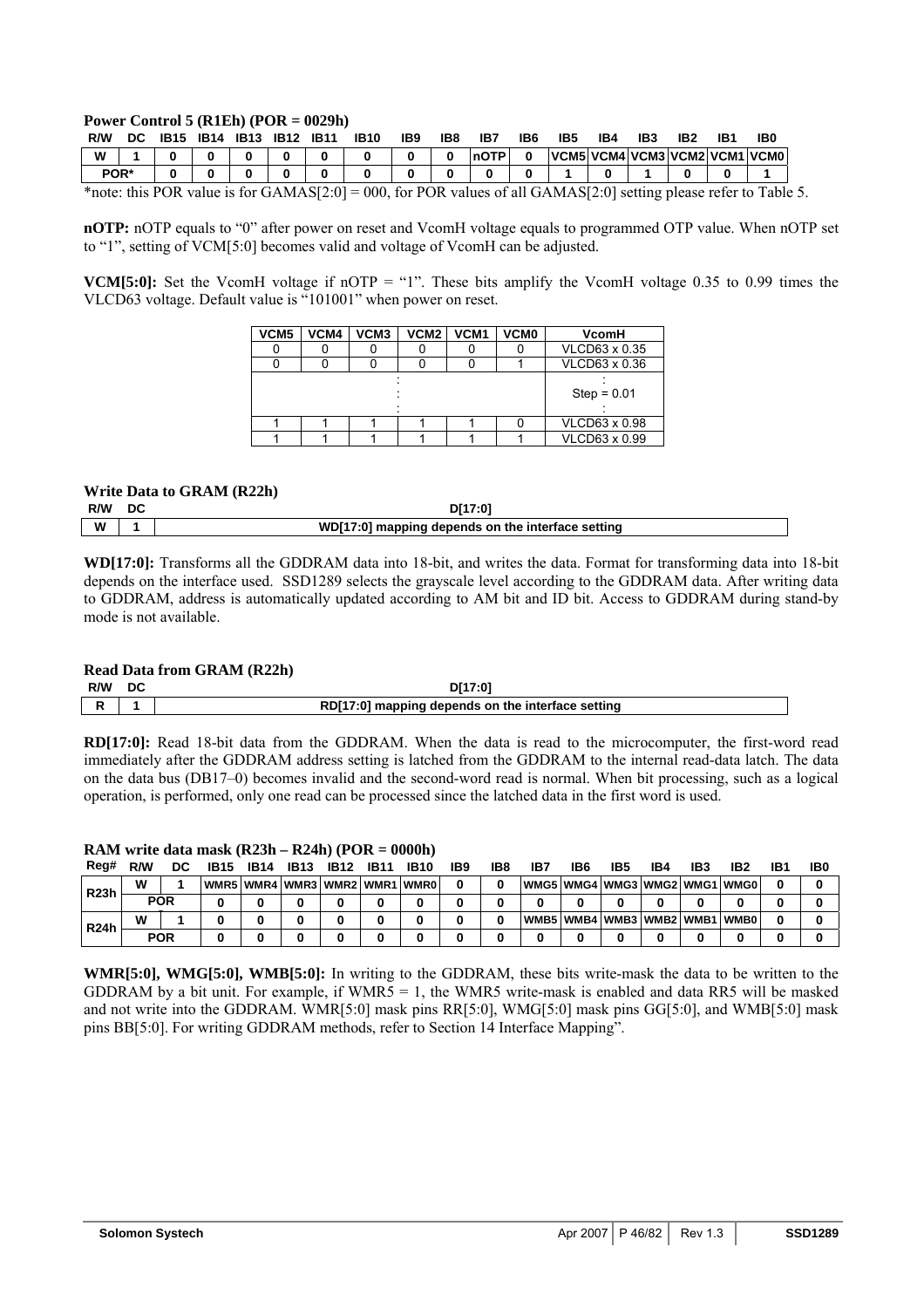### Power Control 5 (R1Eh) (POR = 0029h)

| R/W | DC | IB15 | IB14 | IB13 | IB12 | IB11 | IB10 | IB9 | IB8 | IB7 | IB6 | IB5 | IB4 | IB3 | IB2 | IB1 | IB0 |
|---|---|---|---|---|---|---|---|---|---|---|---|---|---|---|---|---|---|
| W | 1 | 0 | 0 | 0 | 0 | 0 | 0 | 0 | 0 | nOTP | 0 | VCM5 | VCM4 | VCM3 | VCM2 | VCM1 | VCM0 |
| POR* | | 0 | 0 | 0 | 0 | 0 | 0 | 0 | 0 | 0 | 0 | 1 | 0 | 1 | 0 | 0 | 1 |

*note: this POR value is for GAMAS[2:0] = 000, for POR values of all GAMAS[2:0] setting please refer to Table 5.

**nOTP:** nOTP equals to "0" after power on reset and VcomH voltage equals to programmed OTP value. When nOTP set to "1", setting of VCM[5:0] becomes valid and voltage of VcomH can be adjusted.

**VCM[5:0]:** Set the VcomH voltage if nOTP = "1". These bits amplify the VcomH voltage 0.35 to 0.99 times the VLCD63 voltage. Default value is "101001" when power on reset.

| VCM5 | VCM4 | VCM3 | VCM2 | VCM1 | VCM0 | VcomH |
|---|---|---|---|---|---|---|
| 0 | 0 | 0 | 0 | 0 | 0 | VLCD63 x 0.35 |
| 0 | 0 | 0 | 0 | 0 | 1 | VLCD63 x 0.36 |
| : | | | | | | Step = 0.01 |
| 1 | 1 | 1 | 1 | 1 | 0 | VLCD63 x 0.98 |
| 1 | 1 | 1 | 1 | 1 | 1 | VLCD63 x 0.99 |

### Write Data to GRAM (R22h)

| R/W | DC | D[17:0] |
|---|---|---|
| W | 1 | WD[17:0] mapping depends on the interface setting |

**WD[17:0]:** Transforms all the GDDRAM data into 18-bit, and writes the data. Format for transforming data into 18-bit depends on the interface used. SSD1289 selects the grayscale level according to the GDDRAM data. After writing data to GDDRAM, address is automatically updated according to AM bit and ID bit. Access to GDDRAM during stand-by mode is not available.

### Read Data from GRAM (R22h)

| R/W | DC | D[17:0] |
|---|---|---|
| R | 1 | RD[17:0] mapping depends on the interface setting |

**RD[17:0]:** Read 18-bit data from the GDDRAM. When the data is read to the microcomputer, the first-word read immediately after the GDDRAM address setting is latched from the GDDRAM to the internal read-data latch. The data on the data bus (DB17–0) becomes invalid and the second-word read is normal. When bit processing, such as a logical operation, is performed, only one read can be processed since the latched data in the first word is used.

### RAM write data mask (R23h – R24h) (POR = 0000h)

| Reg# | R/W | DC | IB15 | IB14 | IB13 | IB12 | IB11 | IB10 | IB9 | IB8 | IB7 | IB6 | IB5 | IB4 | IB3 | IB2 | IB1 | IB0 |
|---|---|---|---|---|---|---|---|---|---|---|---|---|---|---|---|---|---|---|
| R23h | W | 1 | WMR5 | WMR4 | WMR3 | WMR2 | WMR1 | WMR0 | 0 | 0 | WMG5 | WMG4 | WMG3 | WMG2 | WMG1 | WMG0 | 0 | 0 |
| | POR | | 0 | 0 | 0 | 0 | 0 | 0 | 0 | 0 | 0 | 0 | 0 | 0 | 0 | 0 | 0 | 0 |
| R24h | W | 1 | 0 | 0 | 0 | 0 | 0 | 0 | 0 | 0 | WMB5 | WMB4 | WMB3 | WMB2 | WMB1 | WMB0 | 0 | 0 |
| | POR | | 0 | 0 | 0 | 0 | 0 | 0 | 0 | 0 | 0 | 0 | 0 | 0 | 0 | 0 | 0 | 0 |

**WMR[5:0], WMG[5:0], WMB[5:0]:** In writing to the GDDRAM, these bits write-mask the data to be written to the GDDRAM by a bit unit. For example, if WMR5 = 1, the WMR5 write-mask is enabled and data RR5 will be masked and not write into the GDDRAM. WMR[5:0] mask pins RR[5:0], WMG[5:0] mask pins GG[5:0], and WMB[5:0] mask pins BB[5:0]. For writing GDDRAM methods, refer to Section 14 Interface Mapping".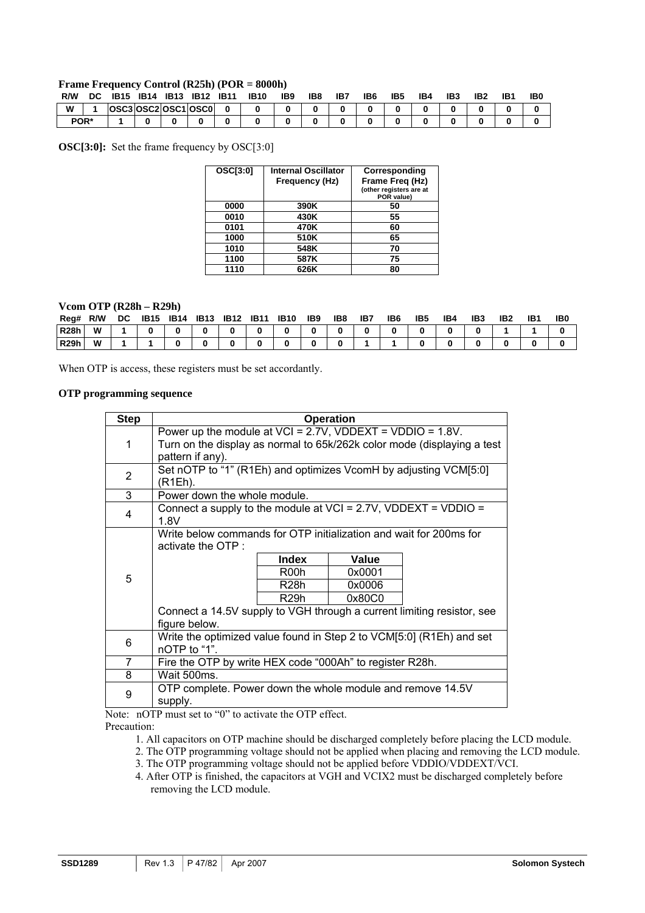**Frame Frequency Control (R25h) (POR = 8000h)**

| R/W | DC | IB15 | IB14 | IB13 | IB12 | IB11 | IB10 | IB9 | IB8 | IB7 | IB6 | IB5 | IB4 | IB3 | IB2 | IB1 | IB0 |
|---|---|---|---|---|---|---|---|---|---|---|---|---|---|---|---|---|---|
| W | 1 | OSC3 | OSC2 | OSC1 | OSC0 | 0 | 0 | 0 | 0 | 0 | 0 | 0 | 0 | 0 | 0 | 0 | 0 |
| POR* | | 1 | 0 | 0 | 0 | 0 | 0 | 0 | 0 | 0 | 0 | 0 | 0 | 0 | 0 | 0 | 0 |

**OSC[3:0]:** Set the frame frequency by OSC[3:0]

| OSC[3:0] | Internal Oscillator Frequency (Hz) | Corresponding Frame Freq (Hz) (other registers are at POR value) |
|---|---|---|
| 0000 | 390K | 50 |
| 0010 | 430K | 55 |
| 0101 | 470K | 60 |
| 1000 | 510K | 65 |
| 1010 | 548K | 70 |
| 1100 | 587K | 75 |
| 1110 | 626K | 80 |

**Vcom OTP (R28h – R29h)**

| Reg# | R/W | DC | IB15 | IB14 | IB13 | IB12 | IB11 | IB10 | IB9 | IB8 | IB7 | IB6 | IB5 | IB4 | IB3 | IB2 | IB1 | IB0 |
|---|---|---|---|---|---|---|---|---|---|---|---|---|---|---|---|---|---|---|
| R28h | W | 1 | 0 | 0 | 0 | 0 | 0 | 0 | 0 | 0 | 0 | 0 | 0 | 0 | 0 | 1 | 1 | 0 |
| R29h | W | 1 | 1 | 0 | 0 | 0 | 0 | 0 | 0 | 0 | 1 | 1 | 0 | 0 | 0 | 0 | 0 | 0 |

When OTP is access, these registers must be set accordantly.

**OTP programming sequence**

| Step | Operation |
|---|---|
| 1 | Power up the module at VCI = 2.7V, VDDEXT = VDDIO = 1.8V. Turn on the display as normal to 65k/262k color mode (displaying a test pattern if any). |
| 2 | Set nOTP to "1" (R1Eh) and optimizes VcomH by adjusting VCM[5:0] (R1Eh). |
| 3 | Power down the whole module. |
| 4 | Connect a supply to the module at VCI = 2.7V, VDDEXT = VDDIO = 1.8V |
| 5 | Write below commands for OTP initialization and wait for 200ms for activate the OTP : Index / Value: R00h = 0x0001; R28h = 0x0006; R29h = 0x80C0. Connect a 14.5V supply to VGH through a current limiting resistor, see figure below. |
| 6 | Write the optimized value found in Step 2 to VCM[5:0] (R1Eh) and set nOTP to "1". |
| 7 | Fire the OTP by write HEX code "000Ah" to register R28h. |
| 8 | Wait 500ms. |
| 9 | OTP complete. Power down the whole module and remove 14.5V supply. |

Note: nOTP must set to "0" to activate the OTP effect.

Precaution:

1. All capacitors on OTP machine should be discharged completely before placing the LCD module.
2. The OTP programming voltage should not be applied when placing and removing the LCD module.
3. The OTP programming voltage should not be applied before VDDIO/VDDEXT/VCI.
4. After OTP is finished, the capacitors at VGH and VCIX2 must be discharged completely before removing the LCD module.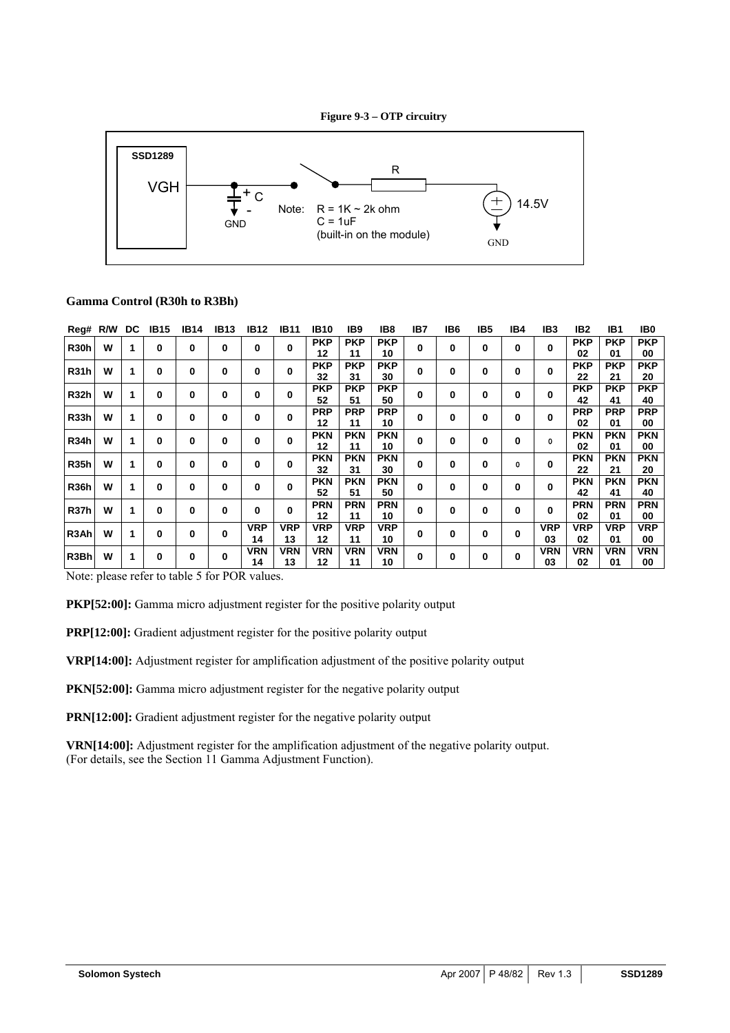**Figure 9-3 – OTP circuitry**

SSD1289

VGH

C

GND

R

Note: R = 1K ~ 2k ohm
C = 1uF
(built-in on the module)

14.5V

GND

**Gamma Control (R30h to R3Bh)**

| Reg# | R/W | DC | IB15 | IB14 | IB13 | IB12 | IB11 | IB10 | IB9 | IB8 | IB7 | IB6 | IB5 | IB4 | IB3 | IB2 | IB1 | IB0 |
|---|---|---|---|---|---|---|---|---|---|---|---|---|---|---|---|---|---|---|
| R30h | W | 1 | 0 | 0 | 0 | 0 | 0 | PKP 12 | PKP 11 | PKP 10 | 0 | 0 | 0 | 0 | 0 | PKP 02 | PKP 01 | PKP 00 |
| R31h | W | 1 | 0 | 0 | 0 | 0 | 0 | PKP 32 | PKP 31 | PKP 30 | 0 | 0 | 0 | 0 | 0 | PKP 22 | PKP 21 | PKP 20 |
| R32h | W | 1 | 0 | 0 | 0 | 0 | 0 | PKP 52 | PKP 51 | PKP 50 | 0 | 0 | 0 | 0 | 0 | PKP 42 | PKP 41 | PKP 40 |
| R33h | W | 1 | 0 | 0 | 0 | 0 | 0 | PRP 12 | PRP 11 | PRP 10 | 0 | 0 | 0 | 0 | 0 | PRP 02 | PRP 01 | PRP 00 |
| R34h | W | 1 | 0 | 0 | 0 | 0 | 0 | PKN 12 | PKN 11 | PKN 10 | 0 | 0 | 0 | 0 | 0 | PKN 02 | PKN 01 | PKN 00 |
| R35h | W | 1 | 0 | 0 | 0 | 0 | 0 | PKN 32 | PKN 31 | PKN 30 | 0 | 0 | 0 | 0 | 0 | PKN 22 | PKN 21 | PKN 20 |
| R36h | W | 1 | 0 | 0 | 0 | 0 | 0 | PKN 52 | PKN 51 | PKN 50 | 0 | 0 | 0 | 0 | 0 | PKN 42 | PKN 41 | PKN 40 |
| R37h | W | 1 | 0 | 0 | 0 | 0 | 0 | PRN 12 | PRN 11 | PRN 10 | 0 | 0 | 0 | 0 | 0 | PRN 02 | PRN 01 | PRN 00 |
| R3Ah | W | 1 | 0 | 0 | 0 | VRP 14 | VRP 13 | VRP 12 | VRP 11 | VRP 10 | 0 | 0 | 0 | 0 | VRP 03 | VRP 02 | VRP 01 | VRP 00 |
| R3Bh | W | 1 | 0 | 0 | 0 | VRN 14 | VRN 13 | VRN 12 | VRN 11 | VRN 10 | 0 | 0 | 0 | 0 | VRN 03 | VRN 02 | VRN 01 | VRN 00 |

Note: please refer to table 5 for POR values.

**PKP[52:00]:** Gamma micro adjustment register for the positive polarity output

**PRP[12:00]:** Gradient adjustment register for the positive polarity output

**VRP[14:00]:** Adjustment register for amplification adjustment of the positive polarity output

**PKN[52:00]:** Gamma micro adjustment register for the negative polarity output

**PRN[12:00]:** Gradient adjustment register for the negative polarity output

**VRN[14:00]:** Adjustment register for the amplification adjustment of the negative polarity output.
(For details, see the Section 11 Gamma Adjustment Function).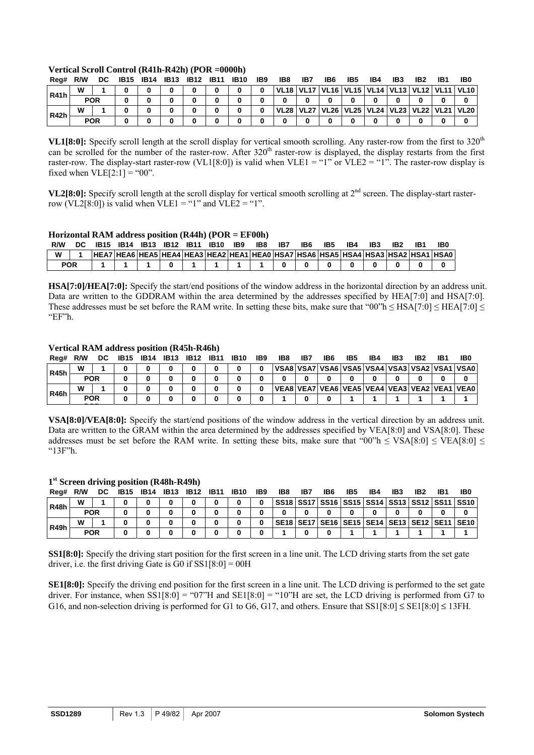### Vertical Scroll Control (R41h-R42h) (POR =0000h)

| Reg# | R/W | DC | IB15 | IB14 | IB13 | IB12 | IB11 | IB10 | IB9 | IB8 | IB7 | IB6 | IB5 | IB4 | IB3 | IB2 | IB1 | IB0 |
|---|---|---|---|---|---|---|---|---|---|---|---|---|---|---|---|---|---|---|
| R41h | W | 1 | 0 | 0 | 0 | 0 | 0 | 0 | 0 | VL18 | VL17 | VL16 | VL15 | VL14 | VL13 | VL12 | VL11 | VL10 |
| | POR | | 0 | 0 | 0 | 0 | 0 | 0 | 0 | 0 | 0 | 0 | 0 | 0 | 0 | 0 | 0 | 0 |
| R42h | W | 1 | 0 | 0 | 0 | 0 | 0 | 0 | 0 | VL28 | VL27 | VL26 | VL25 | VL24 | VL23 | VL22 | VL21 | VL20 |
| | POR | | 0 | 0 | 0 | 0 | 0 | 0 | 0 | 0 | 0 | 0 | 0 | 0 | 0 | 0 | 0 | 0 |

**VL1[8:0]:** Specify scroll length at the scroll display for vertical smooth scrolling. Any raster-row from the first to 320th can be scrolled for the number of the raster-row. After 320th raster-row is displayed, the display restarts from the first raster-row. The display-start raster-row (VL1[8:0]) is valid when VLE1 = "1" or VLE2 = "1". The raster-row display is fixed when VLE[2:1] = "00".

**VL2[8:0]:** Specify scroll length at the scroll display for vertical smooth scrolling at 2nd screen. The display-start raster-row (VL2[8:0]) is valid when VLE1 = "1" and VLE2 = "1".

### Horizontal RAM address position (R44h) (POR = EF00h)

| R/W | DC | IB15 | IB14 | IB13 | IB12 | IB11 | IB10 | IB9 | IB8 | IB7 | IB6 | IB5 | IB4 | IB3 | IB2 | IB1 | IB0 |
|---|---|---|---|---|---|---|---|---|---|---|---|---|---|---|---|---|---|
| W | 1 | HEA7 | HEA6 | HEA5 | HEA4 | HEA3 | HEA2 | HEA1 | HEA0 | HSA7 | HSA6 | HSA5 | HSA4 | HSA3 | HSA2 | HSA1 | HSA0 |
| POR | | 1 | 1 | 1 | 0 | 1 | 1 | 1 | 1 | 0 | 0 | 0 | 0 | 0 | 0 | 0 | 0 |

**HSA[7:0]/HEA[7:0]:** Specify the start/end positions of the window address in the horizontal direction by an address unit. Data are written to the GDDRAM within the area determined by the addresses specified by HEA[7:0] and HSA[7:0]. These addresses must be set before the RAM write. In setting these bits, make sure that "00"h ≤ HSA[7:0] ≤ HEA[7:0] ≤ "EF"h.

### Vertical RAM address position (R45h-R46h)

| Reg# | R/W | DC | IB15 | IB14 | IB13 | IB12 | IB11 | IB10 | IB9 | IB8 | IB7 | IB6 | IB5 | IB4 | IB3 | IB2 | IB1 | IB0 |
|---|---|---|---|---|---|---|---|---|---|---|---|---|---|---|---|---|---|---|
| R45h | W | 1 | 0 | 0 | 0 | 0 | 0 | 0 | 0 | VSA8 | VSA7 | VSA6 | VSA5 | VSA4 | VSA3 | VSA2 | VSA1 | VSA0 |
| | POR | | 0 | 0 | 0 | 0 | 0 | 0 | 0 | 0 | 0 | 0 | 0 | 0 | 0 | 0 | 0 | 0 |
| R46h | W | 1 | 0 | 0 | 0 | 0 | 0 | 0 | 0 | VEA8 | VEA7 | VEA6 | VEA5 | VEA4 | VEA3 | VEA2 | VEA1 | VEA0 |
| | POR | | 0 | 0 | 0 | 0 | 0 | 0 | 0 | 1 | 0 | 0 | 1 | 1 | 1 | 1 | 1 | 1 |

**VSA[8:0]/VEA[8:0]:** Specify the start/end positions of the window address in the vertical direction by an address unit. Data are written to the GRAM within the area determined by the addresses specified by VEA[8:0] and VSA[8:0]. These addresses must be set before the RAM write. In setting these bits, make sure that "00"h ≤ VSA[8:0] ≤ VEA[8:0] ≤ "13F"h.

### 1st Screen driving position (R48h-R49h)

| Reg# | R/W | DC | IB15 | IB14 | IB13 | IB12 | IB11 | IB10 | IB9 | IB8 | IB7 | IB6 | IB5 | IB4 | IB3 | IB2 | IB1 | IB0 |
|---|---|---|---|---|---|---|---|---|---|---|---|---|---|---|---|---|---|---|
| R48h | W | 1 | 0 | 0 | 0 | 0 | 0 | 0 | 0 | SS18 | SS17 | SS16 | SS15 | SS14 | SS13 | SS12 | SS11 | SS10 |
| | POR | | 0 | 0 | 0 | 0 | 0 | 0 | 0 | 0 | 0 | 0 | 0 | 0 | 0 | 0 | 0 | 0 |
| R49h | W | 1 | 0 | 0 | 0 | 0 | 0 | 0 | 0 | SE18 | SE17 | SE16 | SE15 | SE14 | SE13 | SE12 | SE11 | SE10 |
| | POR | | 0 | 0 | 0 | 0 | 0 | 0 | 0 | 1 | 0 | 0 | 1 | 1 | 1 | 1 | 1 | 1 |

**SS1[8:0]:** Specify the driving start position for the first screen in a line unit. The LCD driving starts from the set gate driver, i.e. the first driving Gate is G0 if SS1[8:0] = 00H

**SE1[8:0]:** Specify the driving end position for the first screen in a line unit. The LCD driving is performed to the set gate driver. For instance, when SS1[8:0] = "07"H and SE1[8:0] = "10"H are set, the LCD driving is performed from G7 to G16, and non-selection driving is performed for G1 to G6, G17, and others. Ensure that SS1[8:0] ≤ SE1[8:0] ≤ 13FH.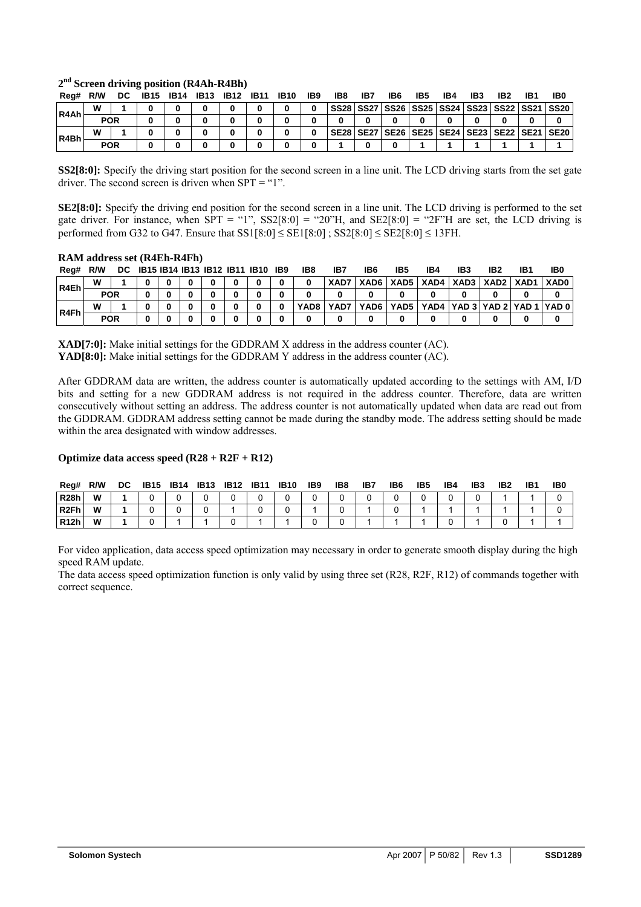### 2nd Screen driving position (R4Ah-R4Bh)

| Reg# | R/W | DC | IB15 | IB14 | IB13 | IB12 | IB11 | IB10 | IB9 | IB8 | IB7 | IB6 | IB5 | IB4 | IB3 | IB2 | IB1 | IB0 |
|---|---|---|---|---|---|---|---|---|---|---|---|---|---|---|---|---|---|---|
| R4Ah | W | 1 | 0 | 0 | 0 | 0 | 0 | 0 | 0 | SS28 | SS27 | SS26 | SS25 | SS24 | SS23 | SS22 | SS21 | SS20 |
| | POR | | 0 | 0 | 0 | 0 | 0 | 0 | 0 | 0 | 0 | 0 | 0 | 0 | 0 | 0 | 0 | 0 |
| R4Bh | W | 1 | 0 | 0 | 0 | 0 | 0 | 0 | 0 | SE28 | SE27 | SE26 | SE25 | SE24 | SE23 | SE22 | SE21 | SE20 |
| | POR | | 0 | 0 | 0 | 0 | 0 | 0 | 0 | 1 | 0 | 0 | 1 | 1 | 1 | 1 | 1 | 1 |

**SS2[8:0]:** Specify the driving start position for the second screen in a line unit. The LCD driving starts from the set gate driver. The second screen is driven when SPT = "1".

**SE2[8:0]:** Specify the driving end position for the second screen in a line unit. The LCD driving is performed to the set gate driver. For instance, when SPT = "1", SS2[8:0] = "20"H, and SE2[8:0] = "2F"H are set, the LCD driving is performed from G32 to G47. Ensure that SS1[8:0] ≤ SE1[8:0] ; SS2[8:0] ≤ SE2[8:0] ≤ 13FH.

### RAM address set (R4Eh-R4Fh)

| Reg# | R/W | DC | IB15 | IB14 | IB13 | IB12 | IB11 | IB10 | IB9 | IB8 | IB7 | IB6 | IB5 | IB4 | IB3 | IB2 | IB1 | IB0 |
|---|---|---|---|---|---|---|---|---|---|---|---|---|---|---|---|---|---|---|
| R4Eh | W | 1 | 0 | 0 | 0 | 0 | 0 | 0 | 0 | 0 | XAD7 | XAD6 | XAD5 | XAD4 | XAD3 | XAD2 | XAD1 | XAD0 |
| | POR | | 0 | 0 | 0 | 0 | 0 | 0 | 0 | 0 | 0 | 0 | 0 | 0 | 0 | 0 | 0 | 0 |
| R4Fh | W | 1 | 0 | 0 | 0 | 0 | 0 | 0 | 0 | YAD8 | YAD7 | YAD6 | YAD5 | YAD4 | YAD 3 | YAD 2 | YAD 1 | YAD 0 |
| | POR | | 0 | 0 | 0 | 0 | 0 | 0 | 0 | 0 | 0 | 0 | 0 | 0 | 0 | 0 | 0 | 0 |

**XAD[7:0]:** Make initial settings for the GDDRAM X address in the address counter (AC).
**YAD[8:0]:** Make initial settings for the GDDRAM Y address in the address counter (AC).

After GDDRAM data are written, the address counter is automatically updated according to the settings with AM, I/D bits and setting for a new GDDRAM address is not required in the address counter. Therefore, data are written consecutively without setting an address. The address counter is not automatically updated when data are read out from the GDDRAM. GDDRAM address setting cannot be made during the standby mode. The address setting should be made within the area designated with window addresses.

### Optimize data access speed (R28 + R2F + R12)

| Reg# | R/W | DC | IB15 | IB14 | IB13 | IB12 | IB11 | IB10 | IB9 | IB8 | IB7 | IB6 | IB5 | IB4 | IB3 | IB2 | IB1 | IB0 |
|---|---|---|---|---|---|---|---|---|---|---|---|---|---|---|---|---|---|---|
| R28h | W | 1 | 0 | 0 | 0 | 0 | 0 | 0 | 0 | 0 | 0 | 0 | 0 | 0 | 0 | 1 | 1 | 0 |
| R2Fh | W | 1 | 0 | 0 | 0 | 1 | 0 | 0 | 1 | 0 | 1 | 0 | 1 | 1 | 1 | 1 | 1 | 0 |
| R12h | W | 1 | 0 | 1 | 1 | 0 | 1 | 1 | 0 | 0 | 1 | 1 | 1 | 0 | 1 | 0 | 1 | 1 |

For video application, data access speed optimization may necessary in order to generate smooth display during the high speed RAM update.
The data access speed optimization function is only valid by using three set (R28, R2F, R12) of commands together with correct sequence.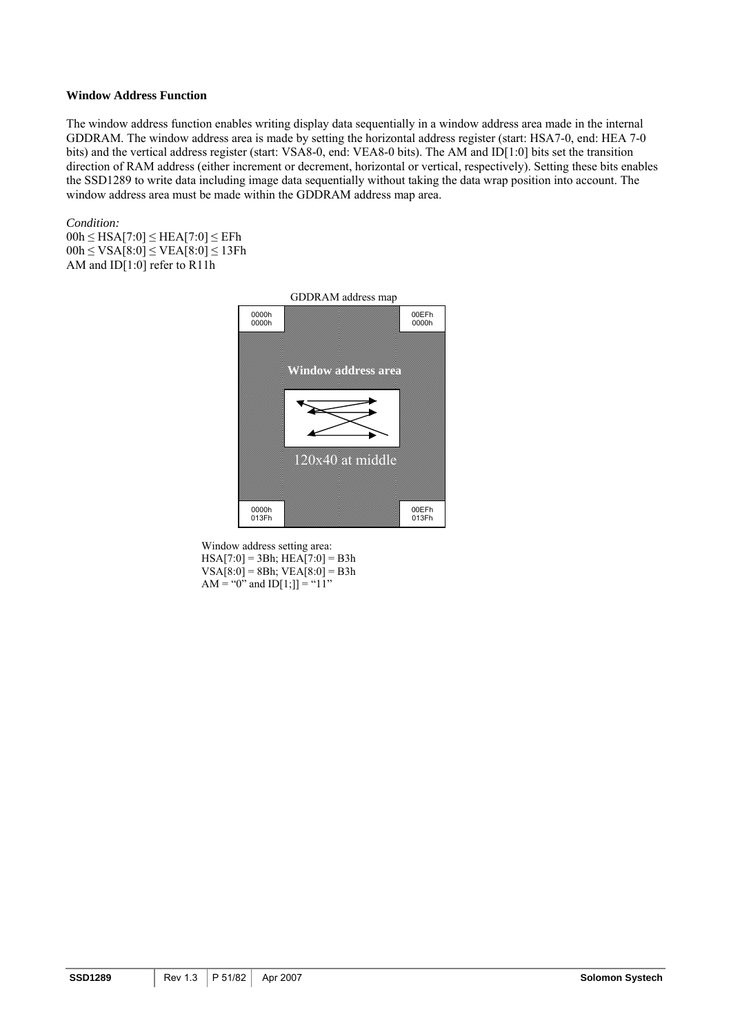**Window Address Function**

The window address function enables writing display data sequentially in a window address area made in the internal GDDRAM. The window address area is made by setting the horizontal address register (start: HSA7-0, end: HEA 7-0 bits) and the vertical address register (start: VSA8-0, end: VEA8-0 bits). The AM and ID[1:0] bits set the transition direction of RAM address (either increment or decrement, horizontal or vertical, respectively). Setting these bits enables the SSD1289 to write data including image data sequentially without taking the data wrap position into account. The window address area must be made within the GDDRAM address map area.

*Condition:*
00h ≤ HSA[7:0] ≤ HEA[7:0] ≤ EFh
00h ≤ VSA[8:0] ≤ VEA[8:0] ≤ 13Fh
AM and ID[1:0] refer to R11h

GDDRAM address map

| 0000h 0000h | | 00EFh 0000h |
|---|---|---|
| | Window address area | |
| | 120x40 at middle | |
| 0000h 013Fh | | 00EFh 013Fh |

Window address setting area:
HSA[7:0] = 3Bh; HEA[7:0] = B3h
VSA[8:0] = 8Bh; VEA[8:0] = B3h
AM = "0" and ID[1;]] = "11"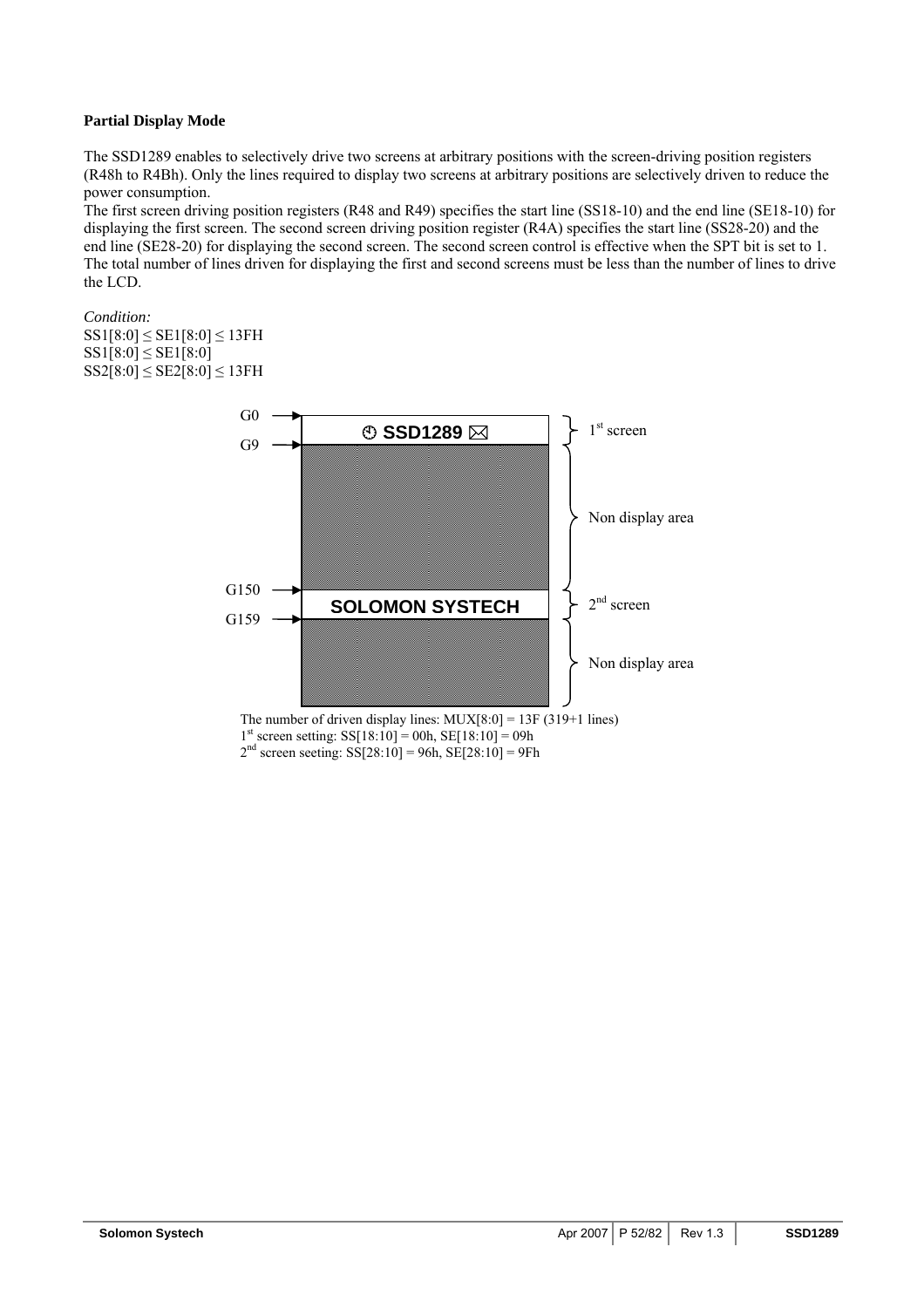**Partial Display Mode**

The SSD1289 enables to selectively drive two screens at arbitrary positions with the screen-driving position registers (R48h to R4Bh). Only the lines required to display two screens at arbitrary positions are selectively driven to reduce the power consumption.
The first screen driving position registers (R48 and R49) specifies the start line (SS18-10) and the end line (SE18-10) for displaying the first screen. The second screen driving position register (R4A) specifies the start line (SS28-20) and the end line (SE28-20) for displaying the second screen. The second screen control is effective when the SPT bit is set to 1. The total number of lines driven for displaying the first and second screens must be less than the number of lines to drive the LCD.

*Condition:*
SS1[8:0] ≤ SE1[8:0] ≤ 13FH
SS1[8:0] ≤ SE1[8:0]
SS2[8:0] ≤ SE2[8:0] ≤ 13FH

G0 → ⏱ SSD1289 ✉ — 1st screen
G9 → Non display area
G150 → SOLOMON SYSTECH — 2nd screen
G159 → Non display area

The number of driven display lines: MUX[8:0] = 13F (319+1 lines)
1st screen setting: SS[18:10] = 00h, SE[18:10] = 09h
2nd screen seeting: SS[28:10] = 96h, SE[28:10] = 9Fh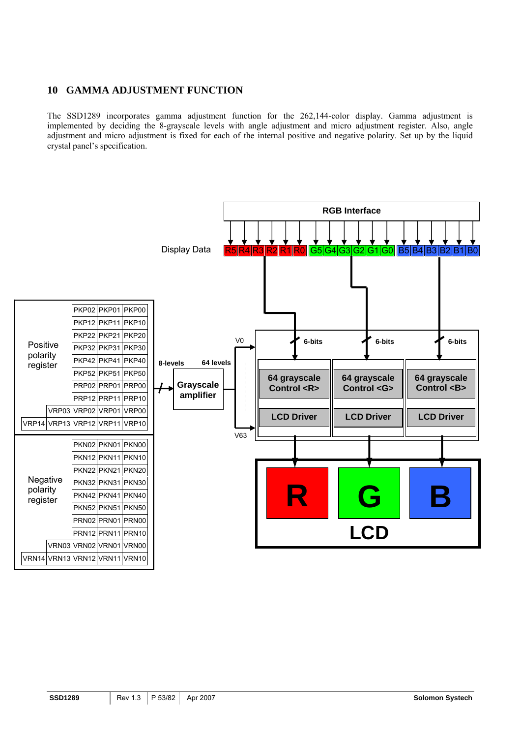## 10 GAMMA ADJUSTMENT FUNCTION

The SSD1289 incorporates gamma adjustment function for the 262,144-color display. Gamma adjustment is implemented by deciding the 8-grayscale levels with angle adjustment and micro adjustment register. Also, angle adjustment and micro adjustment is fixed for each of the internal positive and negative polarity. Set up by the liquid crystal panel's specification.

| Positive polarity register | | | | |
|---|---|---|---|---|
| | | PKP02 | PKP01 | PKP00 |
| | | PKP12 | PKP11 | PKP10 |
| | | PKP22 | PKP21 | PKP20 |
| | | PKP32 | PKP31 | PKP30 |
| | | PKP42 | PKP41 | PKP40 |
| | | PKP52 | PKP51 | PKP50 |
| | | PRP02 | PRP01 | PRP00 |
| | | PRP12 | PRP11 | PRP10 |
| | VRP03 | VRP02 | VRP01 | VRP00 |
| VRP14 | VRP13 | VRP12 | VRP11 | VRP10 |

| Negative polarity register | | | | |
|---|---|---|---|---|
| | | PKN02 | PKN01 | PKN00 |
| | | PKN12 | PKN11 | PKN10 |
| | | PKN22 | PKN21 | PKN20 |
| | | PKN32 | PKN31 | PKN30 |
| | | PKN42 | PKN41 | PKN40 |
| | | PKN52 | PKN51 | PKN50 |
| | | PRN02 | PRN01 | PRN00 |
| | | PRN12 | PRN11 | PRN10 |
| | VRN03 | VRN02 | VRN01 | VRN00 |
| VRN14 | VRN13 | VRN12 | VRN11 | VRN10 |

RGB Interface

Display Data: R5 R4 R3 R2 R1 R0 G5 G4 G3 G2 G1 G0 B5 B4 B3 B2 B1 B0

8-levels → Grayscale amplifier → 64 levels (V0 … V63)

6-bits → 64 grayscale Control <R> → LCD Driver → R

6-bits → 64 grayscale Control <G> → LCD Driver → G

6-bits → 64 grayscale Control <B> → LCD Driver → B

LCD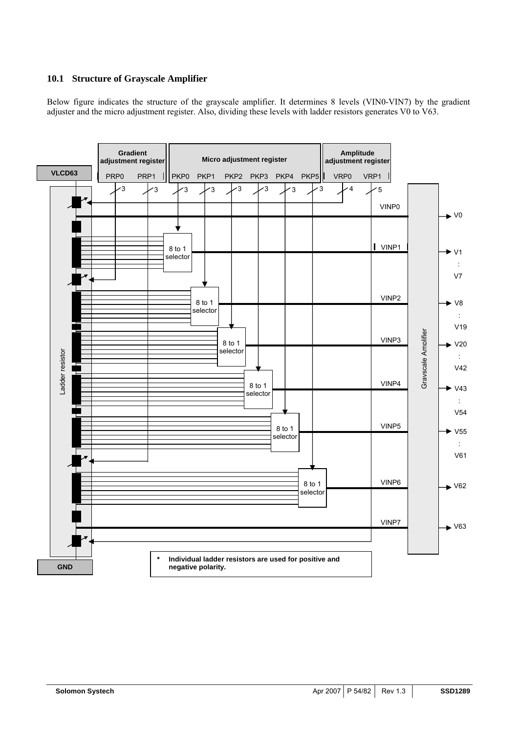## 10.1 Structure of Grayscale Amplifier

Below figure indicates the structure of the grayscale amplifier. It determines 8 levels (VIN0-VIN7) by the gradient adjuster and the micro adjustment register. Also, dividing these levels with ladder resistors generates V0 to V63.

Gradient adjustment register | Micro adjustment register | Amplitude adjustment register

VLCD63 | PRP0 | PRP1 | PKP0 | PKP1 | PKP2 | PKP3 | PKP4 | PKP5 | VRP0 | VRP1

3 | 3 | 3 | 3 | 3 | 3 | 3 | 3 | 4 | 5

Ladder resistor

8 to 1 selector

VINP0 → V0

VINP1 → V1 : V7

VINP2 → V8 : V19

VINP3 → V20 : V42

VINP4 → V43 : V54

VINP5 → V55 : V61

VINP6 → V62

VINP7 → V63

Grayscale Amplifier

GND

\* **Individual ladder resistors are used for positive and negative polarity.**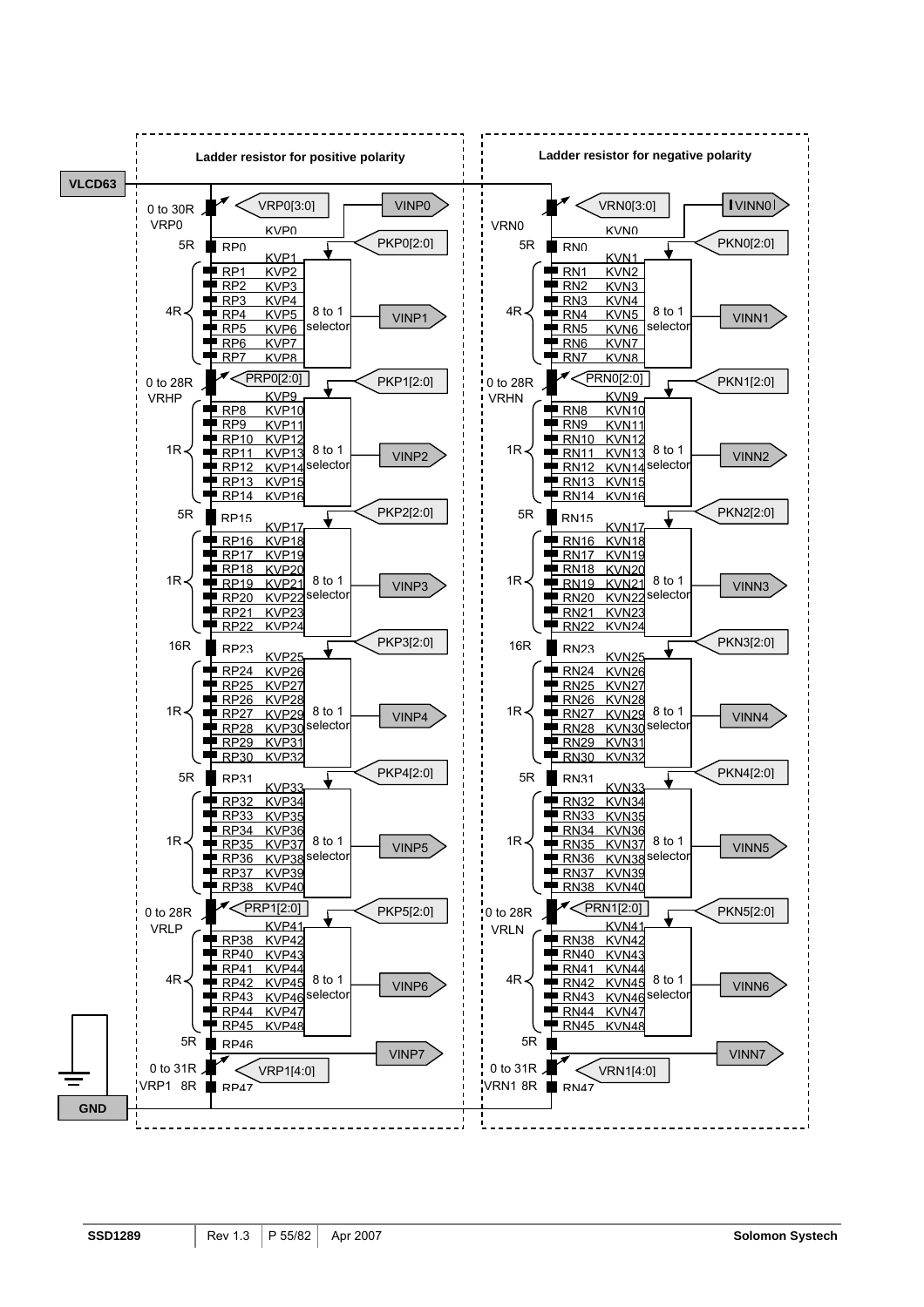Ladder resistor for positive polarity

Ladder resistor for negative polarity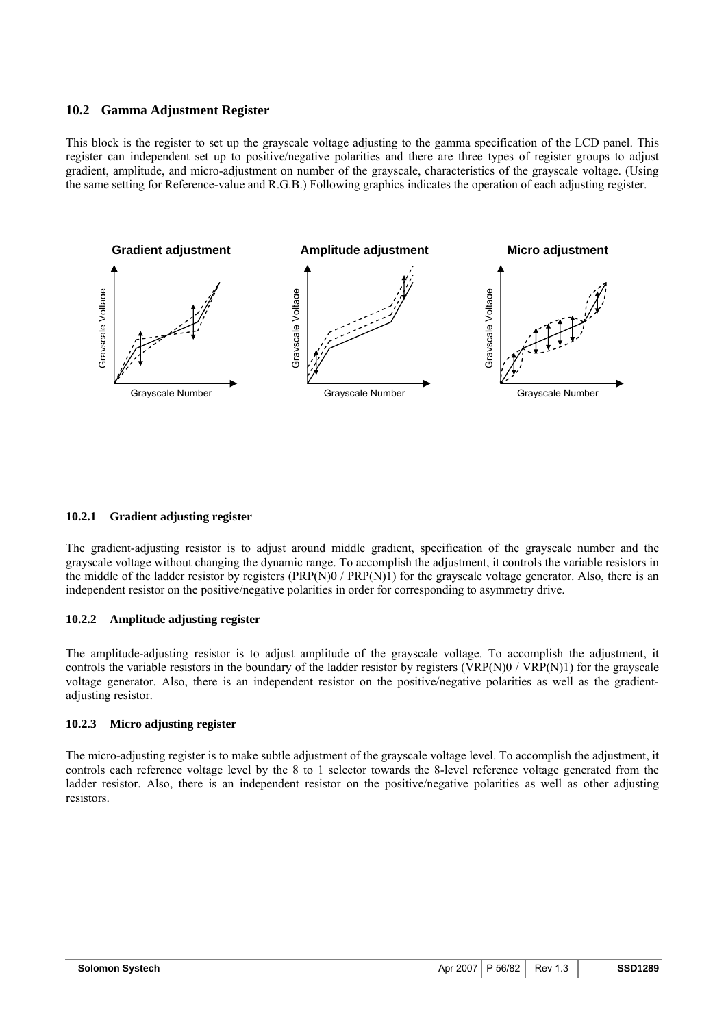## 10.2 Gamma Adjustment Register

This block is the register to set up the grayscale voltage adjusting to the gamma specification of the LCD panel. This register can independent set up to positive/negative polarities and there are three types of register groups to adjust gradient, amplitude, and micro-adjustment on number of the grayscale, characteristics of the grayscale voltage. (Using the same setting for Reference-value and R.G.B.) Following graphics indicates the operation of each adjusting register.

Gradient adjustment | Amplitude adjustment | Micro adjustment

### 10.2.1 Gradient adjusting register

The gradient-adjusting resistor is to adjust around middle gradient, specification of the grayscale number and the grayscale voltage without changing the dynamic range. To accomplish the adjustment, it controls the variable resistors in the middle of the ladder resistor by registers (PRP(N)0 / PRP(N)1) for the grayscale voltage generator. Also, there is an independent resistor on the positive/negative polarities in order for corresponding to asymmetry drive.

### 10.2.2 Amplitude adjusting register

The amplitude-adjusting resistor is to adjust amplitude of the grayscale voltage. To accomplish the adjustment, it controls the variable resistors in the boundary of the ladder resistor by registers (VRP(N)0 / VRP(N)1) for the grayscale voltage generator. Also, there is an independent resistor on the positive/negative polarities as well as the gradient-adjusting resistor.

### 10.2.3 Micro adjusting register

The micro-adjusting register is to make subtle adjustment of the grayscale voltage level. To accomplish the adjustment, it controls each reference voltage level by the 8 to 1 selector towards the 8-level reference voltage generated from the ladder resistor. Also, there is an independent resistor on the positive/negative polarities as well as other adjusting resistors.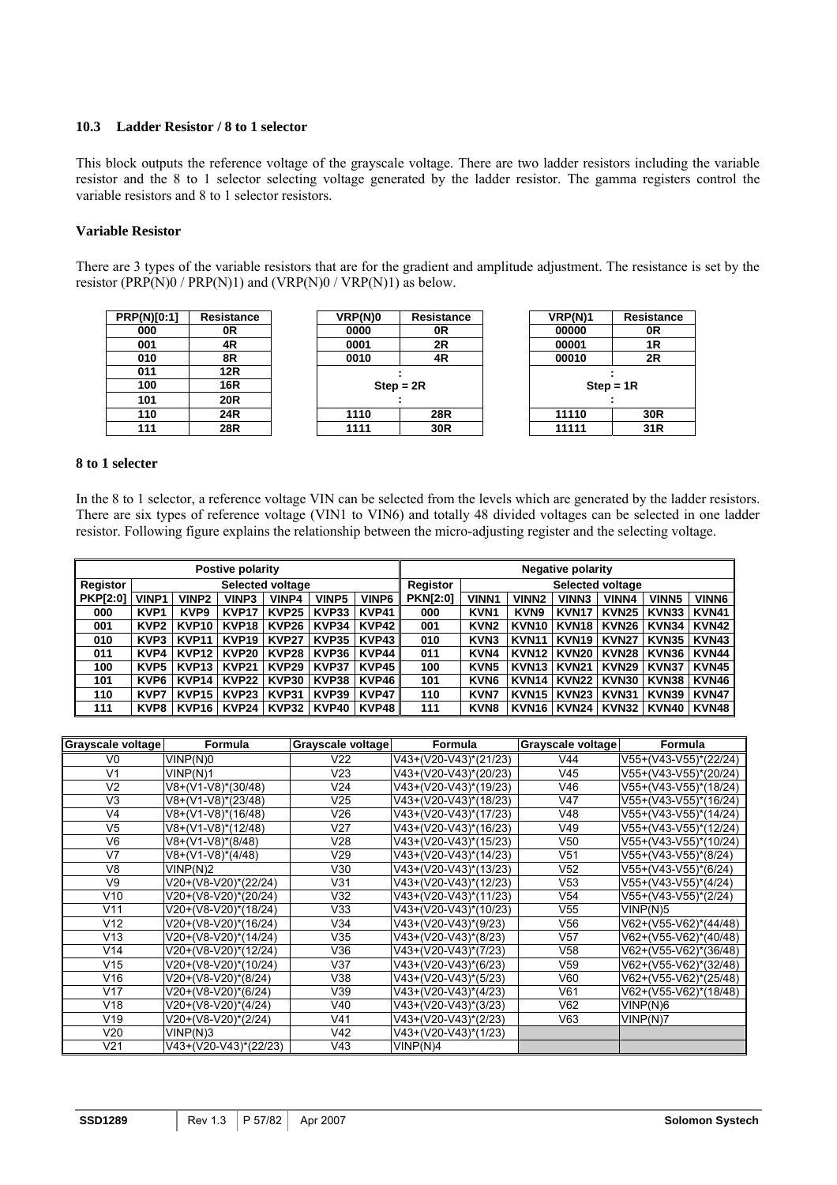## 10.3 Ladder Resistor / 8 to 1 selector

This block outputs the reference voltage of the grayscale voltage. There are two ladder resistors including the variable resistor and the 8 to 1 selector selecting voltage generated by the ladder resistor. The gamma registers control the variable resistors and 8 to 1 selector resistors.

### Variable Resistor

There are 3 types of the variable resistors that are for the gradient and amplitude adjustment. The resistance is set by the resistor (PRP(N)0 / PRP(N)1) and (VRP(N)0 / VRP(N)1) as below.

| PRP(N)[0:1] | Resistance |
|---|---|
| 000 | 0R |
| 001 | 4R |
| 010 | 8R |
| 011 | 12R |
| 100 | 16R |
| 101 | 20R |
| 110 | 24R |
| 111 | 28R |

| VRP(N)0 | Resistance |
|---|---|
| 0000 | 0R |
| 0001 | 2R |
| 0010 | 4R |
| : | |
| Step = 2R | |
| : | |
| 1110 | 28R |
| 1111 | 30R |

| VRP(N)1 | Resistance |
|---|---|
| 00000 | 0R |
| 00001 | 1R |
| 00010 | 2R |
| : | |
| Step = 1R | |
| : | |
| 11110 | 30R |
| 11111 | 31R |

### 8 to 1 selecter

In the 8 to 1 selector, a reference voltage VIN can be selected from the levels which are generated by the ladder resistors. There are six types of reference voltage (VIN1 to VIN6) and totally 48 divided voltages can be selected in one ladder resistor. Following figure explains the relationship between the micro-adjusting register and the selecting voltage.

| Postive polarity | | | | | | | Negative polarity | | | | | | |
|---|---|---|---|---|---|---|---|---|---|---|---|---|---|
| Registor | Selected voltage | | | | | | Registor | Selected voltage | | | | | |
| PKP[2:0] | VINP1 | VINP2 | VINP3 | VINP4 | VINP5 | VINP6 | PKN[2:0] | VINN1 | VINN2 | VINN3 | VINN4 | VINN5 | VINN6 |
| 000 | KVP1 | KVP9 | KVP17 | KVP25 | KVP33 | KVP41 | 000 | KVN1 | KVN9 | KVN17 | KVN25 | KVN33 | KVN41 |
| 001 | KVP2 | KVP10 | KVP18 | KVP26 | KVP34 | KVP42 | 001 | KVN2 | KVN10 | KVN18 | KVN26 | KVN34 | KVN42 |
| 010 | KVP3 | KVP11 | KVP19 | KVP27 | KVP35 | KVP43 | 010 | KVN3 | KVN11 | KVN19 | KVN27 | KVN35 | KVN43 |
| 011 | KVP4 | KVP12 | KVP20 | KVP28 | KVP36 | KVP44 | 011 | KVN4 | KVN12 | KVN20 | KVN28 | KVN36 | KVN44 |
| 100 | KVP5 | KVP13 | KVP21 | KVP29 | KVP37 | KVP45 | 100 | KVN5 | KVN13 | KVN21 | KVN29 | KVN37 | KVN45 |
| 101 | KVP6 | KVP14 | KVP22 | KVP30 | KVP38 | KVP46 | 101 | KVN6 | KVN14 | KVN22 | KVN30 | KVN38 | KVN46 |
| 110 | KVP7 | KVP15 | KVP23 | KVP31 | KVP39 | KVP47 | 110 | KVN7 | KVN15 | KVN23 | KVN31 | KVN39 | KVN47 |
| 111 | KVP8 | KVP16 | KVP24 | KVP32 | KVP40 | KVP48 | 111 | KVN8 | KVN16 | KVN24 | KVN32 | KVN40 | KVN48 |

| Grayscale voltage | Formula | Grayscale voltage | Formula | Grayscale voltage | Formula |
|---|---|---|---|---|---|
| V0 | VINP(N)0 | V22 | V43+(V20-V43)*(21/23) | V44 | V55+(V43-V55)*(22/24) |
| V1 | VINP(N)1 | V23 | V43+(V20-V43)*(20/23) | V45 | V55+(V43-V55)*(20/24) |
| V2 | V8+(V1-V8)*(30/48) | V24 | V43+(V20-V43)*(19/23) | V46 | V55+(V43-V55)*(18/24) |
| V3 | V8+(V1-V8)*(23/48) | V25 | V43+(V20-V43)*(18/23) | V47 | V55+(V43-V55)*(16/24) |
| V4 | V8+(V1-V8)*(16/48) | V26 | V43+(V20-V43)*(17/23) | V48 | V55+(V43-V55)*(14/24) |
| V5 | V8+(V1-V8)*(12/48) | V27 | V43+(V20-V43)*(16/23) | V49 | V55+(V43-V55)*(12/24) |
| V6 | V8+(V1-V8)*(8/48) | V28 | V43+(V20-V43)*(15/23) | V50 | V55+(V43-V55)*(10/24) |
| V7 | V8+(V1-V8)*(4/48) | V29 | V43+(V20-V43)*(14/23) | V51 | V55+(V43-V55)*(8/24) |
| V8 | VINP(N)2 | V30 | V43+(V20-V43)*(13/23) | V52 | V55+(V43-V55)*(6/24) |
| V9 | V20+(V8-V20)*(22/24) | V31 | V43+(V20-V43)*(12/23) | V53 | V55+(V43-V55)*(4/24) |
| V10 | V20+(V8-V20)*(20/24) | V32 | V43+(V20-V43)*(11/23) | V54 | V55+(V43-V55)*(2/24) |
| V11 | V20+(V8-V20)*(18/24) | V33 | V43+(V20-V43)*(10/23) | V55 | VINP(N)5 |
| V12 | V20+(V8-V20)*(16/24) | V34 | V43+(V20-V43)*(9/23) | V56 | V62+(V55-V62)*(44/48) |
| V13 | V20+(V8-V20)*(14/24) | V35 | V43+(V20-V43)*(8/23) | V57 | V62+(V55-V62)*(40/48) |
| V14 | V20+(V8-V20)*(12/24) | V36 | V43+(V20-V43)*(7/23) | V58 | V62+(V55-V62)*(36/48) |
| V15 | V20+(V8-V20)*(10/24) | V37 | V43+(V20-V43)*(6/23) | V59 | V62+(V55-V62)*(32/48) |
| V16 | V20+(V8-V20)*(8/24) | V38 | V43+(V20-V43)*(5/23) | V60 | V62+(V55-V62)*(25/48) |
| V17 | V20+(V8-V20)*(6/24) | V39 | V43+(V20-V43)*(4/23) | V61 | V62+(V55-V62)*(18/48) |
| V18 | V20+(V8-V20)*(4/24) | V40 | V43+(V20-V43)*(3/23) | V62 | VINP(N)6 |
| V19 | V20+(V8-V20)*(2/24) | V41 | V43+(V20-V43)*(2/23) | V63 | VINP(N)7 |
| V20 | VINP(N)3 | V42 | V43+(V20-V43)*(1/23) | | |
| V21 | V43+(V20-V43)*(22/23) | V43 | VINP(N)4 | | |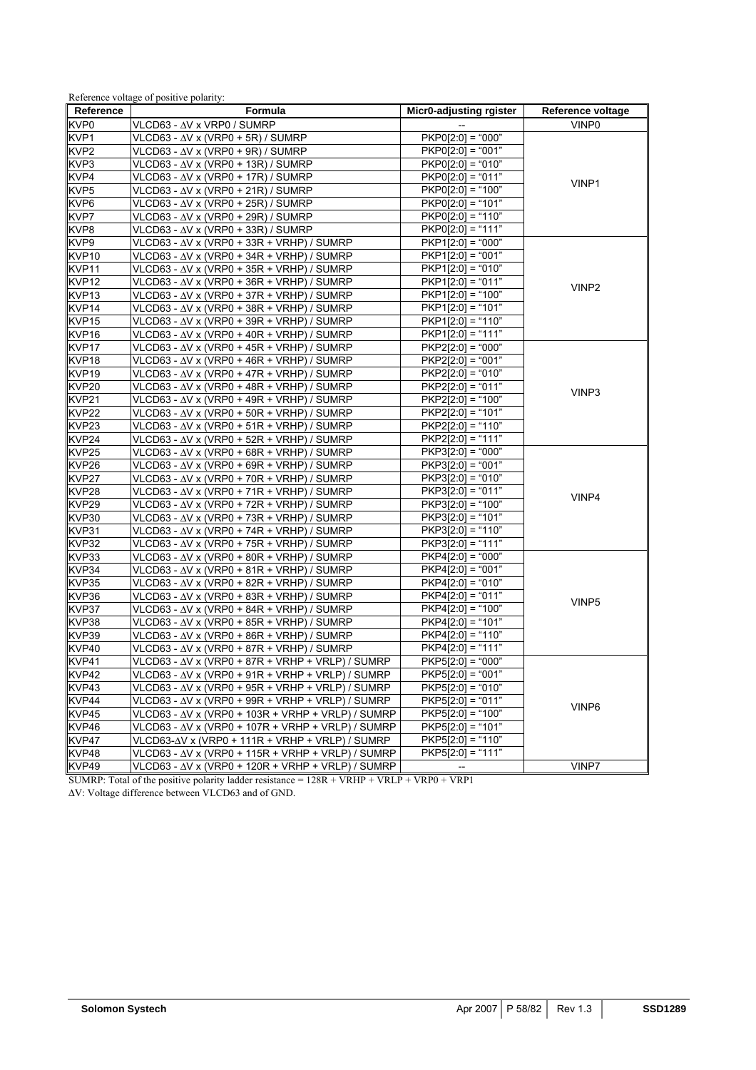Reference voltage of positive polarity:

| Reference | Formula | Micr0-adjusting rgister | Reference voltage |
|---|---|---|---|
| KVP0 | VLCD63 - ΔV x VRP0 / SUMRP | -- | VINP0 |
| KVP1 | VLCD63 - ΔV x (VRP0 + 5R) / SUMRP | PKP0[2:0] = "000" | VINP1 |
| KVP2 | VLCD63 - ΔV x (VRP0 + 9R) / SUMRP | PKP0[2:0] = "001" | |
| KVP3 | VLCD63 - ΔV x (VRP0 + 13R) / SUMRP | PKP0[2:0] = "010" | |
| KVP4 | VLCD63 - ΔV x (VRP0 + 17R) / SUMRP | PKP0[2:0] = "011" | |
| KVP5 | VLCD63 - ΔV x (VRP0 + 21R) / SUMRP | PKP0[2:0] = "100" | |
| KVP6 | VLCD63 - ΔV x (VRP0 + 25R) / SUMRP | PKP0[2:0] = "101" | |
| KVP7 | VLCD63 - ΔV x (VRP0 + 29R) / SUMRP | PKP0[2:0] = "110" | |
| KVP8 | VLCD63 - ΔV x (VRP0 + 33R) / SUMRP | PKP0[2:0] = "111" | |
| KVP9 | VLCD63 - ΔV x (VRP0 + 33R + VRHP) / SUMRP | PKP1[2:0] = "000" | VINP2 |
| KVP10 | VLCD63 - ΔV x (VRP0 + 34R + VRHP) / SUMRP | PKP1[2:0] = "001" | |
| KVP11 | VLCD63 - ΔV x (VRP0 + 35R + VRHP) / SUMRP | PKP1[2:0] = "010" | |
| KVP12 | VLCD63 - ΔV x (VRP0 + 36R + VRHP) / SUMRP | PKP1[2:0] = "011" | |
| KVP13 | VLCD63 - ΔV x (VRP0 + 37R + VRHP) / SUMRP | PKP1[2:0] = "100" | |
| KVP14 | VLCD63 - ΔV x (VRP0 + 38R + VRHP) / SUMRP | PKP1[2:0] = "101" | |
| KVP15 | VLCD63 - ΔV x (VRP0 + 39R + VRHP) / SUMRP | PKP1[2:0] = "110" | |
| KVP16 | VLCD63 - ΔV x (VRP0 + 40R + VRHP) / SUMRP | PKP1[2:0] = "111" | |
| KVP17 | VLCD63 - ΔV x (VRP0 + 45R + VRHP) / SUMRP | PKP2[2:0] = "000" | VINP3 |
| KVP18 | VLCD63 - ΔV x (VRP0 + 46R + VRHP) / SUMRP | PKP2[2:0] = "001" | |
| KVP19 | VLCD63 - ΔV x (VRP0 + 47R + VRHP) / SUMRP | PKP2[2:0] = "010" | |
| KVP20 | VLCD63 - ΔV x (VRP0 + 48R + VRHP) / SUMRP | PKP2[2:0] = "011" | |
| KVP21 | VLCD63 - ΔV x (VRP0 + 49R + VRHP) / SUMRP | PKP2[2:0] = "100" | |
| KVP22 | VLCD63 - ΔV x (VRP0 + 50R + VRHP) / SUMRP | PKP2[2:0] = "101" | |
| KVP23 | VLCD63 - ΔV x (VRP0 + 51R + VRHP) / SUMRP | PKP2[2:0] = "110" | |
| KVP24 | VLCD63 - ΔV x (VRP0 + 52R + VRHP) / SUMRP | PKP2[2:0] = "111" | |
| KVP25 | VLCD63 - ΔV x (VRP0 + 68R + VRHP) / SUMRP | PKP3[2:0] = "000" | VINP4 |
| KVP26 | VLCD63 - ΔV x (VRP0 + 69R + VRHP) / SUMRP | PKP3[2:0] = "001" | |
| KVP27 | VLCD63 - ΔV x (VRP0 + 70R + VRHP) / SUMRP | PKP3[2:0] = "010" | |
| KVP28 | VLCD63 - ΔV x (VRP0 + 71R + VRHP) / SUMRP | PKP3[2:0] = "011" | |
| KVP29 | VLCD63 - ΔV x (VRP0 + 72R + VRHP) / SUMRP | PKP3[2:0] = "100" | |
| KVP30 | VLCD63 - ΔV x (VRP0 + 73R + VRHP) / SUMRP | PKP3[2:0] = "101" | |
| KVP31 | VLCD63 - ΔV x (VRP0 + 74R + VRHP) / SUMRP | PKP3[2:0] = "110" | |
| KVP32 | VLCD63 - ΔV x (VRP0 + 75R + VRHP) / SUMRP | PKP3[2:0] = "111" | |
| KVP33 | VLCD63 - ΔV x (VRP0 + 80R + VRHP) / SUMRP | PKP4[2:0] = "000" | VINP5 |
| KVP34 | VLCD63 - ΔV x (VRP0 + 81R + VRHP) / SUMRP | PKP4[2:0] = "001" | |
| KVP35 | VLCD63 - ΔV x (VRP0 + 82R + VRHP) / SUMRP | PKP4[2:0] = "010" | |
| KVP36 | VLCD63 - ΔV x (VRP0 + 83R + VRHP) / SUMRP | PKP4[2:0] = "011" | |
| KVP37 | VLCD63 - ΔV x (VRP0 + 84R + VRHP) / SUMRP | PKP4[2:0] = "100" | |
| KVP38 | VLCD63 - ΔV x (VRP0 + 85R + VRHP) / SUMRP | PKP4[2:0] = "101" | |
| KVP39 | VLCD63 - ΔV x (VRP0 + 86R + VRHP) / SUMRP | PKP4[2:0] = "110" | |
| KVP40 | VLCD63 - ΔV x (VRP0 + 87R + VRHP) / SUMRP | PKP4[2:0] = "111" | |
| KVP41 | VLCD63 - ΔV x (VRP0 + 87R + VRHP + VRLP) / SUMRP | PKP5[2:0] = "000" | VINP6 |
| KVP42 | VLCD63 - ΔV x (VRP0 + 91R + VRHP + VRLP) / SUMRP | PKP5[2:0] = "001" | |
| KVP43 | VLCD63 - ΔV x (VRP0 + 95R + VRHP + VRLP) / SUMRP | PKP5[2:0] = "010" | |
| KVP44 | VLCD63 - ΔV x (VRP0 + 99R + VRHP + VRLP) / SUMRP | PKP5[2:0] = "011" | |
| KVP45 | VLCD63 - ΔV x (VRP0 + 103R + VRHP + VRLP) / SUMRP | PKP5[2:0] = "100" | |
| KVP46 | VLCD63 - ΔV x (VRP0 + 107R + VRHP + VRLP) / SUMRP | PKP5[2:0] = "101" | |
| KVP47 | VLCD63-ΔV x (VRP0 + 111R + VRHP + VRLP) / SUMRP | PKP5[2:0] = "110" | |
| KVP48 | VLCD63 - ΔV x (VRP0 + 115R + VRHP + VRLP) / SUMRP | PKP5[2:0] = "111" | |
| KVP49 | VLCD63 - ΔV x (VRP0 + 120R + VRHP + VRLP) / SUMRP | -- | VINP7 |

SUMRP: Total of the positive polarity ladder resistance = 128R + VRHP + VRLP + VRP0 + VRP1

ΔV: Voltage difference between VLCD63 and of GND.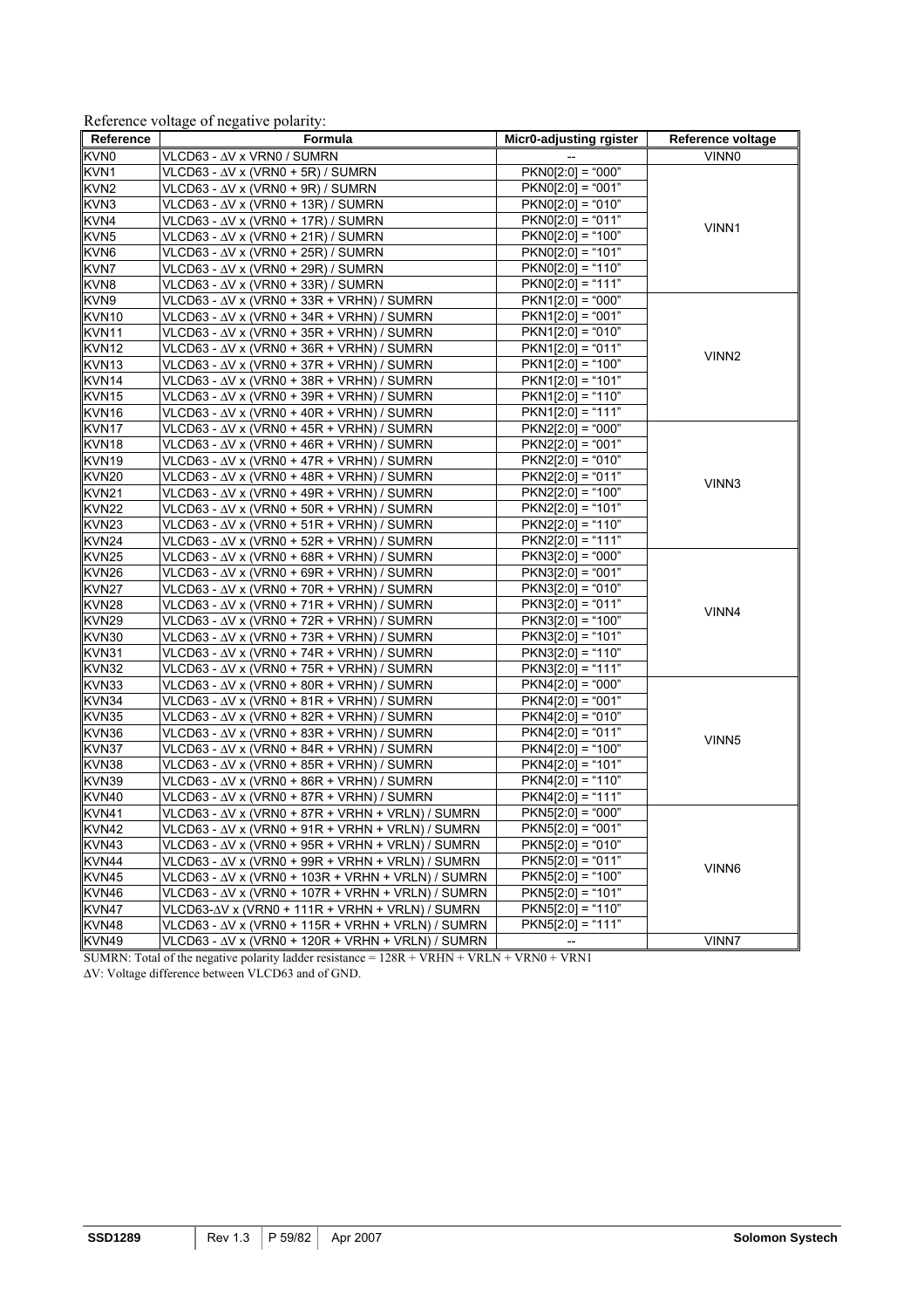Reference voltage of negative polarity:

| Reference | Formula | Micr0-adjusting rgister | Reference voltage |
|---|---|---|---|
| KVN0 | VLCD63 - ΔV x VRN0 / SUMRN | -- | VINN0 |
| KVN1 | VLCD63 - ΔV x (VRN0 + 5R) / SUMRN | PKN0[2:0] = "000" | VINN1 |
| KVN2 | VLCD63 - ΔV x (VRN0 + 9R) / SUMRN | PKN0[2:0] = "001" | |
| KVN3 | VLCD63 - ΔV x (VRN0 + 13R) / SUMRN | PKN0[2:0] = "010" | |
| KVN4 | VLCD63 - ΔV x (VRN0 + 17R) / SUMRN | PKN0[2:0] = "011" | |
| KVN5 | VLCD63 - ΔV x (VRN0 + 21R) / SUMRN | PKN0[2:0] = "100" | |
| KVN6 | VLCD63 - ΔV x (VRN0 + 25R) / SUMRN | PKN0[2:0] = "101" | |
| KVN7 | VLCD63 - ΔV x (VRN0 + 29R) / SUMRN | PKN0[2:0] = "110" | |
| KVN8 | VLCD63 - ΔV x (VRN0 + 33R) / SUMRN | PKN0[2:0] = "111" | |
| KVN9 | VLCD63 - ΔV x (VRN0 + 33R + VRHN) / SUMRN | PKN1[2:0] = "000" | VINN2 |
| KVN10 | VLCD63 - ΔV x (VRN0 + 34R + VRHN) / SUMRN | PKN1[2:0] = "001" | |
| KVN11 | VLCD63 - ΔV x (VRN0 + 35R + VRHN) / SUMRN | PKN1[2:0] = "010" | |
| KVN12 | VLCD63 - ΔV x (VRN0 + 36R + VRHN) / SUMRN | PKN1[2:0] = "011" | |
| KVN13 | VLCD63 - ΔV x (VRN0 + 37R + VRHN) / SUMRN | PKN1[2:0] = "100" | |
| KVN14 | VLCD63 - ΔV x (VRN0 + 38R + VRHN) / SUMRN | PKN1[2:0] = "101" | |
| KVN15 | VLCD63 - ΔV x (VRN0 + 39R + VRHN) / SUMRN | PKN1[2:0] = "110" | |
| KVN16 | VLCD63 - ΔV x (VRN0 + 40R + VRHN) / SUMRN | PKN1[2:0] = "111" | |
| KVN17 | VLCD63 - ΔV x (VRN0 + 45R + VRHN) / SUMRN | PKN2[2:0] = "000" | VINN3 |
| KVN18 | VLCD63 - ΔV x (VRN0 + 46R + VRHN) / SUMRN | PKN2[2:0] = "001" | |
| KVN19 | VLCD63 - ΔV x (VRN0 + 47R + VRHN) / SUMRN | PKN2[2:0] = "010" | |
| KVN20 | VLCD63 - ΔV x (VRN0 + 48R + VRHN) / SUMRN | PKN2[2:0] = "011" | |
| KVN21 | VLCD63 - ΔV x (VRN0 + 49R + VRHN) / SUMRN | PKN2[2:0] = "100" | |
| KVN22 | VLCD63 - ΔV x (VRN0 + 50R + VRHN) / SUMRN | PKN2[2:0] = "101" | |
| KVN23 | VLCD63 - ΔV x (VRN0 + 51R + VRHN) / SUMRN | PKN2[2:0] = "110" | |
| KVN24 | VLCD63 - ΔV x (VRN0 + 52R + VRHN) / SUMRN | PKN2[2:0] = "111" | |
| KVN25 | VLCD63 - ΔV x (VRN0 + 68R + VRHN) / SUMRN | PKN3[2:0] = "000" | VINN4 |
| KVN26 | VLCD63 - ΔV x (VRN0 + 69R + VRHN) / SUMRN | PKN3[2:0] = "001" | |
| KVN27 | VLCD63 - ΔV x (VRN0 + 70R + VRHN) / SUMRN | PKN3[2:0] = "010" | |
| KVN28 | VLCD63 - ΔV x (VRN0 + 71R + VRHN) / SUMRN | PKN3[2:0] = "011" | |
| KVN29 | VLCD63 - ΔV x (VRN0 + 72R + VRHN) / SUMRN | PKN3[2:0] = "100" | |
| KVN30 | VLCD63 - ΔV x (VRN0 + 73R + VRHN) / SUMRN | PKN3[2:0] = "101" | |
| KVN31 | VLCD63 - ΔV x (VRN0 + 74R + VRHN) / SUMRN | PKN3[2:0] = "110" | |
| KVN32 | VLCD63 - ΔV x (VRN0 + 75R + VRHN) / SUMRN | PKN3[2:0] = "111" | |
| KVN33 | VLCD63 - ΔV x (VRN0 + 80R + VRHN) / SUMRN | PKN4[2:0] = "000" | VINN5 |
| KVN34 | VLCD63 - ΔV x (VRN0 + 81R + VRHN) / SUMRN | PKN4[2:0] = "001" | |
| KVN35 | VLCD63 - ΔV x (VRN0 + 82R + VRHN) / SUMRN | PKN4[2:0] = "010" | |
| KVN36 | VLCD63 - ΔV x (VRN0 + 83R + VRHN) / SUMRN | PKN4[2:0] = "011" | |
| KVN37 | VLCD63 - ΔV x (VRN0 + 84R + VRHN) / SUMRN | PKN4[2:0] = "100" | |
| KVN38 | VLCD63 - ΔV x (VRN0 + 85R + VRHN) / SUMRN | PKN4[2:0] = "101" | |
| KVN39 | VLCD63 - ΔV x (VRN0 + 86R + VRHN) / SUMRN | PKN4[2:0] = "110" | |
| KVN40 | VLCD63 - ΔV x (VRN0 + 87R + VRHN) / SUMRN | PKN4[2:0] = "111" | |
| KVN41 | VLCD63 - ΔV x (VRN0 + 87R + VRHN + VRLN) / SUMRN | PKN5[2:0] = "000" | VINN6 |
| KVN42 | VLCD63 - ΔV x (VRN0 + 91R + VRHN + VRLN) / SUMRN | PKN5[2:0] = "001" | |
| KVN43 | VLCD63 - ΔV x (VRN0 + 95R + VRHN + VRLN) / SUMRN | PKN5[2:0] = "010" | |
| KVN44 | VLCD63 - ΔV x (VRN0 + 99R + VRHN + VRLN) / SUMRN | PKN5[2:0] = "011" | |
| KVN45 | VLCD63 - ΔV x (VRN0 + 103R + VRHN + VRLN) / SUMRN | PKN5[2:0] = "100" | |
| KVN46 | VLCD63 - ΔV x (VRN0 + 107R + VRHN + VRLN) / SUMRN | PKN5[2:0] = "101" | |
| KVN47 | VLCD63-ΔV x (VRN0 + 111R + VRHN + VRLN) / SUMRN | PKN5[2:0] = "110" | |
| KVN48 | VLCD63 - ΔV x (VRN0 + 115R + VRHN + VRLN) / SUMRN | PKN5[2:0] = "111" | |
| KVN49 | VLCD63 - ΔV x (VRN0 + 120R + VRHN + VRLN) / SUMRN | -- | VINN7 |

SUMRN: Total of the negative polarity ladder resistance = 128R + VRHN + VRLN + VRN0 + VRN1

ΔV: Voltage difference between VLCD63 and of GND.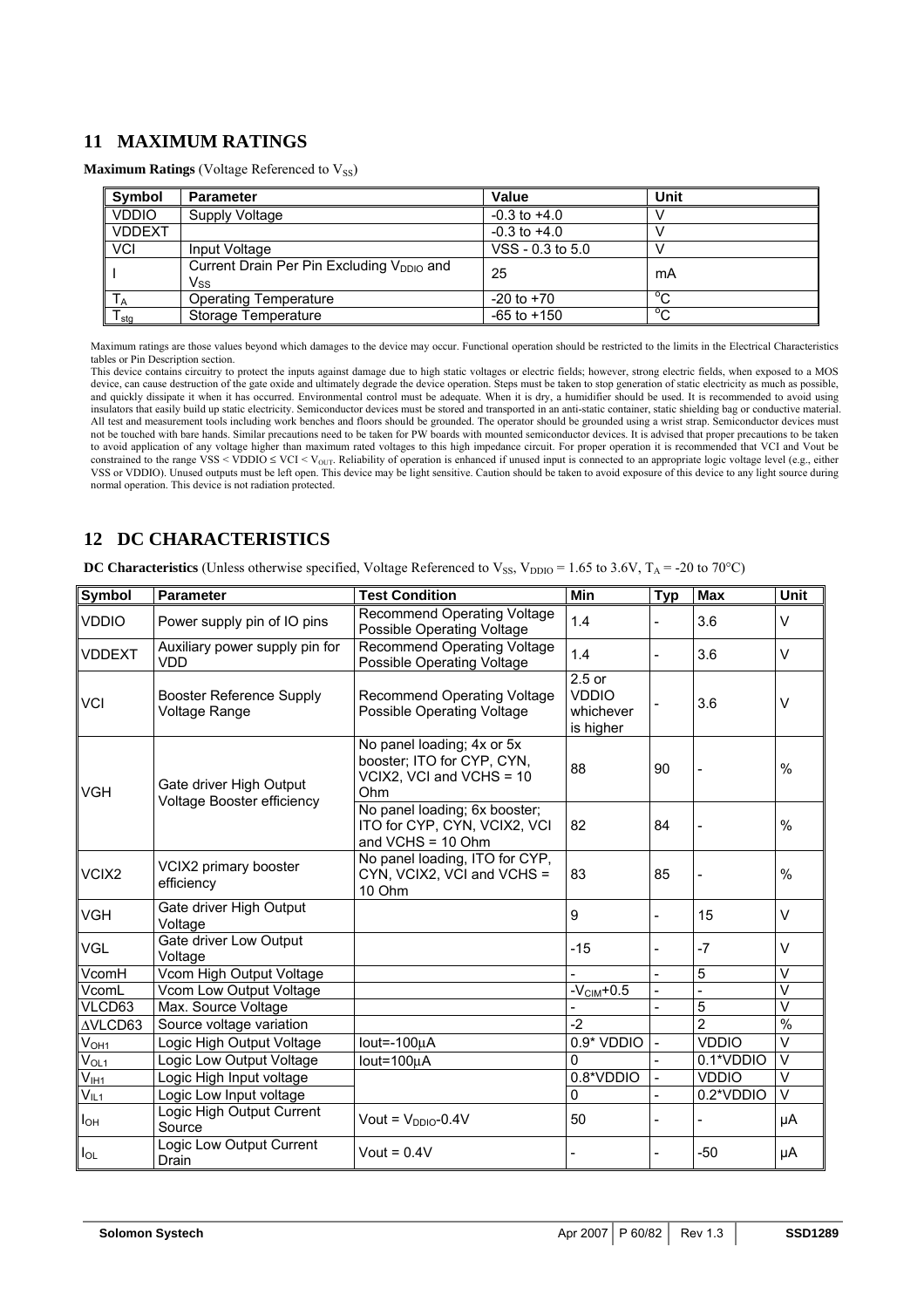# 11 MAXIMUM RATINGS

**Maximum Ratings** (Voltage Referenced to $V_{SS}$)

| Symbol | Parameter | Value | Unit |
|---|---|---|---|
| VDDIO | Supply Voltage | -0.3 to +4.0 | V |
| VDDEXT | | -0.3 to +4.0 | V |
| VCI | Input Voltage | VSS - 0.3 to 5.0 | V |
| I | Current Drain Per Pin Excluding $V_{DDIO}$ and $V_{SS}$ | 25 | mA |
| $T_A$ | Operating Temperature | -20 to +70 | °C |
| $T_{stg}$ | Storage Temperature | -65 to +150 | °C |

Maximum ratings are those values beyond which damages to the device may occur. Functional operation should be restricted to the limits in the Electrical Characteristics tables or Pin Description section.
This device contains circuitry to protect the inputs against damage due to high static voltages or electric fields; however, strong electric fields, when exposed to a MOS device, can cause destruction of the gate oxide and ultimately degrade the device operation. Steps must be taken to stop generation of static electricity as much as possible, and quickly dissipate it when it has occurred. Environmental control must be adequate. When it is dry, a humidifier should be used. It is recommended to avoid using insulators that easily build up static electricity. Semiconductor devices must be stored and transported in an anti-static container, static shielding bag or conductive material. All test and measurement tools including work benches and floors should be grounded. The operator should be grounded using a wrist strap. Semiconductor devices must not be touched with bare hands. Similar precautions need to be taken for PW boards with mounted semiconductor devices. It is advised that proper precautions to be taken to avoid application of any voltage higher than maximum rated voltages to this high impedance circuit. For proper operation it is recommended that VCI and Vout be constrained to the range VSS < VDDIO ≤ VCI < $V_{OUT}$. Reliability of operation is enhanced if unused input is connected to an appropriate logic voltage level (e.g., either VSS or VDDIO). Unused outputs must be left open. This device may be light sensitive. Caution should be taken to avoid exposure of this device to any light source during normal operation. This device is not radiation protected.

# 12 DC CHARACTERISTICS

**DC Characteristics** (Unless otherwise specified, Voltage Referenced to $V_{SS}$, $V_{DDIO}$ = 1.65 to 3.6V, $T_A$ = -20 to 70°C)

| Symbol | Parameter | Test Condition | Min | Typ | Max | Unit |
|---|---|---|---|---|---|---|
| VDDIO | Power supply pin of IO pins | Recommend Operating Voltage Possible Operating Voltage | 1.4 | - | 3.6 | V |
| VDDEXT | Auxiliary power supply pin for VDD | Recommend Operating Voltage Possible Operating Voltage | 1.4 | - | 3.6 | V |
| VCI | Booster Reference Supply Voltage Range | Recommend Operating Voltage Possible Operating Voltage | 2.5 or VDDIO whichever is higher | - | 3.6 | V |
| VGH | Gate driver High Output Voltage Booster efficiency | No panel loading; 4x or 5x booster; ITO for CYP, CYN, VCIX2, VCI and VCHS = 10 Ohm | 88 | 90 | - | % |
| | | No panel loading; 6x booster; ITO for CYP, CYN, VCIX2, VCI and VCHS = 10 Ohm | 82 | 84 | - | % |
| VCIX2 | VCIX2 primary booster efficiency | No panel loading, ITO for CYP, CYN, VCIX2, VCI and VCHS = 10 Ohm | 83 | 85 | - | % |
| VGH | Gate driver High Output Voltage | | 9 | - | 15 | V |
| VGL | Gate driver Low Output Voltage | | -15 | - | -7 | V |
| VcomH | Vcom High Output Voltage | | - | - | 5 | V |
| VcomL | Vcom Low Output Voltage | | $-V_{CIM}$+0.5 | - | - | V |
| VLCD63 | Max. Source Voltage | | - | - | 5 | V |
| ΔVLCD63 | Source voltage variation | | -2 | | 2 | % |
| $V_{OH1}$ | Logic High Output Voltage | Iout=-100μA | 0.9* VDDIO | - | VDDIO | V |
| $V_{OL1}$ | Logic Low Output Voltage | Iout=100μA | 0 | - | 0.1*VDDIO | V |
| $V_{IH1}$ | Logic High Input voltage | | 0.8*VDDIO | - | VDDIO | V |
| $V_{IL1}$ | Logic Low Input voltage | | 0 | - | 0.2*VDDIO | V |
| $I_{OH}$ | Logic High Output Current Source | Vout = $V_{DDIO}$-0.4V | 50 | - | - | μA |
| $I_{OL}$ | Logic Low Output Current Drain | Vout = 0.4V | - | - | -50 | μA |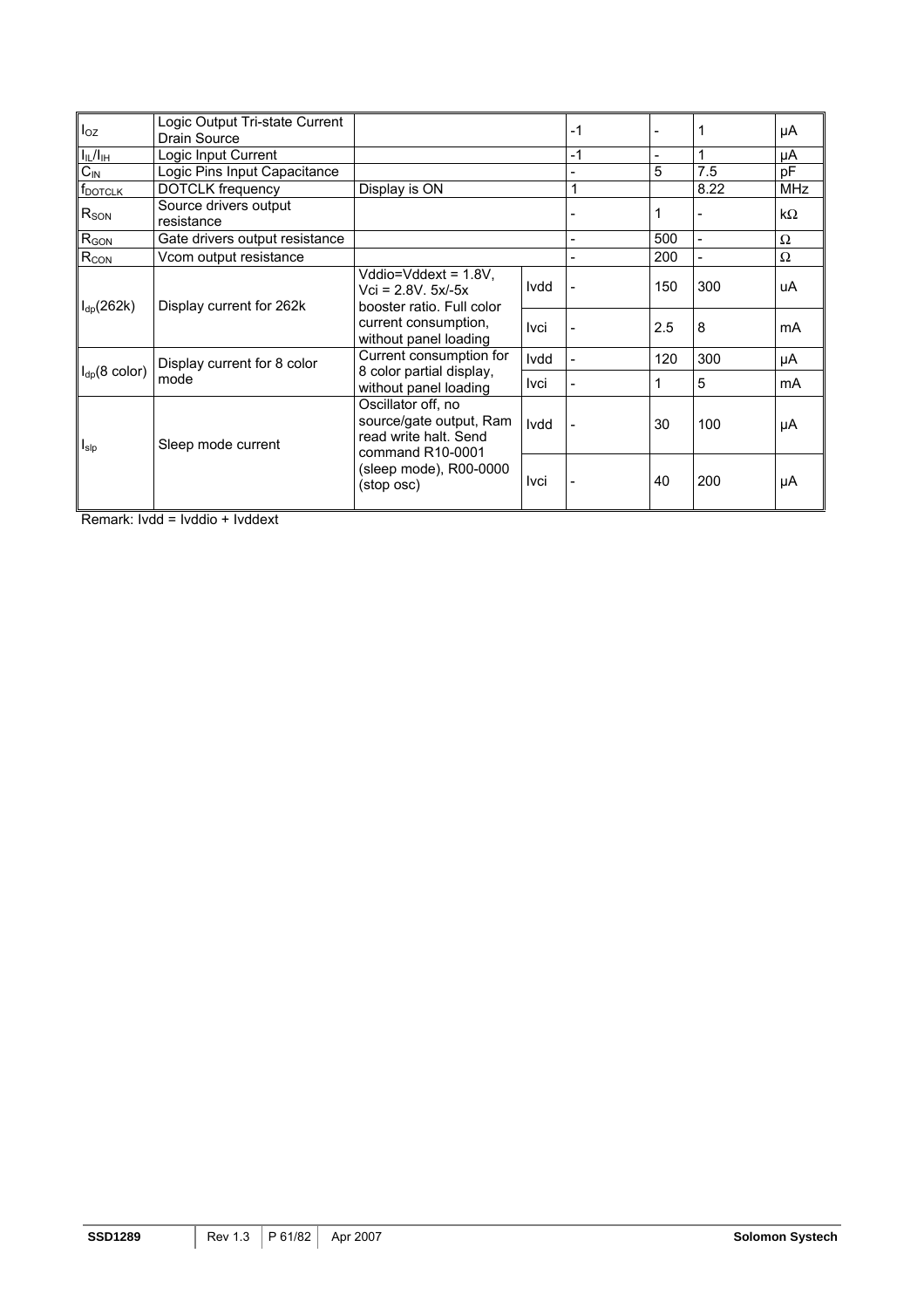| $I_{OZ}$ | Logic Output Tri-state Current Drain Source | | | -1 | - | 1 | μA |
|---|---|---|---|---|---|---|---|
| $I_{IL}/I_{IH}$ | Logic Input Current | | | -1 | - | 1 | μA |
| $C_{IN}$ | Logic Pins Input Capacitance | | | - | 5 | 7.5 | pF |
| $f_{DOTCLK}$ | DOTCLK frequency | Display is ON | | 1 | | 8.22 | MHz |
| $R_{SON}$ | Source drivers output resistance | | | - | 1 | - | kΩ |
| $R_{GON}$ | Gate drivers output resistance | | | - | 500 | - | Ω |
| $R_{CON}$ | Vcom output resistance | | | - | 200 | - | Ω |
| $I_{dp}$(262k) | Display current for 262k | Vddio=Vddext = 1.8V, Vci = 2.8V. 5x/-5x booster ratio. Full color current consumption, without panel loading | Ivdd | - | 150 | 300 | uA |
| | | | Ivci | - | 2.5 | 8 | mA |
| $I_{dp}$(8 color) | Display current for 8 color mode | Current consumption for 8 color partial display, without panel loading | Ivdd | - | 120 | 300 | μA |
| | | | Ivci | - | 1 | 5 | mA |
| $I_{slp}$ | Sleep mode current | Oscillator off, no source/gate output, Ram read write halt. Send command R10-0001 (sleep mode), R00-0000 (stop osc) | Ivdd | - | 30 | 100 | μA |
| | | | Ivci | - | 40 | 200 | μA |

Remark: Ivdd = Ivddio + Ivddext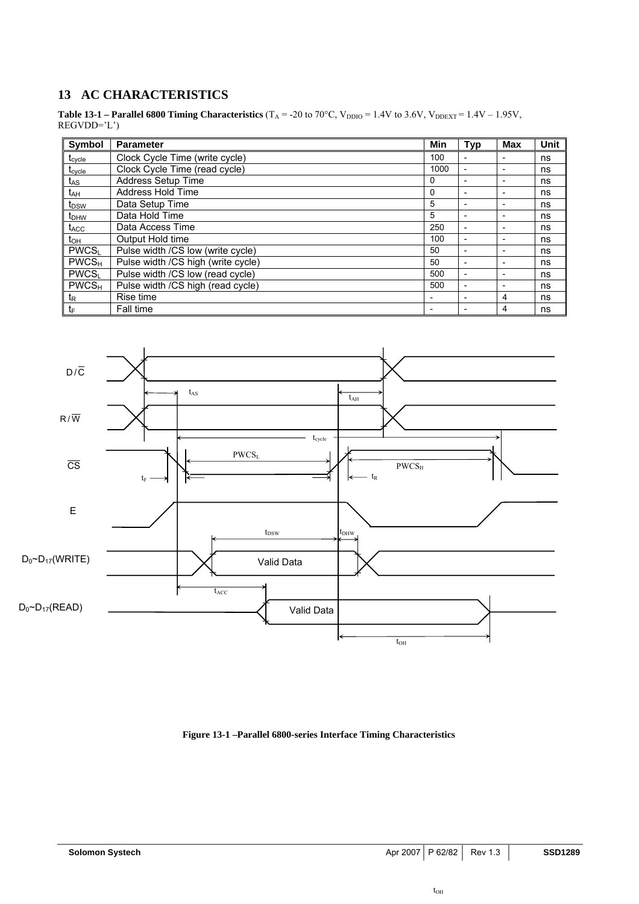## 13 AC CHARACTERISTICS

**Table 13-1 – Parallel 6800 Timing Characteristics** ($T_A$ = -20 to 70°C, $V_{DDIO}$ = 1.4V to 3.6V, $V_{DDEXT}$ = 1.4V – 1.95V, REGVDD='L')

| Symbol | Parameter | Min | Typ | Max | Unit |
|---|---|---|---|---|---|
| $t_{cycle}$ | Clock Cycle Time (write cycle) | 100 | - | - | ns |
| $t_{cycle}$ | Clock Cycle Time (read cycle) | 1000 | - | - | ns |
| $t_{AS}$ | Address Setup Time | 0 | - | - | ns |
| $t_{AH}$ | Address Hold Time | 0 | - | - | ns |
| $t_{DSW}$ | Data Setup Time | 5 | - | - | ns |
| $t_{DHW}$ | Data Hold Time | 5 | - | - | ns |
| $t_{ACC}$ | Data Access Time | 250 | - | - | ns |
| $t_{OH}$ | Output Hold time | 100 | - | - | ns |
| $PWCS_L$ | Pulse width /CS low (write cycle) | 50 | - | - | ns |
| $PWCS_H$ | Pulse width /CS high (write cycle) | 50 | - | - | ns |
| $PWCS_L$ | Pulse width /CS low (read cycle) | 500 | - | - | ns |
| $PWCS_H$ | Pulse width /CS high (read cycle) | 500 | - | - | ns |
| $t_R$ | Rise time | - | - | 4 | ns |
| $t_F$ | Fall time | - | - | 4 | ns |

**Figure 13-1 –Parallel 6800-series Interface Timing Characteristics**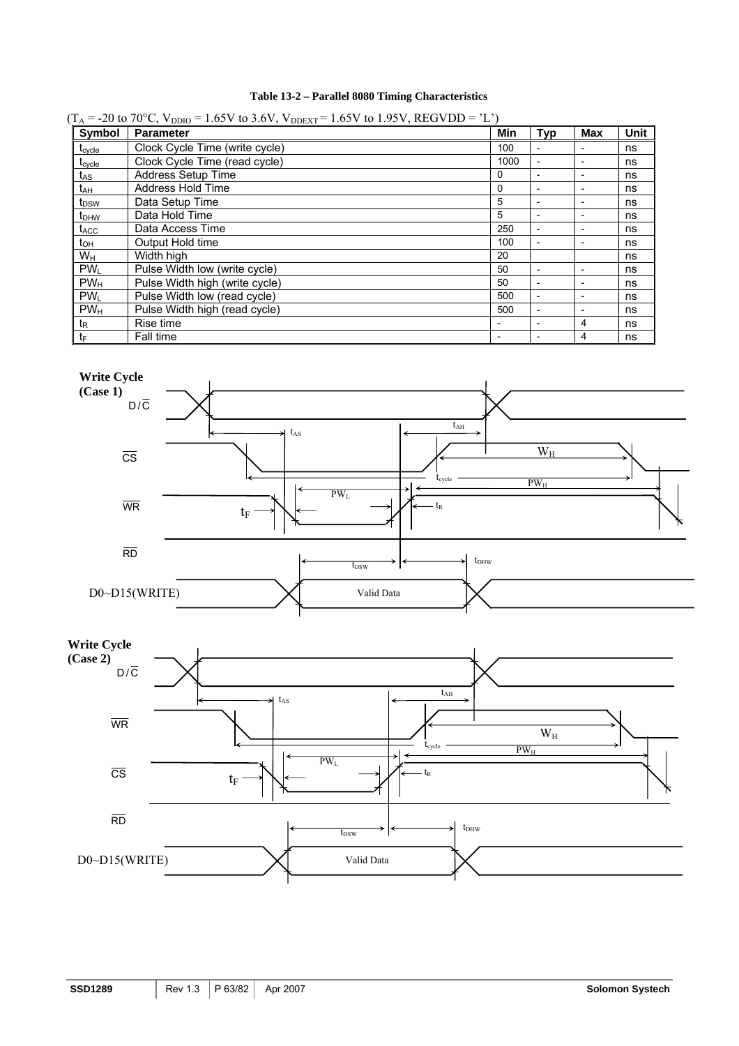**Table 13-2 – Parallel 8080 Timing Characteristics**

($T_A$ = -20 to 70°C, $V_{DDIO}$ = 1.65V to 3.6V, $V_{DDEXT}$ = 1.65V to 1.95V, REGVDD = 'L')

| Symbol | Parameter | Min | Typ | Max | Unit |
|---|---|---|---|---|---|
| $t_{cycle}$ | Clock Cycle Time (write cycle) | 100 | - | - | ns |
| $t_{cycle}$ | Clock Cycle Time (read cycle) | 1000 | - | - | ns |
| $t_{AS}$ | Address Setup Time | 0 | - | - | ns |
| $t_{AH}$ | Address Hold Time | 0 | - | - | ns |
| $t_{DSW}$ | Data Setup Time | 5 | - | - | ns |
| $t_{DHW}$ | Data Hold Time | 5 | - | - | ns |
| $t_{ACC}$ | Data Access Time | 250 | - | - | ns |
| $t_{OH}$ | Output Hold time | 100 | - | - | ns |
| $W_H$ | Width high | 20 | | | ns |
| $PW_L$ | Pulse Width low (write cycle) | 50 | - | - | ns |
| $PW_H$ | Pulse Width high (write cycle) | 50 | - | - | ns |
| $PW_L$ | Pulse Width low (read cycle) | 500 | - | - | ns |
| $PW_H$ | Pulse Width high (read cycle) | 500 | - | - | ns |
| $t_R$ | Rise time | - | - | 4 | ns |
| $t_F$ | Fall time | - | - | 4 | ns |

**Write Cycle (Case 1)**

D/$\overline{C}$, $\overline{CS}$, $\overline{WR}$, $\overline{RD}$, D0~D15(WRITE) — $t_{AS}$, $t_{AH}$, $W_H$, $t_{cycle}$, $PW_H$, $PW_L$, $t_F$, $t_R$, $t_{DSW}$, $t_{DHW}$, Valid Data

**Write Cycle (Case 2)**

D/$\overline{C}$, $\overline{WR}$, $\overline{CS}$, $\overline{RD}$, D0~D15(WRITE) — $t_{AS}$, $t_{AH}$, $W_H$, $t_{cycle}$, $PW_H$, $PW_L$, $t_F$, $t_R$, $t_{DSW}$, $t_{DHW}$, Valid Data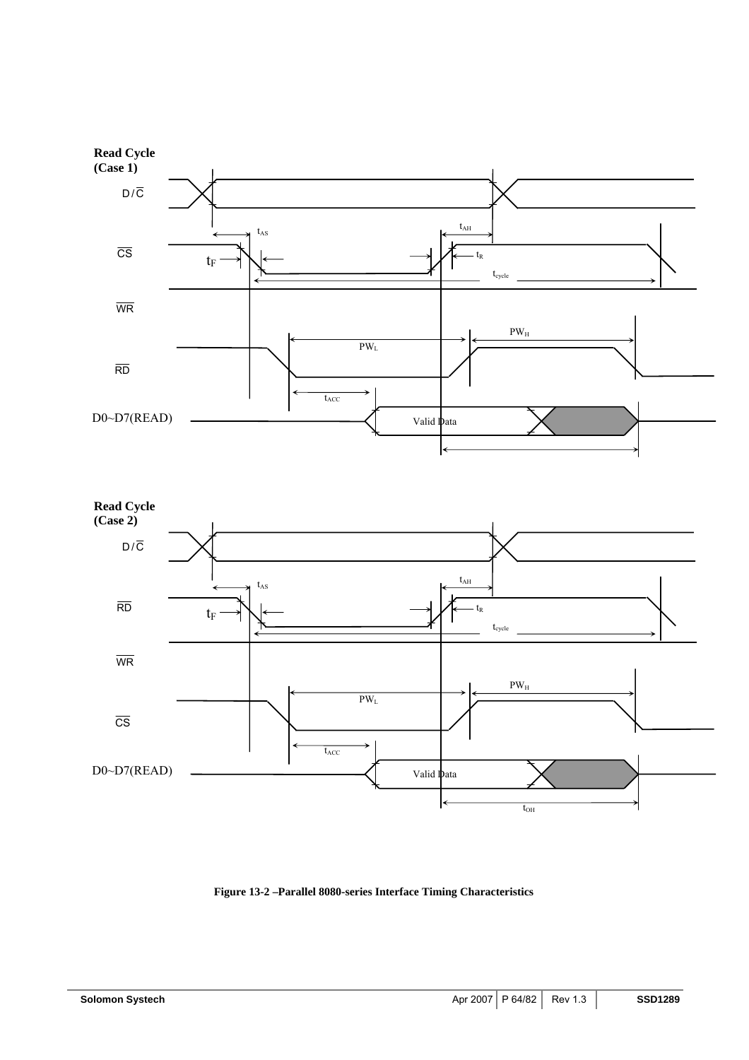**Read Cycle (Case 1)**

D/$\overline{C}$

$t_{AS}$ $t_{AH}$

$\overline{CS}$

$t_F$ $t_R$

$t_{cycle}$

$\overline{WR}$

$PW_H$

$PW_L$

$\overline{RD}$

$t_{ACC}$

D0~D7(READ) Valid Data

**Read Cycle (Case 2)**

D/$\overline{C}$

$t_{AS}$ $t_{AH}$

$\overline{RD}$

$t_F$ $t_R$

$t_{cycle}$

$\overline{WR}$

$PW_H$

$PW_L$

$\overline{CS}$

$t_{ACC}$

D0~D7(READ) Valid Data

$t_{OH}$

**Figure 13-2 –Parallel 8080-series Interface Timing Characteristics**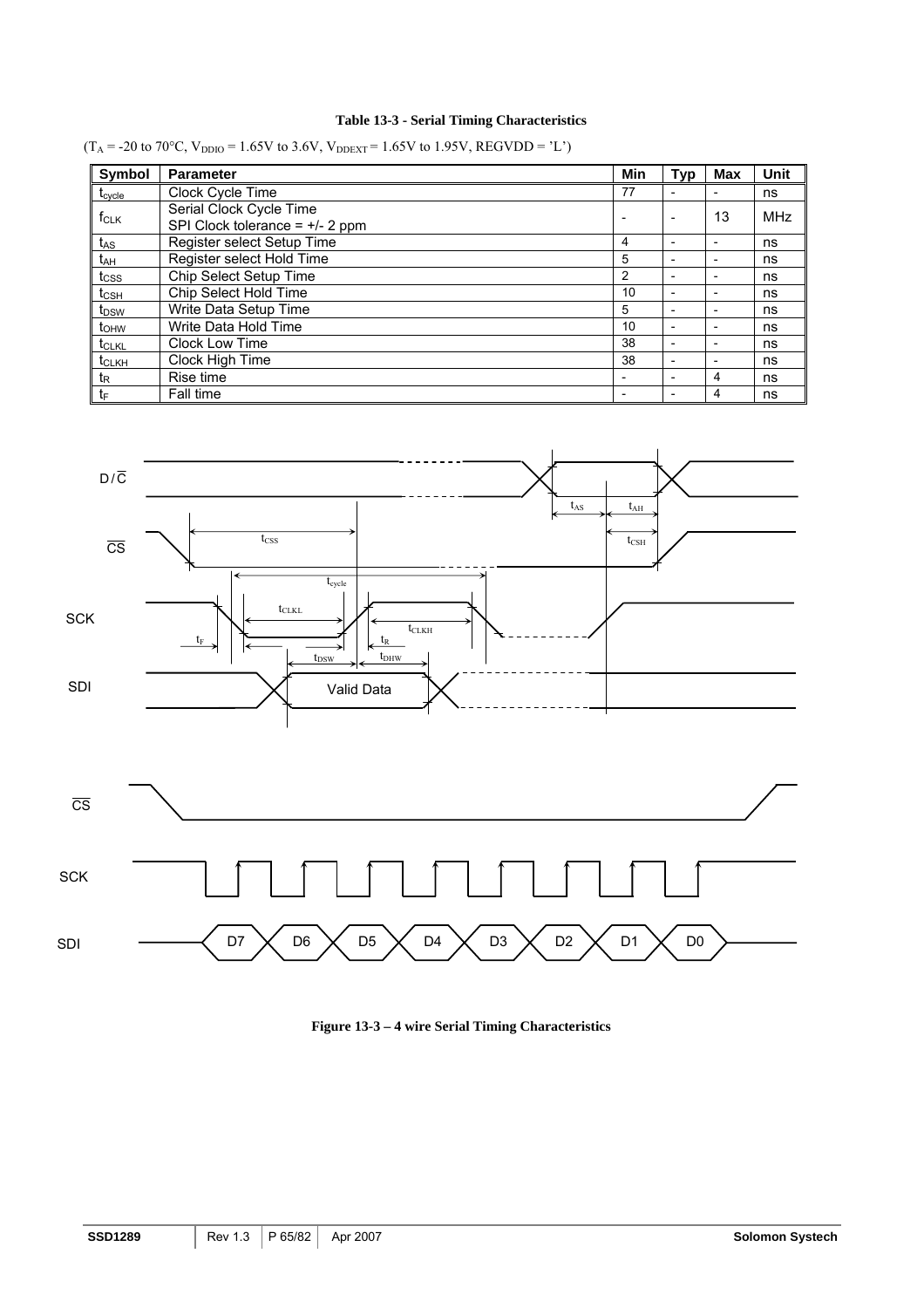**Table 13-3 - Serial Timing Characteristics**

($T_A$ = -20 to 70°C, $V_{DDIO}$ = 1.65V to 3.6V, $V_{DDEXT}$ = 1.65V to 1.95V, REGVDD = 'L')

| Symbol | Parameter | Min | Typ | Max | Unit |
|---|---|---|---|---|---|
| $t_{cycle}$ | Clock Cycle Time | 77 | - | - | ns |
| $f_{CLK}$ | Serial Clock Cycle Time<br>SPI Clock tolerance = +/- 2 ppm | - | - | 13 | MHz |
| $t_{AS}$ | Register select Setup Time | 4 | - | - | ns |
| $t_{AH}$ | Register select Hold Time | 5 | - | - | ns |
| $t_{CSS}$ | Chip Select Setup Time | 2 | - | - | ns |
| $t_{CSH}$ | Chip Select Hold Time | 10 | - | - | ns |
| $t_{DSW}$ | Write Data Setup Time | 5 | - | - | ns |
| $t_{DHW}$ | Write Data Hold Time | 10 | - | - | ns |
| $t_{CLKL}$ | Clock Low Time | 38 | - | - | ns |
| $t_{CLKH}$ | Clock High Time | 38 | - | - | ns |
| $t_R$ | Rise time | - | - | 4 | ns |
| $t_F$ | Fall time | - | - | 4 | ns |

**Figure 13-3 – 4 wire Serial Timing Characteristics**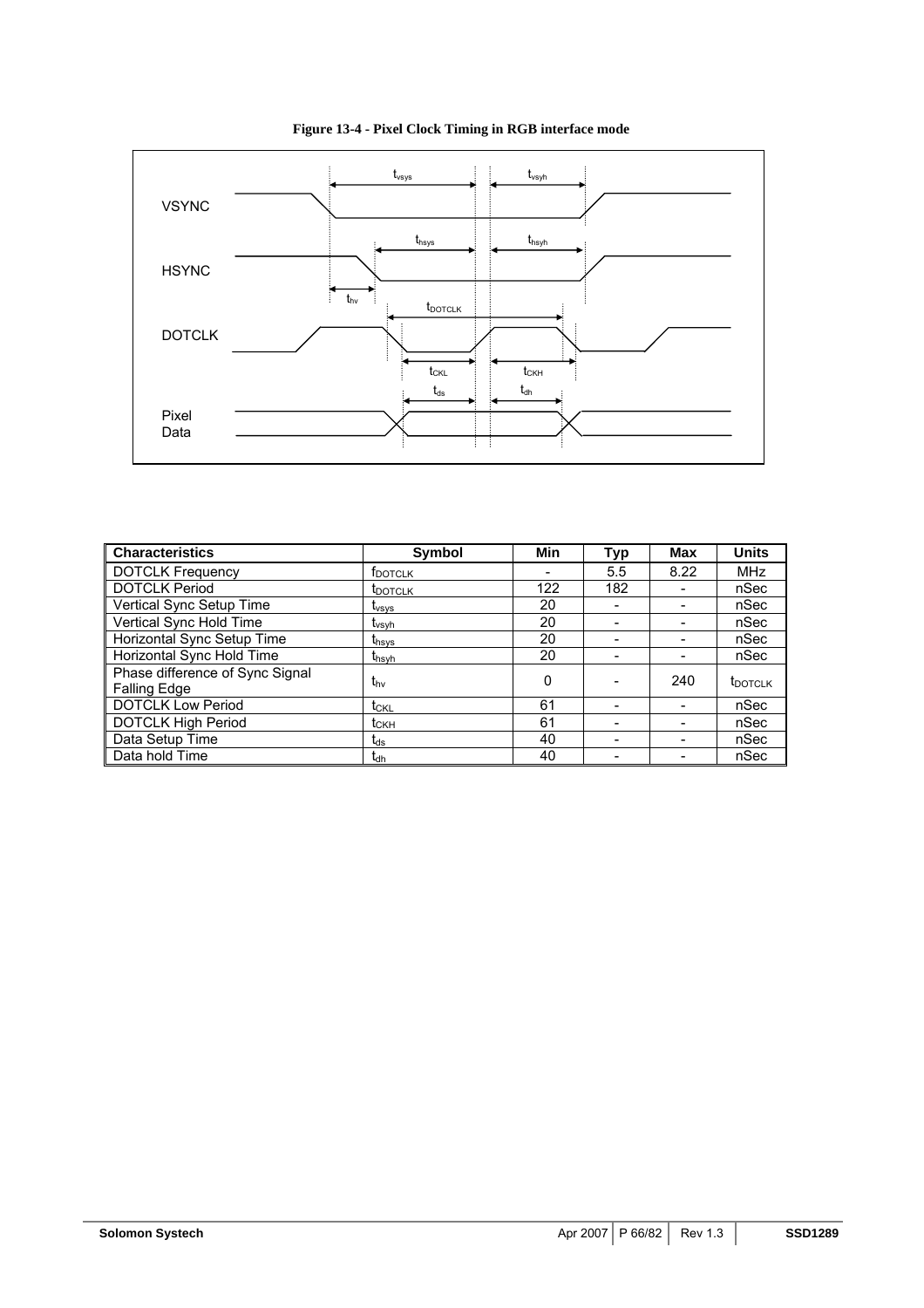**Figure 13-4 - Pixel Clock Timing in RGB interface mode**

| Characteristics | Symbol | Min | Typ | Max | Units |
|---|---|---|---|---|---|
| DOTCLK Frequency | $f_{DOTCLK}$ | - | 5.5 | 8.22 | MHz |
| DOTCLK Period | $t_{DOTCLK}$ | 122 | 182 | - | nSec |
| Vertical Sync Setup Time | $t_{vsys}$ | 20 | - | - | nSec |
| Vertical Sync Hold Time | $t_{vsyh}$ | 20 | - | - | nSec |
| Horizontal Sync Setup Time | $t_{hsys}$ | 20 | - | - | nSec |
| Horizontal Sync Hold Time | $t_{hsyh}$ | 20 | - | - | nSec |
| Phase difference of Sync Signal Falling Edge | $t_{hv}$ | 0 | - | 240 | $t_{DOTCLK}$ |
| DOTCLK Low Period | $t_{CKL}$ | 61 | - | - | nSec |
| DOTCLK High Period | $t_{CKH}$ | 61 | - | - | nSec |
| Data Setup Time | $t_{ds}$ | 40 | - | - | nSec |
| Data hold Time | $t_{dh}$ | 40 | - | - | nSec |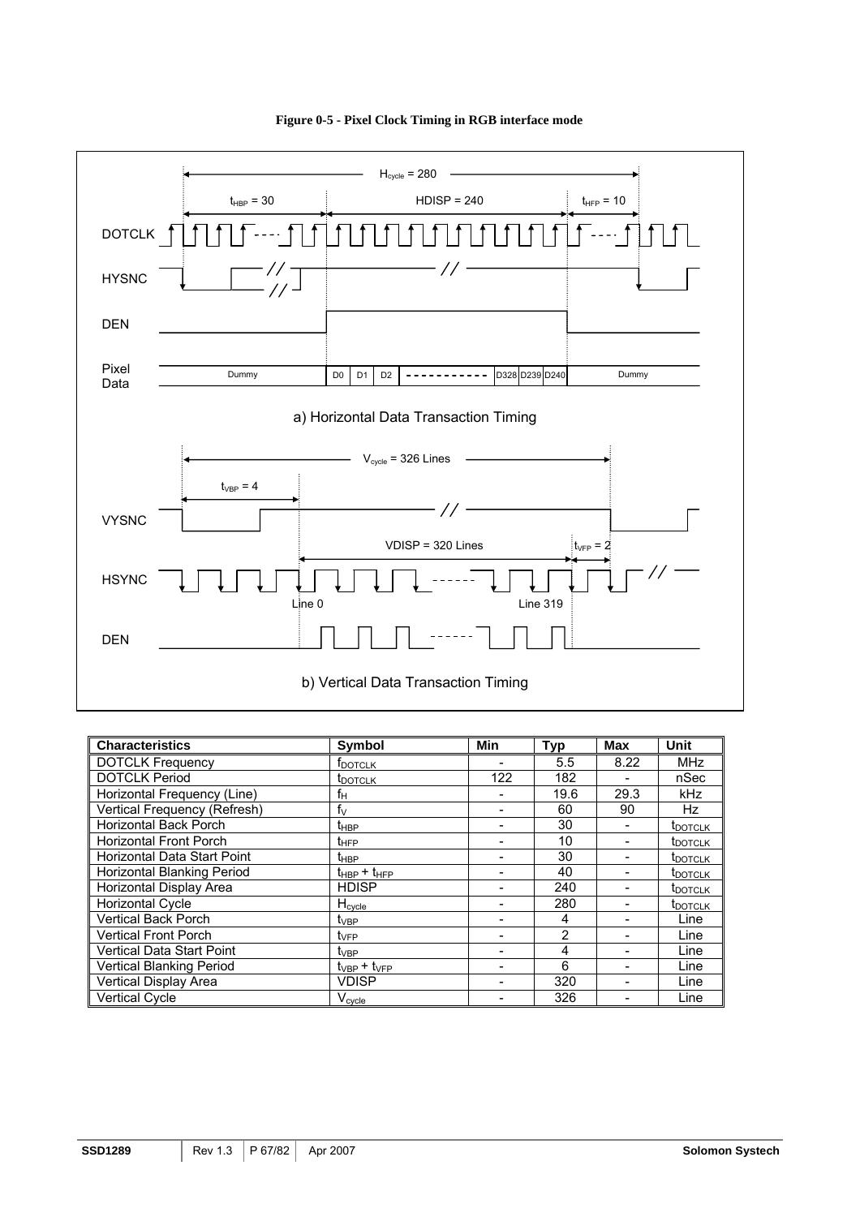**Figure 0-5 - Pixel Clock Timing in RGB interface mode**

a) Horizontal Data Transaction Timing

b) Vertical Data Transaction Timing

| Characteristics | Symbol | Min | Typ | Max | Unit |
|---|---|---|---|---|---|
| DOTCLK Frequency | $f_{DOTCLK}$ | - | 5.5 | 8.22 | MHz |
| DOTCLK Period | $t_{DOTCLK}$ | 122 | 182 | - | nSec |
| Horizontal Frequency (Line) | $f_H$ | - | 19.6 | 29.3 | kHz |
| Vertical Frequency (Refresh) | $f_V$ | - | 60 | 90 | Hz |
| Horizontal Back Porch | $t_{HBP}$ | - | 30 | - | $t_{DOTCLK}$ |
| Horizontal Front Porch | $t_{HFP}$ | - | 10 | - | $t_{DOTCLK}$ |
| Horizontal Data Start Point | $t_{HBP}$ | - | 30 | - | $t_{DOTCLK}$ |
| Horizontal Blanking Period | $t_{HBP} + t_{HFP}$ | - | 40 | - | $t_{DOTCLK}$ |
| Horizontal Display Area | HDISP | - | 240 | - | $t_{DOTCLK}$ |
| Horizontal Cycle | $H_{cycle}$ | - | 280 | - | $t_{DOTCLK}$ |
| Vertical Back Porch | $t_{VBP}$ | - | 4 | - | Line |
| Vertical Front Porch | $t_{VFP}$ | - | 2 | - | Line |
| Vertical Data Start Point | $t_{VBP}$ | - | 4 | - | Line |
| Vertical Blanking Period | $t_{VBP} + t_{VFP}$ | - | 6 | - | Line |
| Vertical Display Area | VDISP | - | 320 | - | Line |
| Vertical Cycle | $V_{cycle}$ | - | 326 | - | Line |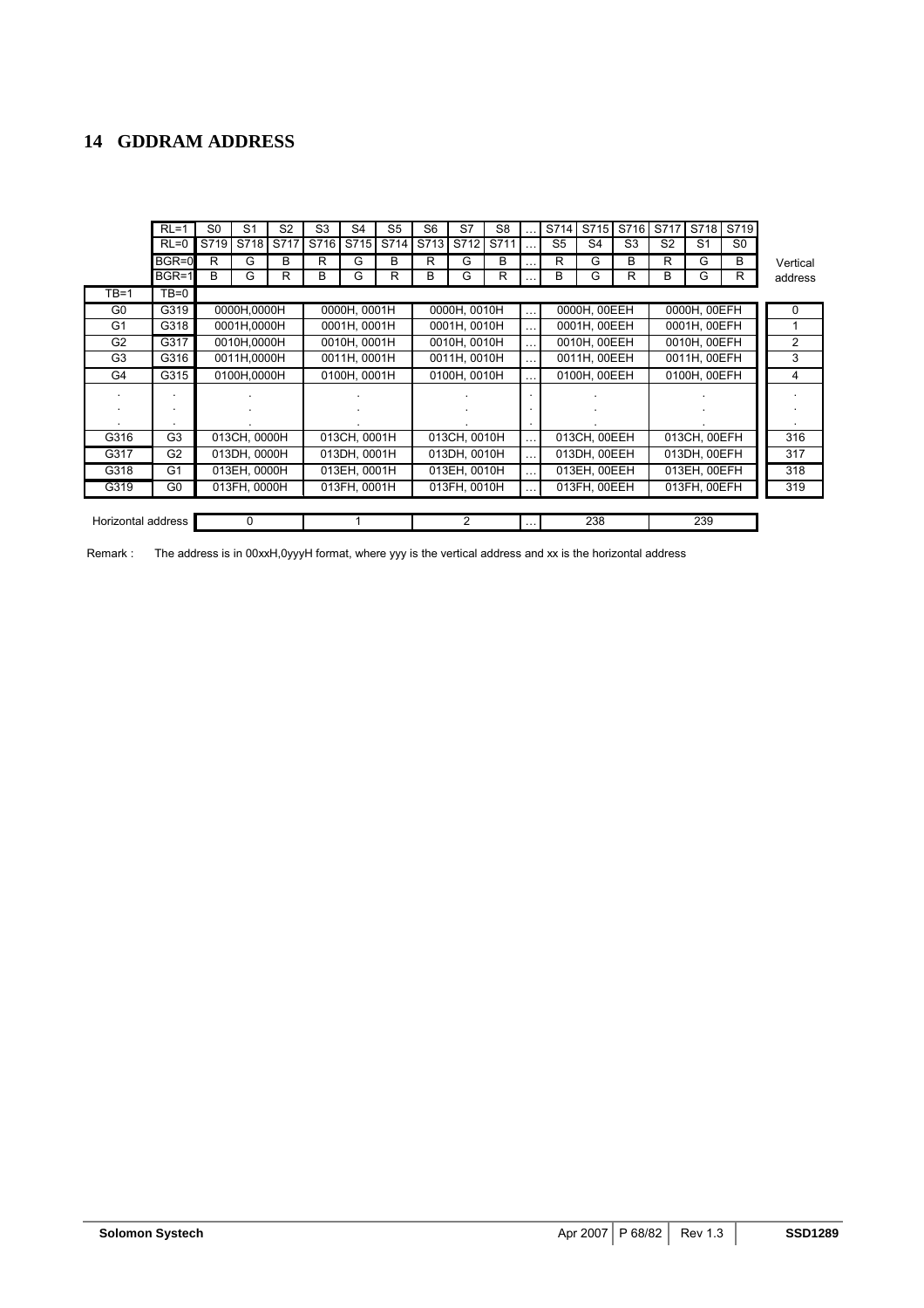# 14 GDDRAM ADDRESS

| | RL=1 | S0 | S1 | S2 | S3 | S4 | S5 | S6 | S7 | S8 | … | S714 | S715 | S716 | S717 | S718 | S719 | |
|---|---|---|---|---|---|---|---|---|---|---|---|---|---|---|---|---|---|---|
| | RL=0 | S719 | S718 | S717 | S716 | S715 | S714 | S713 | S712 | S711 | … | S5 | S4 | S3 | S2 | S1 | S0 | |
| | BGR=0 | R | G | B | R | G | B | R | G | B | … | R | G | B | R | G | B | Vertical |
| | BGR=1 | B | G | R | B | G | R | B | G | R | … | B | G | R | B | G | R | address |
| TB=1 | TB=0 | | | | | | | | | | | | | | | | | |
| G0 | G319 | 0000H,0000H | | | 0000H, 0001H | | | 0000H, 0010H | | | … | 0000H, 00EEH | | | 0000H, 00EFH | | | 0 |
| G1 | G318 | 0001H,0000H | | | 0001H, 0001H | | | 0001H, 0010H | | | … | 0001H, 00EEH | | | 0001H, 00EFH | | | 1 |
| G2 | G317 | 0010H,0000H | | | 0010H, 0001H | | | 0010H, 0010H | | | … | 0010H, 00EEH | | | 0010H, 00EFH | | | 2 |
| G3 | G316 | 0011H,0000H | | | 0011H, 0001H | | | 0011H, 0010H | | | … | 0011H, 00EEH | | | 0011H, 00EFH | | | 3 |
| G4 | G315 | 0100H,0000H | | | 0100H, 0001H | | | 0100H, 0010H | | | … | 0100H, 00EEH | | | 0100H, 00EFH | | | 4 |
| . | . | . | | | . | | | . | | | . | . | | | . | | | . |
| . | . | . | | | . | | | . | | | . | . | | | . | | | . |
| . | . | . | | | . | | | . | | | . | . | | | . | | | . |
| G316 | G3 | 013CH, 0000H | | | 013CH, 0001H | | | 013CH, 0010H | | | … | 013CH, 00EEH | | | 013CH, 00EFH | | | 316 |
| G317 | G2 | 013DH, 0000H | | | 013DH, 0001H | | | 013DH, 0010H | | | … | 013DH, 00EEH | | | 013DH, 00EFH | | | 317 |
| G318 | G1 | 013EH, 0000H | | | 013EH, 0001H | | | 013EH, 0010H | | | … | 013EH, 00EEH | | | 013EH, 00EFH | | | 318 |
| G319 | G0 | 013FH, 0000H | | | 013FH, 0001H | | | 013FH, 0010H | | | … | 013FH, 00EEH | | | 013FH, 00EFH | | | 319 |
| Horizontal address | | 0 | | | 1 | | | 2 | | | … | 238 | | | 239 | | | |

Remark : The address is in 00xxH,0yyyH format, where yyy is the vertical address and xx is the horizontal address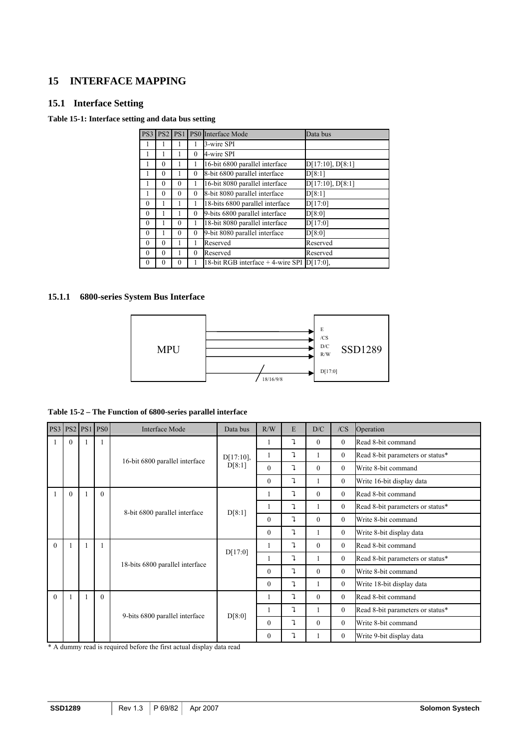# 15 INTERFACE MAPPING

## 15.1 Interface Setting

**Table 15-1: Interface setting and data bus setting**

| PS3 | PS2 | PS1 | PS0 | Interface Mode | Data bus |
|---|---|---|---|---|---|
| 1 | 1 | 1 | 1 | 3-wire SPI | |
| 1 | 1 | 1 | 0 | 4-wire SPI | |
| 1 | 0 | 1 | 1 | 16-bit 6800 parallel interface | D[17:10], D[8:1] |
| 1 | 0 | 1 | 0 | 8-bit 6800 parallel interface | D[8:1] |
| 1 | 0 | 0 | 1 | 16-bit 8080 parallel interface | D[17:10], D[8:1] |
| 1 | 0 | 0 | 0 | 8-bit 8080 parallel interface | D[8:1] |
| 0 | 1 | 1 | 1 | 18-bits 6800 parallel interface | D[17:0] |
| 0 | 1 | 1 | 0 | 9-bits 6800 parallel interface | D[8:0] |
| 0 | 1 | 0 | 1 | 18-bit 8080 parallel interface | D[17:0] |
| 0 | 1 | 0 | 0 | 9-bit 8080 parallel interface | D[8:0] |
| 0 | 0 | 1 | 1 | Reserved | Reserved |
| 0 | 0 | 1 | 0 | Reserved | Reserved |
| 0 | 0 | 0 | 1 | 18-bit RGB interface + 4-wire SPI | D[17:0], |

### 15.1.1 6800-series System Bus Interface

MPU → E, /CS, D/C, R/W, D[17:0] (18/16/9/8) → SSD1289

**Table 15-2 – The Function of 6800-series parallel interface**

| PS3 | PS2 | PS1 | PS0 | Interface Mode | Data bus | R/W | E | D/C | /CS | Operation |
|---|---|---|---|---|---|---|---|---|---|---|
| 1 | 0 | 1 | 1 | 16-bit 6800 parallel interface | D[17:10], D[8:1] | 1 | ↓ | 0 | 0 | Read 8-bit command |
| | | | | | | 1 | ↓ | 1 | 0 | Read 8-bit parameters or status* |
| | | | | | | 0 | ↓ | 0 | 0 | Write 8-bit command |
| | | | | | | 0 | ↓ | 1 | 0 | Write 16-bit display data |
| 1 | 0 | 1 | 0 | 8-bit 6800 parallel interface | D[8:1] | 1 | ↓ | 0 | 0 | Read 8-bit command |
| | | | | | | 1 | ↓ | 1 | 0 | Read 8-bit parameters or status* |
| | | | | | | 0 | ↓ | 0 | 0 | Write 8-bit command |
| | | | | | | 0 | ↓ | 1 | 0 | Write 8-bit display data |
| 0 | 1 | 1 | 1 | 18-bits 6800 parallel interface | D[17:0] | 1 | ↓ | 0 | 0 | Read 8-bit command |
| | | | | | | 1 | ↓ | 1 | 0 | Read 8-bit parameters or status* |
| | | | | | | 0 | ↓ | 0 | 0 | Write 8-bit command |
| | | | | | | 0 | ↓ | 1 | 0 | Write 18-bit display data |
| 0 | 1 | 1 | 0 | 9-bits 6800 parallel interface | D[8:0] | 1 | ↓ | 0 | 0 | Read 8-bit command |
| | | | | | | 1 | ↓ | 1 | 0 | Read 8-bit parameters or status* |
| | | | | | | 0 | ↓ | 0 | 0 | Write 8-bit command |
| | | | | | | 0 | ↓ | 1 | 0 | Write 9-bit display data |

* A dummy read is required before the first actual display data read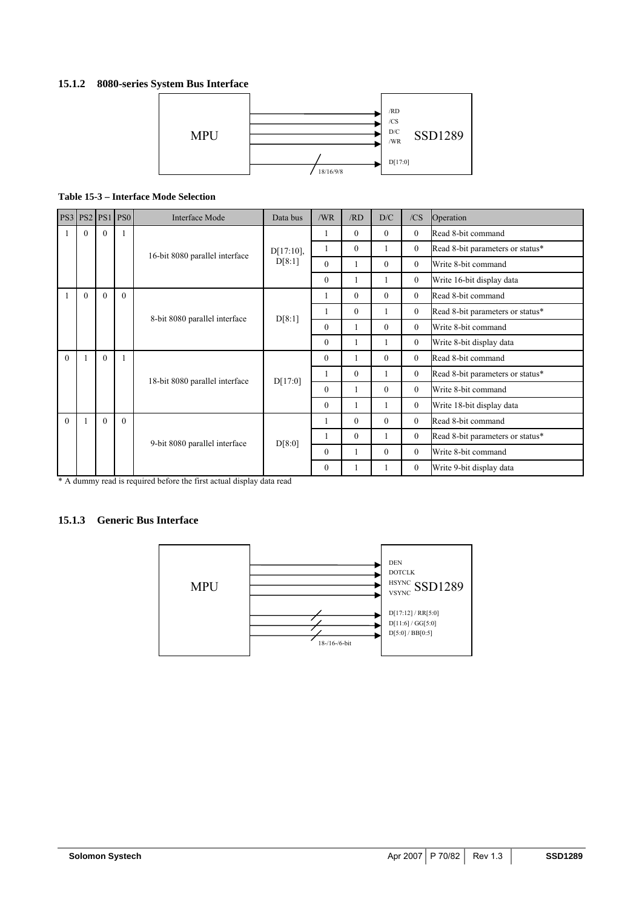### 15.1.2 8080-series System Bus Interface

**Table 15-3 – Interface Mode Selection**

| PS3 | PS2 | PS1 | PS0 | Interface Mode | Data bus | /WR | /RD | D/C | /CS | Operation |
|---|---|---|---|---|---|---|---|---|---|---|
| 1 | 0 | 0 | 1 | 16-bit 8080 parallel interface | D[17:10], D[8:1] | 1 | 0 | 0 | 0 | Read 8-bit command |
| | | | | | | 1 | 0 | 1 | 0 | Read 8-bit parameters or status* |
| | | | | | | 0 | 1 | 0 | 0 | Write 8-bit command |
| | | | | | | 0 | 1 | 1 | 0 | Write 16-bit display data |
| 1 | 0 | 0 | 0 | 8-bit 8080 parallel interface | D[8:1] | 1 | 0 | 0 | 0 | Read 8-bit command |
| | | | | | | 1 | 0 | 1 | 0 | Read 8-bit parameters or status* |
| | | | | | | 0 | 1 | 0 | 0 | Write 8-bit command |
| | | | | | | 0 | 1 | 1 | 0 | Write 8-bit display data |
| 0 | 1 | 0 | 1 | 18-bit 8080 parallel interface | D[17:0] | 0 | 1 | 0 | 0 | Read 8-bit command |
| | | | | | | 1 | 0 | 1 | 0 | Read 8-bit parameters or status* |
| | | | | | | 0 | 1 | 0 | 0 | Write 8-bit command |
| | | | | | | 0 | 1 | 1 | 0 | Write 18-bit display data |
| 0 | 1 | 0 | 0 | 9-bit 8080 parallel interface | D[8:0] | 1 | 0 | 0 | 0 | Read 8-bit command |
| | | | | | | 1 | 0 | 1 | 0 | Read 8-bit parameters or status* |
| | | | | | | 0 | 1 | 0 | 0 | Write 8-bit command |
| | | | | | | 0 | 1 | 1 | 0 | Write 9-bit display data |

* A dummy read is required before the first actual display data read

### 15.1.3 Generic Bus Interface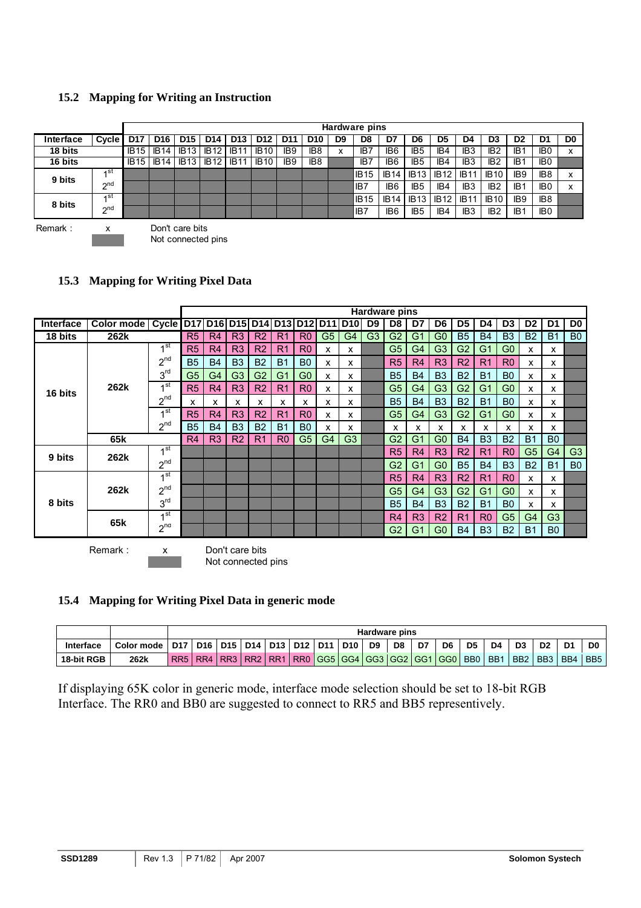## 15.2 Mapping for Writing an Instruction

| | | Hardware pins | | | | | | | | | | | | | | | | | |
|---|---|---|---|---|---|---|---|---|---|---|---|---|---|---|---|---|---|---|---|
| **Interface** | **Cycle** | **D17** | **D16** | **D15** | **D14** | **D13** | **D12** | **D11** | **D10** | **D9** | **D8** | **D7** | **D6** | **D5** | **D4** | **D3** | **D2** | **D1** | **D0** |
| **18 bits** | | IB15 | IB14 | IB13 | IB12 | IB11 | IB10 | IB9 | IB8 | x | IB7 | IB6 | IB5 | IB4 | IB3 | IB2 | IB1 | IB0 | x |
| **16 bits** | | IB15 | IB14 | IB13 | IB12 | IB11 | IB10 | IB9 | IB8 | | IB7 | IB6 | IB5 | IB4 | IB3 | IB2 | IB1 | IB0 | |
| **9 bits** | 1st | | | | | | | | | | IB15 | IB14 | IB13 | IB12 | IB11 | IB10 | IB9 | IB8 | x |
| | 2nd | | | | | | | | | | IB7 | IB6 | IB5 | IB4 | IB3 | IB2 | IB1 | IB0 | x |
| **8 bits** | 1st | | | | | | | | | | IB15 | IB14 | IB13 | IB12 | IB11 | IB10 | IB9 | IB8 | |
| | 2nd | | | | | | | | | | IB7 | IB6 | IB5 | IB4 | IB3 | IB2 | IB1 | IB0 | |

Remark : x Don't care bits
(shaded) Not connected pins

## 15.3 Mapping for Writing Pixel Data

| | | | Hardware pins | | | | | | | | | | | | | | | | | |
|---|---|---|---|---|---|---|---|---|---|---|---|---|---|---|---|---|---|---|---|---|
| **Interface** | **Color mode** | **Cycle** | **D17** | **D16** | **D15** | **D14** | **D13** | **D12** | **D11** | **D10** | **D9** | **D8** | **D7** | **D6** | **D5** | **D4** | **D3** | **D2** | **D1** | **D0** |
| **18 bits** | **262k** | | R5 | R4 | R3 | R2 | R1 | R0 | G5 | G4 | G3 | G2 | G1 | G0 | B5 | B4 | B3 | B2 | B1 | B0 |
| **16 bits** | **262k** | 1st | R5 | R4 | R3 | R2 | R1 | R0 | x | x | | G5 | G4 | G3 | G2 | G1 | G0 | x | x | |
| | | 2nd | B5 | B4 | B3 | B2 | B1 | B0 | x | x | | R5 | R4 | R3 | R2 | R1 | R0 | x | x | |
| | | 3rd | G5 | G4 | G3 | G2 | G1 | G0 | x | x | | B5 | B4 | B3 | B2 | B1 | B0 | x | x | |
| | **262k** | 1st | R5 | R4 | R3 | R2 | R1 | R0 | x | x | | G5 | G4 | G3 | G2 | G1 | G0 | x | x | |
| | | 2nd | x | x | x | x | x | x | x | x | | B5 | B4 | B3 | B2 | B1 | B0 | x | x | |
| | | 1st | R5 | R4 | R3 | R2 | R1 | R0 | x | x | | G5 | G4 | G3 | G2 | G1 | G0 | x | x | |
| | | 2nd | B5 | B4 | B3 | B2 | B1 | B0 | x | x | | x | x | x | x | x | x | x | x | |
| | **65k** | | R4 | R3 | R2 | R1 | R0 | G5 | G4 | G3 | | G2 | G1 | G0 | B4 | B3 | B2 | B1 | B0 | |
| **9 bits** | **262k** | 1st | | | | | | | | | | R5 | R4 | R3 | R2 | R1 | R0 | G5 | G4 | G3 |
| | | 2nd | | | | | | | | | | G2 | G1 | G0 | B5 | B4 | B3 | B2 | B1 | B0 |
| **8 bits** | **262k** | 1st | | | | | | | | | | R5 | R4 | R3 | R2 | R1 | R0 | x | x | |
| | | 2nd | | | | | | | | | | G5 | G4 | G3 | G2 | G1 | G0 | x | x | |
| | | 3rd | | | | | | | | | | B5 | B4 | B3 | B2 | B1 | B0 | x | x | |
| | **65k** | 1st | | | | | | | | | | R4 | R3 | R2 | R1 | R0 | G5 | G4 | G3 | |
| | | 2nd | | | | | | | | | | G2 | G1 | G0 | B4 | B3 | B2 | B1 | B0 | |

Remark : x Don't care bits
(shaded) Not connected pins

## 15.4 Mapping for Writing Pixel Data in generic mode

| | | Hardware pins | | | | | | | | | | | | | | | | | |
|---|---|---|---|---|---|---|---|---|---|---|---|---|---|---|---|---|---|---|---|
| **Interface** | **Color mode** | **D17** | **D16** | **D15** | **D14** | **D13** | **D12** | **D11** | **D10** | **D9** | **D8** | **D7** | **D6** | **D5** | **D4** | **D3** | **D2** | **D1** | **D0** |
| **18-bit RGB** | **262k** | RR5 | RR4 | RR3 | RR2 | RR1 | RR0 | GG5 | GG4 | GG3 | GG2 | GG1 | GG0 | BB0 | BB1 | BB2 | BB3 | BB4 | BB5 |

If displaying 65K color in generic mode, interface mode selection should be set to 18-bit RGB Interface. The RR0 and BB0 are suggested to connect to RR5 and BB5 representively.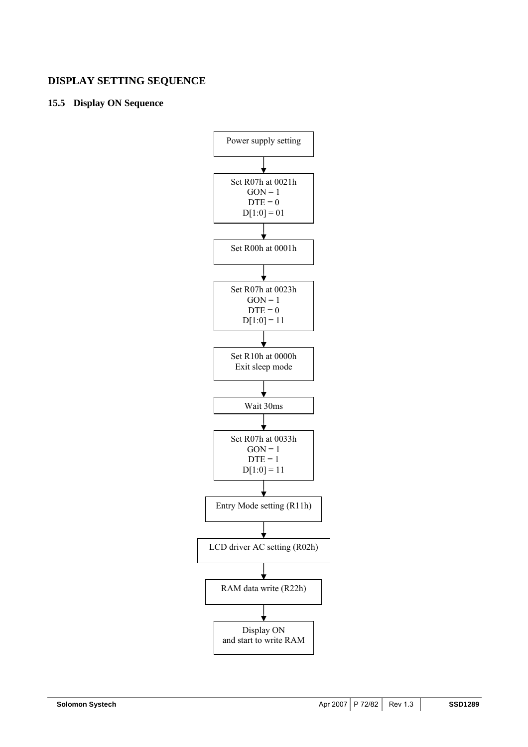# DISPLAY SETTING SEQUENCE

## 15.5 Display ON Sequence

Power supply setting

↓

Set R07h at 0021h
GON = 1
DTE = 0
D[1:0] = 01

↓

Set R00h at 0001h

↓

Set R07h at 0023h
GON = 1
DTE = 0
D[1:0] = 11

↓

Set R10h at 0000h
Exit sleep mode

↓

Wait 30ms

↓

Set R07h at 0033h
GON = 1
DTE = 1
D[1:0] = 11

↓

Entry Mode setting (R11h)

↓

LCD driver AC setting (R02h)

↓

RAM data write (R22h)

↓

Display ON
and start to write RAM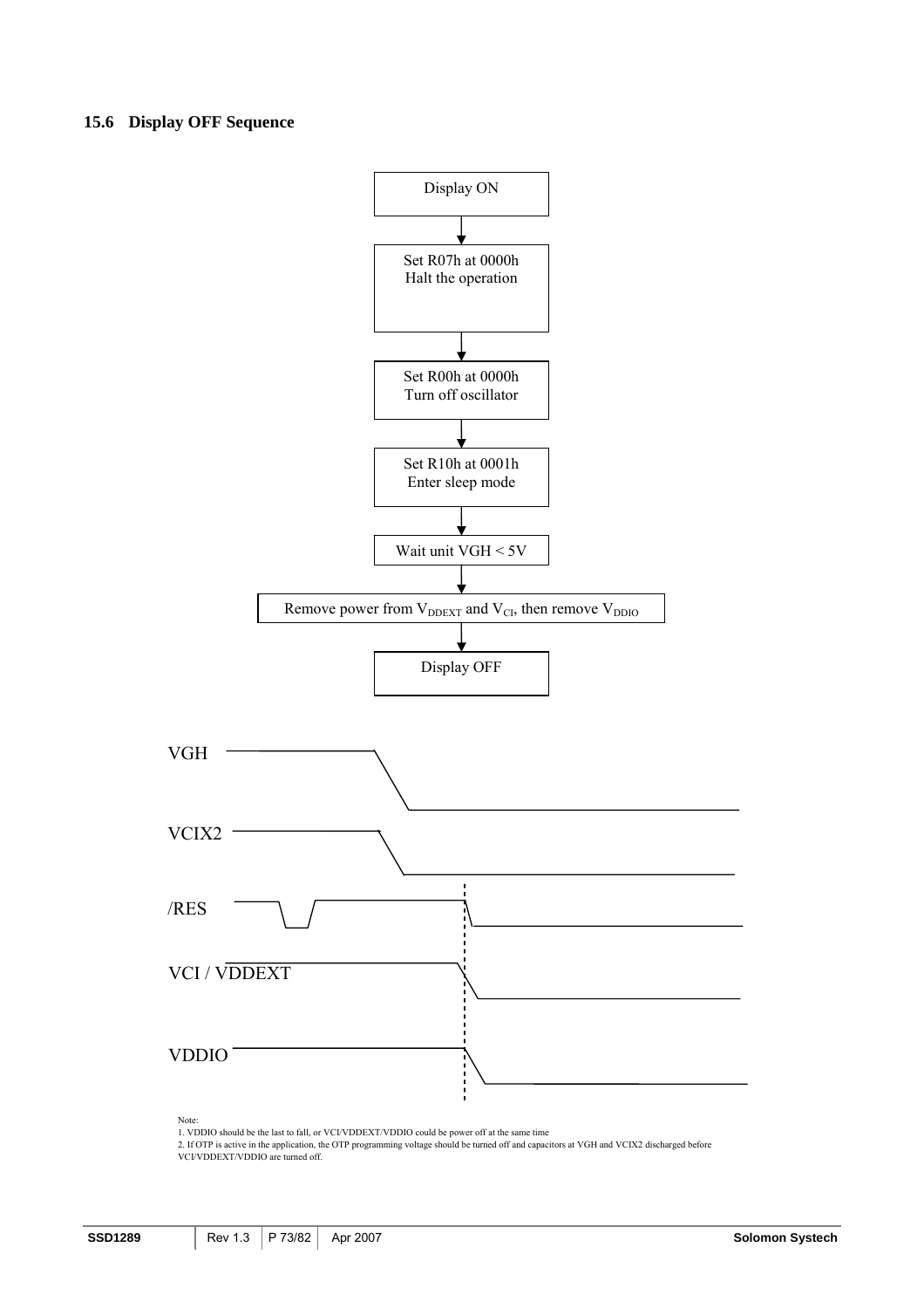### 15.6 Display OFF Sequence

Display ON

↓

Set R07h at 0000h
Halt the operation

↓

Set R00h at 0000h
Turn off oscillator

↓

Set R10h at 0001h
Enter sleep mode

↓

Wait unit VGH < 5V

↓

Remove power from $V_{DDEXT}$ and $V_{CI}$, then remove $V_{DDIO}$

↓

Display OFF

VGH

VCIX2

/RES

VCI / VDDEXT

VDDIO

Note:
1. VDDIO should be the last to fall, or VCI/VDDEXT/VDDIO could be power off at the same time
2. If OTP is active in the application, the OTP programming voltage should be turned off and capacitors at VGH and VCIX2 discharged before VCI/VDDEXT/VDDIO are turned off.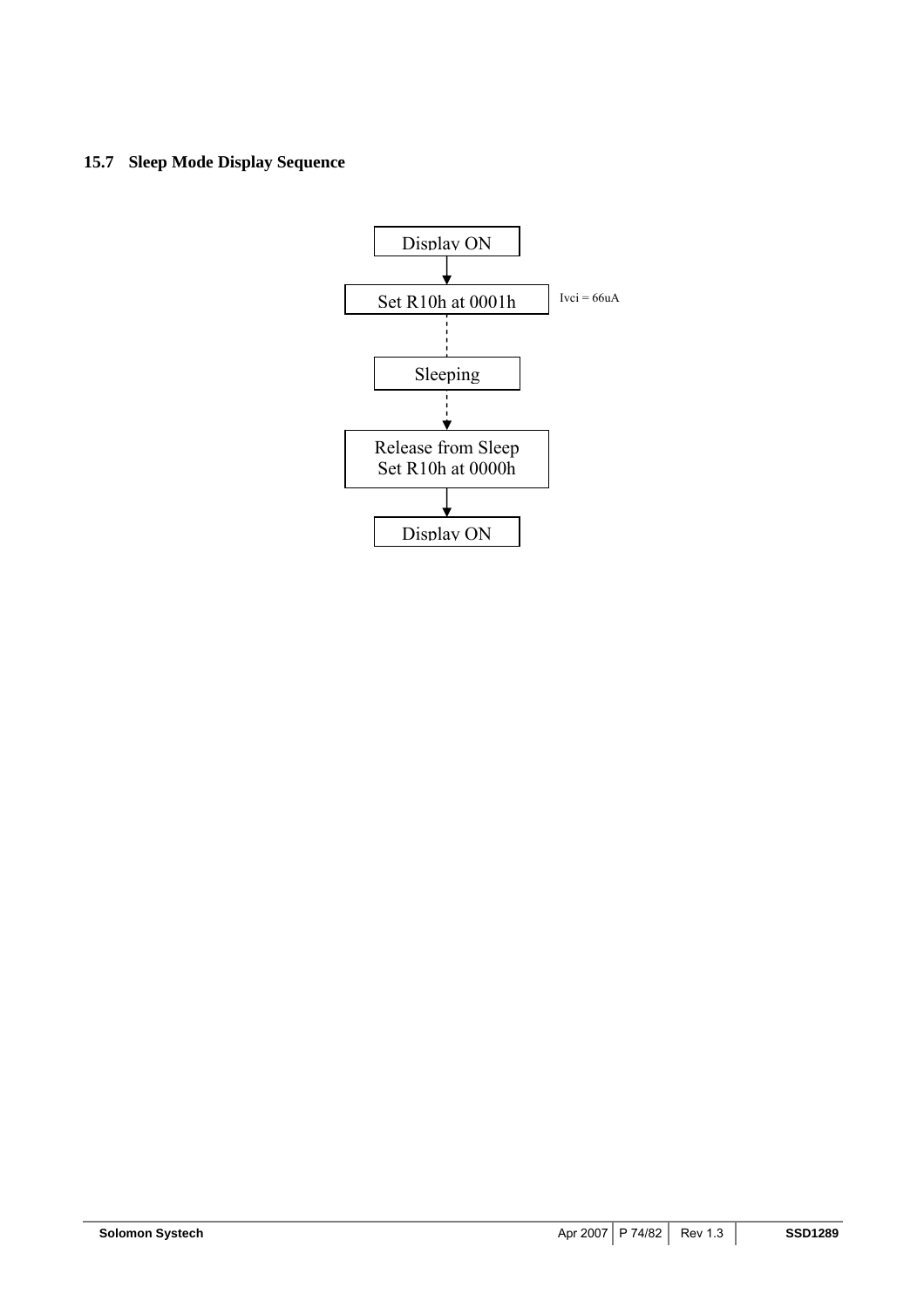### 15.7 Sleep Mode Display Sequence

Display ON

↓

Set R10h at 0001h — Ivci = 66uA

⋮

Sleeping

⋮

Release from Sleep
Set R10h at 0000h

↓

Display ON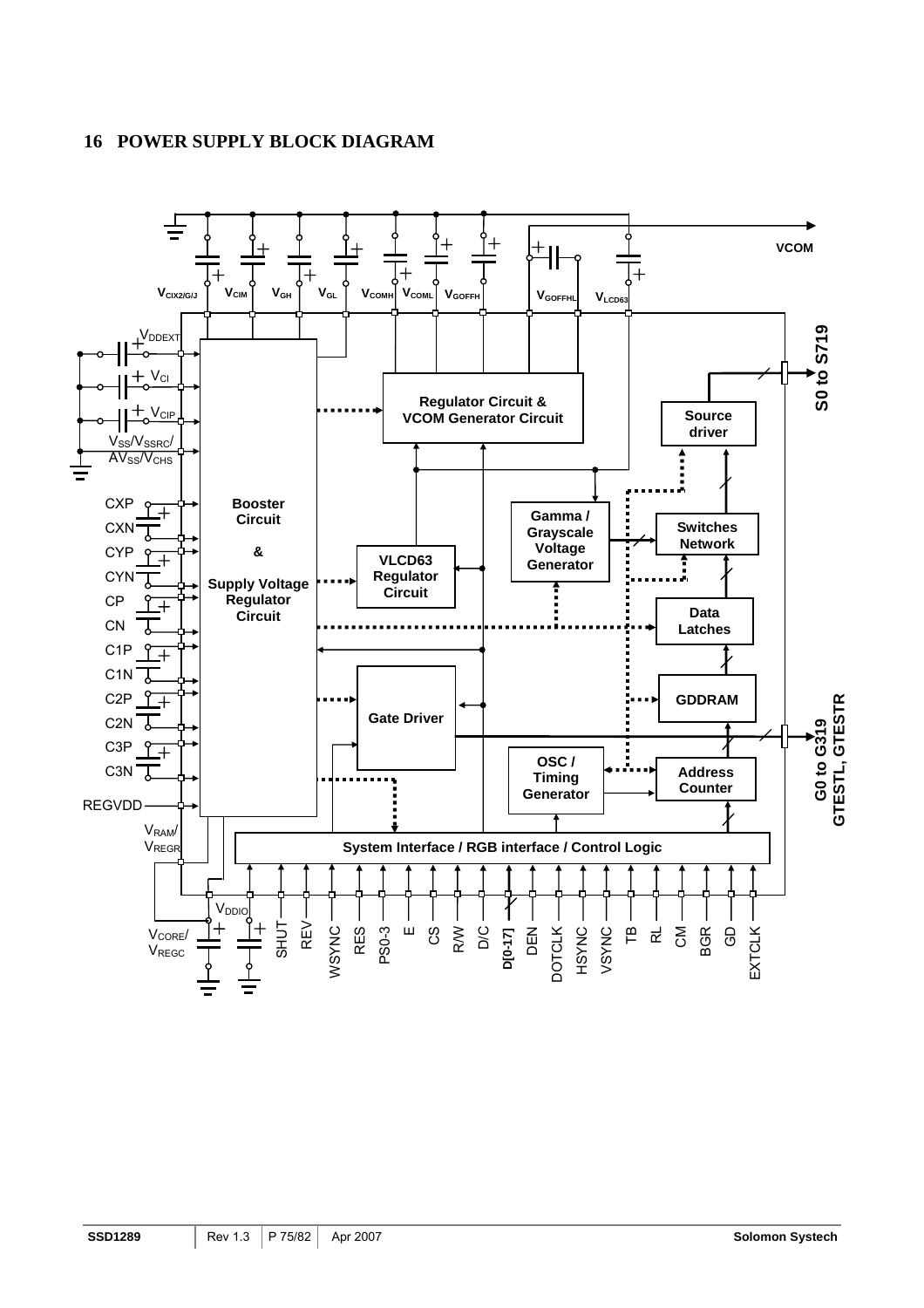## 16 POWER SUPPLY BLOCK DIAGRAM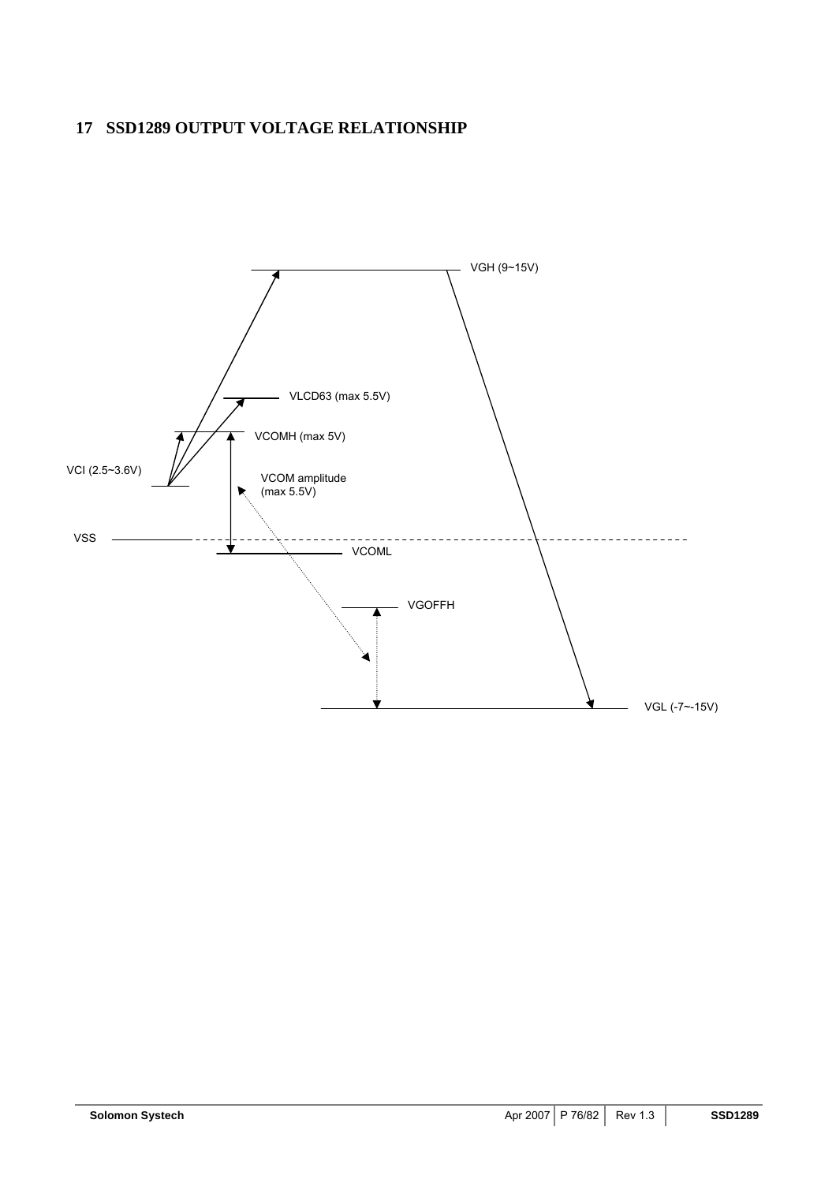# 17 SSD1289 OUTPUT VOLTAGE RELATIONSHIP

VGH (9~15V)

VLCD63 (max 5.5V)

VCOMH (max 5V)

VCI (2.5~3.6V)

VCOM amplitude (max 5.5V)

VSS

VCOML

VGOFFH

VGL (-7~-15V)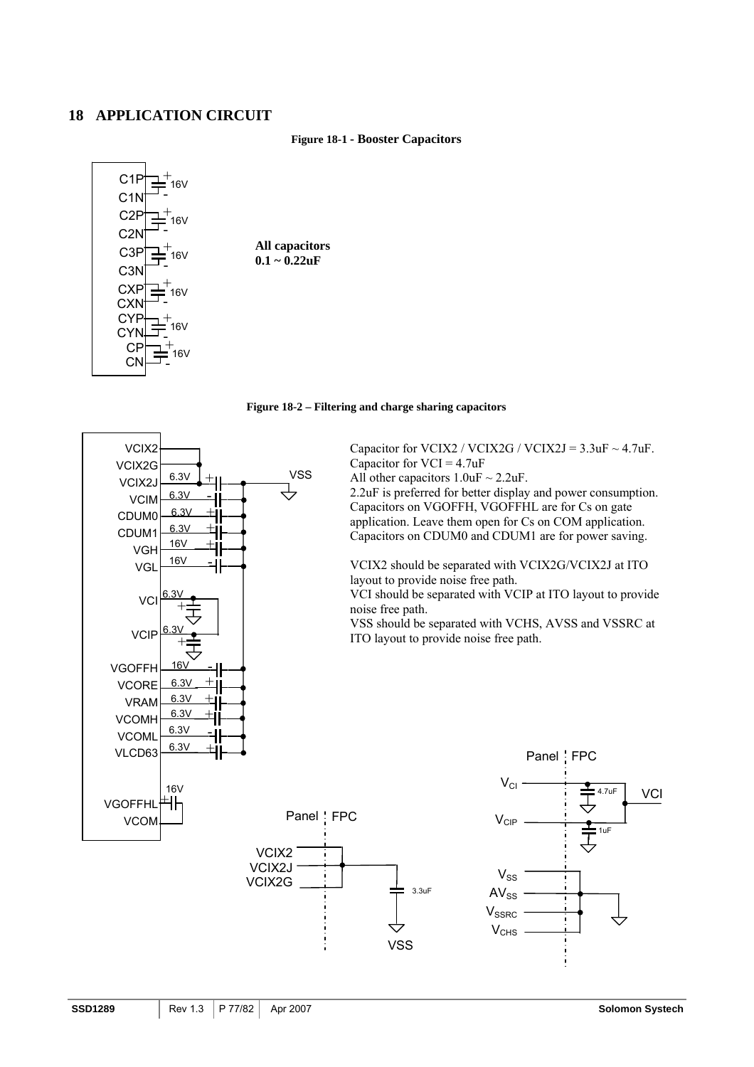# 18 APPLICATION CIRCUIT

**Figure 18-1 - Booster Capacitors**

**All capacitors**
**0.1 ~ 0.22uF**

**Figure 18-2 – Filtering and charge sharing capacitors**

Capacitor for VCIX2 / VCIX2G / VCIX2J = 3.3uF ~ 4.7uF.
Capacitor for VCI = 4.7uF
All other capacitors 1.0uF ~ 2.2uF.
2.2uF is preferred for better display and power consumption.
Capacitors on VGOFFH, VGOFFHL are for Cs on gate application. Leave them open for Cs on COM application.
Capacitors on CDUM0 and CDUM1 are for power saving.

VCIX2 should be separated with VCIX2G/VCIX2J at ITO layout to provide noise free path.
VCI should be separated with VCIP at ITO layout to provide noise free path.
VSS should be separated with VCHS, AVSS and VSSRC at ITO layout to provide noise free path.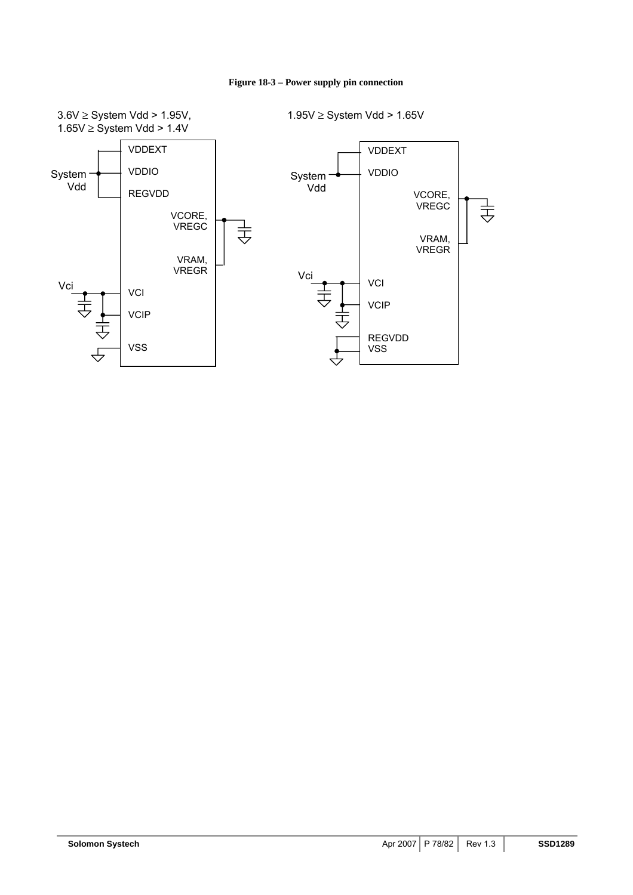**Figure 18-3 – Power supply pin connection**

3.6V ≥ System Vdd > 1.95V,
1.65V ≥ System Vdd > 1.4V

VDDEXT
VDDIO
REGVDD
System Vdd
VCORE, VREGC
VRAM, VREGR
Vci
VCI
VCIP
VSS

1.95V ≥ System Vdd > 1.65V

VDDEXT
VDDIO
System Vdd
VCORE, VREGC
VRAM, VREGR
Vci
VCI
VCIP
REGVDD
VSS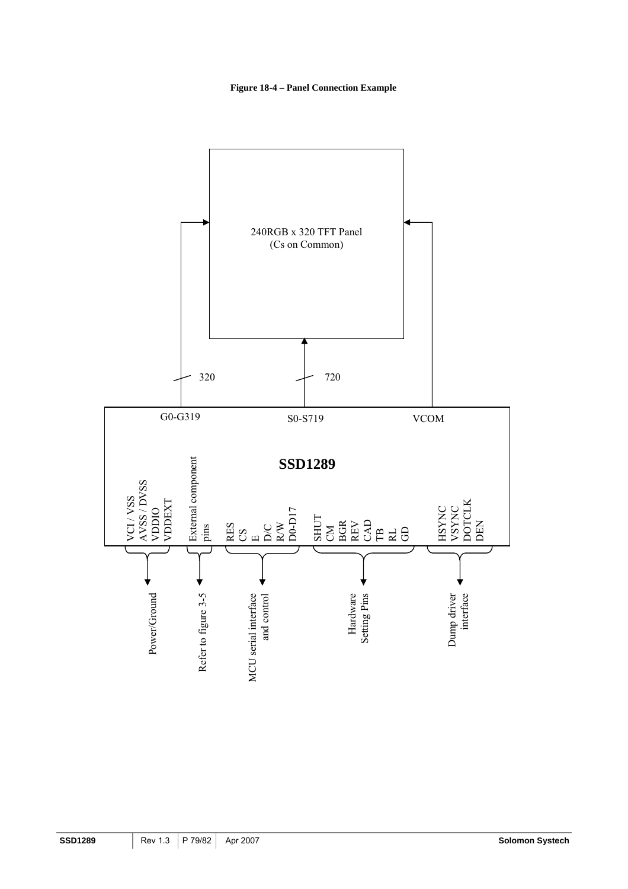**Figure 18-4 – Panel Connection Example**

240RGB x 320 TFT Panel
(Cs on Common)

320

720

G0-G319

S0-S719

VCOM

**SSD1289**

VCI / VSS
AVSS / DVSS
VDDIO
VDDEXT

External component pins

RES
CS
E
D/C
R/W
D0-D17

SHUT
CM
BGR
REV
CAD
TB
RL
GD

HSYNC
VSYNC
DOTCLK
DEN

Power/Ground

Refer to figure 3-5

MCU serial interface and control

Hardware Setting Pins

Dump driver interface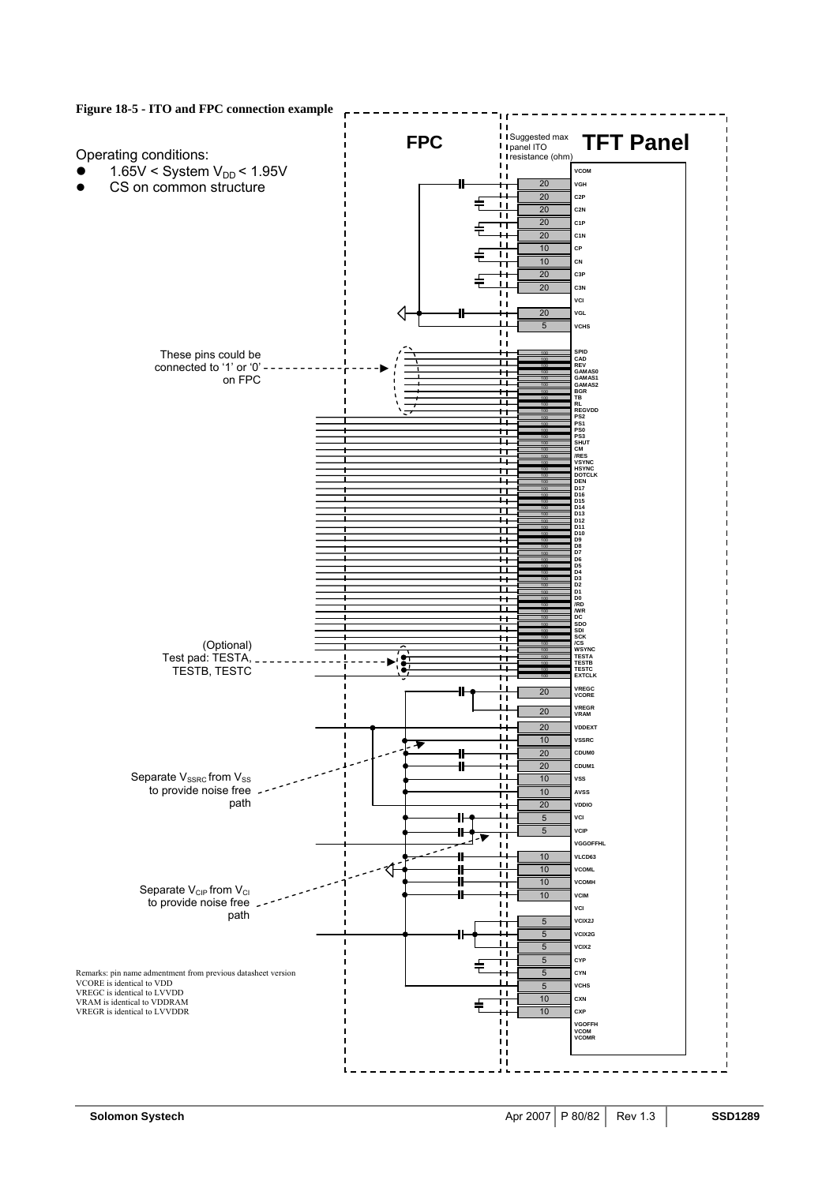**Figure 18-5 - ITO and FPC connection example**

Operating conditions:

- 1.65V < System $V_{DD}$ < 1.95V
- CS on common structure

FPC

Suggested max panel ITO resistance (ohm)

TFT Panel

| Suggested max panel ITO resistance (ohm) | Pin |
| --- | --- |
| | VCOM |
| 20 | VGH |
| 20 | C2P |
| 20 | C2N |
| 20 | C1P |
| 20 | C1N |
| 10 | CP |
| 10 | CN |
| 20 | C3P |
| 20 | C3N |
| | VCI |
| 20 | VGL |
| 5 | VCHS |
| 100 | SPID |
| 100 | CAD |
| 100 | REV |
| 100 | GAMAS0 |
| 100 | GAMAS1 |
| 100 | GAMAS2 |
| 100 | BGR |
| 100 | TB |
| 100 | RL |
| 100 | REGVDD |
| 100 | PS2 |
| 100 | PS1 |
| 100 | PS0 |
| 100 | PS3 |
| 100 | SHUT |
| 100 | CM |
| 100 | /RES |
| 100 | VSYNC |
| 100 | HSYNC |
| 100 | DOTCLK |
| 100 | DEN |
| 100 | D17 |
| 100 | D16 |
| 100 | D15 |
| 100 | D14 |
| 100 | D13 |
| 100 | D12 |
| 100 | D11 |
| 100 | D10 |
| 100 | D9 |
| 100 | D8 |
| 100 | D7 |
| 100 | D6 |
| 100 | D5 |
| 100 | D4 |
| 100 | D3 |
| 100 | D2 |
| 100 | D1 |
| 100 | D0 |
| 100 | /RD |
| 100 | /WR |
| 100 | DC |
| 100 | SDO |
| 100 | SDI |
| 100 | SCK |
| 100 | /CS |
| 100 | WSYNC |
| 100 | TESTA |
| 100 | TESTB |
| 100 | TESTC |
| 100 | EXTCLK |
| 20 | VREGC VCORE |
| 20 | VREGR VRAM |
| 20 | VDDEXT |
| 10 | VSSRC |
| 20 | CDUM0 |
| 20 | CDUM1 |
| 10 | VSS |
| 10 | AVSS |
| 20 | VDDIO |
| 5 | VCI |
| 5 | VCIP |
| | VGGOFFHL |
| 10 | VLCD63 |
| 10 | VCOML |
| 10 | VCOMH |
| 10 | VCIM |
| | VCI |
| 5 | VCIX2J |
| 5 | VCIX2G |
| 5 | VCIX2 |
| 5 | CYP |
| 5 | CYN |
| 5 | VCHS |
| 10 | CXN |
| 10 | CXP |
| | VGOFFH VCOM VCOMR |

These pins could be connected to '1' or '0' on FPC

(Optional) Test pad: TESTA, TESTB, TESTC

Separate $V_{SSRC}$ from $V_{SS}$ to provide noise free path

Separate $V_{CIP}$ from $V_{CI}$ to provide noise free path

Remarks: pin name admentment from previous datasheet version
VCORE is identical to VDD
VREGC is identical to LVVDD
VRAM is identical to VDDRAM
VREGR is identical to LVVDDR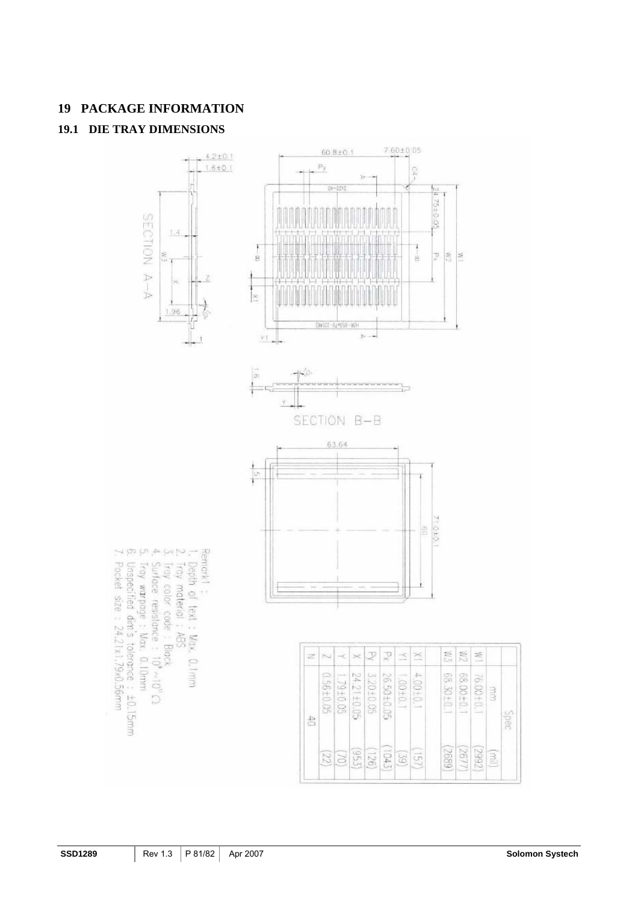# 19 PACKAGE INFORMATION

## 19.1 DIE TRAY DIMENSIONS

Remark1 :

1. Depth of text : Max. 0.1mm
2. Tray material : ABS
3. Tray color code : Black
4. Surface resistance : $10^9$~$10^{11}$ Ω
5. Tray warpage : Max. 0.10mm
6. Unspecified dim's tolerance : ±0.15mm
7. Pocket size : 24.21x1.79x0.56mm

| | Spec | |
|---|---|---|
| | mm | (mil) |
| W1 | 76.00±0.1 | (2992) |
| W2 | 68.00±0.1 | (2677) |
| W3 | 68.30±0.1 | (2689) |
| X1 | 4.00±0.1 | (157) |
| Y1 | 1.00±0.1 | (39) |
| Px | 26.50±0.05 | (1043) |
| Py | 3.20±0.05 | (126) |
| X | 24.21±0.05 | (953) |
| Y | 1.79±0.05 | (70) |
| Z | 0.56±0.05 | (22) |
| N | 40 | |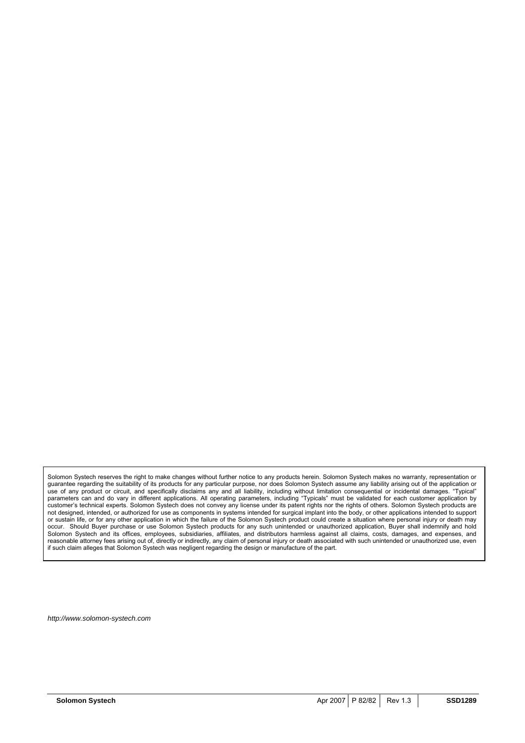Solomon Systech reserves the right to make changes without further notice to any products herein. Solomon Systech makes no warranty, representation or guarantee regarding the suitability of its products for any particular purpose, nor does Solomon Systech assume any liability arising out of the application or use of any product or circuit, and specifically disclaims any and all liability, including without limitation consequential or incidental damages. "Typical" parameters can and do vary in different applications. All operating parameters, including "Typicals" must be validated for each customer application by customer's technical experts. Solomon Systech does not convey any license under its patent rights nor the rights of others. Solomon Systech products are not designed, intended, or authorized for use as components in systems intended for surgical implant into the body, or other applications intended to support or sustain life, or for any other application in which the failure of the Solomon Systech product could create a situation where personal injury or death may occur. Should Buyer purchase or use Solomon Systech products for any such unintended or unauthorized application, Buyer shall indemnify and hold Solomon Systech and its offices, employees, subsidiaries, affiliates, and distributors harmless against all claims, costs, damages, and expenses, and reasonable attorney fees arising out of, directly or indirectly, any claim of personal injury or death associated with such unintended or unauthorized use, even if such claim alleges that Solomon Systech was negligent regarding the design or manufacture of the part.

*http://www.solomon-systech.com*